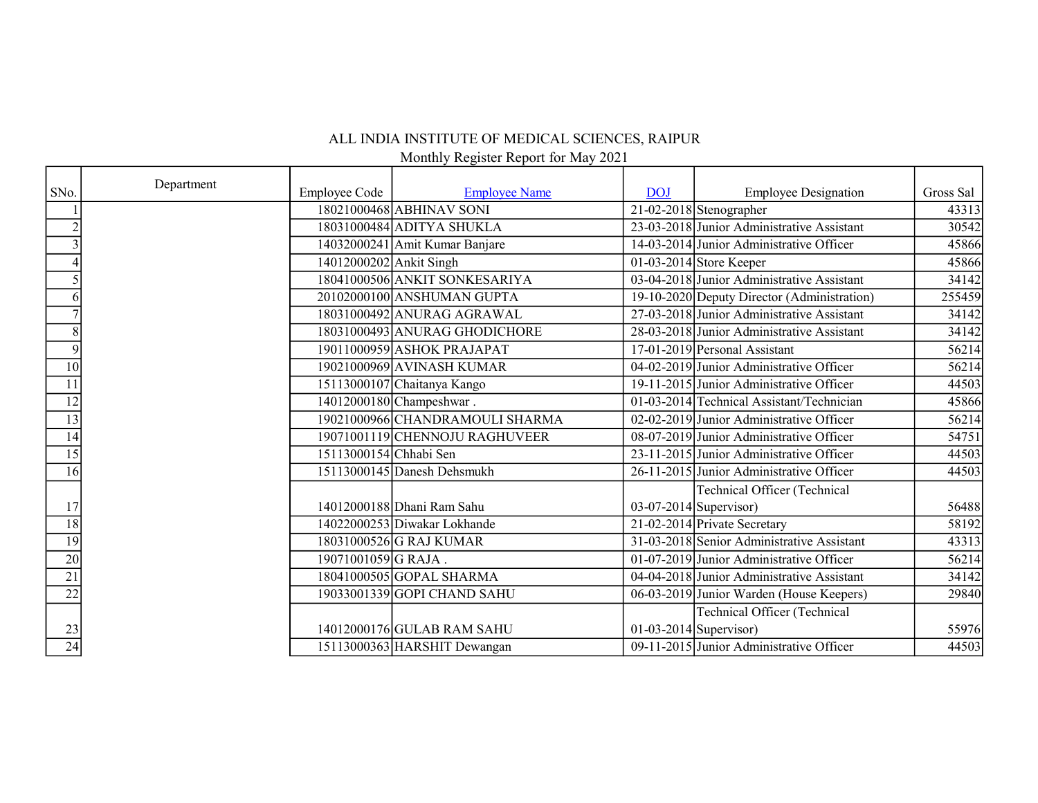# ALL INDIA INSTITUTE OF MEDICAL SCIENCES, RAIPUR

## Monthly Register Report for May 2021

| SNo. | Department | Employee Code | Employee Name | DOJ | Employee Designation | Gross Sal |
|---|---|---|---|---|---|---|
| 1 | | 18021000468 | ABHINAV SONI | 21-02-2018 | Stenographer | 43313 |
| 2 | | 18031000484 | ADITYA SHUKLA | 23-03-2018 | Junior Administrative Assistant | 30542 |
| 3 | | 14032000241 | Amit Kumar Banjare | 14-03-2014 | Junior Administrative Officer | 45866 |
| 4 | | 14012000202 | Ankit Singh | 01-03-2014 | Store Keeper | 45866 |
| 5 | | 18041000506 | ANKIT SONKESARIYA | 03-04-2018 | Junior Administrative Assistant | 34142 |
| 6 | | 20102000100 | ANSHUMAN GUPTA | 19-10-2020 | Deputy Director (Administration) | 255459 |
| 7 | | 18031000492 | ANURAG AGRAWAL | 27-03-2018 | Junior Administrative Assistant | 34142 |
| 8 | | 18031000493 | ANURAG GHODICHORE | 28-03-2018 | Junior Administrative Assistant | 34142 |
| 9 | | 19011000959 | ASHOK PRAJAPAT | 17-01-2019 | Personal Assistant | 56214 |
| 10 | | 19021000969 | AVINASH KUMAR | 04-02-2019 | Junior Administrative Officer | 56214 |
| 11 | | 15113000107 | Chaitanya Kango | 19-11-2015 | Junior Administrative Officer | 44503 |
| 12 | | 14012000180 | Champeshwar . | 01-03-2014 | Technical Assistant/Technician | 45866 |
| 13 | | 19021000966 | CHANDRAMOULI SHARMA | 02-02-2019 | Junior Administrative Officer | 56214 |
| 14 | | 19071001119 | CHENNOJU RAGHUVEER | 08-07-2019 | Junior Administrative Officer | 54751 |
| 15 | | 15113000154 | Chhabi Sen | 23-11-2015 | Junior Administrative Officer | 44503 |
| 16 | | 15113000145 | Danesh Dehsmukh | 26-11-2015 | Junior Administrative Officer | 44503 |
| 17 | | 14012000188 | Dhani Ram Sahu | 03-07-2014 | Technical Officer (Technical Supervisor) | 56488 |
| 18 | | 14022000253 | Diwakar Lokhande | 21-02-2014 | Private Secretary | 58192 |
| 19 | | 18031000526 | G RAJ KUMAR | 31-03-2018 | Senior Administrative Assistant | 43313 |
| 20 | | 19071001059 | G RAJA . | 01-07-2019 | Junior Administrative Officer | 56214 |
| 21 | | 18041000505 | GOPAL SHARMA | 04-04-2018 | Junior Administrative Assistant | 34142 |
| 22 | | 19033001339 | GOPI CHAND SAHU | 06-03-2019 | Junior Warden (House Keepers) | 29840 |
| 23 | | 14012000176 | GULAB RAM SAHU | 01-03-2014 | Technical Officer (Technical Supervisor) | 55976 |
| 24 | | 15113000363 | HARSHIT Dewangan | 09-11-2015 | Junior Administrative Officer | 44503 |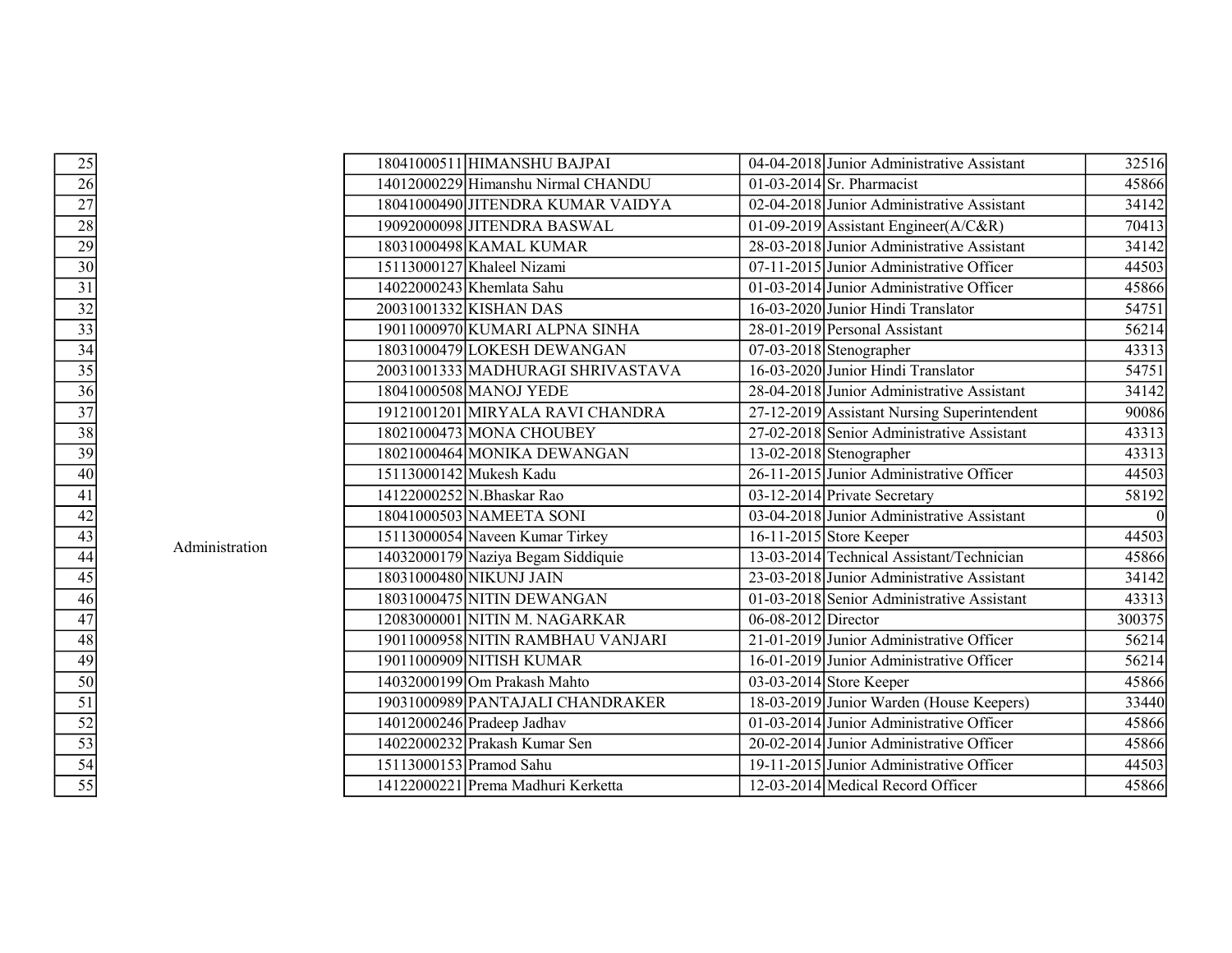| | | | | | | |
|---|---|---|---|---|---|---|
| 25 | Administration | 18041000511 | HIMANSHU BAJPAI | 04-04-2018 | Junior Administrative Assistant | 32516 |
| 26 | | 14012000229 | Himanshu Nirmal CHANDU | 01-03-2014 | Sr. Pharmacist | 45866 |
| 27 | | 18041000490 | JITENDRA KUMAR VAIDYA | 02-04-2018 | Junior Administrative Assistant | 34142 |
| 28 | | 19092000098 | JITENDRA BASWAL | 01-09-2019 | Assistant Engineer(A/C&R) | 70413 |
| 29 | | 18031000498 | KAMAL KUMAR | 28-03-2018 | Junior Administrative Assistant | 34142 |
| 30 | | 15113000127 | Khaleel Nizami | 07-11-2015 | Junior Administrative Officer | 44503 |
| 31 | | 14022000243 | Khemlata Sahu | 01-03-2014 | Junior Administrative Officer | 45866 |
| 32 | | 20031001332 | KISHAN DAS | 16-03-2020 | Junior Hindi Translator | 54751 |
| 33 | | 19011000970 | KUMARI ALPNA SINHA | 28-01-2019 | Personal Assistant | 56214 |
| 34 | | 18031000479 | LOKESH DEWANGAN | 07-03-2018 | Stenographer | 43313 |
| 35 | | 20031001333 | MADHURAGI SHRIVASTAVA | 16-03-2020 | Junior Hindi Translator | 54751 |
| 36 | | 18041000508 | MANOJ YEDE | 28-04-2018 | Junior Administrative Assistant | 34142 |
| 37 | | 19121001201 | MIRYALA RAVI CHANDRA | 27-12-2019 | Assistant Nursing Superintendent | 90086 |
| 38 | | 18021000473 | MONA CHOUBEY | 27-02-2018 | Senior Administrative Assistant | 43313 |
| 39 | | 18021000464 | MONIKA DEWANGAN | 13-02-2018 | Stenographer | 43313 |
| 40 | | 15113000142 | Mukesh Kadu | 26-11-2015 | Junior Administrative Officer | 44503 |
| 41 | | 14122000252 | N.Bhaskar Rao | 03-12-2014 | Private Secretary | 58192 |
| 42 | | 18041000503 | NAMEETA SONI | 03-04-2018 | Junior Administrative Assistant | 0 |
| 43 | | 15113000054 | Naveen Kumar Tirkey | 16-11-2015 | Store Keeper | 44503 |
| 44 | | 14032000179 | Naziya Begam Siddiquie | 13-03-2014 | Technical Assistant/Technician | 45866 |
| 45 | | 18031000480 | NIKUNJ JAIN | 23-03-2018 | Junior Administrative Assistant | 34142 |
| 46 | | 18031000475 | NITIN DEWANGAN | 01-03-2018 | Senior Administrative Assistant | 43313 |
| 47 | | 12083000001 | NITIN M. NAGARKAR | 06-08-2012 | Director | 300375 |
| 48 | | 19011000958 | NITIN RAMBHAU VANJARI | 21-01-2019 | Junior Administrative Officer | 56214 |
| 49 | | 19011000909 | NITISH KUMAR | 16-01-2019 | Junior Administrative Officer | 56214 |
| 50 | | 14032000199 | Om Prakash Mahto | 03-03-2014 | Store Keeper | 45866 |
| 51 | | 19031000989 | PANTAJALI CHANDRAKER | 18-03-2019 | Junior Warden (House Keepers) | 33440 |
| 52 | | 14012000246 | Pradeep Jadhav | 01-03-2014 | Junior Administrative Officer | 45866 |
| 53 | | 14022000232 | Prakash Kumar Sen | 20-02-2014 | Junior Administrative Officer | 45866 |
| 54 | | 15113000153 | Pramod Sahu | 19-11-2015 | Junior Administrative Officer | 44503 |
| 55 | | 14122000221 | Prema Madhuri Kerketta | 12-03-2014 | Medical Record Officer | 45866 |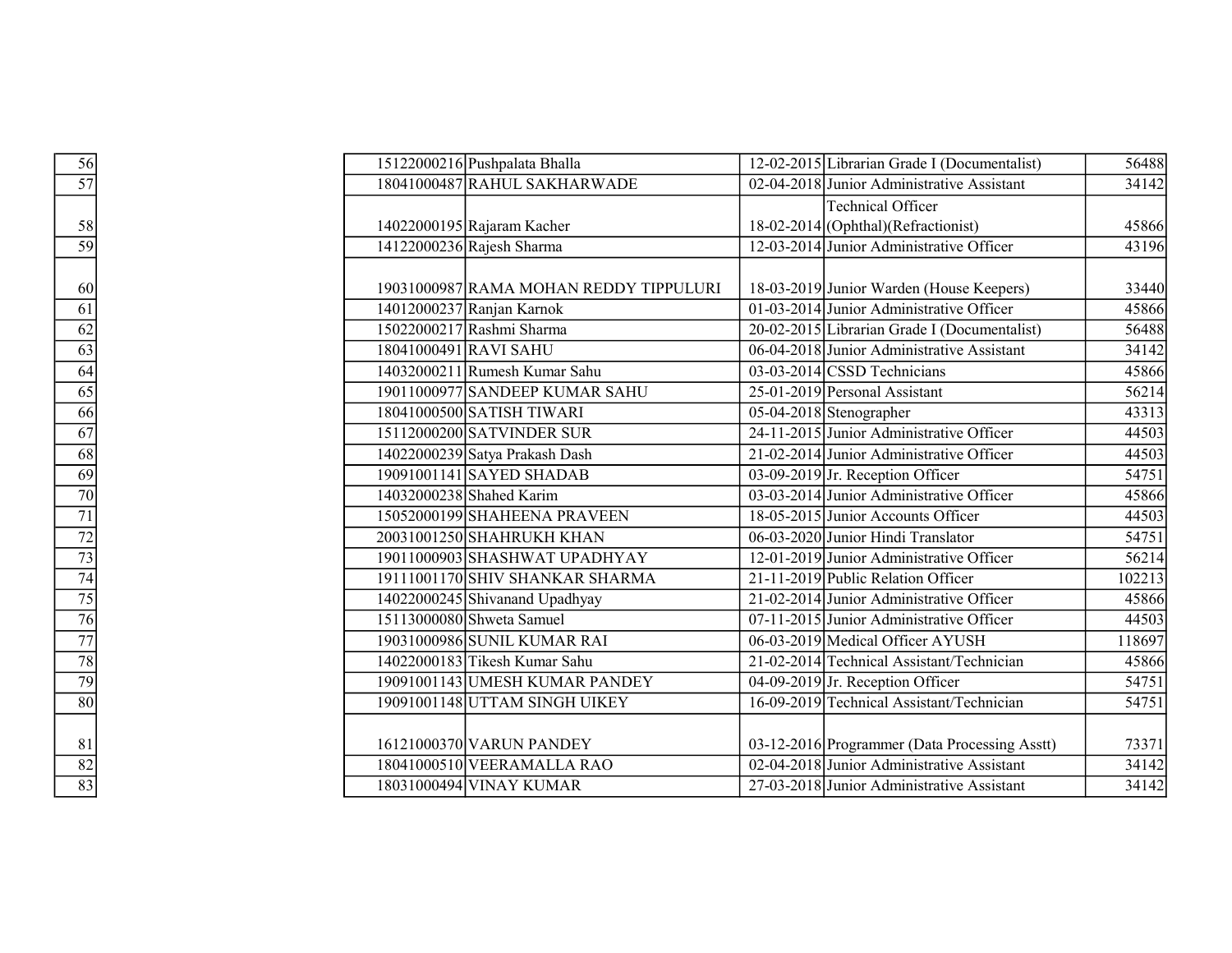| | | | | | |
|---|---|---|---|---|---|
| 56 | 15122000216 | Pushpalata Bhalla | 12-02-2015 | Librarian Grade I (Documentalist) | 56488 |
| 57 | 18041000487 | RAHUL SAKHARWADE | 02-04-2018 | Junior Administrative Assistant | 34142 |
| 58 | 14022000195 | Rajaram Kacher | 18-02-2014 | Technical Officer (Ophthal)(Refractionist) | 45866 |
| 59 | 14122000236 | Rajesh Sharma | 12-03-2014 | Junior Administrative Officer | 43196 |
| 60 | 19031000987 | RAMA MOHAN REDDY TIPPULURI | 18-03-2019 | Junior Warden (House Keepers) | 33440 |
| 61 | 14012000237 | Ranjan Karnok | 01-03-2014 | Junior Administrative Officer | 45866 |
| 62 | 15022000217 | Rashmi Sharma | 20-02-2015 | Librarian Grade I (Documentalist) | 56488 |
| 63 | 18041000491 | RAVI SAHU | 06-04-2018 | Junior Administrative Assistant | 34142 |
| 64 | 14032000211 | Rumesh Kumar Sahu | 03-03-2014 | CSSD Technicians | 45866 |
| 65 | 19011000977 | SANDEEP KUMAR SAHU | 25-01-2019 | Personal Assistant | 56214 |
| 66 | 18041000500 | SATISH TIWARI | 05-04-2018 | Stenographer | 43313 |
| 67 | 15112000200 | SATVINDER SUR | 24-11-2015 | Junior Administrative Officer | 44503 |
| 68 | 14022000239 | Satya Prakash Dash | 21-02-2014 | Junior Administrative Officer | 44503 |
| 69 | 19091001141 | SAYED SHADAB | 03-09-2019 | Jr. Reception Officer | 54751 |
| 70 | 14032000238 | Shahed Karim | 03-03-2014 | Junior Administrative Officer | 45866 |
| 71 | 15052000199 | SHAHEENA PRAVEEN | 18-05-2015 | Junior Accounts Officer | 44503 |
| 72 | 20031001250 | SHAHRUKH KHAN | 06-03-2020 | Junior Hindi Translator | 54751 |
| 73 | 19011000903 | SHASHWAT UPADHYAY | 12-01-2019 | Junior Administrative Officer | 56214 |
| 74 | 19111001170 | SHIV SHANKAR SHARMA | 21-11-2019 | Public Relation Officer | 102213 |
| 75 | 14022000245 | Shivanand Upadhyay | 21-02-2014 | Junior Administrative Officer | 45866 |
| 76 | 15113000080 | Shweta Samuel | 07-11-2015 | Junior Administrative Officer | 44503 |
| 77 | 19031000986 | SUNIL KUMAR RAI | 06-03-2019 | Medical Officer AYUSH | 118697 |
| 78 | 14022000183 | Tikesh Kumar Sahu | 21-02-2014 | Technical Assistant/Technician | 45866 |
| 79 | 19091001143 | UMESH KUMAR PANDEY | 04-09-2019 | Jr. Reception Officer | 54751 |
| 80 | 19091001148 | UTTAM SINGH UIKEY | 16-09-2019 | Technical Assistant/Technician | 54751 |
| 81 | 16121000370 | VARUN PANDEY | 03-12-2016 | Programmer (Data Processing Asstt) | 73371 |
| 82 | 18041000510 | VEERAMALLA RAO | 02-04-2018 | Junior Administrative Assistant | 34142 |
| 83 | 18031000494 | VINAY KUMAR | 27-03-2018 | Junior Administrative Assistant | 34142 |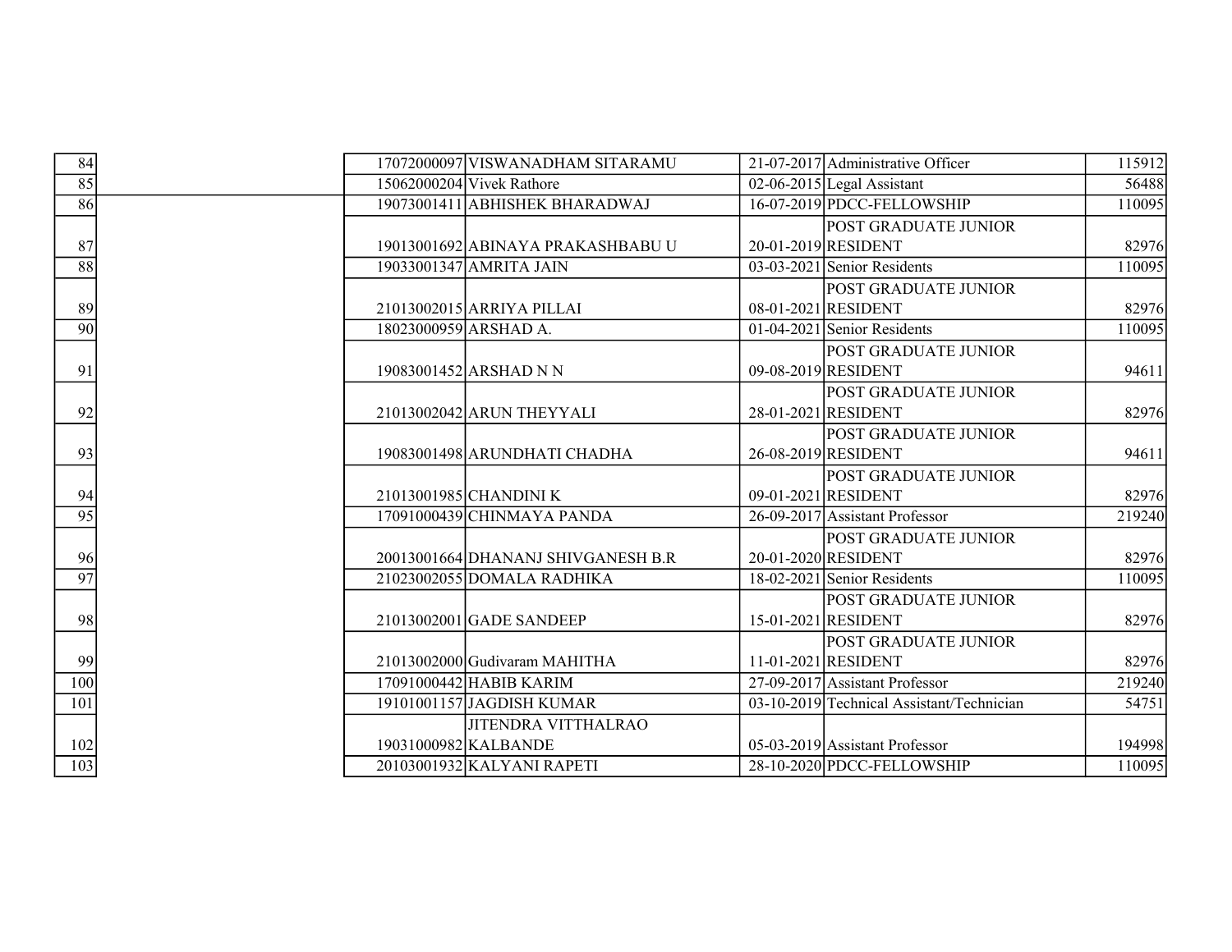| | | | | | | |
|---|---|---|---|---|---|---|
| 84 | | 17072000097 | VISWANADHAM SITARAMU | 21-07-2017 | Administrative Officer | 115912 |
| 85 | | 15062000204 | Vivek Rathore | 02-06-2015 | Legal Assistant | 56488 |
| 86 | | 19073001411 | ABHISHEK BHARADWAJ | 16-07-2019 | PDCC-FELLOWSHIP | 110095 |
| 87 | | 19013001692 | ABINAYA PRAKASHBABU U | 20-01-2019 | POST GRADUATE JUNIOR RESIDENT | 82976 |
| 88 | | 19033001347 | AMRITA JAIN | 03-03-2021 | Senior Residents | 110095 |
| 89 | | 21013002015 | ARRIYA PILLAI | 08-01-2021 | POST GRADUATE JUNIOR RESIDENT | 82976 |
| 90 | | 18023000959 | ARSHAD A. | 01-04-2021 | Senior Residents | 110095 |
| 91 | | 19083001452 | ARSHAD N N | 09-08-2019 | POST GRADUATE JUNIOR RESIDENT | 94611 |
| 92 | | 21013002042 | ARUN THEYYALI | 28-01-2021 | POST GRADUATE JUNIOR RESIDENT | 82976 |
| 93 | | 19083001498 | ARUNDHATI CHADHA | 26-08-2019 | POST GRADUATE JUNIOR RESIDENT | 94611 |
| 94 | | 21013001985 | CHANDINI K | 09-01-2021 | POST GRADUATE JUNIOR RESIDENT | 82976 |
| 95 | | 17091000439 | CHINMAYA PANDA | 26-09-2017 | Assistant Professor | 219240 |
| 96 | | 20013001664 | DHANANJ SHIVGANESH B.R | 20-01-2020 | POST GRADUATE JUNIOR RESIDENT | 82976 |
| 97 | | 21023002055 | DOMALA RADHIKA | 18-02-2021 | Senior Residents | 110095 |
| 98 | | 21013002001 | GADE SANDEEP | 15-01-2021 | POST GRADUATE JUNIOR RESIDENT | 82976 |
| 99 | | 21013002000 | Gudivaram MAHITHA | 11-01-2021 | POST GRADUATE JUNIOR RESIDENT | 82976 |
| 100 | | 17091000442 | HABIB KARIM | 27-09-2017 | Assistant Professor | 219240 |
| 101 | | 19101001157 | JAGDISH KUMAR | 03-10-2019 | Technical Assistant/Technician | 54751 |
| 102 | | 19031000982 | JITENDRA VITTHALRAO KALBANDE | 05-03-2019 | Assistant Professor | 194998 |
| 103 | | 20103001932 | KALYANI RAPETI | 28-10-2020 | PDCC-FELLOWSHIP | 110095 |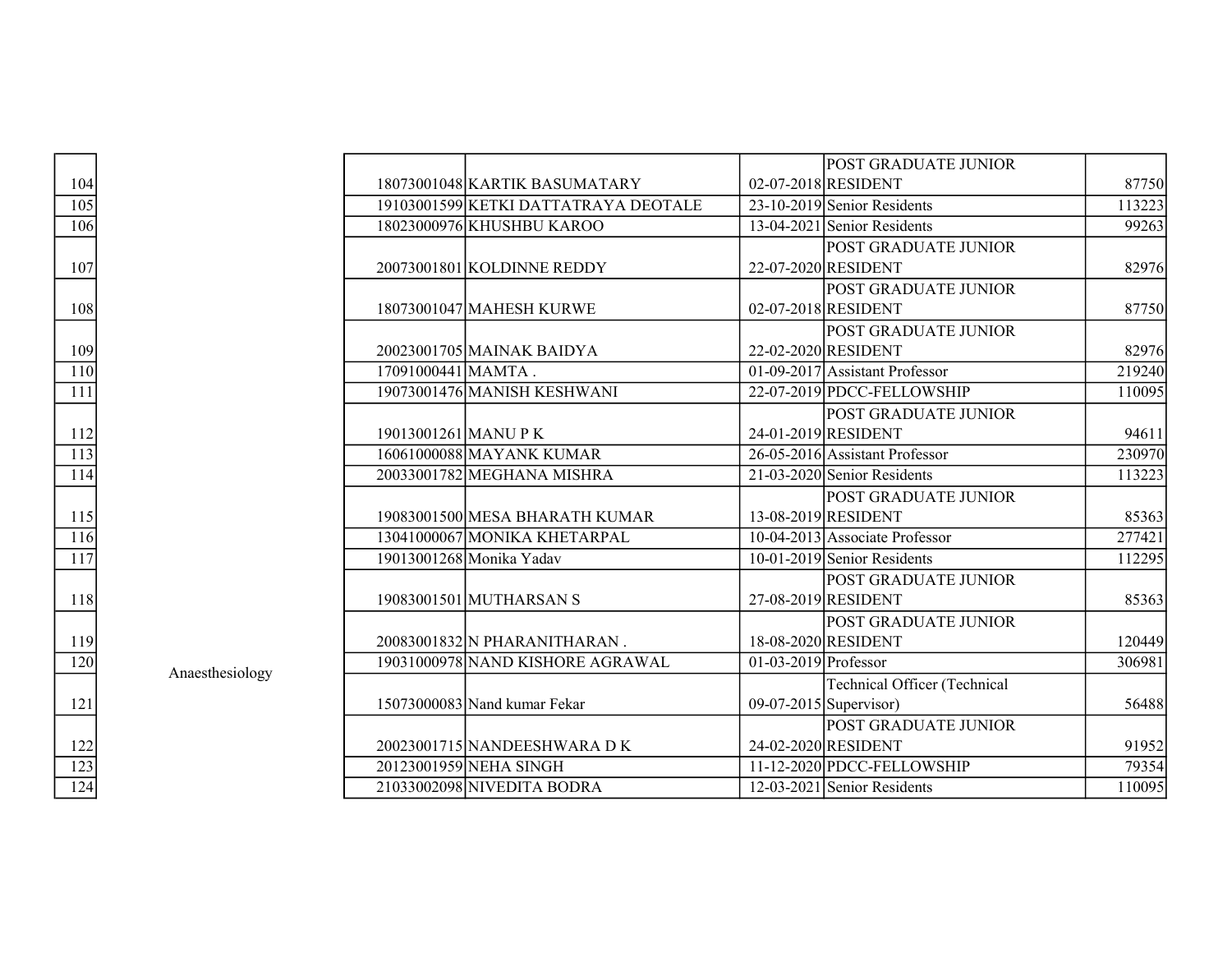| | | | | | | |
|---|---|---|---|---|---|---|
| 104 | | 18073001048 | KARTIK BASUMATARY | 02-07-2018 | POST GRADUATE JUNIOR RESIDENT | 87750 |
| 105 | | 19103001599 | KETKI DATTATRAYA DEOTALE | 23-10-2019 | Senior Residents | 113223 |
| 106 | | 18023000976 | KHUSHBU KAROO | 13-04-2021 | Senior Residents | 99263 |
| 107 | | 20073001801 | KOLDINNE REDDY | 22-07-2020 | POST GRADUATE JUNIOR RESIDENT | 82976 |
| 108 | | 18073001047 | MAHESH KURWE | 02-07-2018 | POST GRADUATE JUNIOR RESIDENT | 87750 |
| 109 | | 20023001705 | MAINAK BAIDYA | 22-02-2020 | POST GRADUATE JUNIOR RESIDENT | 82976 |
| 110 | | 17091000441 | MAMTA . | 01-09-2017 | Assistant Professor | 219240 |
| 111 | | 19073001476 | MANISH KESHWANI | 22-07-2019 | PDCC-FELLOWSHIP | 110095 |
| 112 | | 19013001261 | MANU P K | 24-01-2019 | POST GRADUATE JUNIOR RESIDENT | 94611 |
| 113 | | 16061000088 | MAYANK KUMAR | 26-05-2016 | Assistant Professor | 230970 |
| 114 | | 20033001782 | MEGHANA MISHRA | 21-03-2020 | Senior Residents | 113223 |
| 115 | | 19083001500 | MESA BHARATH KUMAR | 13-08-2019 | POST GRADUATE JUNIOR RESIDENT | 85363 |
| 116 | | 13041000067 | MONIKA KHETARPAL | 10-04-2013 | Associate Professor | 277421 |
| 117 | | 19013001268 | Monika Yadav | 10-01-2019 | Senior Residents | 112295 |
| 118 | | 19083001501 | MUTHARSAN S | 27-08-2019 | POST GRADUATE JUNIOR RESIDENT | 85363 |
| 119 | | 20083001832 | N PHARANITHARAN . | 18-08-2020 | POST GRADUATE JUNIOR RESIDENT | 120449 |
| 120 | Anaesthesiology | 19031000978 | NAND KISHORE AGRAWAL | 01-03-2019 | Professor | 306981 |
| 121 | | 15073000083 | Nand kumar Fekar | 09-07-2015 | Technical Officer (Technical Supervisor) | 56488 |
| 122 | | 20023001715 | NANDEESHWARA D K | 24-02-2020 | POST GRADUATE JUNIOR RESIDENT | 91952 |
| 123 | | 20123001959 | NEHA SINGH | 11-12-2020 | PDCC-FELLOWSHIP | 79354 |
| 124 | | 21033002098 | NIVEDITA BODRA | 12-03-2021 | Senior Residents | 110095 |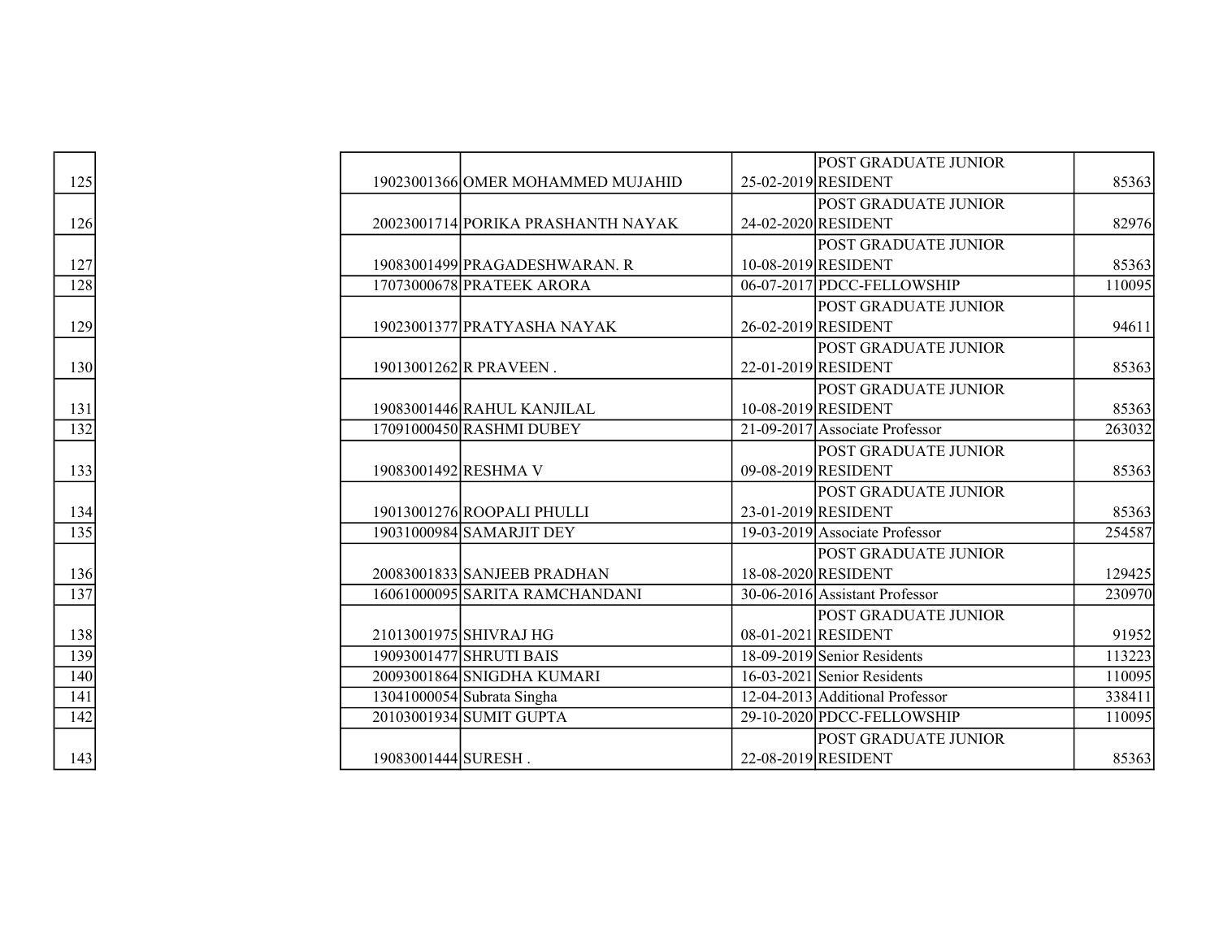| | | | | | |
|---|---|---|---|---|---|
| 125 | 19023001366 | OMER MOHAMMED MUJAHID | 25-02-2019 | POST GRADUATE JUNIOR RESIDENT | 85363 |
| 126 | 20023001714 | PORIKA PRASHANTH NAYAK | 24-02-2020 | POST GRADUATE JUNIOR RESIDENT | 82976 |
| 127 | 19083001499 | PRAGADESHWARAN. R | 10-08-2019 | POST GRADUATE JUNIOR RESIDENT | 85363 |
| 128 | 17073000678 | PRATEEK ARORA | 06-07-2017 | PDCC-FELLOWSHIP | 110095 |
| 129 | 19023001377 | PRATYASHA NAYAK | 26-02-2019 | POST GRADUATE JUNIOR RESIDENT | 94611 |
| 130 | 19013001262 | R PRAVEEN . | 22-01-2019 | POST GRADUATE JUNIOR RESIDENT | 85363 |
| 131 | 19083001446 | RAHUL KANJILAL | 10-08-2019 | POST GRADUATE JUNIOR RESIDENT | 85363 |
| 132 | 17091000450 | RASHMI DUBEY | 21-09-2017 | Associate Professor | 263032 |
| 133 | 19083001492 | RESHMA V | 09-08-2019 | POST GRADUATE JUNIOR RESIDENT | 85363 |
| 134 | 19013001276 | ROOPALI PHULLI | 23-01-2019 | POST GRADUATE JUNIOR RESIDENT | 85363 |
| 135 | 19031000984 | SAMARJIT DEY | 19-03-2019 | Associate Professor | 254587 |
| 136 | 20083001833 | SANJEEB PRADHAN | 18-08-2020 | POST GRADUATE JUNIOR RESIDENT | 129425 |
| 137 | 16061000095 | SARITA RAMCHANDANI | 30-06-2016 | Assistant Professor | 230970 |
| 138 | 21013001975 | SHIVRAJ HG | 08-01-2021 | POST GRADUATE JUNIOR RESIDENT | 91952 |
| 139 | 19093001477 | SHRUTI BAIS | 18-09-2019 | Senior Residents | 113223 |
| 140 | 20093001864 | SNIGDHA KUMARI | 16-03-2021 | Senior Residents | 110095 |
| 141 | 13041000054 | Subrata Singha | 12-04-2013 | Additional Professor | 338411 |
| 142 | 20103001934 | SUMIT GUPTA | 29-10-2020 | PDCC-FELLOWSHIP | 110095 |
| 143 | 19083001444 | SURESH . | 22-08-2019 | POST GRADUATE JUNIOR RESIDENT | 85363 |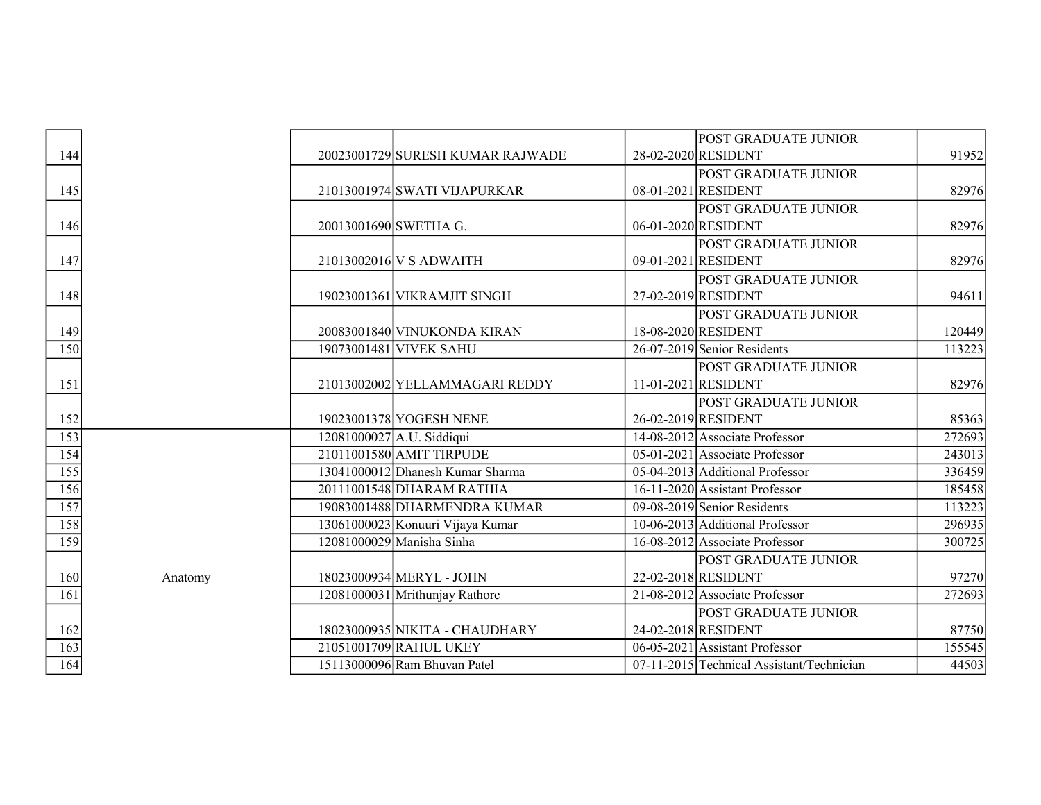| | | | | | | |
|---|---|---|---|---|---|---|
| 144 | | 20023001729 | SURESH KUMAR RAJWADE | 28-02-2020 | POST GRADUATE JUNIOR RESIDENT | 91952 |
| 145 | | 21013001974 | SWATI VIJAPURKAR | 08-01-2021 | POST GRADUATE JUNIOR RESIDENT | 82976 |
| 146 | | 20013001690 | SWETHA G. | 06-01-2020 | POST GRADUATE JUNIOR RESIDENT | 82976 |
| 147 | | 21013002016 | V S ADWAITH | 09-01-2021 | POST GRADUATE JUNIOR RESIDENT | 82976 |
| 148 | | 19023001361 | VIKRAMJIT SINGH | 27-02-2019 | POST GRADUATE JUNIOR RESIDENT | 94611 |
| 149 | | 20083001840 | VINUKONDA KIRAN | 18-08-2020 | POST GRADUATE JUNIOR RESIDENT | 120449 |
| 150 | | 19073001481 | VIVEK SAHU | 26-07-2019 | Senior Residents | 113223 |
| 151 | | 21013002002 | YELLAMMAGARI REDDY | 11-01-2021 | POST GRADUATE JUNIOR RESIDENT | 82976 |
| 152 | | 19023001378 | YOGESH NENE | 26-02-2019 | POST GRADUATE JUNIOR RESIDENT | 85363 |
| 153 | Anatomy | 12081000027 | A.U. Siddiqui | 14-08-2012 | Associate Professor | 272693 |
| 154 | | 21011001580 | AMIT TIRPUDE | 05-01-2021 | Associate Professor | 243013 |
| 155 | | 13041000012 | Dhanesh Kumar Sharma | 05-04-2013 | Additional Professor | 336459 |
| 156 | | 20111001548 | DHARAM RATHIA | 16-11-2020 | Assistant Professor | 185458 |
| 157 | | 19083001488 | DHARMENDRA KUMAR | 09-08-2019 | Senior Residents | 113223 |
| 158 | | 13061000023 | Konuuri Vijaya Kumar | 10-06-2013 | Additional Professor | 296935 |
| 159 | | 12081000029 | Manisha Sinha | 16-08-2012 | Associate Professor | 300725 |
| 160 | | 18023000934 | MERYL - JOHN | 22-02-2018 | POST GRADUATE JUNIOR RESIDENT | 97270 |
| 161 | | 12081000031 | Mrithunjay Rathore | 21-08-2012 | Associate Professor | 272693 |
| 162 | | 18023000935 | NIKITA - CHAUDHARY | 24-02-2018 | POST GRADUATE JUNIOR RESIDENT | 87750 |
| 163 | | 21051001709 | RAHUL UKEY | 06-05-2021 | Assistant Professor | 155545 |
| 164 | | 15113000096 | Ram Bhuvan Patel | 07-11-2015 | Technical Assistant/Technician | 44503 |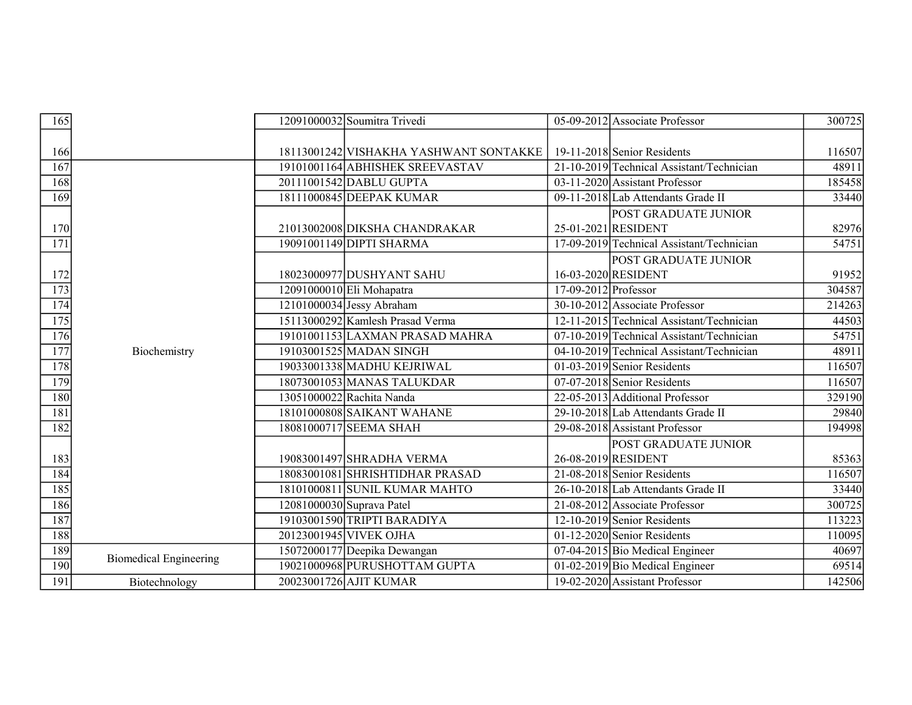| | | | | | | |
|---|---|---|---|---|---|---|
| 165 | | 12091000032 | Soumitra Trivedi | 05-09-2012 | Associate Professor | 300725 |
| 166 | | 18113001242 | VISHAKHA YASHWANT SONTAKKE | 19-11-2018 | Senior Residents | 116507 |
| 167 | Biochemistry | 19101001164 | ABHISHEK SREEVASTAV | 21-10-2019 | Technical Assistant/Technician | 48911 |
| 168 | | 20111001542 | DABLU GUPTA | 03-11-2020 | Assistant Professor | 185458 |
| 169 | | 18111000845 | DEEPAK KUMAR | 09-11-2018 | Lab Attendants Grade II | 33440 |
| 170 | | 21013002008 | DIKSHA CHANDRAKAR | 25-01-2021 | POST GRADUATE JUNIOR RESIDENT | 82976 |
| 171 | | 19091001149 | DIPTI SHARMA | 17-09-2019 | Technical Assistant/Technician | 54751 |
| 172 | | 18023000977 | DUSHYANT SAHU | 16-03-2020 | POST GRADUATE JUNIOR RESIDENT | 91952 |
| 173 | | 12091000010 | Eli Mohapatra | 17-09-2012 | Professor | 304587 |
| 174 | | 12101000034 | Jessy Abraham | 30-10-2012 | Associate Professor | 214263 |
| 175 | | 15113000292 | Kamlesh Prasad Verma | 12-11-2015 | Technical Assistant/Technician | 44503 |
| 176 | | 19101001153 | LAXMAN PRASAD MAHRA | 07-10-2019 | Technical Assistant/Technician | 54751 |
| 177 | | 19103001525 | MADAN SINGH | 04-10-2019 | Technical Assistant/Technician | 48911 |
| 178 | | 19033001338 | MADHU KEJRIWAL | 01-03-2019 | Senior Residents | 116507 |
| 179 | | 18073001053 | MANAS TALUKDAR | 07-07-2018 | Senior Residents | 116507 |
| 180 | | 13051000022 | Rachita Nanda | 22-05-2013 | Additional Professor | 329190 |
| 181 | | 18101000808 | SAIKANT WAHANE | 29-10-2018 | Lab Attendants Grade II | 29840 |
| 182 | | 18081000717 | SEEMA SHAH | 29-08-2018 | Assistant Professor | 194998 |
| 183 | | 19083001497 | SHRADHA VERMA | 26-08-2019 | POST GRADUATE JUNIOR RESIDENT | 85363 |
| 184 | | 18083001081 | SHRISHTIDHAR PRASAD | 21-08-2018 | Senior Residents | 116507 |
| 185 | | 18101000811 | SUNIL KUMAR MAHTO | 26-10-2018 | Lab Attendants Grade II | 33440 |
| 186 | | 12081000030 | Suprava Patel | 21-08-2012 | Associate Professor | 300725 |
| 187 | | 19103001590 | TRIPTI BARADIYA | 12-10-2019 | Senior Residents | 113223 |
| 188 | | 20123001945 | VIVEK OJHA | 01-12-2020 | Senior Residents | 110095 |
| 189 | Biomedical Engineering | 15072000177 | Deepika Dewangan | 07-04-2015 | Bio Medical Engineer | 40697 |
| 190 | | 19021000968 | PURUSHOTTAM GUPTA | 01-02-2019 | Bio Medical Engineer | 69514 |
| 191 | Biotechnology | 20023001726 | AJIT KUMAR | 19-02-2020 | Assistant Professor | 142506 |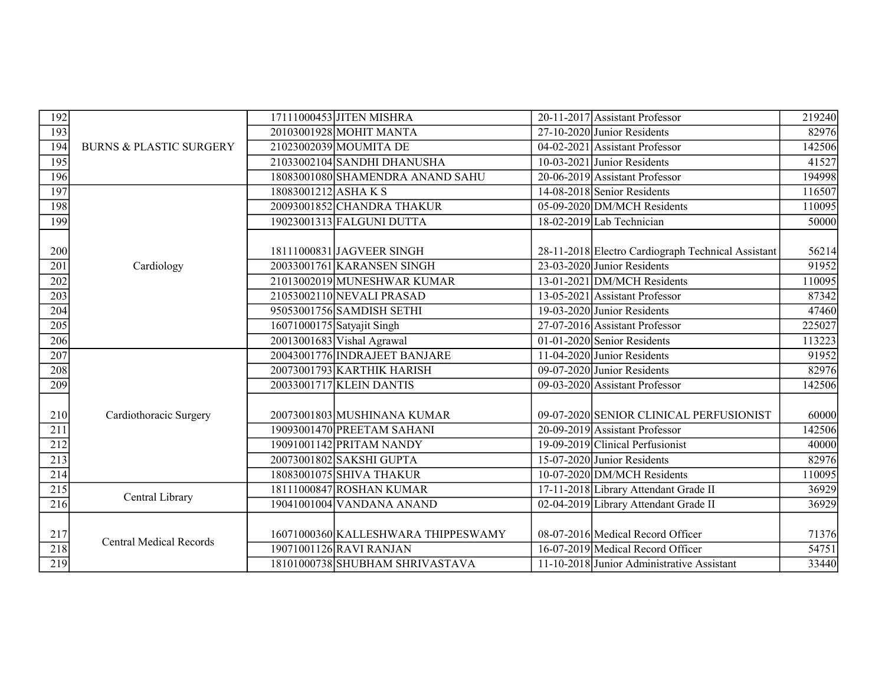| | | | | | | |
|---|---|---|---|---|---|---|
| 192 | BURNS & PLASTIC SURGERY | 17111000453 | JITEN MISHRA | 20-11-2017 | Assistant Professor | 219240 |
| 193 | | 20103001928 | MOHIT MANTA | 27-10-2020 | Junior Residents | 82976 |
| 194 | | 21023002039 | MOUMITA DE | 04-02-2021 | Assistant Professor | 142506 |
| 195 | | 21033002104 | SANDHI DHANUSHA | 10-03-2021 | Junior Residents | 41527 |
| 196 | | 18083001080 | SHAMENDRA ANAND SAHU | 20-06-2019 | Assistant Professor | 194998 |
| 197 | Cardiology | 18083001212 | ASHA K S | 14-08-2018 | Senior Residents | 116507 |
| 198 | | 20093001852 | CHANDRA THAKUR | 05-09-2020 | DM/MCH Residents | 110095 |
| 199 | | 19023001313 | FALGUNI DUTTA | 18-02-2019 | Lab Technician | 50000 |
| 200 | | 18111000831 | JAGVEER SINGH | 28-11-2018 | Electro Cardiograph Technical Assistant | 56214 |
| 201 | | 20033001761 | KARANSEN SINGH | 23-03-2020 | Junior Residents | 91952 |
| 202 | | 21013002019 | MUNESHWAR KUMAR | 13-01-2021 | DM/MCH Residents | 110095 |
| 203 | | 21053002110 | NEVALI PRASAD | 13-05-2021 | Assistant Professor | 87342 |
| 204 | | 95053001756 | SAMDISH SETHI | 19-03-2020 | Junior Residents | 47460 |
| 205 | | 16071000175 | Satyajit Singh | 27-07-2016 | Assistant Professor | 225027 |
| 206 | | 20013001683 | Vishal Agrawal | 01-01-2020 | Senior Residents | 113223 |
| 207 | Cardiothoracic Surgery | 20043001776 | INDRAJEET BANJARE | 11-04-2020 | Junior Residents | 91952 |
| 208 | | 20073001793 | KARTHIK HARISH | 09-07-2020 | Junior Residents | 82976 |
| 209 | | 20033001717 | KLEIN DANTIS | 09-03-2020 | Assistant Professor | 142506 |
| 210 | | 20073001803 | MUSHINANA KUMAR | 09-07-2020 | SENIOR CLINICAL PERFUSIONIST | 60000 |
| 211 | | 19093001470 | PREETAM SAHANI | 20-09-2019 | Assistant Professor | 142506 |
| 212 | | 19091001142 | PRITAM NANDY | 19-09-2019 | Clinical Perfusionist | 40000 |
| 213 | | 20073001802 | SAKSHI GUPTA | 15-07-2020 | Junior Residents | 82976 |
| 214 | | 18083001075 | SHIVA THAKUR | 10-07-2020 | DM/MCH Residents | 110095 |
| 215 | Central Library | 18111000847 | ROSHAN KUMAR | 17-11-2018 | Library Attendant Grade II | 36929 |
| 216 | | 19041001004 | VANDANA ANAND | 02-04-2019 | Library Attendant Grade II | 36929 |
| 217 | Central Medical Records | 16071000360 | KALLESHWARA THIPPESWAMY | 08-07-2016 | Medical Record Officer | 71376 |
| 218 | | 19071001126 | RAVI RANJAN | 16-07-2019 | Medical Record Officer | 54751 |
| 219 | | 18101000738 | SHUBHAM SHRIVASTAVA | 11-10-2018 | Junior Administrative Assistant | 33440 |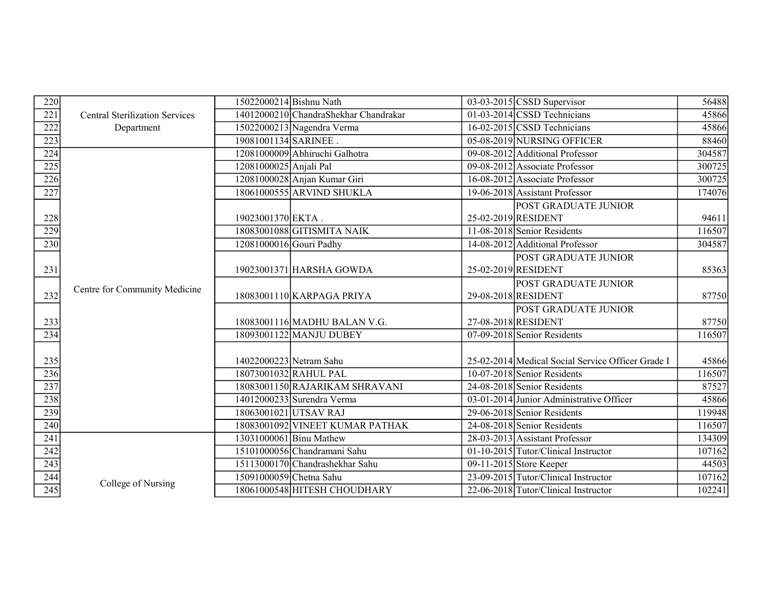| | | | | | | |
|---|---|---|---|---|---|---|
| 220 | Central Sterilization Services Department | 15022000214 | Bishnu Nath | 03-03-2015 | CSSD Supervisor | 56488 |
| 221 | | 14012000210 | ChandraShekhar Chandrakar | 01-03-2014 | CSSD Technicians | 45866 |
| 222 | | 15022000213 | Nagendra Verma | 16-02-2015 | CSSD Technicians | 45866 |
| 223 | | 19081001134 | SARINEE . | 05-08-2019 | NURSING OFFICER | 88460 |
| 224 | Centre for Community Medicine | 12081000009 | Abhiruchi Galhotra | 09-08-2012 | Additional Professor | 304587 |
| 225 | | 12081000025 | Anjali Pal | 09-08-2012 | Associate Professor | 300725 |
| 226 | | 12081000028 | Anjan Kumar Giri | 16-08-2012 | Associate Professor | 300725 |
| 227 | | 18061000555 | ARVIND SHUKLA | 19-06-2018 | Assistant Professor | 174076 |
| 228 | | 19023001370 | EKTA . | 25-02-2019 | POST GRADUATE JUNIOR RESIDENT | 94611 |
| 229 | | 18083001088 | GITISMITA NAIK | 11-08-2018 | Senior Residents | 116507 |
| 230 | | 12081000016 | Gouri Padhy | 14-08-2012 | Additional Professor | 304587 |
| 231 | | 19023001371 | HARSHA GOWDA | 25-02-2019 | POST GRADUATE JUNIOR RESIDENT | 85363 |
| 232 | | 18083001110 | KARPAGA PRIYA | 29-08-2018 | POST GRADUATE JUNIOR RESIDENT | 87750 |
| 233 | | 18083001116 | MADHU BALAN V.G. | 27-08-2018 | POST GRADUATE JUNIOR RESIDENT | 87750 |
| 234 | | 18093001122 | MANJU DUBEY | 07-09-2018 | Senior Residents | 116507 |
| 235 | | 14022000223 | Netram Sahu | 25-02-2014 | Medical Social Service Officer Grade I | 45866 |
| 236 | | 18073001032 | RAHUL PAL | 10-07-2018 | Senior Residents | 116507 |
| 237 | | 18083001150 | RAJARIKAM SHRAVANI | 24-08-2018 | Senior Residents | 87527 |
| 238 | | 14012000233 | Surendra Verma | 03-01-2014 | Junior Administrative Officer | 45866 |
| 239 | | 18063001021 | UTSAV RAJ | 29-06-2018 | Senior Residents | 119948 |
| 240 | | 18083001092 | VINEET KUMAR PATHAK | 24-08-2018 | Senior Residents | 116507 |
| 241 | College of Nursing | 13031000061 | Binu Mathew | 28-03-2013 | Assistant Professor | 134309 |
| 242 | | 15101000056 | Chandramani Sahu | 01-10-2015 | Tutor/Clinical Instructor | 107162 |
| 243 | | 15113000170 | Chandrashekhar Sahu | 09-11-2015 | Store Keeper | 44503 |
| 244 | | 15091000059 | Chetna Sahu | 23-09-2015 | Tutor/Clinical Instructor | 107162 |
| 245 | | 18061000548 | HITESH CHOUDHARY | 22-06-2018 | Tutor/Clinical Instructor | 102241 |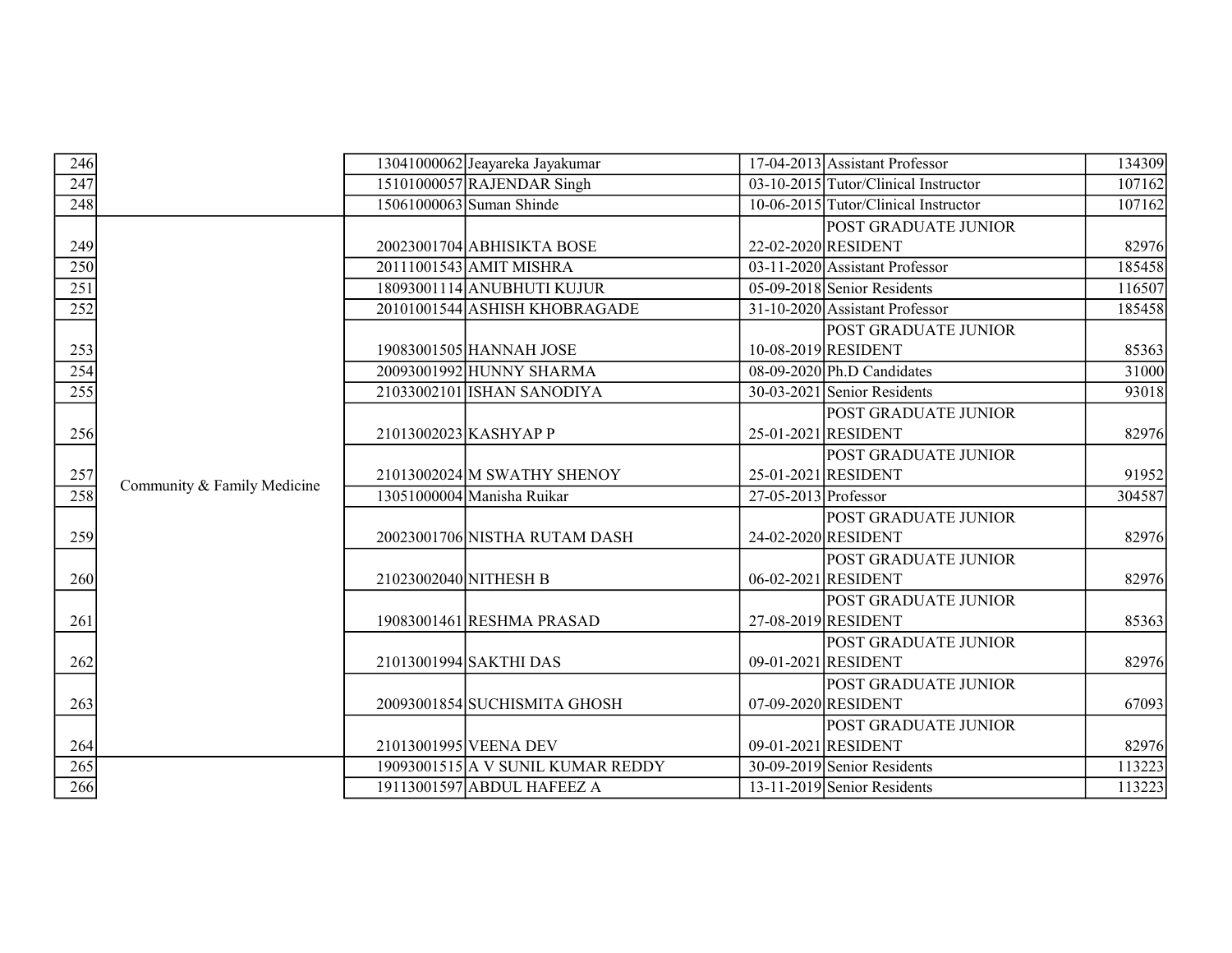| | | | | | | |
|---|---|---|---|---|---|---|
| 246 | | 13041000062 | Jeayareka Jayakumar | 17-04-2013 | Assistant Professor | 134309 |
| 247 | | 15101000057 | RAJENDAR Singh | 03-10-2015 | Tutor/Clinical Instructor | 107162 |
| 248 | | 15061000063 | Suman Shinde | 10-06-2015 | Tutor/Clinical Instructor | 107162 |
| 249 | Community & Family Medicine | 20023001704 | ABHISIKTA BOSE | 22-02-2020 | POST GRADUATE JUNIOR RESIDENT | 82976 |
| 250 | Community & Family Medicine | 20111001543 | AMIT MISHRA | 03-11-2020 | Assistant Professor | 185458 |
| 251 | Community & Family Medicine | 18093001114 | ANUBHUTI KUJUR | 05-09-2018 | Senior Residents | 116507 |
| 252 | Community & Family Medicine | 20101001544 | ASHISH KHOBRAGADE | 31-10-2020 | Assistant Professor | 185458 |
| 253 | Community & Family Medicine | 19083001505 | HANNAH JOSE | 10-08-2019 | POST GRADUATE JUNIOR RESIDENT | 85363 |
| 254 | Community & Family Medicine | 20093001992 | HUNNY SHARMA | 08-09-2020 | Ph.D Candidates | 31000 |
| 255 | Community & Family Medicine | 21033002101 | ISHAN SANODIYA | 30-03-2021 | Senior Residents | 93018 |
| 256 | Community & Family Medicine | 21013002023 | KASHYAP P | 25-01-2021 | POST GRADUATE JUNIOR RESIDENT | 82976 |
| 257 | Community & Family Medicine | 21013002024 | M SWATHY SHENOY | 25-01-2021 | POST GRADUATE JUNIOR RESIDENT | 91952 |
| 258 | Community & Family Medicine | 13051000004 | Manisha Ruikar | 27-05-2013 | Professor | 304587 |
| 259 | Community & Family Medicine | 20023001706 | NISTHA RUTAM DASH | 24-02-2020 | POST GRADUATE JUNIOR RESIDENT | 82976 |
| 260 | Community & Family Medicine | 21023002040 | NITHESH B | 06-02-2021 | POST GRADUATE JUNIOR RESIDENT | 82976 |
| 261 | Community & Family Medicine | 19083001461 | RESHMA PRASAD | 27-08-2019 | POST GRADUATE JUNIOR RESIDENT | 85363 |
| 262 | Community & Family Medicine | 21013001994 | SAKTHI DAS | 09-01-2021 | POST GRADUATE JUNIOR RESIDENT | 82976 |
| 263 | Community & Family Medicine | 20093001854 | SUCHISMITA GHOSH | 07-09-2020 | POST GRADUATE JUNIOR RESIDENT | 67093 |
| 264 | Community & Family Medicine | 21013001995 | VEENA DEV | 09-01-2021 | POST GRADUATE JUNIOR RESIDENT | 82976 |
| 265 | | 19093001515 | A V SUNIL KUMAR REDDY | 30-09-2019 | Senior Residents | 113223 |
| 266 | | 19113001597 | ABDUL HAFEEZ A | 13-11-2019 | Senior Residents | 113223 |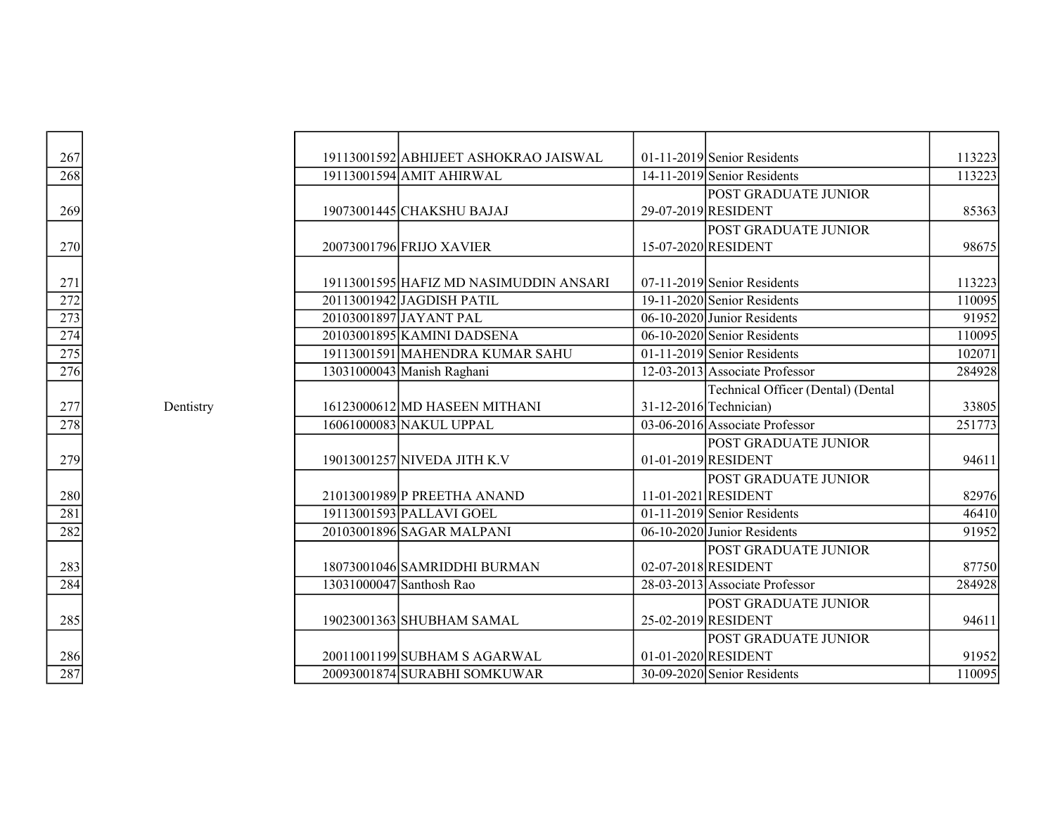| | | | | | | |
|---|---|---|---|---|---|---|
| 267 | | 19113001592 | ABHIJEET ASHOKRAO JAISWAL | 01-11-2019 | Senior Residents | 113223 |
| 268 | | 19113001594 | AMIT AHIRWAL | 14-11-2019 | Senior Residents | 113223 |
| 269 | | 19073001445 | CHAKSHU BAJAJ | 29-07-2019 | POST GRADUATE JUNIOR RESIDENT | 85363 |
| 270 | | 20073001796 | FRIJO XAVIER | 15-07-2020 | POST GRADUATE JUNIOR RESIDENT | 98675 |
| 271 | | 19113001595 | HAFIZ MD NASIMUDDIN ANSARI | 07-11-2019 | Senior Residents | 113223 |
| 272 | | 20113001942 | JAGDISH PATIL | 19-11-2020 | Senior Residents | 110095 |
| 273 | | 20103001897 | JAYANT PAL | 06-10-2020 | Junior Residents | 91952 |
| 274 | | 20103001895 | KAMINI DADSENA | 06-10-2020 | Senior Residents | 110095 |
| 275 | | 19113001591 | MAHENDRA KUMAR SAHU | 01-11-2019 | Senior Residents | 102071 |
| 276 | | 13031000043 | Manish Raghani | 12-03-2013 | Associate Professor | 284928 |
| 277 | Dentistry | 16123000612 | MD HASEEN MITHANI | 31-12-2016 | Technical Officer (Dental) (Dental Technician) | 33805 |
| 278 | | 16061000083 | NAKUL UPPAL | 03-06-2016 | Associate Professor | 251773 |
| 279 | | 19013001257 | NIVEDA JITH K.V | 01-01-2019 | POST GRADUATE JUNIOR RESIDENT | 94611 |
| 280 | | 21013001989 | P PREETHA ANAND | 11-01-2021 | POST GRADUATE JUNIOR RESIDENT | 82976 |
| 281 | | 19113001593 | PALLAVI GOEL | 01-11-2019 | Senior Residents | 46410 |
| 282 | | 20103001896 | SAGAR MALPANI | 06-10-2020 | Junior Residents | 91952 |
| 283 | | 18073001046 | SAMRIDDHI BURMAN | 02-07-2018 | POST GRADUATE JUNIOR RESIDENT | 87750 |
| 284 | | 13031000047 | Santhosh Rao | 28-03-2013 | Associate Professor | 284928 |
| 285 | | 19023001363 | SHUBHAM SAMAL | 25-02-2019 | POST GRADUATE JUNIOR RESIDENT | 94611 |
| 286 | | 20011001199 | SUBHAM S AGARWAL | 01-01-2020 | POST GRADUATE JUNIOR RESIDENT | 91952 |
| 287 | | 20093001874 | SURABHI SOMKUWAR | 30-09-2020 | Senior Residents | 110095 |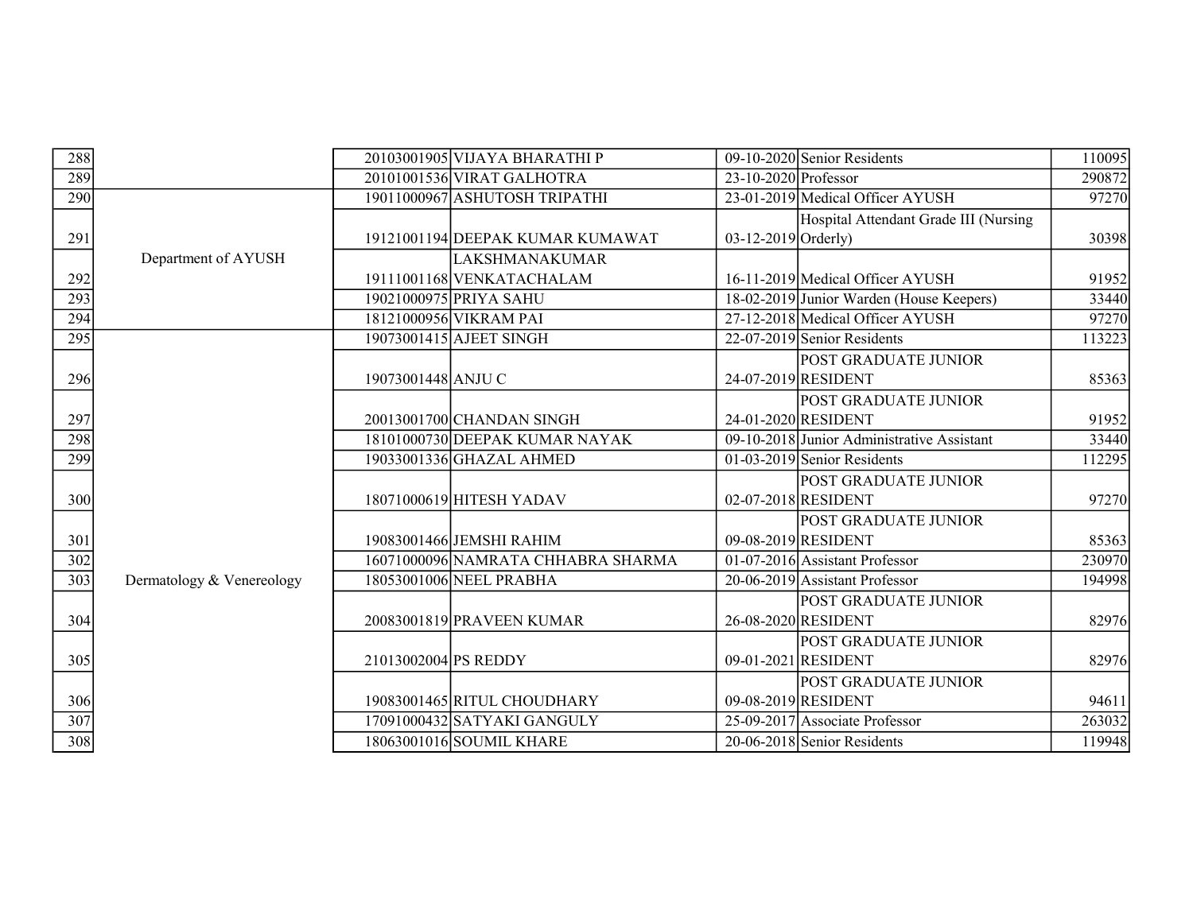| | | | | | | |
|---|---|---|---|---|---|---|
| 288 | | 20103001905 | VIJAYA BHARATHI P | 09-10-2020 | Senior Residents | 110095 |
| 289 | | 20101001536 | VIRAT GALHOTRA | 23-10-2020 | Professor | 290872 |
| 290 | Department of AYUSH | 19011000967 | ASHUTOSH TRIPATHI | 23-01-2019 | Medical Officer AYUSH | 97270 |
| 291 | Department of AYUSH | 19121001194 | DEEPAK KUMAR KUMAWAT | 03-12-2019 | Hospital Attendant Grade III (Nursing Orderly) | 30398 |
| 292 | Department of AYUSH | 19111001168 | LAKSHMANAKUMAR VENKATACHALAM | 16-11-2019 | Medical Officer AYUSH | 91952 |
| 293 | Department of AYUSH | 19021000975 | PRIYA SAHU | 18-02-2019 | Junior Warden (House Keepers) | 33440 |
| 294 | Department of AYUSH | 18121000956 | VIKRAM PAI | 27-12-2018 | Medical Officer AYUSH | 97270 |
| 295 | Dermatology & Venereology | 19073001415 | AJEET SINGH | 22-07-2019 | Senior Residents | 113223 |
| 296 | Dermatology & Venereology | 19073001448 | ANJU C | 24-07-2019 | POST GRADUATE JUNIOR RESIDENT | 85363 |
| 297 | Dermatology & Venereology | 20013001700 | CHANDAN SINGH | 24-01-2020 | POST GRADUATE JUNIOR RESIDENT | 91952 |
| 298 | Dermatology & Venereology | 18101000730 | DEEPAK KUMAR NAYAK | 09-10-2018 | Junior Administrative Assistant | 33440 |
| 299 | Dermatology & Venereology | 19033001336 | GHAZAL AHMED | 01-03-2019 | Senior Residents | 112295 |
| 300 | Dermatology & Venereology | 18071000619 | HITESH YADAV | 02-07-2018 | POST GRADUATE JUNIOR RESIDENT | 97270 |
| 301 | Dermatology & Venereology | 19083001466 | JEMSHI RAHIM | 09-08-2019 | POST GRADUATE JUNIOR RESIDENT | 85363 |
| 302 | Dermatology & Venereology | 16071000096 | NAMRATA CHHABRA SHARMA | 01-07-2016 | Assistant Professor | 230970 |
| 303 | Dermatology & Venereology | 18053001006 | NEEL PRABHA | 20-06-2019 | Assistant Professor | 194998 |
| 304 | Dermatology & Venereology | 20083001819 | PRAVEEN KUMAR | 26-08-2020 | POST GRADUATE JUNIOR RESIDENT | 82976 |
| 305 | Dermatology & Venereology | 21013002004 | PS REDDY | 09-01-2021 | POST GRADUATE JUNIOR RESIDENT | 82976 |
| 306 | Dermatology & Venereology | 19083001465 | RITUL CHOUDHARY | 09-08-2019 | POST GRADUATE JUNIOR RESIDENT | 94611 |
| 307 | Dermatology & Venereology | 17091000432 | SATYAKI GANGULY | 25-09-2017 | Associate Professor | 263032 |
| 308 | Dermatology & Venereology | 18063001016 | SOUMIL KHARE | 20-06-2018 | Senior Residents | 119948 |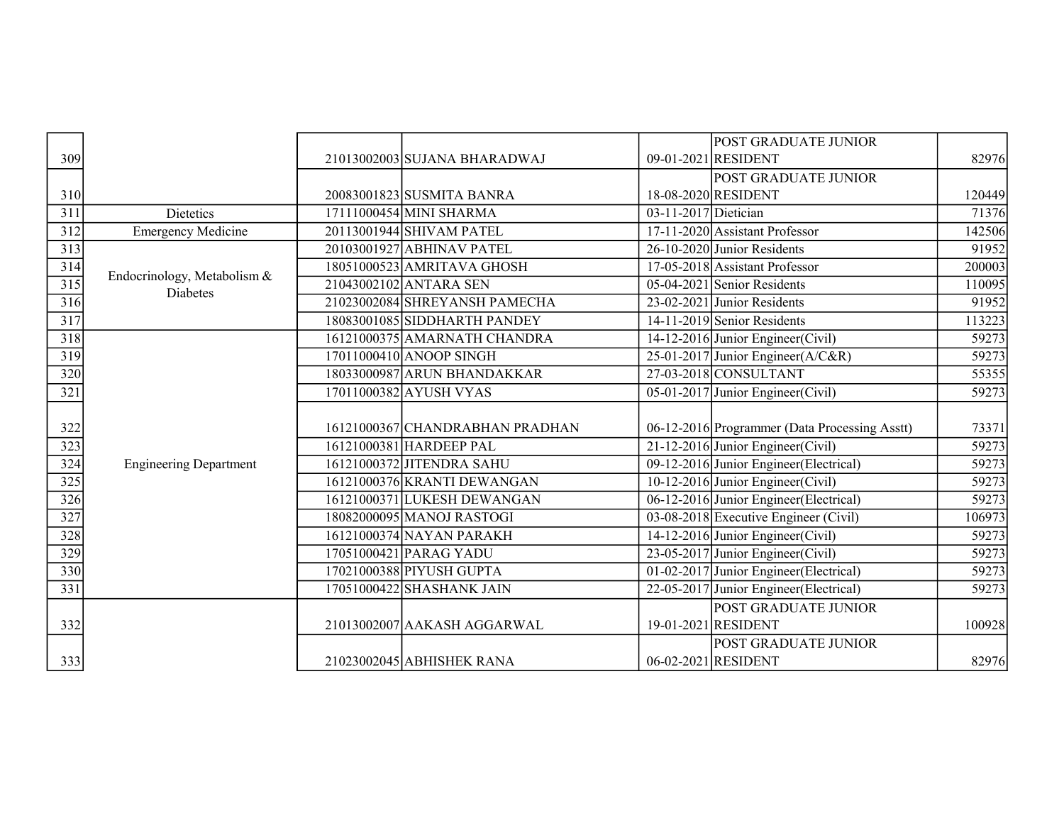| | | | | | | |
|---|---|---|---|---|---|---|
| 309 | | 21013002003 | SUJANA BHARADWAJ | 09-01-2021 | POST GRADUATE JUNIOR RESIDENT | 82976 |
| 310 | | 20083001823 | SUSMITA BANRA | 18-08-2020 | POST GRADUATE JUNIOR RESIDENT | 120449 |
| 311 | Dietetics | 17111000454 | MINI SHARMA | 03-11-2017 | Dietician | 71376 |
| 312 | Emergency Medicine | 20113001944 | SHIVAM PATEL | 17-11-2020 | Assistant Professor | 142506 |
| 313 | Endocrinology, Metabolism & Diabetes | 20103001927 | ABHINAV PATEL | 26-10-2020 | Junior Residents | 91952 |
| 314 | | 18051000523 | AMRITAVA GHOSH | 17-05-2018 | Assistant Professor | 200003 |
| 315 | | 21043002102 | ANTARA SEN | 05-04-2021 | Senior Residents | 110095 |
| 316 | | 21023002084 | SHREYANSH PAMECHA | 23-02-2021 | Junior Residents | 91952 |
| 317 | | 18083001085 | SIDDHARTH PANDEY | 14-11-2019 | Senior Residents | 113223 |
| 318 | Engineering Department | 16121000375 | AMARNATH CHANDRA | 14-12-2016 | Junior Engineer(Civil) | 59273 |
| 319 | | 17011000410 | ANOOP SINGH | 25-01-2017 | Junior Engineer(A/C&R) | 59273 |
| 320 | | 18033000987 | ARUN BHANDAKKAR | 27-03-2018 | CONSULTANT | 55355 |
| 321 | | 17011000382 | AYUSH VYAS | 05-01-2017 | Junior Engineer(Civil) | 59273 |
| 322 | | 16121000367 | CHANDRABHAN PRADHAN | 06-12-2016 | Programmer (Data Processing Asstt) | 73371 |
| 323 | | 16121000381 | HARDEEP PAL | 21-12-2016 | Junior Engineer(Civil) | 59273 |
| 324 | | 16121000372 | JITENDRA SAHU | 09-12-2016 | Junior Engineer(Electrical) | 59273 |
| 325 | | 16121000376 | KRANTI DEWANGAN | 10-12-2016 | Junior Engineer(Civil) | 59273 |
| 326 | | 16121000371 | LUKESH DEWANGAN | 06-12-2016 | Junior Engineer(Electrical) | 59273 |
| 327 | | 18082000095 | MANOJ RASTOGI | 03-08-2018 | Executive Engineer (Civil) | 106973 |
| 328 | | 16121000374 | NAYAN PARAKH | 14-12-2016 | Junior Engineer(Civil) | 59273 |
| 329 | | 17051000421 | PARAG YADU | 23-05-2017 | Junior Engineer(Civil) | 59273 |
| 330 | | 17021000388 | PIYUSH GUPTA | 01-02-2017 | Junior Engineer(Electrical) | 59273 |
| 331 | | 17051000422 | SHASHANK JAIN | 22-05-2017 | Junior Engineer(Electrical) | 59273 |
| 332 | | 21013002007 | AAKASH AGGARWAL | 19-01-2021 | POST GRADUATE JUNIOR RESIDENT | 100928 |
| 333 | | 21023002045 | ABHISHEK RANA | 06-02-2021 | POST GRADUATE JUNIOR RESIDENT | 82976 |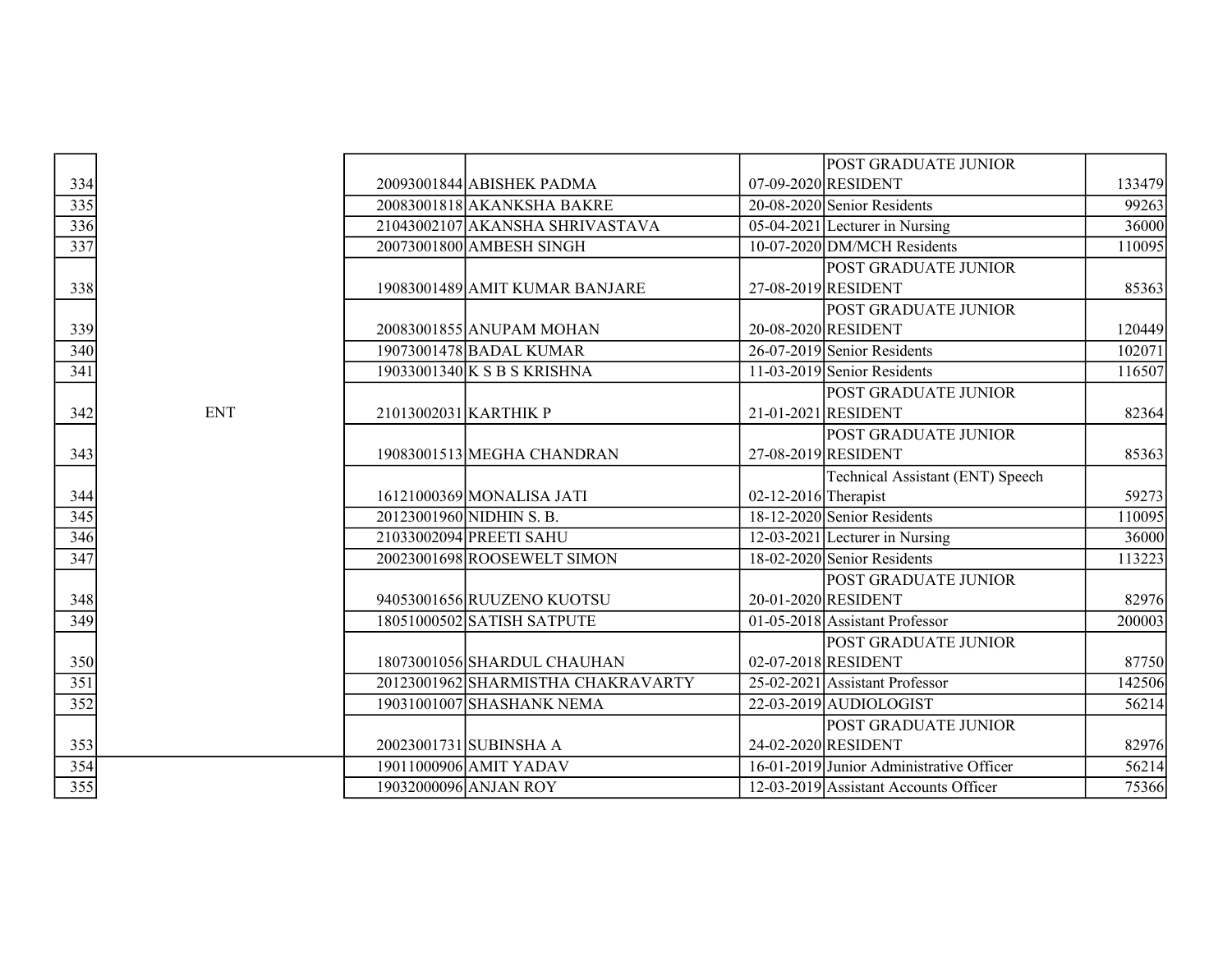| | | | | | | |
|---|---|---|---|---|---|---|
| 334 | | 20093001844 | ABISHEK PADMA | 07-09-2020 | POST GRADUATE JUNIOR RESIDENT | 133479 |
| 335 | | 20083001818 | AKANKSHA BAKRE | 20-08-2020 | Senior Residents | 99263 |
| 336 | | 21043002107 | AKANSHA SHRIVASTAVA | 05-04-2021 | Lecturer in Nursing | 36000 |
| 337 | | 20073001800 | AMBESH SINGH | 10-07-2020 | DM/MCH Residents | 110095 |
| 338 | | 19083001489 | AMIT KUMAR BANJARE | 27-08-2019 | POST GRADUATE JUNIOR RESIDENT | 85363 |
| 339 | | 20083001855 | ANUPAM MOHAN | 20-08-2020 | POST GRADUATE JUNIOR RESIDENT | 120449 |
| 340 | | 19073001478 | BADAL KUMAR | 26-07-2019 | Senior Residents | 102071 |
| 341 | | 19033001340 | K S B S KRISHNA | 11-03-2019 | Senior Residents | 116507 |
| 342 | ENT | 21013002031 | KARTHIK P | 21-01-2021 | POST GRADUATE JUNIOR RESIDENT | 82364 |
| 343 | | 19083001513 | MEGHA CHANDRAN | 27-08-2019 | POST GRADUATE JUNIOR RESIDENT | 85363 |
| 344 | | 16121000369 | MONALISA JATI | 02-12-2016 | Technical Assistant (ENT) Speech Therapist | 59273 |
| 345 | | 20123001960 | NIDHIN S. B. | 18-12-2020 | Senior Residents | 110095 |
| 346 | | 21033002094 | PREETI SAHU | 12-03-2021 | Lecturer in Nursing | 36000 |
| 347 | | 20023001698 | ROOSEWELT SIMON | 18-02-2020 | Senior Residents | 113223 |
| 348 | | 94053001656 | RUUZENO KUOTSU | 20-01-2020 | POST GRADUATE JUNIOR RESIDENT | 82976 |
| 349 | | 18051000502 | SATISH SATPUTE | 01-05-2018 | Assistant Professor | 200003 |
| 350 | | 18073001056 | SHARDUL CHAUHAN | 02-07-2018 | POST GRADUATE JUNIOR RESIDENT | 87750 |
| 351 | | 20123001962 | SHARMISTHA CHAKRAVARTY | 25-02-2021 | Assistant Professor | 142506 |
| 352 | | 19031001007 | SHASHANK NEMA | 22-03-2019 | AUDIOLOGIST | 56214 |
| 353 | | 20023001731 | SUBINSHA A | 24-02-2020 | POST GRADUATE JUNIOR RESIDENT | 82976 |
| 354 | | 19011000906 | AMIT YADAV | 16-01-2019 | Junior Administrative Officer | 56214 |
| 355 | | 19032000096 | ANJAN ROY | 12-03-2019 | Assistant Accounts Officer | 75366 |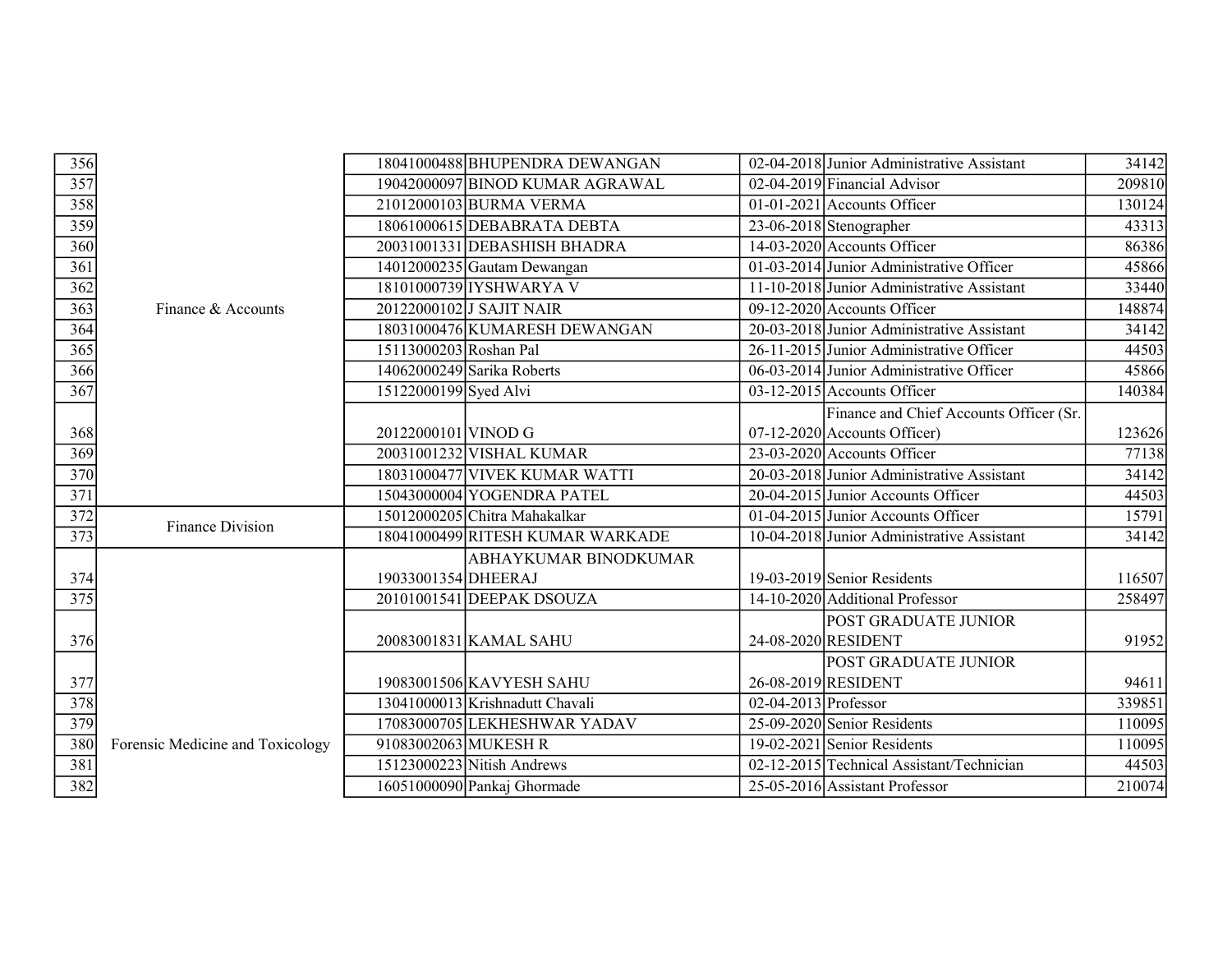| | | | | | | |
|---|---|---|---|---|---|---|
| 356 | Finance & Accounts | 18041000488 | BHUPENDRA DEWANGAN | 02-04-2018 | Junior Administrative Assistant | 34142 |
| 357 | | 19042000097 | BINOD KUMAR AGRAWAL | 02-04-2019 | Financial Advisor | 209810 |
| 358 | | 21012000103 | BURMA VERMA | 01-01-2021 | Accounts Officer | 130124 |
| 359 | | 18061000615 | DEBABRATA DEBTA | 23-06-2018 | Stenographer | 43313 |
| 360 | | 20031001331 | DEBASHISH BHADRA | 14-03-2020 | Accounts Officer | 86386 |
| 361 | | 14012000235 | Gautam Dewangan | 01-03-2014 | Junior Administrative Officer | 45866 |
| 362 | | 18101000739 | IYSHWARYA V | 11-10-2018 | Junior Administrative Assistant | 33440 |
| 363 | | 20122000102 | J SAJIT NAIR | 09-12-2020 | Accounts Officer | 148874 |
| 364 | | 18031000476 | KUMARESH DEWANGAN | 20-03-2018 | Junior Administrative Assistant | 34142 |
| 365 | | 15113000203 | Roshan Pal | 26-11-2015 | Junior Administrative Officer | 44503 |
| 366 | | 14062000249 | Sarika Roberts | 06-03-2014 | Junior Administrative Officer | 45866 |
| 367 | | 15122000199 | Syed Alvi | 03-12-2015 | Accounts Officer | 140384 |
| 368 | | 20122000101 | VINOD G | 07-12-2020 | Finance and Chief Accounts Officer (Sr. Accounts Officer) | 123626 |
| 369 | | 20031001232 | VISHAL KUMAR | 23-03-2020 | Accounts Officer | 77138 |
| 370 | | 18031000477 | VIVEK KUMAR WATTI | 20-03-2018 | Junior Administrative Assistant | 34142 |
| 371 | | 15043000004 | YOGENDRA PATEL | 20-04-2015 | Junior Accounts Officer | 44503 |
| 372 | Finance Division | 15012000205 | Chitra Mahakalkar | 01-04-2015 | Junior Accounts Officer | 15791 |
| 373 | | 18041000499 | RITESH KUMAR WARKADE | 10-04-2018 | Junior Administrative Assistant | 34142 |
| 374 | Forensic Medicine and Toxicology | 19033001354 | ABHAYKUMAR BINODKUMAR DHEERAJ | 19-03-2019 | Senior Residents | 116507 |
| 375 | | 20101001541 | DEEPAK DSOUZA | 14-10-2020 | Additional Professor | 258497 |
| 376 | | 20083001831 | KAMAL SAHU | 24-08-2020 | POST GRADUATE JUNIOR RESIDENT | 91952 |
| 377 | | 19083001506 | KAVYESH SAHU | 26-08-2019 | POST GRADUATE JUNIOR RESIDENT | 94611 |
| 378 | | 13041000013 | Krishnadutt Chavali | 02-04-2013 | Professor | 339851 |
| 379 | | 17083000705 | LEKHESHWAR YADAV | 25-09-2020 | Senior Residents | 110095 |
| 380 | | 91083002063 | MUKESH R | 19-02-2021 | Senior Residents | 110095 |
| 381 | | 15123000223 | Nitish Andrews | 02-12-2015 | Technical Assistant/Technician | 44503 |
| 382 | | 16051000090 | Pankaj Ghormade | 25-05-2016 | Assistant Professor | 210074 |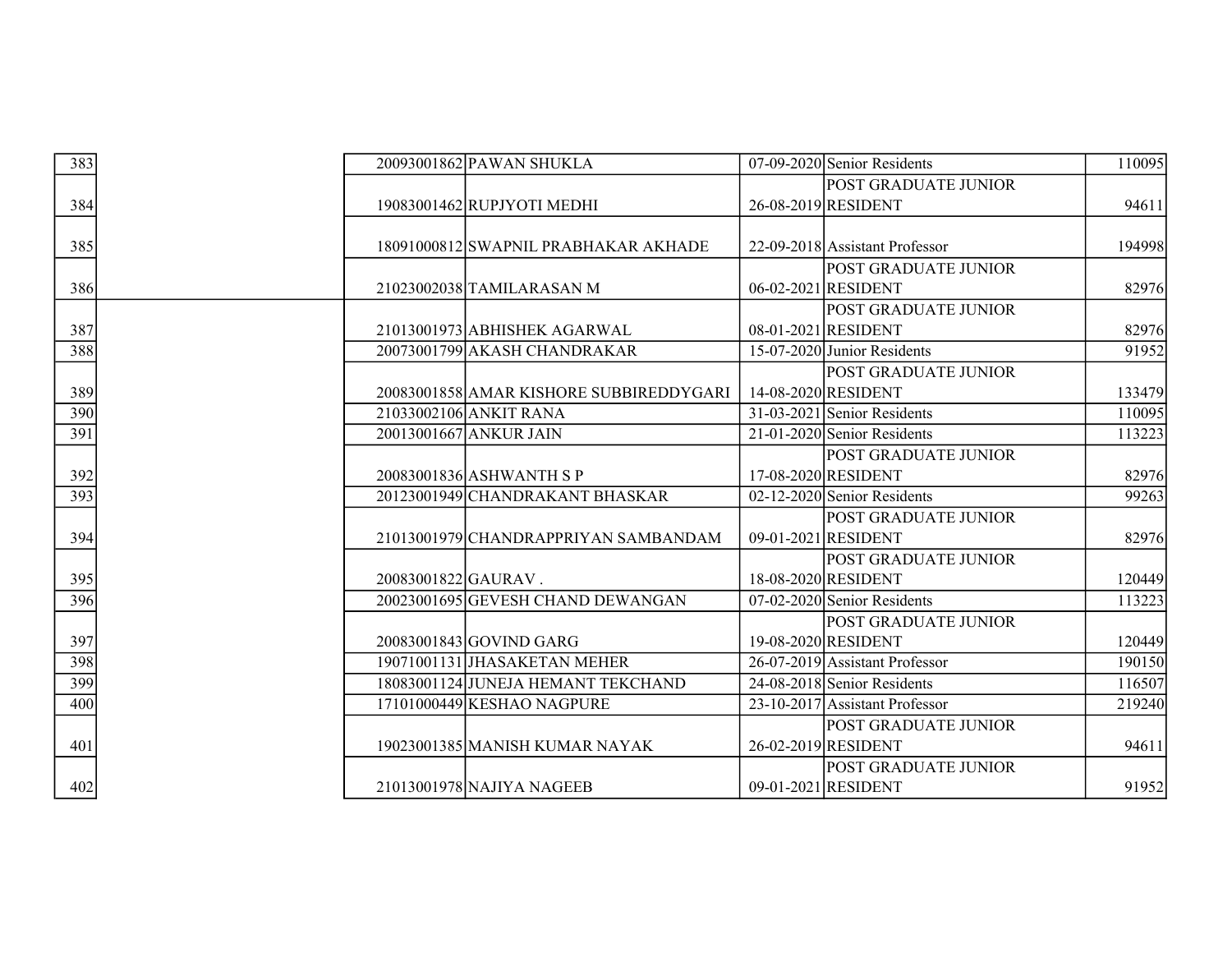| | | | | | |
|---|---|---|---|---|---|
| 383 | | 20093001862 | PAWAN SHUKLA | 07-09-2020 | Senior Residents | 110095 |
| 384 | | 19083001462 | RUPJYOTI MEDHI | 26-08-2019 | POST GRADUATE JUNIOR RESIDENT | 94611 |
| 385 | | 18091000812 | SWAPNIL PRABHAKAR AKHADE | 22-09-2018 | Assistant Professor | 194998 |
| 386 | | 21023002038 | TAMILARASAN M | 06-02-2021 | POST GRADUATE JUNIOR RESIDENT | 82976 |
| 387 | | 21013001973 | ABHISHEK AGARWAL | 08-01-2021 | POST GRADUATE JUNIOR RESIDENT | 82976 |
| 388 | | 20073001799 | AKASH CHANDRAKAR | 15-07-2020 | Junior Residents | 91952 |
| 389 | | 20083001858 | AMAR KISHORE SUBBIREDDYGARI | 14-08-2020 | POST GRADUATE JUNIOR RESIDENT | 133479 |
| 390 | | 21033002106 | ANKIT RANA | 31-03-2021 | Senior Residents | 110095 |
| 391 | | 20013001667 | ANKUR JAIN | 21-01-2020 | Senior Residents | 113223 |
| 392 | | 20083001836 | ASHWANTH S P | 17-08-2020 | POST GRADUATE JUNIOR RESIDENT | 82976 |
| 393 | | 20123001949 | CHANDRAKANT BHASKAR | 02-12-2020 | Senior Residents | 99263 |
| 394 | | 21013001979 | CHANDRAPPRIYAN SAMBANDAM | 09-01-2021 | POST GRADUATE JUNIOR RESIDENT | 82976 |
| 395 | | 20083001822 | GAURAV . | 18-08-2020 | POST GRADUATE JUNIOR RESIDENT | 120449 |
| 396 | | 20023001695 | GEVESH CHAND DEWANGAN | 07-02-2020 | Senior Residents | 113223 |
| 397 | | 20083001843 | GOVIND GARG | 19-08-2020 | POST GRADUATE JUNIOR RESIDENT | 120449 |
| 398 | | 19071001131 | JHASAKETAN MEHER | 26-07-2019 | Assistant Professor | 190150 |
| 399 | | 18083001124 | JUNEJA HEMANT TEKCHAND | 24-08-2018 | Senior Residents | 116507 |
| 400 | | 17101000449 | KESHAO NAGPURE | 23-10-2017 | Assistant Professor | 219240 |
| 401 | | 19023001385 | MANISH KUMAR NAYAK | 26-02-2019 | POST GRADUATE JUNIOR RESIDENT | 94611 |
| 402 | | 21013001978 | NAJIYA NAGEEB | 09-01-2021 | POST GRADUATE JUNIOR RESIDENT | 91952 |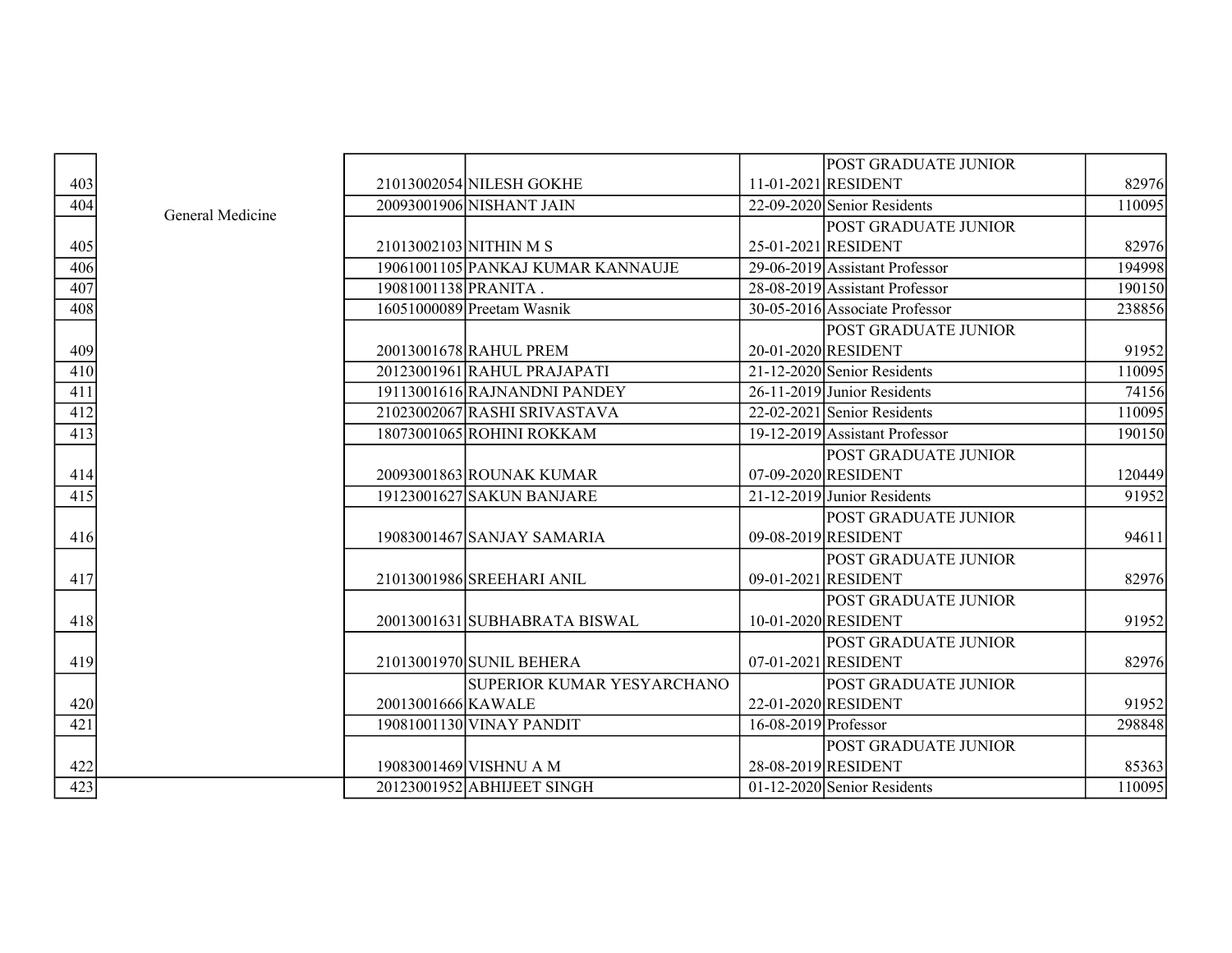| | | | | | | |
|---|---|---|---|---|---|---|
| 403 | General Medicine | 21013002054 | NILESH GOKHE | 11-01-2021 | POST GRADUATE JUNIOR RESIDENT | 82976 |
| 404 | | 20093001906 | NISHANT JAIN | 22-09-2020 | Senior Residents | 110095 |
| 405 | | 21013002103 | NITHIN M S | 25-01-2021 | POST GRADUATE JUNIOR RESIDENT | 82976 |
| 406 | | 19061001105 | PANKAJ KUMAR KANNAUJE | 29-06-2019 | Assistant Professor | 194998 |
| 407 | | 19081001138 | PRANITA . | 28-08-2019 | Assistant Professor | 190150 |
| 408 | | 16051000089 | Preetam Wasnik | 30-05-2016 | Associate Professor | 238856 |
| 409 | | 20013001678 | RAHUL PREM | 20-01-2020 | POST GRADUATE JUNIOR RESIDENT | 91952 |
| 410 | | 20123001961 | RAHUL PRAJAPATI | 21-12-2020 | Senior Residents | 110095 |
| 411 | | 19113001616 | RAJNANDNI PANDEY | 26-11-2019 | Junior Residents | 74156 |
| 412 | | 21023002067 | RASHI SRIVASTAVA | 22-02-2021 | Senior Residents | 110095 |
| 413 | | 18073001065 | ROHINI ROKKAM | 19-12-2019 | Assistant Professor | 190150 |
| 414 | | 20093001863 | ROUNAK KUMAR | 07-09-2020 | POST GRADUATE JUNIOR RESIDENT | 120449 |
| 415 | | 19123001627 | SAKUN BANJARE | 21-12-2019 | Junior Residents | 91952 |
| 416 | | 19083001467 | SANJAY SAMARIA | 09-08-2019 | POST GRADUATE JUNIOR RESIDENT | 94611 |
| 417 | | 21013001986 | SREEHARI ANIL | 09-01-2021 | POST GRADUATE JUNIOR RESIDENT | 82976 |
| 418 | | 20013001631 | SUBHABRATA BISWAL | 10-01-2020 | POST GRADUATE JUNIOR RESIDENT | 91952 |
| 419 | | 21013001970 | SUNIL BEHERA | 07-01-2021 | POST GRADUATE JUNIOR RESIDENT | 82976 |
| 420 | | 20013001666 | SUPERIOR KUMAR YESYARCHANO KAWALE | 22-01-2020 | POST GRADUATE JUNIOR RESIDENT | 91952 |
| 421 | | 19081001130 | VINAY PANDIT | 16-08-2019 | Professor | 298848 |
| 422 | | 19083001469 | VISHNU A M | 28-08-2019 | POST GRADUATE JUNIOR RESIDENT | 85363 |
| 423 | | 20123001952 | ABHIJEET SINGH | 01-12-2020 | Senior Residents | 110095 |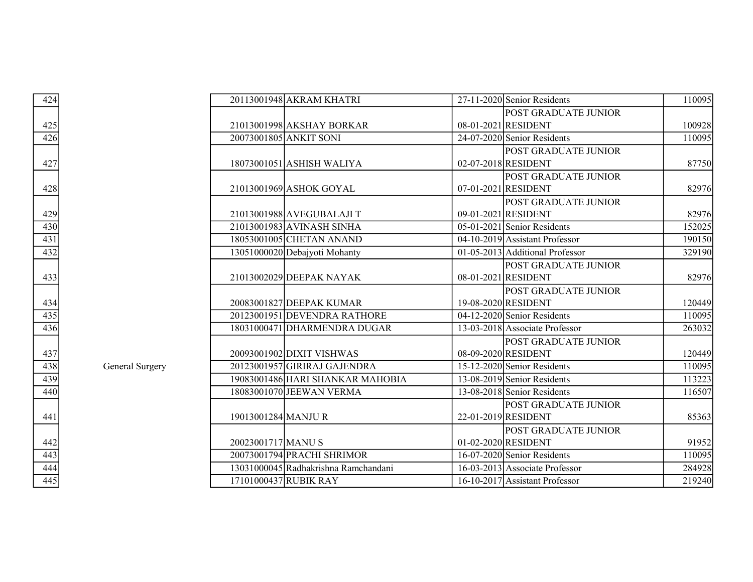| | | | | | | |
|---|---|---|---|---|---|---|
| 424 | | 20113001948 | AKRAM KHATRI | 27-11-2020 | Senior Residents | 110095 |
| 425 | | 21013001998 | AKSHAY BORKAR | 08-01-2021 | POST GRADUATE JUNIOR RESIDENT | 100928 |
| 426 | | 20073001805 | ANKIT SONI | 24-07-2020 | Senior Residents | 110095 |
| 427 | | 18073001051 | ASHISH WALIYA | 02-07-2018 | POST GRADUATE JUNIOR RESIDENT | 87750 |
| 428 | | 21013001969 | ASHOK GOYAL | 07-01-2021 | POST GRADUATE JUNIOR RESIDENT | 82976 |
| 429 | | 21013001988 | AVEGUBALAJI T | 09-01-2021 | POST GRADUATE JUNIOR RESIDENT | 82976 |
| 430 | | 21013001983 | AVINASH SINHA | 05-01-2021 | Senior Residents | 152025 |
| 431 | | 18053001005 | CHETAN ANAND | 04-10-2019 | Assistant Professor | 190150 |
| 432 | | 13051000020 | Debajyoti Mohanty | 01-05-2013 | Additional Professor | 329190 |
| 433 | | 21013002029 | DEEPAK NAYAK | 08-01-2021 | POST GRADUATE JUNIOR RESIDENT | 82976 |
| 434 | | 20083001827 | DEEPAK KUMAR | 19-08-2020 | POST GRADUATE JUNIOR RESIDENT | 120449 |
| 435 | | 20123001951 | DEVENDRA RATHORE | 04-12-2020 | Senior Residents | 110095 |
| 436 | | 18031000471 | DHARMENDRA DUGAR | 13-03-2018 | Associate Professor | 263032 |
| 437 | | 20093001902 | DIXIT VISHWAS | 08-09-2020 | POST GRADUATE JUNIOR RESIDENT | 120449 |
| 438 | General Surgery | 20123001957 | GIRIRAJ GAJENDRA | 15-12-2020 | Senior Residents | 110095 |
| 439 | | 19083001486 | HARI SHANKAR MAHOBIA | 13-08-2019 | Senior Residents | 113223 |
| 440 | | 18083001070 | JEEWAN VERMA | 13-08-2018 | Senior Residents | 116507 |
| 441 | | 19013001284 | MANJU R | 22-01-2019 | POST GRADUATE JUNIOR RESIDENT | 85363 |
| 442 | | 20023001717 | MANU S | 01-02-2020 | POST GRADUATE JUNIOR RESIDENT | 91952 |
| 443 | | 20073001794 | PRACHI SHRIMOR | 16-07-2020 | Senior Residents | 110095 |
| 444 | | 13031000045 | Radhakrishna Ramchandani | 16-03-2013 | Associate Professor | 284928 |
| 445 | | 17101000437 | RUBIK RAY | 16-10-2017 | Assistant Professor | 219240 |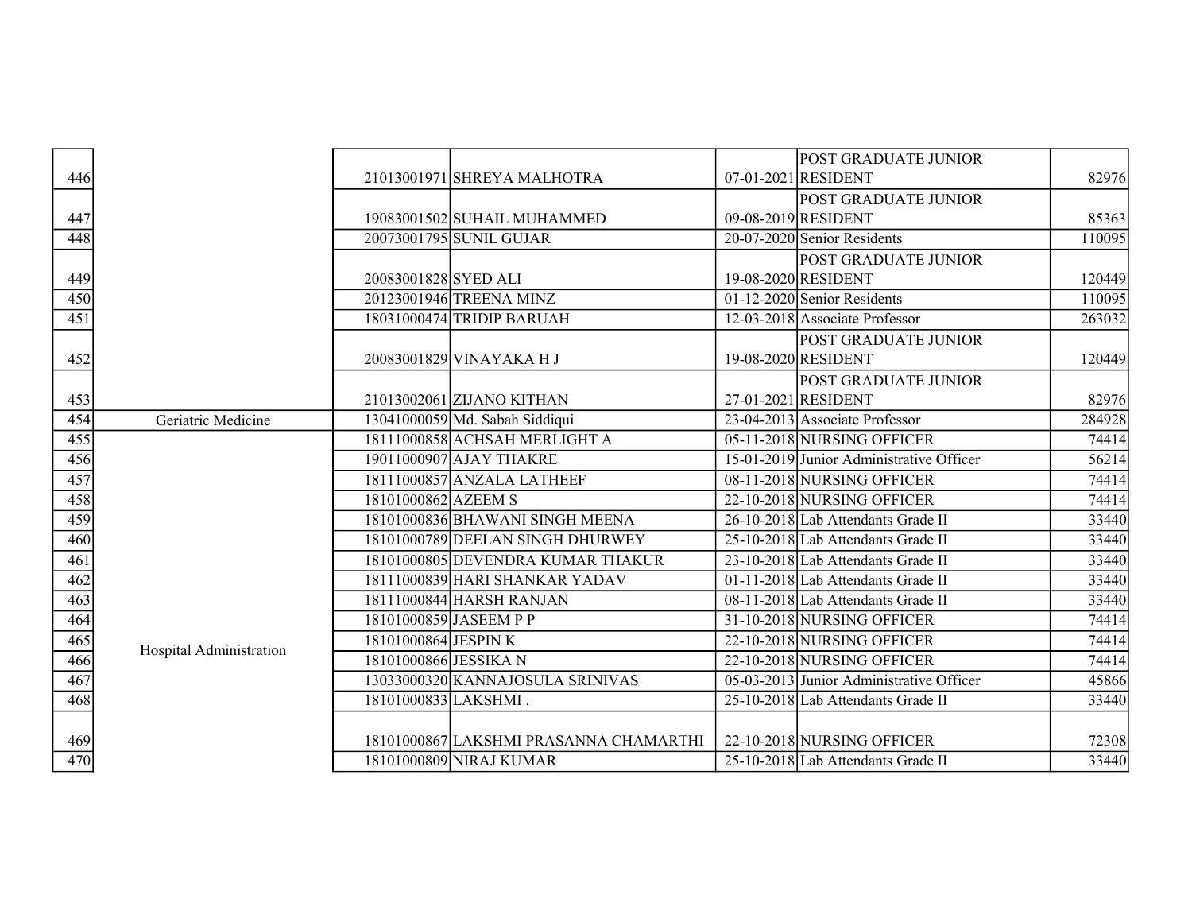| | | | | | | |
|---|---|---|---|---|---|---|
| 446 | | 21013001971 | SHREYA MALHOTRA | 07-01-2021 | POST GRADUATE JUNIOR RESIDENT | 82976 |
| 447 | | 19083001502 | SUHAIL MUHAMMED | 09-08-2019 | POST GRADUATE JUNIOR RESIDENT | 85363 |
| 448 | | 20073001795 | SUNIL GUJAR | 20-07-2020 | Senior Residents | 110095 |
| 449 | | 20083001828 | SYED ALI | 19-08-2020 | POST GRADUATE JUNIOR RESIDENT | 120449 |
| 450 | | 20123001946 | TREENA MINZ | 01-12-2020 | Senior Residents | 110095 |
| 451 | | 18031000474 | TRIDIP BARUAH | 12-03-2018 | Associate Professor | 263032 |
| 452 | | 20083001829 | VINAYAKA H J | 19-08-2020 | POST GRADUATE JUNIOR RESIDENT | 120449 |
| 453 | | 21013002061 | ZIJANO KITHAN | 27-01-2021 | POST GRADUATE JUNIOR RESIDENT | 82976 |
| 454 | Geriatric Medicine | 13041000059 | Md. Sabah Siddiqui | 23-04-2013 | Associate Professor | 284928 |
| 455 | Hospital Administration | 18111000858 | ACHSAH MERLIGHT A | 05-11-2018 | NURSING OFFICER | 74414 |
| 456 | | 19011000907 | AJAY THAKRE | 15-01-2019 | Junior Administrative Officer | 56214 |
| 457 | | 18111000857 | ANZALA LATHEEF | 08-11-2018 | NURSING OFFICER | 74414 |
| 458 | | 18101000862 | AZEEM S | 22-10-2018 | NURSING OFFICER | 74414 |
| 459 | | 18101000836 | BHAWANI SINGH MEENA | 26-10-2018 | Lab Attendants Grade II | 33440 |
| 460 | | 18101000789 | DEELAN SINGH DHURWEY | 25-10-2018 | Lab Attendants Grade II | 33440 |
| 461 | | 18101000805 | DEVENDRA KUMAR THAKUR | 23-10-2018 | Lab Attendants Grade II | 33440 |
| 462 | | 18111000839 | HARI SHANKAR YADAV | 01-11-2018 | Lab Attendants Grade II | 33440 |
| 463 | | 18111000844 | HARSH RANJAN | 08-11-2018 | Lab Attendants Grade II | 33440 |
| 464 | | 18101000859 | JASEEM P P | 31-10-2018 | NURSING OFFICER | 74414 |
| 465 | | 18101000864 | JESPIN K | 22-10-2018 | NURSING OFFICER | 74414 |
| 466 | | 18101000866 | JESSIKA N | 22-10-2018 | NURSING OFFICER | 74414 |
| 467 | | 13033000320 | KANNAJOSULA SRINIVAS | 05-03-2013 | Junior Administrative Officer | 45866 |
| 468 | | 18101000833 | LAKSHMI . | 25-10-2018 | Lab Attendants Grade II | 33440 |
| 469 | | 18101000867 | LAKSHMI PRASANNA CHAMARTHI | 22-10-2018 | NURSING OFFICER | 72308 |
| 470 | | 18101000809 | NIRAJ KUMAR | 25-10-2018 | Lab Attendants Grade II | 33440 |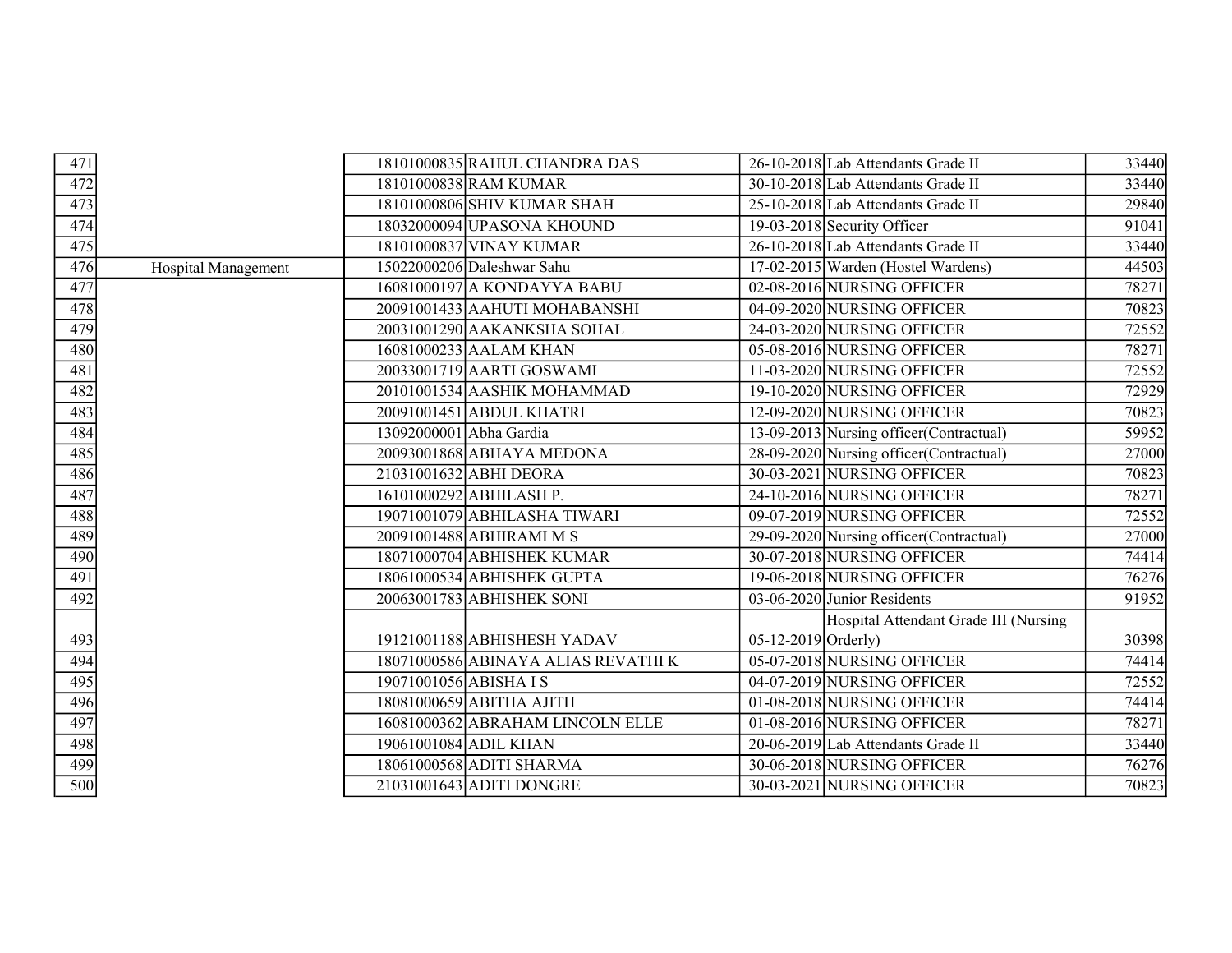| | | | | | | |
|---|---|---|---|---|---|---|
| 471 | | 18101000835 | RAHUL CHANDRA DAS | 26-10-2018 | Lab Attendants Grade II | 33440 |
| 472 | | 18101000838 | RAM KUMAR | 30-10-2018 | Lab Attendants Grade II | 33440 |
| 473 | | 18101000806 | SHIV KUMAR SHAH | 25-10-2018 | Lab Attendants Grade II | 29840 |
| 474 | | 18032000094 | UPASONA KHOUND | 19-03-2018 | Security Officer | 91041 |
| 475 | | 18101000837 | VINAY KUMAR | 26-10-2018 | Lab Attendants Grade II | 33440 |
| 476 | Hospital Management | 15022000206 | Daleshwar Sahu | 17-02-2015 | Warden (Hostel Wardens) | 44503 |
| 477 | | 16081000197 | A KONDAYYA BABU | 02-08-2016 | NURSING OFFICER | 78271 |
| 478 | | 20091001433 | AAHUTI MOHABANSHI | 04-09-2020 | NURSING OFFICER | 70823 |
| 479 | | 20031001290 | AAKANKSHA SOHAL | 24-03-2020 | NURSING OFFICER | 72552 |
| 480 | | 16081000233 | AALAM KHAN | 05-08-2016 | NURSING OFFICER | 78271 |
| 481 | | 20033001719 | AARTI GOSWAMI | 11-03-2020 | NURSING OFFICER | 72552 |
| 482 | | 20101001534 | AASHIK MOHAMMAD | 19-10-2020 | NURSING OFFICER | 72929 |
| 483 | | 20091001451 | ABDUL KHATRI | 12-09-2020 | NURSING OFFICER | 70823 |
| 484 | | 13092000001 | Abha Gardia | 13-09-2013 | Nursing officer(Contractual) | 59952 |
| 485 | | 20093001868 | ABHAYA MEDONA | 28-09-2020 | Nursing officer(Contractual) | 27000 |
| 486 | | 21031001632 | ABHI DEORA | 30-03-2021 | NURSING OFFICER | 70823 |
| 487 | | 16101000292 | ABHILASH P. | 24-10-2016 | NURSING OFFICER | 78271 |
| 488 | | 19071001079 | ABHILASHA TIWARI | 09-07-2019 | NURSING OFFICER | 72552 |
| 489 | | 20091001488 | ABHIRAMI M S | 29-09-2020 | Nursing officer(Contractual) | 27000 |
| 490 | | 18071000704 | ABHISHEK KUMAR | 30-07-2018 | NURSING OFFICER | 74414 |
| 491 | | 18061000534 | ABHISHEK GUPTA | 19-06-2018 | NURSING OFFICER | 76276 |
| 492 | | 20063001783 | ABHISHEK SONI | 03-06-2020 | Junior Residents | 91952 |
| 493 | | 19121001188 | ABHISHESH YADAV | 05-12-2019 | Hospital Attendant Grade III (Nursing Orderly) | 30398 |
| 494 | | 18071000586 | ABINAYA ALIAS REVATHI K | 05-07-2018 | NURSING OFFICER | 74414 |
| 495 | | 19071001056 | ABISHA I S | 04-07-2019 | NURSING OFFICER | 72552 |
| 496 | | 18081000659 | ABITHA AJITH | 01-08-2018 | NURSING OFFICER | 74414 |
| 497 | | 16081000362 | ABRAHAM LINCOLN ELLE | 01-08-2016 | NURSING OFFICER | 78271 |
| 498 | | 19061001084 | ADIL KHAN | 20-06-2019 | Lab Attendants Grade II | 33440 |
| 499 | | 18061000568 | ADITI SHARMA | 30-06-2018 | NURSING OFFICER | 76276 |
| 500 | | 21031001643 | ADITI DONGRE | 30-03-2021 | NURSING OFFICER | 70823 |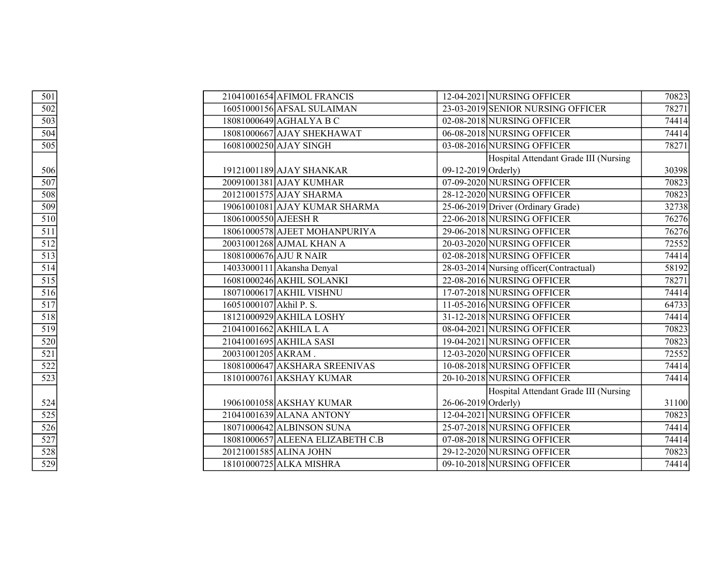| | | | | | |
|---|---|---|---|---|---|
| 501 | 21041001654 | AFIMOL FRANCIS | 12-04-2021 | NURSING OFFICER | 70823 |
| 502 | 16051000156 | AFSAL SULAIMAN | 23-03-2019 | SENIOR NURSING OFFICER | 78271 |
| 503 | 18081000649 | AGHALYA B C | 02-08-2018 | NURSING OFFICER | 74414 |
| 504 | 18081000667 | AJAY SHEKHAWAT | 06-08-2018 | NURSING OFFICER | 74414 |
| 505 | 16081000250 | AJAY SINGH | 03-08-2016 | NURSING OFFICER | 78271 |
| 506 | 19121001189 | AJAY SHANKAR | 09-12-2019 | Hospital Attendant Grade III (Nursing Orderly) | 30398 |
| 507 | 20091001381 | AJAY KUMHAR | 07-09-2020 | NURSING OFFICER | 70823 |
| 508 | 20121001575 | AJAY SHARMA | 28-12-2020 | NURSING OFFICER | 70823 |
| 509 | 19061001081 | AJAY KUMAR SHARMA | 25-06-2019 | Driver (Ordinary Grade) | 32738 |
| 510 | 18061000550 | AJEESH R | 22-06-2018 | NURSING OFFICER | 76276 |
| 511 | 18061000578 | AJEET MOHANPURIYA | 29-06-2018 | NURSING OFFICER | 76276 |
| 512 | 20031001268 | AJMAL KHAN A | 20-03-2020 | NURSING OFFICER | 72552 |
| 513 | 18081000676 | AJU R NAIR | 02-08-2018 | NURSING OFFICER | 74414 |
| 514 | 14033000111 | Akansha Denyal | 28-03-2014 | Nursing officer(Contractual) | 58192 |
| 515 | 16081000246 | AKHIL SOLANKI | 22-08-2016 | NURSING OFFICER | 78271 |
| 516 | 18071000617 | AKHIL VISHNU | 17-07-2018 | NURSING OFFICER | 74414 |
| 517 | 16051000107 | Akhil P. S. | 11-05-2016 | NURSING OFFICER | 64733 |
| 518 | 18121000929 | AKHILA LOSHY | 31-12-2018 | NURSING OFFICER | 74414 |
| 519 | 21041001662 | AKHILA L A | 08-04-2021 | NURSING OFFICER | 70823 |
| 520 | 21041001695 | AKHILA SASI | 19-04-2021 | NURSING OFFICER | 70823 |
| 521 | 20031001205 | AKRAM . | 12-03-2020 | NURSING OFFICER | 72552 |
| 522 | 18081000647 | AKSHARA SREENIVAS | 10-08-2018 | NURSING OFFICER | 74414 |
| 523 | 18101000761 | AKSHAY KUMAR | 20-10-2018 | NURSING OFFICER | 74414 |
| 524 | 19061001058 | AKSHAY KUMAR | 26-06-2019 | Hospital Attendant Grade III (Nursing Orderly) | 31100 |
| 525 | 21041001639 | ALANA ANTONY | 12-04-2021 | NURSING OFFICER | 70823 |
| 526 | 18071000642 | ALBINSON SUNA | 25-07-2018 | NURSING OFFICER | 74414 |
| 527 | 18081000657 | ALEENA ELIZABETH C.B | 07-08-2018 | NURSING OFFICER | 74414 |
| 528 | 20121001585 | ALINA JOHN | 29-12-2020 | NURSING OFFICER | 70823 |
| 529 | 18101000725 | ALKA MISHRA | 09-10-2018 | NURSING OFFICER | 74414 |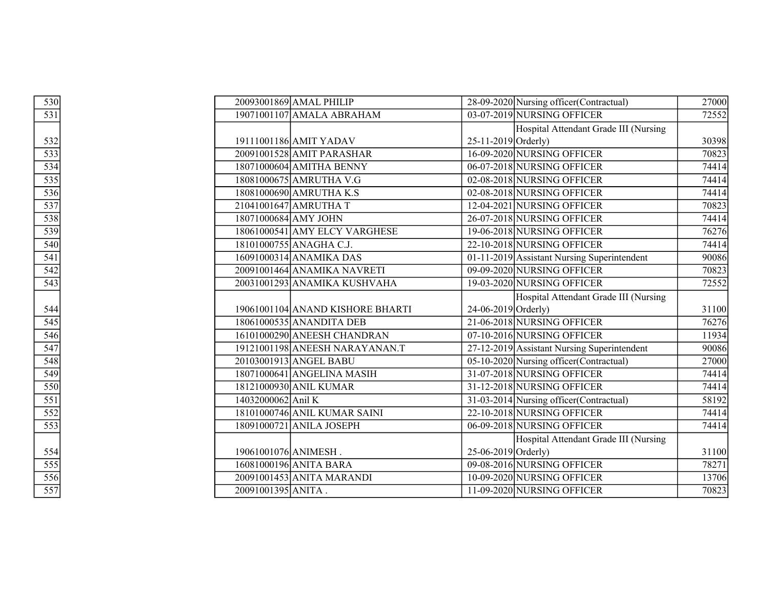| | | | | | |
|---|---|---|---|---|---|
| 530 | 20093001869 | AMAL PHILIP | 28-09-2020 | Nursing officer(Contractual) | 27000 |
| 531 | 19071001107 | AMALA ABRAHAM | 03-07-2019 | NURSING OFFICER | 72552 |
| 532 | 19111001186 | AMIT YADAV | 25-11-2019 | Hospital Attendant Grade III (Nursing Orderly) | 30398 |
| 533 | 20091001528 | AMIT PARASHAR | 16-09-2020 | NURSING OFFICER | 70823 |
| 534 | 18071000604 | AMITHA BENNY | 06-07-2018 | NURSING OFFICER | 74414 |
| 535 | 18081000675 | AMRUTHA V.G | 02-08-2018 | NURSING OFFICER | 74414 |
| 536 | 18081000690 | AMRUTHA K.S | 02-08-2018 | NURSING OFFICER | 74414 |
| 537 | 21041001647 | AMRUTHA T | 12-04-2021 | NURSING OFFICER | 70823 |
| 538 | 18071000684 | AMY JOHN | 26-07-2018 | NURSING OFFICER | 74414 |
| 539 | 18061000541 | AMY ELCY VARGHESE | 19-06-2018 | NURSING OFFICER | 76276 |
| 540 | 18101000755 | ANAGHA C.J. | 22-10-2018 | NURSING OFFICER | 74414 |
| 541 | 16091000314 | ANAMIKA DAS | 01-11-2019 | Assistant Nursing Superintendent | 90086 |
| 542 | 20091001464 | ANAMIKA NAVRETI | 09-09-2020 | NURSING OFFICER | 70823 |
| 543 | 20031001293 | ANAMIKA KUSHVAHA | 19-03-2020 | NURSING OFFICER | 72552 |
| 544 | 19061001104 | ANAND KISHORE BHARTI | 24-06-2019 | Hospital Attendant Grade III (Nursing Orderly) | 31100 |
| 545 | 18061000535 | ANANDITA DEB | 21-06-2018 | NURSING OFFICER | 76276 |
| 546 | 16101000290 | ANEESH CHANDRAN | 07-10-2016 | NURSING OFFICER | 11934 |
| 547 | 19121001198 | ANEESH NARAYANAN.T | 27-12-2019 | Assistant Nursing Superintendent | 90086 |
| 548 | 20103001913 | ANGEL BABU | 05-10-2020 | Nursing officer(Contractual) | 27000 |
| 549 | 18071000641 | ANGELINA MASIH | 31-07-2018 | NURSING OFFICER | 74414 |
| 550 | 18121000930 | ANIL KUMAR | 31-12-2018 | NURSING OFFICER | 74414 |
| 551 | 14032000062 | Anil K | 31-03-2014 | Nursing officer(Contractual) | 58192 |
| 552 | 18101000746 | ANIL KUMAR SAINI | 22-10-2018 | NURSING OFFICER | 74414 |
| 553 | 18091000721 | ANILA JOSEPH | 06-09-2018 | NURSING OFFICER | 74414 |
| 554 | 19061001076 | ANIMESH . | 25-06-2019 | Hospital Attendant Grade III (Nursing Orderly) | 31100 |
| 555 | 16081000196 | ANITA BARA | 09-08-2016 | NURSING OFFICER | 78271 |
| 556 | 20091001453 | ANITA MARANDI | 10-09-2020 | NURSING OFFICER | 13706 |
| 557 | 20091001395 | ANITA . | 11-09-2020 | NURSING OFFICER | 70823 |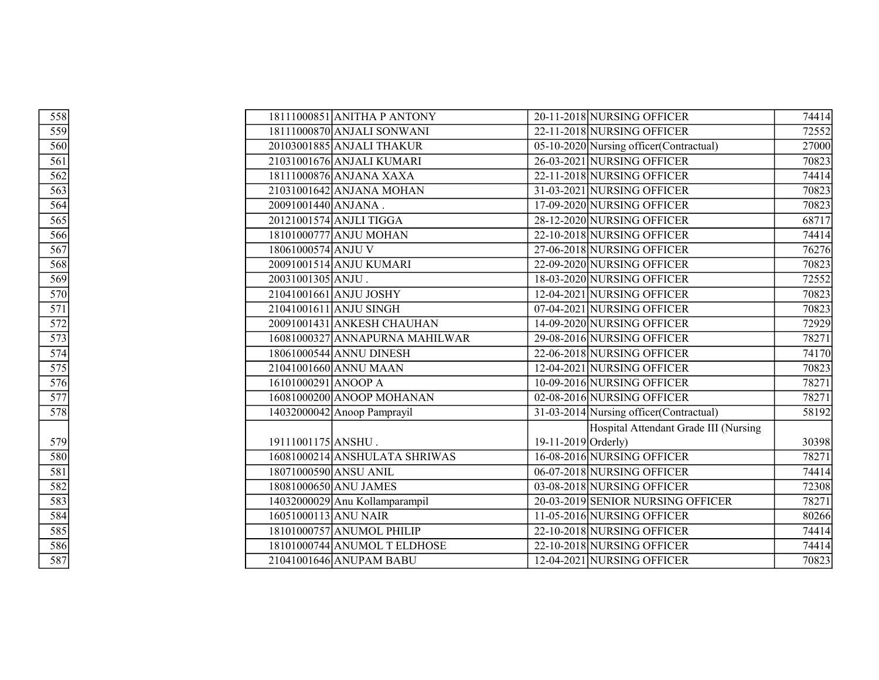| | | | | | |
|---|---|---|---|---|---|
| 558 | 18111000851 | ANITHA P ANTONY | 20-11-2018 | NURSING OFFICER | 74414 |
| 559 | 18111000870 | ANJALI SONWANI | 22-11-2018 | NURSING OFFICER | 72552 |
| 560 | 20103001885 | ANJALI THAKUR | 05-10-2020 | Nursing officer(Contractual) | 27000 |
| 561 | 21031001676 | ANJALI KUMARI | 26-03-2021 | NURSING OFFICER | 70823 |
| 562 | 18111000876 | ANJANA XAXA | 22-11-2018 | NURSING OFFICER | 74414 |
| 563 | 21031001642 | ANJANA MOHAN | 31-03-2021 | NURSING OFFICER | 70823 |
| 564 | 20091001440 | ANJANA . | 17-09-2020 | NURSING OFFICER | 70823 |
| 565 | 20121001574 | ANJLI TIGGA | 28-12-2020 | NURSING OFFICER | 68717 |
| 566 | 18101000777 | ANJU MOHAN | 22-10-2018 | NURSING OFFICER | 74414 |
| 567 | 18061000574 | ANJU V | 27-06-2018 | NURSING OFFICER | 76276 |
| 568 | 20091001514 | ANJU KUMARI | 22-09-2020 | NURSING OFFICER | 70823 |
| 569 | 20031001305 | ANJU . | 18-03-2020 | NURSING OFFICER | 72552 |
| 570 | 21041001661 | ANJU JOSHY | 12-04-2021 | NURSING OFFICER | 70823 |
| 571 | 21041001611 | ANJU SINGH | 07-04-2021 | NURSING OFFICER | 70823 |
| 572 | 20091001431 | ANKESH CHAUHAN | 14-09-2020 | NURSING OFFICER | 72929 |
| 573 | 16081000327 | ANNAPURNA MAHILWAR | 29-08-2016 | NURSING OFFICER | 78271 |
| 574 | 18061000544 | ANNU DINESH | 22-06-2018 | NURSING OFFICER | 74170 |
| 575 | 21041001660 | ANNU MAAN | 12-04-2021 | NURSING OFFICER | 70823 |
| 576 | 16101000291 | ANOOP A | 10-09-2016 | NURSING OFFICER | 78271 |
| 577 | 16081000200 | ANOOP MOHANAN | 02-08-2016 | NURSING OFFICER | 78271 |
| 578 | 14032000042 | Anoop Pamprayil | 31-03-2014 | Nursing officer(Contractual) | 58192 |
| 579 | 19111001175 | ANSHU . | 19-11-2019 | Hospital Attendant Grade III (Nursing Orderly) | 30398 |
| 580 | 16081000214 | ANSHULATA SHRIWAS | 16-08-2016 | NURSING OFFICER | 78271 |
| 581 | 18071000590 | ANSU ANIL | 06-07-2018 | NURSING OFFICER | 74414 |
| 582 | 18081000650 | ANU JAMES | 03-08-2018 | NURSING OFFICER | 72308 |
| 583 | 14032000029 | Anu Kollamparampil | 20-03-2019 | SENIOR NURSING OFFICER | 78271 |
| 584 | 16051000113 | ANU NAIR | 11-05-2016 | NURSING OFFICER | 80266 |
| 585 | 18101000757 | ANUMOL PHILIP | 22-10-2018 | NURSING OFFICER | 74414 |
| 586 | 18101000744 | ANUMOL T ELDHOSE | 22-10-2018 | NURSING OFFICER | 74414 |
| 587 | 21041001646 | ANUPAM BABU | 12-04-2021 | NURSING OFFICER | 70823 |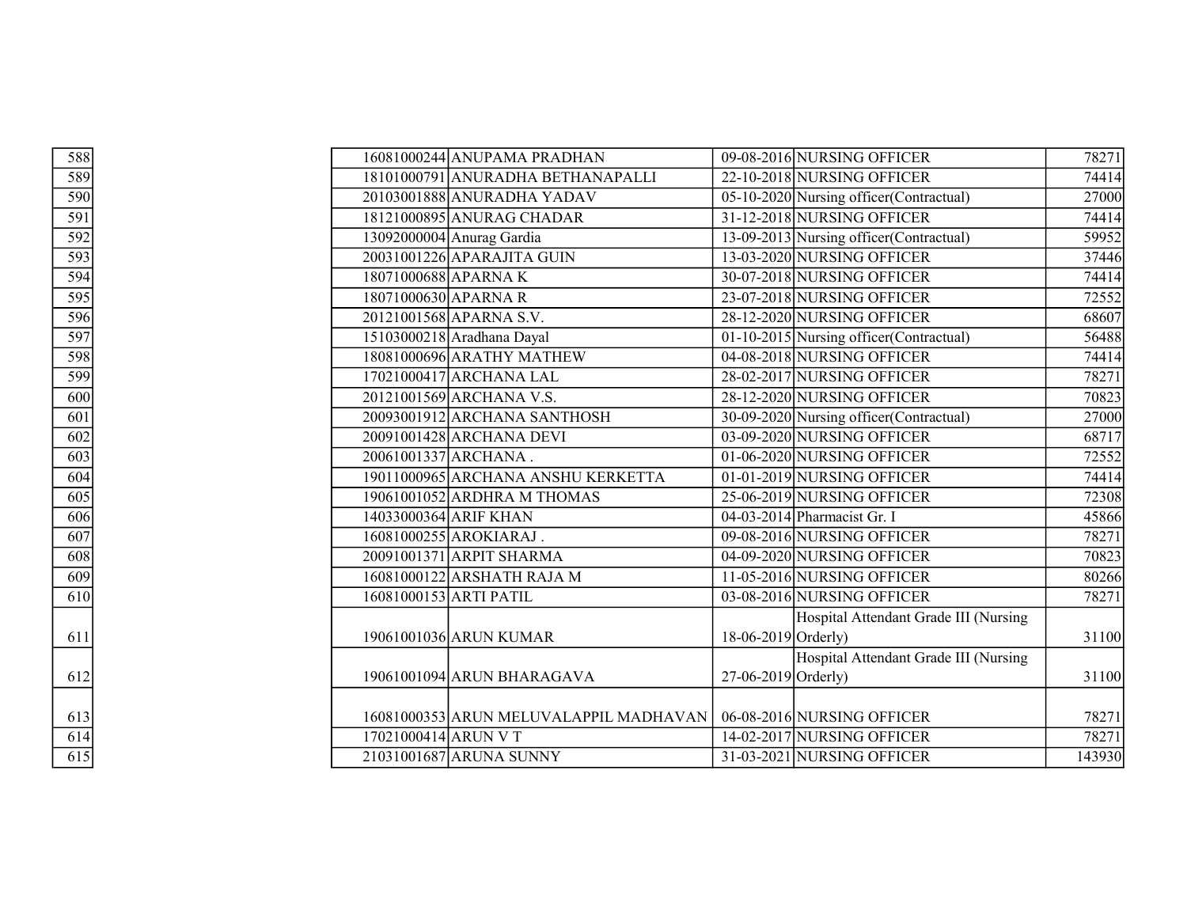| | | | | | |
|---|---|---|---|---|---|
| 588 | 16081000244 | ANUPAMA PRADHAN | 09-08-2016 | NURSING OFFICER | 78271 |
| 589 | 18101000791 | ANURADHA BETHANAPALLI | 22-10-2018 | NURSING OFFICER | 74414 |
| 590 | 20103001888 | ANURADHA YADAV | 05-10-2020 | Nursing officer(Contractual) | 27000 |
| 591 | 18121000895 | ANURAG CHADAR | 31-12-2018 | NURSING OFFICER | 74414 |
| 592 | 13092000004 | Anurag Gardia | 13-09-2013 | Nursing officer(Contractual) | 59952 |
| 593 | 20031001226 | APARAJITA GUIN | 13-03-2020 | NURSING OFFICER | 37446 |
| 594 | 18071000688 | APARNA K | 30-07-2018 | NURSING OFFICER | 74414 |
| 595 | 18071000630 | APARNA R | 23-07-2018 | NURSING OFFICER | 72552 |
| 596 | 20121001568 | APARNA S.V. | 28-12-2020 | NURSING OFFICER | 68607 |
| 597 | 15103000218 | Aradhana Dayal | 01-10-2015 | Nursing officer(Contractual) | 56488 |
| 598 | 18081000696 | ARATHY MATHEW | 04-08-2018 | NURSING OFFICER | 74414 |
| 599 | 17021000417 | ARCHANA LAL | 28-02-2017 | NURSING OFFICER | 78271 |
| 600 | 20121001569 | ARCHANA V.S. | 28-12-2020 | NURSING OFFICER | 70823 |
| 601 | 20093001912 | ARCHANA SANTHOSH | 30-09-2020 | Nursing officer(Contractual) | 27000 |
| 602 | 20091001428 | ARCHANA DEVI | 03-09-2020 | NURSING OFFICER | 68717 |
| 603 | 20061001337 | ARCHANA . | 01-06-2020 | NURSING OFFICER | 72552 |
| 604 | 19011000965 | ARCHANA ANSHU KERKETTA | 01-01-2019 | NURSING OFFICER | 74414 |
| 605 | 19061001052 | ARDHRA M THOMAS | 25-06-2019 | NURSING OFFICER | 72308 |
| 606 | 14033000364 | ARIF KHAN | 04-03-2014 | Pharmacist Gr. I | 45866 |
| 607 | 16081000255 | AROKIARAJ . | 09-08-2016 | NURSING OFFICER | 78271 |
| 608 | 20091001371 | ARPIT SHARMA | 04-09-2020 | NURSING OFFICER | 70823 |
| 609 | 16081000122 | ARSHATH RAJA M | 11-05-2016 | NURSING OFFICER | 80266 |
| 610 | 16081000153 | ARTI PATIL | 03-08-2016 | NURSING OFFICER | 78271 |
| 611 | 19061001036 | ARUN KUMAR | 18-06-2019 | Hospital Attendant Grade III (Nursing Orderly) | 31100 |
| 612 | 19061001094 | ARUN BHARAGAVA | 27-06-2019 | Hospital Attendant Grade III (Nursing Orderly) | 31100 |
| 613 | 16081000353 | ARUN MELUVALAPPIL MADHAVAN | 06-08-2016 | NURSING OFFICER | 78271 |
| 614 | 17021000414 | ARUN V T | 14-02-2017 | NURSING OFFICER | 78271 |
| 615 | 21031001687 | ARUNA SUNNY | 31-03-2021 | NURSING OFFICER | 143930 |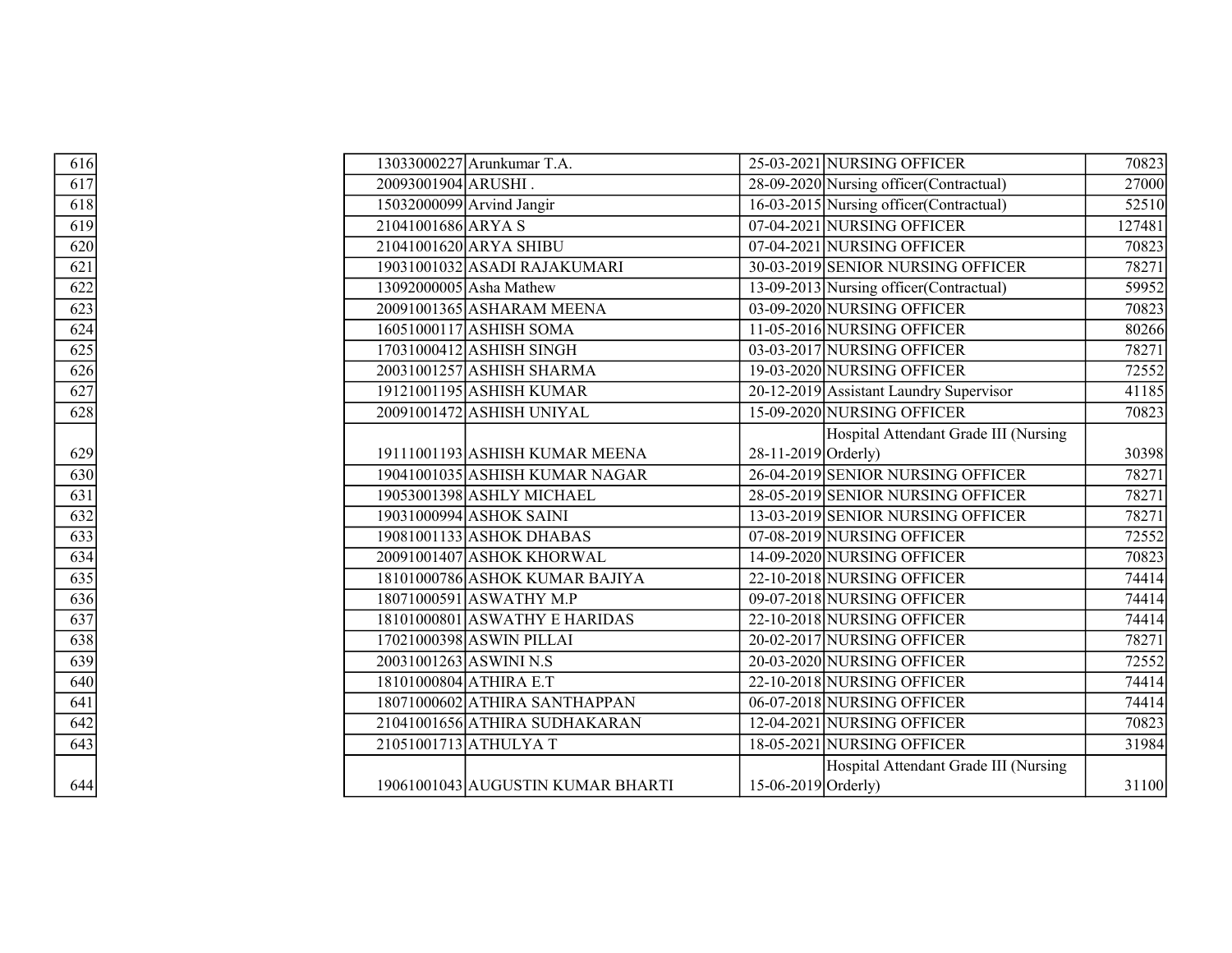| | | | | | |
|---|---|---|---|---|---|
| 616 | 13033000227 | Arunkumar T.A. | 25-03-2021 | NURSING OFFICER | 70823 |
| 617 | 20093001904 | ARUSHI . | 28-09-2020 | Nursing officer(Contractual) | 27000 |
| 618 | 15032000099 | Arvind Jangir | 16-03-2015 | Nursing officer(Contractual) | 52510 |
| 619 | 21041001686 | ARYA S | 07-04-2021 | NURSING OFFICER | 127481 |
| 620 | 21041001620 | ARYA SHIBU | 07-04-2021 | NURSING OFFICER | 70823 |
| 621 | 19031001032 | ASADI RAJAKUMARI | 30-03-2019 | SENIOR NURSING OFFICER | 78271 |
| 622 | 13092000005 | Asha Mathew | 13-09-2013 | Nursing officer(Contractual) | 59952 |
| 623 | 20091001365 | ASHARAM MEENA | 03-09-2020 | NURSING OFFICER | 70823 |
| 624 | 16051000117 | ASHISH SOMA | 11-05-2016 | NURSING OFFICER | 80266 |
| 625 | 17031000412 | ASHISH SINGH | 03-03-2017 | NURSING OFFICER | 78271 |
| 626 | 20031001257 | ASHISH SHARMA | 19-03-2020 | NURSING OFFICER | 72552 |
| 627 | 19121001195 | ASHISH KUMAR | 20-12-2019 | Assistant Laundry Supervisor | 41185 |
| 628 | 20091001472 | ASHISH UNIYAL | 15-09-2020 | NURSING OFFICER | 70823 |
| 629 | 19111001193 | ASHISH KUMAR MEENA | 28-11-2019 | Hospital Attendant Grade III (Nursing Orderly) | 30398 |
| 630 | 19041001035 | ASHISH KUMAR NAGAR | 26-04-2019 | SENIOR NURSING OFFICER | 78271 |
| 631 | 19053001398 | ASHLY MICHAEL | 28-05-2019 | SENIOR NURSING OFFICER | 78271 |
| 632 | 19031000994 | ASHOK SAINI | 13-03-2019 | SENIOR NURSING OFFICER | 78271 |
| 633 | 19081001133 | ASHOK DHABAS | 07-08-2019 | NURSING OFFICER | 72552 |
| 634 | 20091001407 | ASHOK KHORWAL | 14-09-2020 | NURSING OFFICER | 70823 |
| 635 | 18101000786 | ASHOK KUMAR BAJIYA | 22-10-2018 | NURSING OFFICER | 74414 |
| 636 | 18071000591 | ASWATHY M.P | 09-07-2018 | NURSING OFFICER | 74414 |
| 637 | 18101000801 | ASWATHY E HARIDAS | 22-10-2018 | NURSING OFFICER | 74414 |
| 638 | 17021000398 | ASWIN PILLAI | 20-02-2017 | NURSING OFFICER | 78271 |
| 639 | 20031001263 | ASWINI N.S | 20-03-2020 | NURSING OFFICER | 72552 |
| 640 | 18101000804 | ATHIRA E.T | 22-10-2018 | NURSING OFFICER | 74414 |
| 641 | 18071000602 | ATHIRA SANTHAPPAN | 06-07-2018 | NURSING OFFICER | 74414 |
| 642 | 21041001656 | ATHIRA SUDHAKARAN | 12-04-2021 | NURSING OFFICER | 70823 |
| 643 | 21051001713 | ATHULYA T | 18-05-2021 | NURSING OFFICER | 31984 |
| 644 | 19061001043 | AUGUSTIN KUMAR BHARTI | 15-06-2019 | Hospital Attendant Grade III (Nursing Orderly) | 31100 |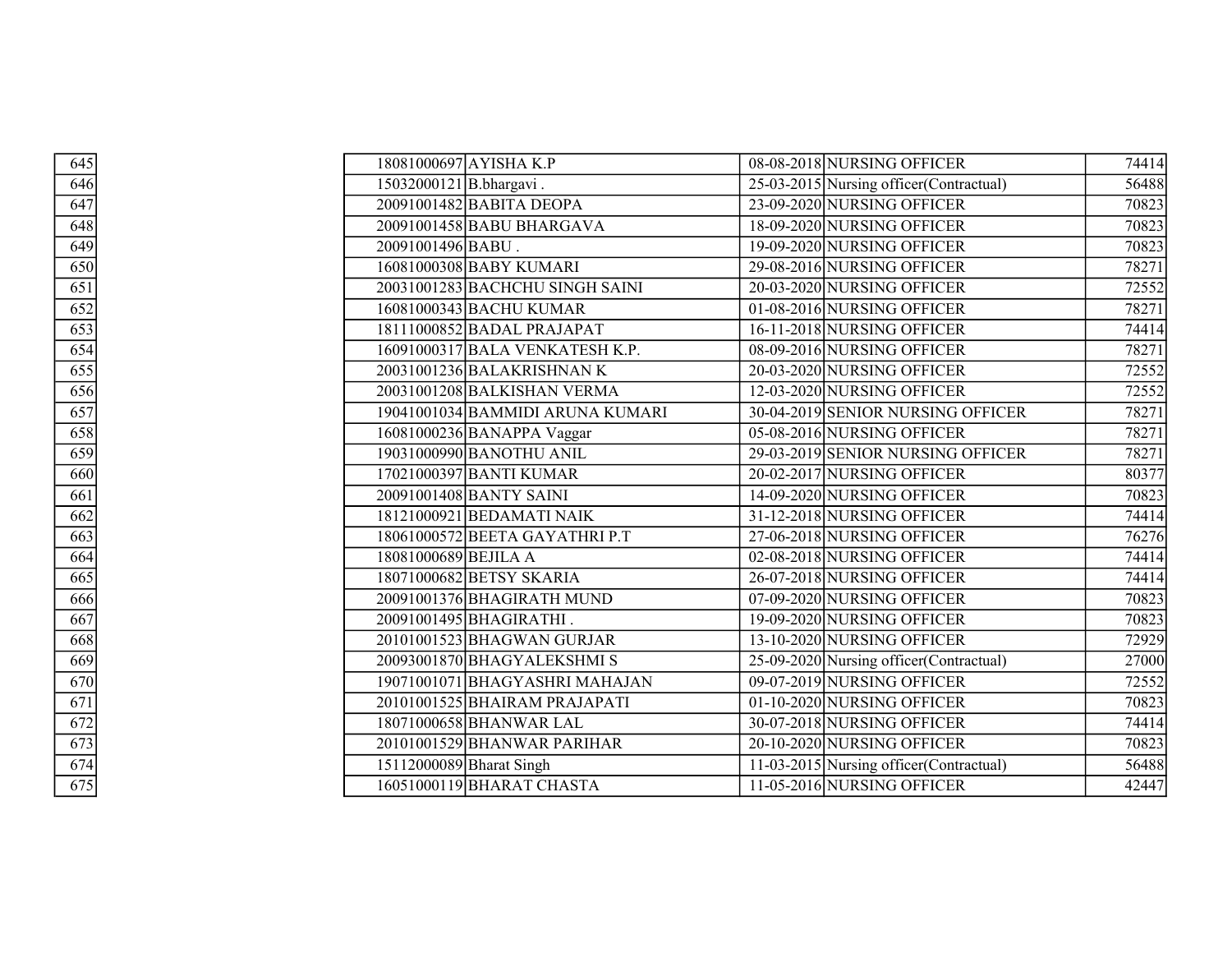| | | | | | |
|---|---|---|---|---|---|
| 645 | 18081000697 | AYISHA K.P | 08-08-2018 | NURSING OFFICER | 74414 |
| 646 | 15032000121 | B.bhargavi . | 25-03-2015 | Nursing officer(Contractual) | 56488 |
| 647 | 20091001482 | BABITA DEOPA | 23-09-2020 | NURSING OFFICER | 70823 |
| 648 | 20091001458 | BABU BHARGAVA | 18-09-2020 | NURSING OFFICER | 70823 |
| 649 | 20091001496 | BABU . | 19-09-2020 | NURSING OFFICER | 70823 |
| 650 | 16081000308 | BABY KUMARI | 29-08-2016 | NURSING OFFICER | 78271 |
| 651 | 20031001283 | BACHCHU SINGH SAINI | 20-03-2020 | NURSING OFFICER | 72552 |
| 652 | 16081000343 | BACHU KUMAR | 01-08-2016 | NURSING OFFICER | 78271 |
| 653 | 18111000852 | BADAL PRAJAPAT | 16-11-2018 | NURSING OFFICER | 74414 |
| 654 | 16091000317 | BALA VENKATESH K.P. | 08-09-2016 | NURSING OFFICER | 78271 |
| 655 | 20031001236 | BALAKRISHNAN K | 20-03-2020 | NURSING OFFICER | 72552 |
| 656 | 20031001208 | BALKISHAN VERMA | 12-03-2020 | NURSING OFFICER | 72552 |
| 657 | 19041001034 | BAMMIDI ARUNA KUMARI | 30-04-2019 | SENIOR NURSING OFFICER | 78271 |
| 658 | 16081000236 | BANAPPA Vaggar | 05-08-2016 | NURSING OFFICER | 78271 |
| 659 | 19031000990 | BANOTHU ANIL | 29-03-2019 | SENIOR NURSING OFFICER | 78271 |
| 660 | 17021000397 | BANTI KUMAR | 20-02-2017 | NURSING OFFICER | 80377 |
| 661 | 20091001408 | BANTY SAINI | 14-09-2020 | NURSING OFFICER | 70823 |
| 662 | 18121000921 | BEDAMATI NAIK | 31-12-2018 | NURSING OFFICER | 74414 |
| 663 | 18061000572 | BEETA GAYATHRI P.T | 27-06-2018 | NURSING OFFICER | 76276 |
| 664 | 18081000689 | BEJILA A | 02-08-2018 | NURSING OFFICER | 74414 |
| 665 | 18071000682 | BETSY SKARIA | 26-07-2018 | NURSING OFFICER | 74414 |
| 666 | 20091001376 | BHAGIRATH MUND | 07-09-2020 | NURSING OFFICER | 70823 |
| 667 | 20091001495 | BHAGIRATHI . | 19-09-2020 | NURSING OFFICER | 70823 |
| 668 | 20101001523 | BHAGWAN GURJAR | 13-10-2020 | NURSING OFFICER | 72929 |
| 669 | 20093001870 | BHAGYALEKSHMI S | 25-09-2020 | Nursing officer(Contractual) | 27000 |
| 670 | 19071001071 | BHAGYASHRI MAHAJAN | 09-07-2019 | NURSING OFFICER | 72552 |
| 671 | 20101001525 | BHAIRAM PRAJAPATI | 01-10-2020 | NURSING OFFICER | 70823 |
| 672 | 18071000658 | BHANWAR LAL | 30-07-2018 | NURSING OFFICER | 74414 |
| 673 | 20101001529 | BHANWAR PARIHAR | 20-10-2020 | NURSING OFFICER | 70823 |
| 674 | 15112000089 | Bharat Singh | 11-03-2015 | Nursing officer(Contractual) | 56488 |
| 675 | 16051000119 | BHARAT CHASTA | 11-05-2016 | NURSING OFFICER | 42447 |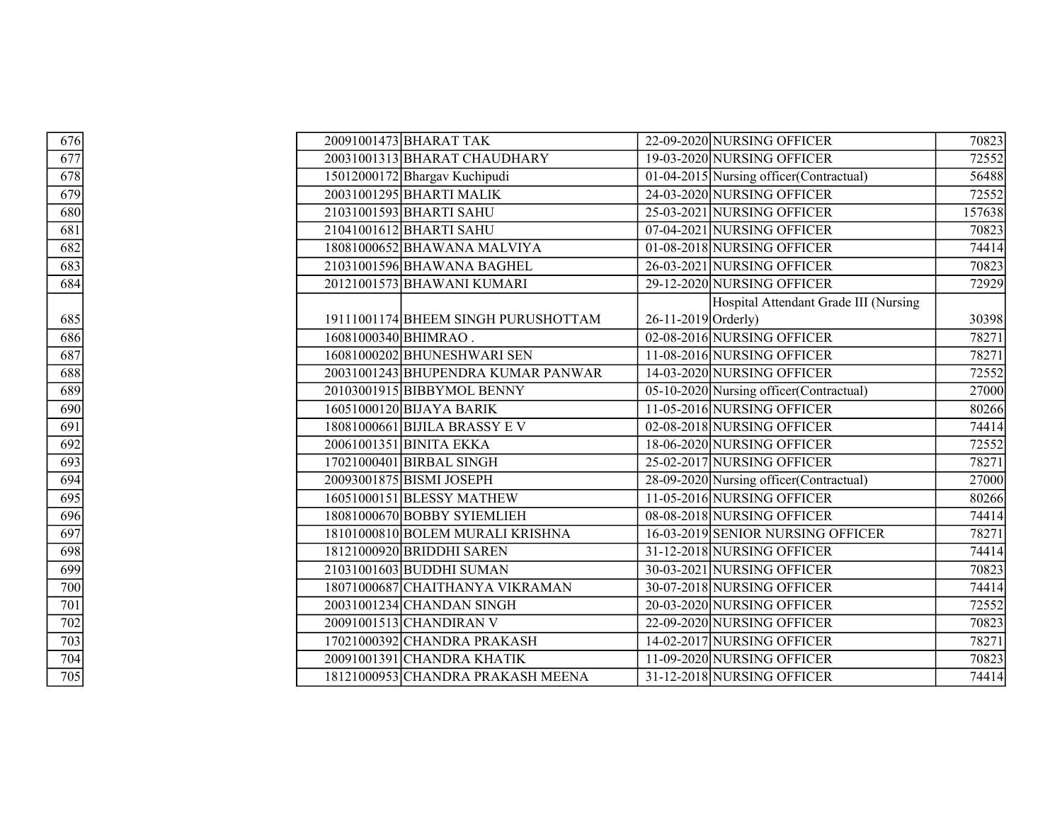| | | | | | |
|---|---|---|---|---|---|
| 676 | 20091001473 | BHARAT TAK | 22-09-2020 | NURSING OFFICER | 70823 |
| 677 | 20031001313 | BHARAT CHAUDHARY | 19-03-2020 | NURSING OFFICER | 72552 |
| 678 | 15012000172 | Bhargav Kuchipudi | 01-04-2015 | Nursing officer(Contractual) | 56488 |
| 679 | 20031001295 | BHARTI MALIK | 24-03-2020 | NURSING OFFICER | 72552 |
| 680 | 21031001593 | BHARTI SAHU | 25-03-2021 | NURSING OFFICER | 157638 |
| 681 | 21041001612 | BHARTI SAHU | 07-04-2021 | NURSING OFFICER | 70823 |
| 682 | 18081000652 | BHAWANA MALVIYA | 01-08-2018 | NURSING OFFICER | 74414 |
| 683 | 21031001596 | BHAWANA BAGHEL | 26-03-2021 | NURSING OFFICER | 70823 |
| 684 | 20121001573 | BHAWANI KUMARI | 29-12-2020 | NURSING OFFICER | 72929 |
| 685 | 19111001174 | BHEEM SINGH PURUSHOTTAM | 26-11-2019 | Hospital Attendant Grade III (Nursing Orderly) | 30398 |
| 686 | 16081000340 | BHIMRAO . | 02-08-2016 | NURSING OFFICER | 78271 |
| 687 | 16081000202 | BHUNESHWARI SEN | 11-08-2016 | NURSING OFFICER | 78271 |
| 688 | 20031001243 | BHUPENDRA KUMAR PANWAR | 14-03-2020 | NURSING OFFICER | 72552 |
| 689 | 20103001915 | BIBBYMOL BENNY | 05-10-2020 | Nursing officer(Contractual) | 27000 |
| 690 | 16051000120 | BIJAYA BARIK | 11-05-2016 | NURSING OFFICER | 80266 |
| 691 | 18081000661 | BIJILA BRASSY E V | 02-08-2018 | NURSING OFFICER | 74414 |
| 692 | 20061001351 | BINITA EKKA | 18-06-2020 | NURSING OFFICER | 72552 |
| 693 | 17021000401 | BIRBAL SINGH | 25-02-2017 | NURSING OFFICER | 78271 |
| 694 | 20093001875 | BISMI JOSEPH | 28-09-2020 | Nursing officer(Contractual) | 27000 |
| 695 | 16051000151 | BLESSY MATHEW | 11-05-2016 | NURSING OFFICER | 80266 |
| 696 | 18081000670 | BOBBY SYIEMLIEH | 08-08-2018 | NURSING OFFICER | 74414 |
| 697 | 18101000810 | BOLEM MURALI KRISHNA | 16-03-2019 | SENIOR NURSING OFFICER | 78271 |
| 698 | 18121000920 | BRIDDHI SAREN | 31-12-2018 | NURSING OFFICER | 74414 |
| 699 | 21031001603 | BUDDHI SUMAN | 30-03-2021 | NURSING OFFICER | 70823 |
| 700 | 18071000687 | CHAITHANYA VIKRAMAN | 30-07-2018 | NURSING OFFICER | 74414 |
| 701 | 20031001234 | CHANDAN SINGH | 20-03-2020 | NURSING OFFICER | 72552 |
| 702 | 20091001513 | CHANDIRAN V | 22-09-2020 | NURSING OFFICER | 70823 |
| 703 | 17021000392 | CHANDRA PRAKASH | 14-02-2017 | NURSING OFFICER | 78271 |
| 704 | 20091001391 | CHANDRA KHATIK | 11-09-2020 | NURSING OFFICER | 70823 |
| 705 | 18121000953 | CHANDRA PRAKASH MEENA | 31-12-2018 | NURSING OFFICER | 74414 |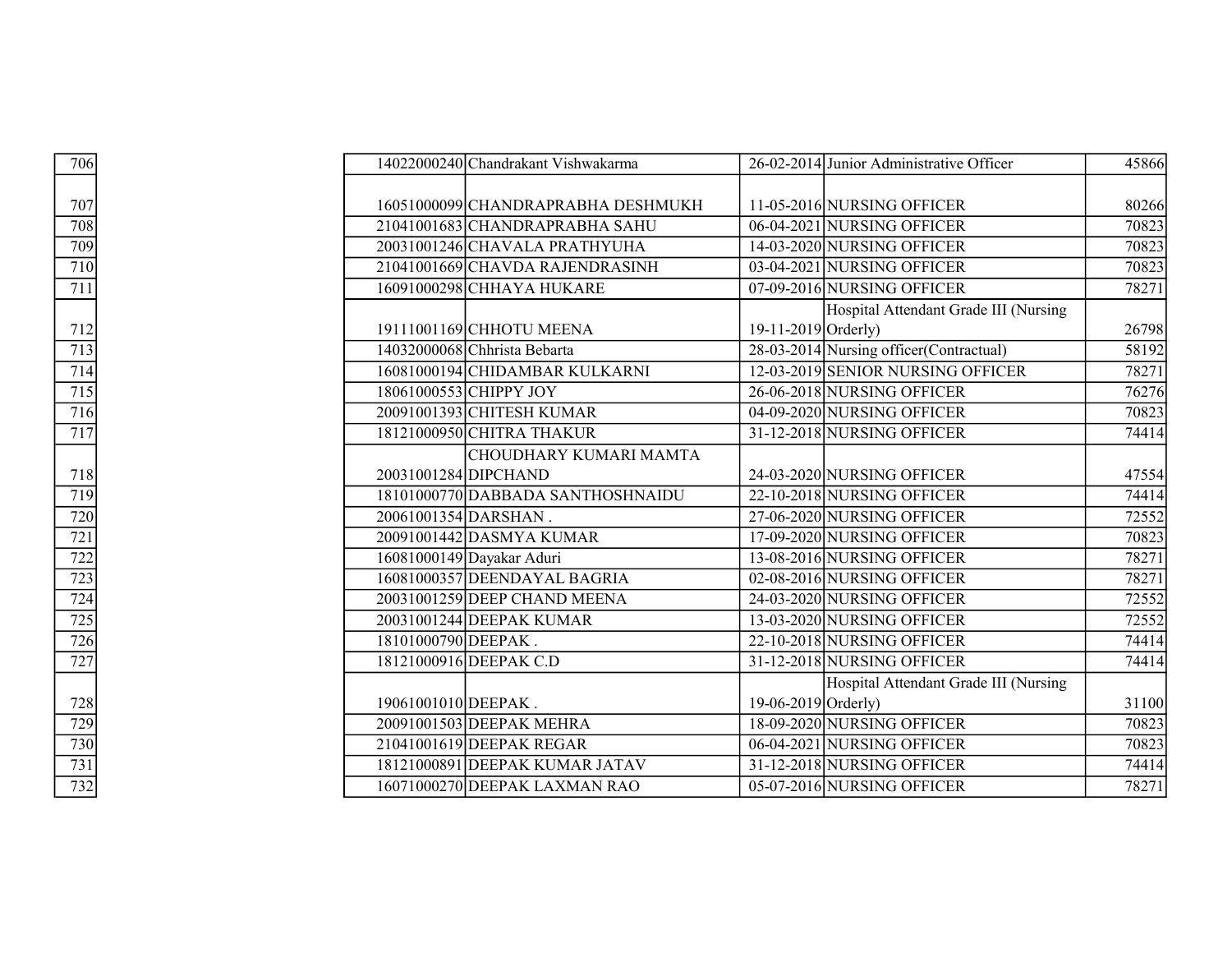| | | | | | |
|---|---|---|---|---|---|
| 706 | 14022000240 | Chandrakant Vishwakarma | 26-02-2014 | Junior Administrative Officer | 45866 |
| 707 | 16051000099 | CHANDRAPRABHA DESHMUKH | 11-05-2016 | NURSING OFFICER | 80266 |
| 708 | 21041001683 | CHANDRAPRABHA SAHU | 06-04-2021 | NURSING OFFICER | 70823 |
| 709 | 20031001246 | CHAVALA PRATHYUHA | 14-03-2020 | NURSING OFFICER | 70823 |
| 710 | 21041001669 | CHAVDA RAJENDRASINH | 03-04-2021 | NURSING OFFICER | 70823 |
| 711 | 16091000298 | CHHAYA HUKARE | 07-09-2016 | NURSING OFFICER | 78271 |
| 712 | 19111001169 | CHHOTU MEENA | 19-11-2019 | Hospital Attendant Grade III (Nursing Orderly) | 26798 |
| 713 | 14032000068 | Chhrista Bebarta | 28-03-2014 | Nursing officer(Contractual) | 58192 |
| 714 | 16081000194 | CHIDAMBAR KULKARNI | 12-03-2019 | SENIOR NURSING OFFICER | 78271 |
| 715 | 18061000553 | CHIPPY JOY | 26-06-2018 | NURSING OFFICER | 76276 |
| 716 | 20091001393 | CHITESH KUMAR | 04-09-2020 | NURSING OFFICER | 70823 |
| 717 | 18121000950 | CHITRA THAKUR | 31-12-2018 | NURSING OFFICER | 74414 |
| 718 | 20031001284 | CHOUDHARY KUMARI MAMTA DIPCHAND | 24-03-2020 | NURSING OFFICER | 47554 |
| 719 | 18101000770 | DABBADA SANTHOSHNAIDU | 22-10-2018 | NURSING OFFICER | 74414 |
| 720 | 20061001354 | DARSHAN . | 27-06-2020 | NURSING OFFICER | 72552 |
| 721 | 20091001442 | DASMYA KUMAR | 17-09-2020 | NURSING OFFICER | 70823 |
| 722 | 16081000149 | Dayakar Aduri | 13-08-2016 | NURSING OFFICER | 78271 |
| 723 | 16081000357 | DEENDAYAL BAGRIA | 02-08-2016 | NURSING OFFICER | 78271 |
| 724 | 20031001259 | DEEP CHAND MEENA | 24-03-2020 | NURSING OFFICER | 72552 |
| 725 | 20031001244 | DEEPAK KUMAR | 13-03-2020 | NURSING OFFICER | 72552 |
| 726 | 18101000790 | DEEPAK . | 22-10-2018 | NURSING OFFICER | 74414 |
| 727 | 18121000916 | DEEPAK C.D | 31-12-2018 | NURSING OFFICER | 74414 |
| 728 | 19061001010 | DEEPAK . | 19-06-2019 | Hospital Attendant Grade III (Nursing Orderly) | 31100 |
| 729 | 20091001503 | DEEPAK MEHRA | 18-09-2020 | NURSING OFFICER | 70823 |
| 730 | 21041001619 | DEEPAK REGAR | 06-04-2021 | NURSING OFFICER | 70823 |
| 731 | 18121000891 | DEEPAK KUMAR JATAV | 31-12-2018 | NURSING OFFICER | 74414 |
| 732 | 16071000270 | DEEPAK LAXMAN RAO | 05-07-2016 | NURSING OFFICER | 78271 |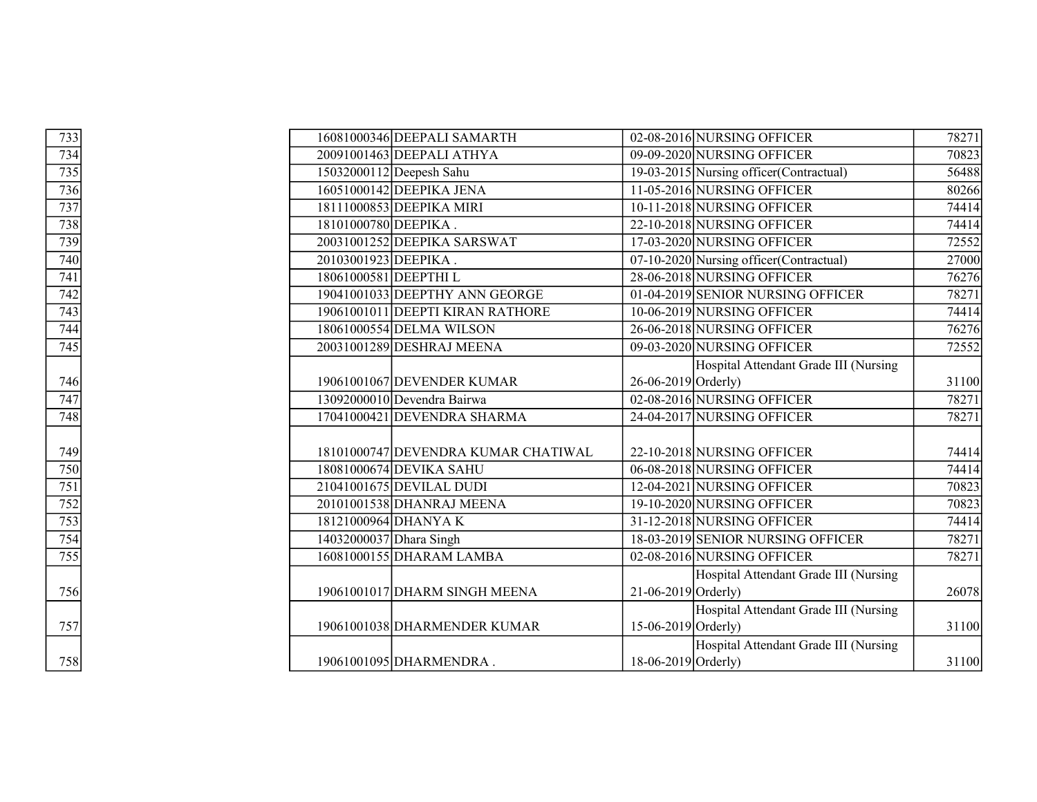| | | | | | |
|---|---|---|---|---|---|
| 733 | 16081000346 | DEEPALI SAMARTH | 02-08-2016 | NURSING OFFICER | 78271 |
| 734 | 20091001463 | DEEPALI ATHYA | 09-09-2020 | NURSING OFFICER | 70823 |
| 735 | 15032000112 | Deepesh Sahu | 19-03-2015 | Nursing officer(Contractual) | 56488 |
| 736 | 16051000142 | DEEPIKA JENA | 11-05-2016 | NURSING OFFICER | 80266 |
| 737 | 18111000853 | DEEPIKA MIRI | 10-11-2018 | NURSING OFFICER | 74414 |
| 738 | 18101000780 | DEEPIKA . | 22-10-2018 | NURSING OFFICER | 74414 |
| 739 | 20031001252 | DEEPIKA SARSWAT | 17-03-2020 | NURSING OFFICER | 72552 |
| 740 | 20103001923 | DEEPIKA . | 07-10-2020 | Nursing officer(Contractual) | 27000 |
| 741 | 18061000581 | DEEPTHI L | 28-06-2018 | NURSING OFFICER | 76276 |
| 742 | 19041001033 | DEEPTHY ANN GEORGE | 01-04-2019 | SENIOR NURSING OFFICER | 78271 |
| 743 | 19061001011 | DEEPTI KIRAN RATHORE | 10-06-2019 | NURSING OFFICER | 74414 |
| 744 | 18061000554 | DELMA WILSON | 26-06-2018 | NURSING OFFICER | 76276 |
| 745 | 20031001289 | DESHRAJ MEENA | 09-03-2020 | NURSING OFFICER | 72552 |
| 746 | 19061001067 | DEVENDER KUMAR | 26-06-2019 | Hospital Attendant Grade III (Nursing Orderly) | 31100 |
| 747 | 13092000010 | Devendra Bairwa | 02-08-2016 | NURSING OFFICER | 78271 |
| 748 | 17041000421 | DEVENDRA SHARMA | 24-04-2017 | NURSING OFFICER | 78271 |
| 749 | 18101000747 | DEVENDRA KUMAR CHATIWAL | 22-10-2018 | NURSING OFFICER | 74414 |
| 750 | 18081000674 | DEVIKA SAHU | 06-08-2018 | NURSING OFFICER | 74414 |
| 751 | 21041001675 | DEVILAL DUDI | 12-04-2021 | NURSING OFFICER | 70823 |
| 752 | 20101001538 | DHANRAJ MEENA | 19-10-2020 | NURSING OFFICER | 70823 |
| 753 | 18121000964 | DHANYA K | 31-12-2018 | NURSING OFFICER | 74414 |
| 754 | 14032000037 | Dhara Singh | 18-03-2019 | SENIOR NURSING OFFICER | 78271 |
| 755 | 16081000155 | DHARAM LAMBA | 02-08-2016 | NURSING OFFICER | 78271 |
| 756 | 19061001017 | DHARM SINGH MEENA | 21-06-2019 | Hospital Attendant Grade III (Nursing Orderly) | 26078 |
| 757 | 19061001038 | DHARMENDER KUMAR | 15-06-2019 | Hospital Attendant Grade III (Nursing Orderly) | 31100 |
| 758 | 19061001095 | DHARMENDRA . | 18-06-2019 | Hospital Attendant Grade III (Nursing Orderly) | 31100 |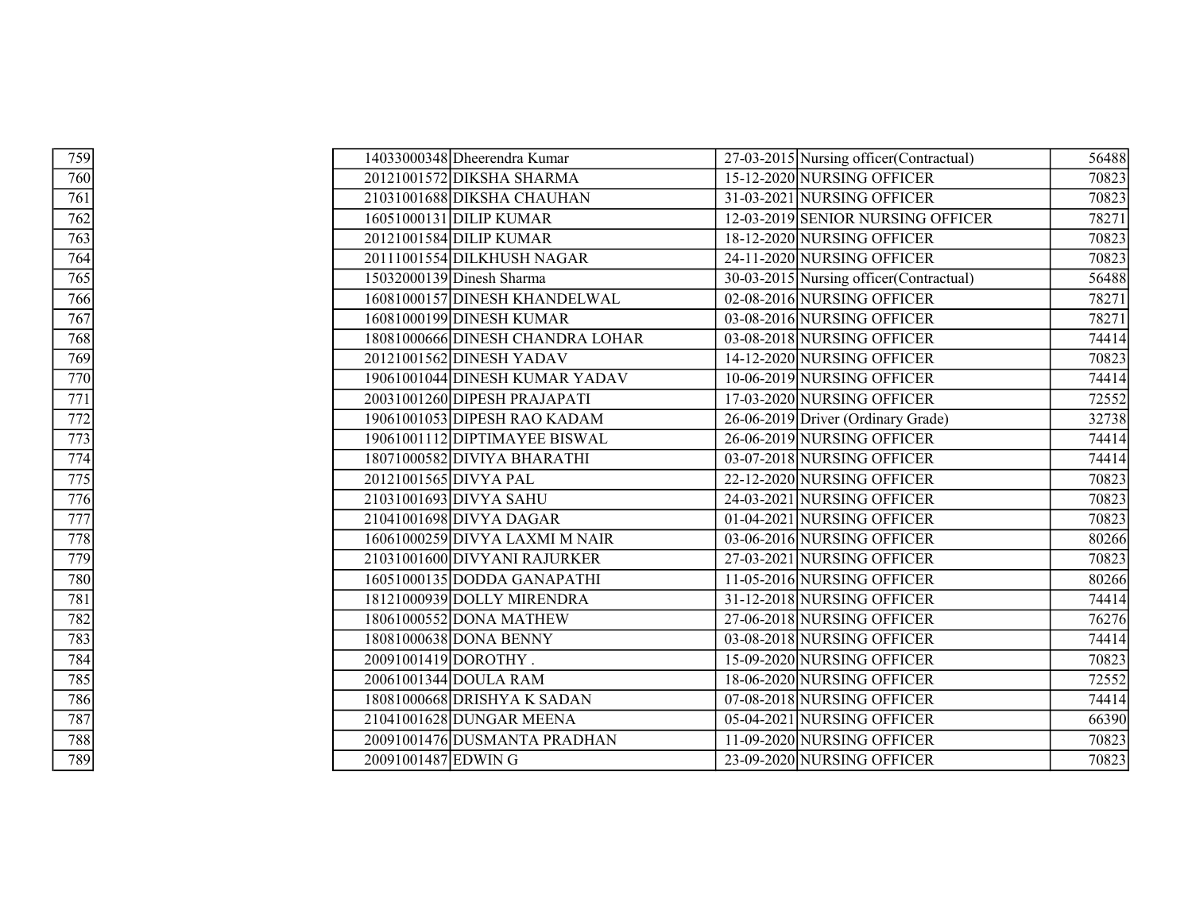| | | | | | |
|---|---|---|---|---|---|
| 759 | 14033000348 | Dheerendra Kumar | 27-03-2015 | Nursing officer(Contractual) | 56488 |
| 760 | 20121001572 | DIKSHA SHARMA | 15-12-2020 | NURSING OFFICER | 70823 |
| 761 | 21031001688 | DIKSHA CHAUHAN | 31-03-2021 | NURSING OFFICER | 70823 |
| 762 | 16051000131 | DILIP KUMAR | 12-03-2019 | SENIOR NURSING OFFICER | 78271 |
| 763 | 20121001584 | DILIP KUMAR | 18-12-2020 | NURSING OFFICER | 70823 |
| 764 | 20111001554 | DILKHUSH NAGAR | 24-11-2020 | NURSING OFFICER | 70823 |
| 765 | 15032000139 | Dinesh Sharma | 30-03-2015 | Nursing officer(Contractual) | 56488 |
| 766 | 16081000157 | DINESH KHANDELWAL | 02-08-2016 | NURSING OFFICER | 78271 |
| 767 | 16081000199 | DINESH KUMAR | 03-08-2016 | NURSING OFFICER | 78271 |
| 768 | 18081000666 | DINESH CHANDRA LOHAR | 03-08-2018 | NURSING OFFICER | 74414 |
| 769 | 20121001562 | DINESH YADAV | 14-12-2020 | NURSING OFFICER | 70823 |
| 770 | 19061001044 | DINESH KUMAR YADAV | 10-06-2019 | NURSING OFFICER | 74414 |
| 771 | 20031001260 | DIPESH PRAJAPATI | 17-03-2020 | NURSING OFFICER | 72552 |
| 772 | 19061001053 | DIPESH RAO KADAM | 26-06-2019 | Driver (Ordinary Grade) | 32738 |
| 773 | 19061001112 | DIPTIMAYEE BISWAL | 26-06-2019 | NURSING OFFICER | 74414 |
| 774 | 18071000582 | DIVIYA BHARATHI | 03-07-2018 | NURSING OFFICER | 74414 |
| 775 | 20121001565 | DIVYA PAL | 22-12-2020 | NURSING OFFICER | 70823 |
| 776 | 21031001693 | DIVYA SAHU | 24-03-2021 | NURSING OFFICER | 70823 |
| 777 | 21041001698 | DIVYA DAGAR | 01-04-2021 | NURSING OFFICER | 70823 |
| 778 | 16061000259 | DIVYA LAXMI M NAIR | 03-06-2016 | NURSING OFFICER | 80266 |
| 779 | 21031001600 | DIVYANI RAJURKER | 27-03-2021 | NURSING OFFICER | 70823 |
| 780 | 16051000135 | DODDA GANAPATHI | 11-05-2016 | NURSING OFFICER | 80266 |
| 781 | 18121000939 | DOLLY MIRENDRA | 31-12-2018 | NURSING OFFICER | 74414 |
| 782 | 18061000552 | DONA MATHEW | 27-06-2018 | NURSING OFFICER | 76276 |
| 783 | 18081000638 | DONA BENNY | 03-08-2018 | NURSING OFFICER | 74414 |
| 784 | 20091001419 | DOROTHY . | 15-09-2020 | NURSING OFFICER | 70823 |
| 785 | 20061001344 | DOULA RAM | 18-06-2020 | NURSING OFFICER | 72552 |
| 786 | 18081000668 | DRISHYA K SADAN | 07-08-2018 | NURSING OFFICER | 74414 |
| 787 | 21041001628 | DUNGAR MEENA | 05-04-2021 | NURSING OFFICER | 66390 |
| 788 | 20091001476 | DUSMANTA PRADHAN | 11-09-2020 | NURSING OFFICER | 70823 |
| 789 | 20091001487 | EDWIN G | 23-09-2020 | NURSING OFFICER | 70823 |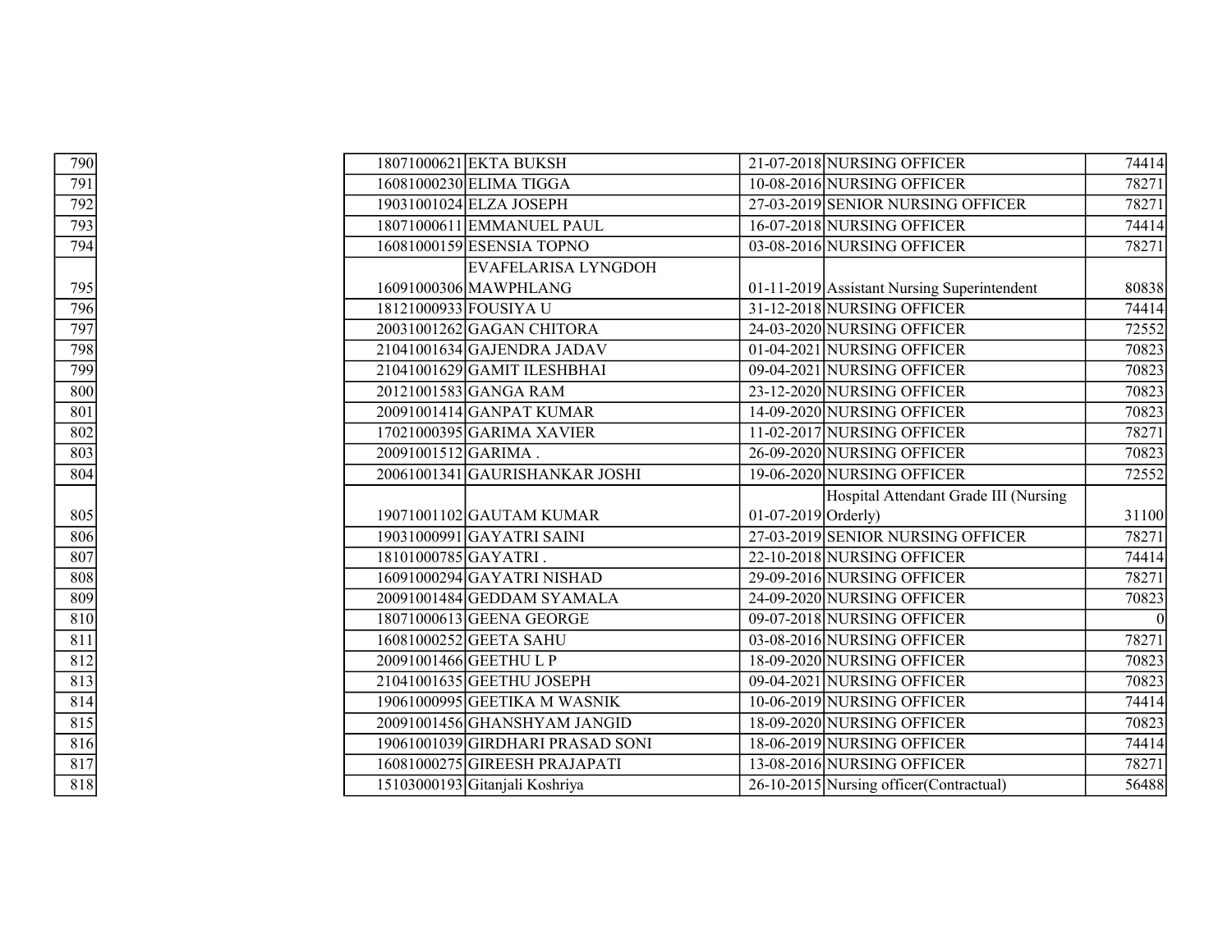| | | | | | |
|---|---|---|---|---|---|
| 790 | 18071000621 | EKTA BUKSH | 21-07-2018 | NURSING OFFICER | 74414 |
| 791 | 16081000230 | ELIMA TIGGA | 10-08-2016 | NURSING OFFICER | 78271 |
| 792 | 19031001024 | ELZA JOSEPH | 27-03-2019 | SENIOR NURSING OFFICER | 78271 |
| 793 | 18071000611 | EMMANUEL PAUL | 16-07-2018 | NURSING OFFICER | 74414 |
| 794 | 16081000159 | ESENSIA TOPNO | 03-08-2016 | NURSING OFFICER | 78271 |
| 795 | 16091000306 | EVAFELARISA LYNGDOH MAWPHLANG | 01-11-2019 | Assistant Nursing Superintendent | 80838 |
| 796 | 18121000933 | FOUSIYA U | 31-12-2018 | NURSING OFFICER | 74414 |
| 797 | 20031001262 | GAGAN CHITORA | 24-03-2020 | NURSING OFFICER | 72552 |
| 798 | 21041001634 | GAJENDRA JADAV | 01-04-2021 | NURSING OFFICER | 70823 |
| 799 | 21041001629 | GAMIT ILESHBHAI | 09-04-2021 | NURSING OFFICER | 70823 |
| 800 | 20121001583 | GANGA RAM | 23-12-2020 | NURSING OFFICER | 70823 |
| 801 | 20091001414 | GANPAT KUMAR | 14-09-2020 | NURSING OFFICER | 70823 |
| 802 | 17021000395 | GARIMA XAVIER | 11-02-2017 | NURSING OFFICER | 78271 |
| 803 | 20091001512 | GARIMA . | 26-09-2020 | NURSING OFFICER | 70823 |
| 804 | 20061001341 | GAURISHANKAR JOSHI | 19-06-2020 | NURSING OFFICER | 72552 |
| 805 | 19071001102 | GAUTAM KUMAR | 01-07-2019 | Hospital Attendant Grade III (Nursing Orderly) | 31100 |
| 806 | 19031000991 | GAYATRI SAINI | 27-03-2019 | SENIOR NURSING OFFICER | 78271 |
| 807 | 18101000785 | GAYATRI . | 22-10-2018 | NURSING OFFICER | 74414 |
| 808 | 16091000294 | GAYATRI NISHAD | 29-09-2016 | NURSING OFFICER | 78271 |
| 809 | 20091001484 | GEDDAM SYAMALA | 24-09-2020 | NURSING OFFICER | 70823 |
| 810 | 18071000613 | GEENA GEORGE | 09-07-2018 | NURSING OFFICER | 0 |
| 811 | 16081000252 | GEETA SAHU | 03-08-2016 | NURSING OFFICER | 78271 |
| 812 | 20091001466 | GEETHU L P | 18-09-2020 | NURSING OFFICER | 70823 |
| 813 | 21041001635 | GEETHU JOSEPH | 09-04-2021 | NURSING OFFICER | 70823 |
| 814 | 19061000995 | GEETIKA M WASNIK | 10-06-2019 | NURSING OFFICER | 74414 |
| 815 | 20091001456 | GHANSHYAM JANGID | 18-09-2020 | NURSING OFFICER | 70823 |
| 816 | 19061001039 | GIRDHARI PRASAD SONI | 18-06-2019 | NURSING OFFICER | 74414 |
| 817 | 16081000275 | GIREESH PRAJAPATI | 13-08-2016 | NURSING OFFICER | 78271 |
| 818 | 15103000193 | Gitanjali Koshriya | 26-10-2015 | Nursing officer(Contractual) | 56488 |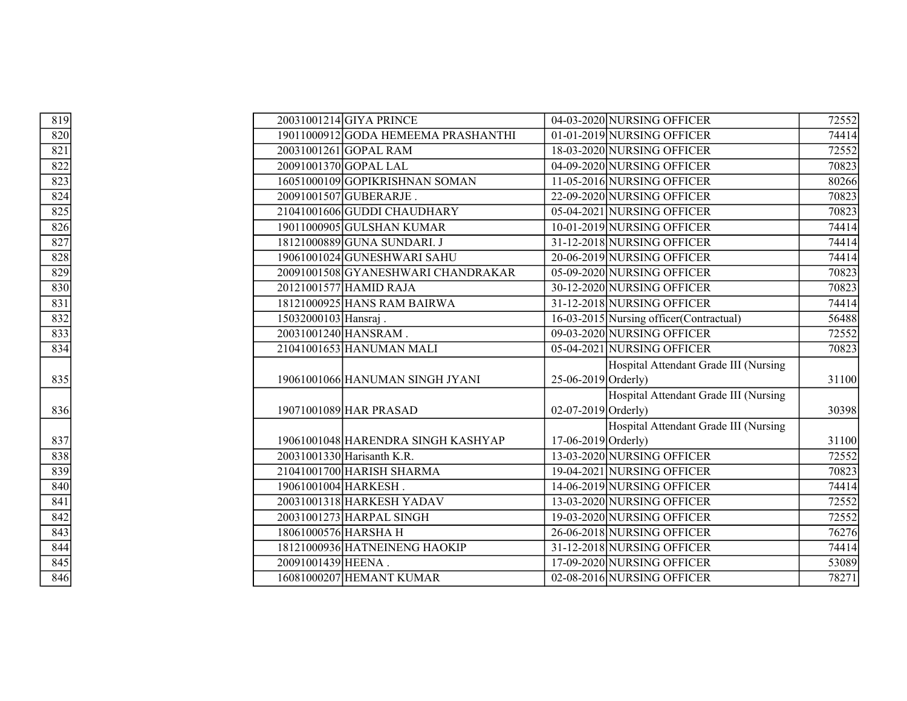| | | | | | |
|---|---|---|---|---|---|
| 819 | 20031001214 | GIYA PRINCE | 04-03-2020 | NURSING OFFICER | 72552 |
| 820 | 19011000912 | GODA HEMEEMA PRASHANTHI | 01-01-2019 | NURSING OFFICER | 74414 |
| 821 | 20031001261 | GOPAL RAM | 18-03-2020 | NURSING OFFICER | 72552 |
| 822 | 20091001370 | GOPAL LAL | 04-09-2020 | NURSING OFFICER | 70823 |
| 823 | 16051000109 | GOPIKRISHNAN SOMAN | 11-05-2016 | NURSING OFFICER | 80266 |
| 824 | 20091001507 | GUBERARJE . | 22-09-2020 | NURSING OFFICER | 70823 |
| 825 | 21041001606 | GUDDI CHAUDHARY | 05-04-2021 | NURSING OFFICER | 70823 |
| 826 | 19011000905 | GULSHAN KUMAR | 10-01-2019 | NURSING OFFICER | 74414 |
| 827 | 18121000889 | GUNA SUNDARI. J | 31-12-2018 | NURSING OFFICER | 74414 |
| 828 | 19061001024 | GUNESHWARI SAHU | 20-06-2019 | NURSING OFFICER | 74414 |
| 829 | 20091001508 | GYANESHWARI CHANDRAKAR | 05-09-2020 | NURSING OFFICER | 70823 |
| 830 | 20121001577 | HAMID RAJA | 30-12-2020 | NURSING OFFICER | 70823 |
| 831 | 18121000925 | HANS RAM BAIRWA | 31-12-2018 | NURSING OFFICER | 74414 |
| 832 | 15032000103 | Hansraj . | 16-03-2015 | Nursing officer(Contractual) | 56488 |
| 833 | 20031001240 | HANSRAM . | 09-03-2020 | NURSING OFFICER | 72552 |
| 834 | 21041001653 | HANUMAN MALI | 05-04-2021 | NURSING OFFICER | 70823 |
| 835 | 19061001066 | HANUMAN SINGH JYANI | 25-06-2019 | Hospital Attendant Grade III (Nursing Orderly) | 31100 |
| 836 | 19071001089 | HAR PRASAD | 02-07-2019 | Hospital Attendant Grade III (Nursing Orderly) | 30398 |
| 837 | 19061001048 | HARENDRA SINGH KASHYAP | 17-06-2019 | Hospital Attendant Grade III (Nursing Orderly) | 31100 |
| 838 | 20031001330 | Harisanth K.R. | 13-03-2020 | NURSING OFFICER | 72552 |
| 839 | 21041001700 | HARISH SHARMA | 19-04-2021 | NURSING OFFICER | 70823 |
| 840 | 19061001004 | HARKESH . | 14-06-2019 | NURSING OFFICER | 74414 |
| 841 | 20031001318 | HARKESH YADAV | 13-03-2020 | NURSING OFFICER | 72552 |
| 842 | 20031001273 | HARPAL SINGH | 19-03-2020 | NURSING OFFICER | 72552 |
| 843 | 18061000576 | HARSHA H | 26-06-2018 | NURSING OFFICER | 76276 |
| 844 | 18121000936 | HATNEINENG HAOKIP | 31-12-2018 | NURSING OFFICER | 74414 |
| 845 | 20091001439 | HEENA . | 17-09-2020 | NURSING OFFICER | 53089 |
| 846 | 16081000207 | HEMANT KUMAR | 02-08-2016 | NURSING OFFICER | 78271 |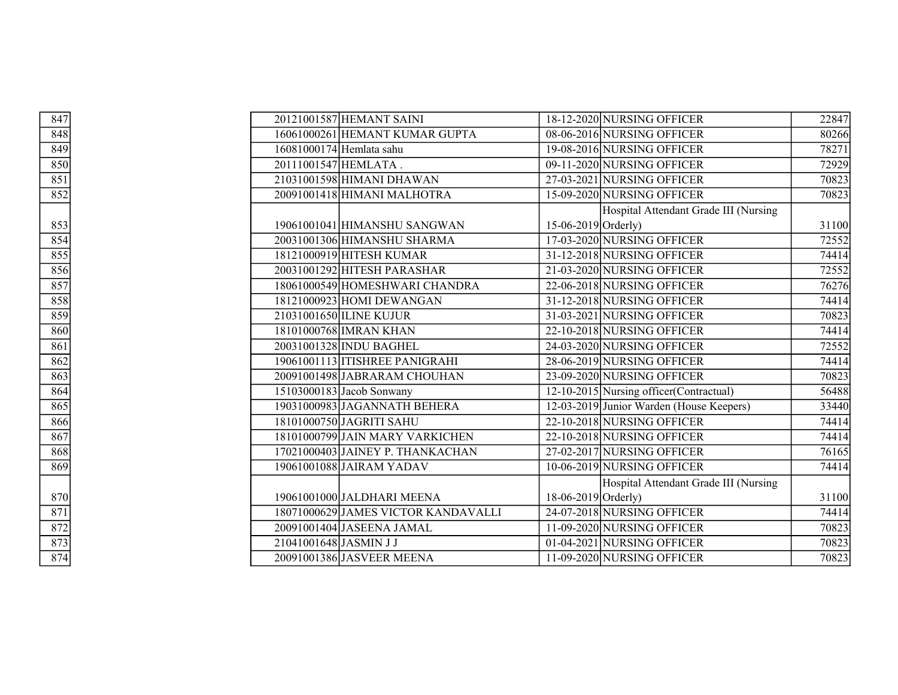| | | | | | |
|---|---|---|---|---|---|
| 847 | 20121001587 | HEMANT SAINI | 18-12-2020 | NURSING OFFICER | 22847 |
| 848 | 16061000261 | HEMANT KUMAR GUPTA | 08-06-2016 | NURSING OFFICER | 80266 |
| 849 | 16081000174 | Hemlata sahu | 19-08-2016 | NURSING OFFICER | 78271 |
| 850 | 20111001547 | HEMLATA . | 09-11-2020 | NURSING OFFICER | 72929 |
| 851 | 21031001598 | HIMANI DHAWAN | 27-03-2021 | NURSING OFFICER | 70823 |
| 852 | 20091001418 | HIMANI MALHOTRA | 15-09-2020 | NURSING OFFICER | 70823 |
| 853 | 19061001041 | HIMANSHU SANGWAN | 15-06-2019 | Hospital Attendant Grade III (Nursing Orderly) | 31100 |
| 854 | 20031001306 | HIMANSHU SHARMA | 17-03-2020 | NURSING OFFICER | 72552 |
| 855 | 18121000919 | HITESH KUMAR | 31-12-2018 | NURSING OFFICER | 74414 |
| 856 | 20031001292 | HITESH PARASHAR | 21-03-2020 | NURSING OFFICER | 72552 |
| 857 | 18061000549 | HOMESHWARI CHANDRA | 22-06-2018 | NURSING OFFICER | 76276 |
| 858 | 18121000923 | HOMI DEWANGAN | 31-12-2018 | NURSING OFFICER | 74414 |
| 859 | 21031001650 | ILINE KUJUR | 31-03-2021 | NURSING OFFICER | 70823 |
| 860 | 18101000768 | IMRAN KHAN | 22-10-2018 | NURSING OFFICER | 74414 |
| 861 | 20031001328 | INDU BAGHEL | 24-03-2020 | NURSING OFFICER | 72552 |
| 862 | 19061001113 | ITISHREE PANIGRAHI | 28-06-2019 | NURSING OFFICER | 74414 |
| 863 | 20091001498 | JABRARAM CHOUHAN | 23-09-2020 | NURSING OFFICER | 70823 |
| 864 | 15103000183 | Jacob Sonwany | 12-10-2015 | Nursing officer(Contractual) | 56488 |
| 865 | 19031000983 | JAGANNATH BEHERA | 12-03-2019 | Junior Warden (House Keepers) | 33440 |
| 866 | 18101000750 | JAGRITI SAHU | 22-10-2018 | NURSING OFFICER | 74414 |
| 867 | 18101000799 | JAIN MARY VARKICHEN | 22-10-2018 | NURSING OFFICER | 74414 |
| 868 | 17021000403 | JAINEY P. THANKACHAN | 27-02-2017 | NURSING OFFICER | 76165 |
| 869 | 19061001088 | JAIRAM YADAV | 10-06-2019 | NURSING OFFICER | 74414 |
| 870 | 19061001000 | JALDHARI MEENA | 18-06-2019 | Hospital Attendant Grade III (Nursing Orderly) | 31100 |
| 871 | 18071000629 | JAMES VICTOR KANDAVALLI | 24-07-2018 | NURSING OFFICER | 74414 |
| 872 | 20091001404 | JASEENA JAMAL | 11-09-2020 | NURSING OFFICER | 70823 |
| 873 | 21041001648 | JASMIN J J | 01-04-2021 | NURSING OFFICER | 70823 |
| 874 | 20091001386 | JASVEER MEENA | 11-09-2020 | NURSING OFFICER | 70823 |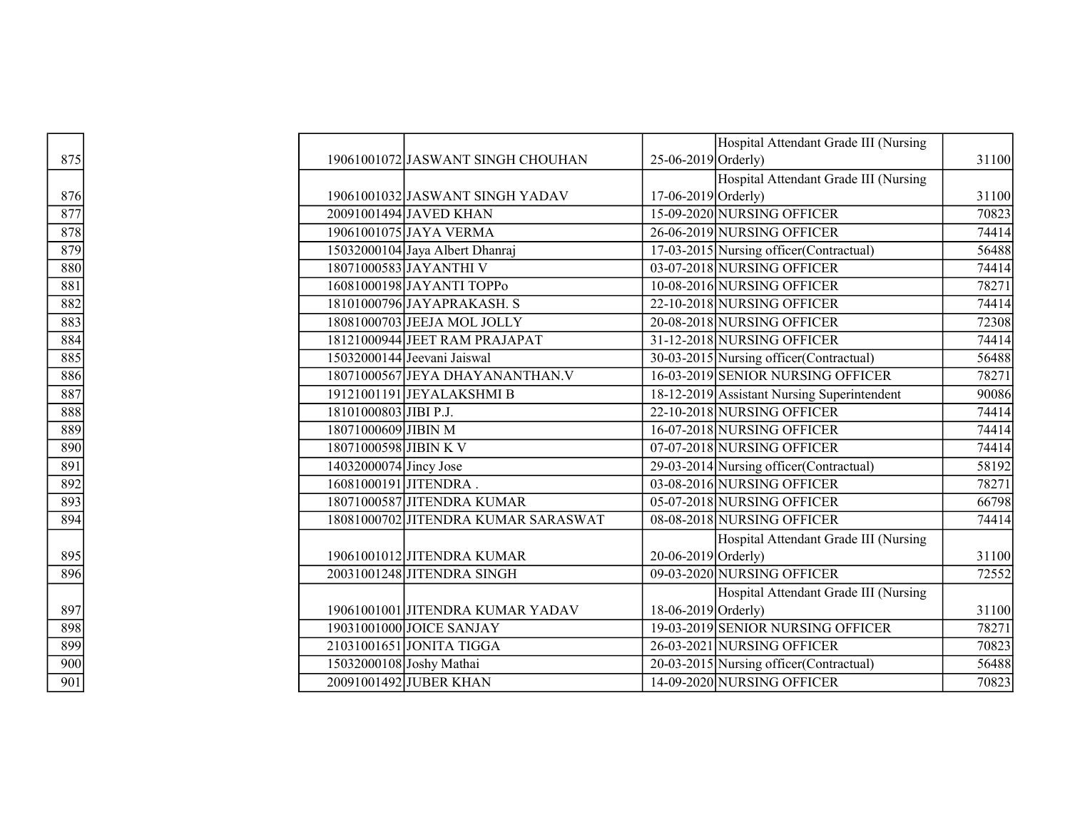| | | | | | |
|---|---|---|---|---|---|
| 875 | 19061001072 | JASWANT SINGH CHOUHAN | 25-06-2019 | Hospital Attendant Grade III (Nursing Orderly) | 31100 |
| 876 | 19061001032 | JASWANT SINGH YADAV | 17-06-2019 | Hospital Attendant Grade III (Nursing Orderly) | 31100 |
| 877 | 20091001494 | JAVED KHAN | 15-09-2020 | NURSING OFFICER | 70823 |
| 878 | 19061001075 | JAYA VERMA | 26-06-2019 | NURSING OFFICER | 74414 |
| 879 | 15032000104 | Jaya Albert Dhanraj | 17-03-2015 | Nursing officer(Contractual) | 56488 |
| 880 | 18071000583 | JAYANTHI V | 03-07-2018 | NURSING OFFICER | 74414 |
| 881 | 16081000198 | JAYANTI TOPPo | 10-08-2016 | NURSING OFFICER | 78271 |
| 882 | 18101000796 | JAYAPRAKASH. S | 22-10-2018 | NURSING OFFICER | 74414 |
| 883 | 18081000703 | JEEJA MOL JOLLY | 20-08-2018 | NURSING OFFICER | 72308 |
| 884 | 18121000944 | JEET RAM PRAJAPAT | 31-12-2018 | NURSING OFFICER | 74414 |
| 885 | 15032000144 | Jeevani Jaiswal | 30-03-2015 | Nursing officer(Contractual) | 56488 |
| 886 | 18071000567 | JEYA DHAYANANTHAN.V | 16-03-2019 | SENIOR NURSING OFFICER | 78271 |
| 887 | 19121001191 | JEYALAKSHMI B | 18-12-2019 | Assistant Nursing Superintendent | 90086 |
| 888 | 18101000803 | JIBI P.J. | 22-10-2018 | NURSING OFFICER | 74414 |
| 889 | 18071000609 | JIBIN M | 16-07-2018 | NURSING OFFICER | 74414 |
| 890 | 18071000598 | JIBIN K V | 07-07-2018 | NURSING OFFICER | 74414 |
| 891 | 14032000074 | Jincy Jose | 29-03-2014 | Nursing officer(Contractual) | 58192 |
| 892 | 16081000191 | JITENDRA . | 03-08-2016 | NURSING OFFICER | 78271 |
| 893 | 18071000587 | JITENDRA KUMAR | 05-07-2018 | NURSING OFFICER | 66798 |
| 894 | 18081000702 | JITENDRA KUMAR SARASWAT | 08-08-2018 | NURSING OFFICER | 74414 |
| 895 | 19061001012 | JITENDRA KUMAR | 20-06-2019 | Hospital Attendant Grade III (Nursing Orderly) | 31100 |
| 896 | 20031001248 | JITENDRA SINGH | 09-03-2020 | NURSING OFFICER | 72552 |
| 897 | 19061001001 | JITENDRA KUMAR YADAV | 18-06-2019 | Hospital Attendant Grade III (Nursing Orderly) | 31100 |
| 898 | 19031001000 | JOICE SANJAY | 19-03-2019 | SENIOR NURSING OFFICER | 78271 |
| 899 | 21031001651 | JONITA TIGGA | 26-03-2021 | NURSING OFFICER | 70823 |
| 900 | 15032000108 | Joshy Mathai | 20-03-2015 | Nursing officer(Contractual) | 56488 |
| 901 | 20091001492 | JUBER KHAN | 14-09-2020 | NURSING OFFICER | 70823 |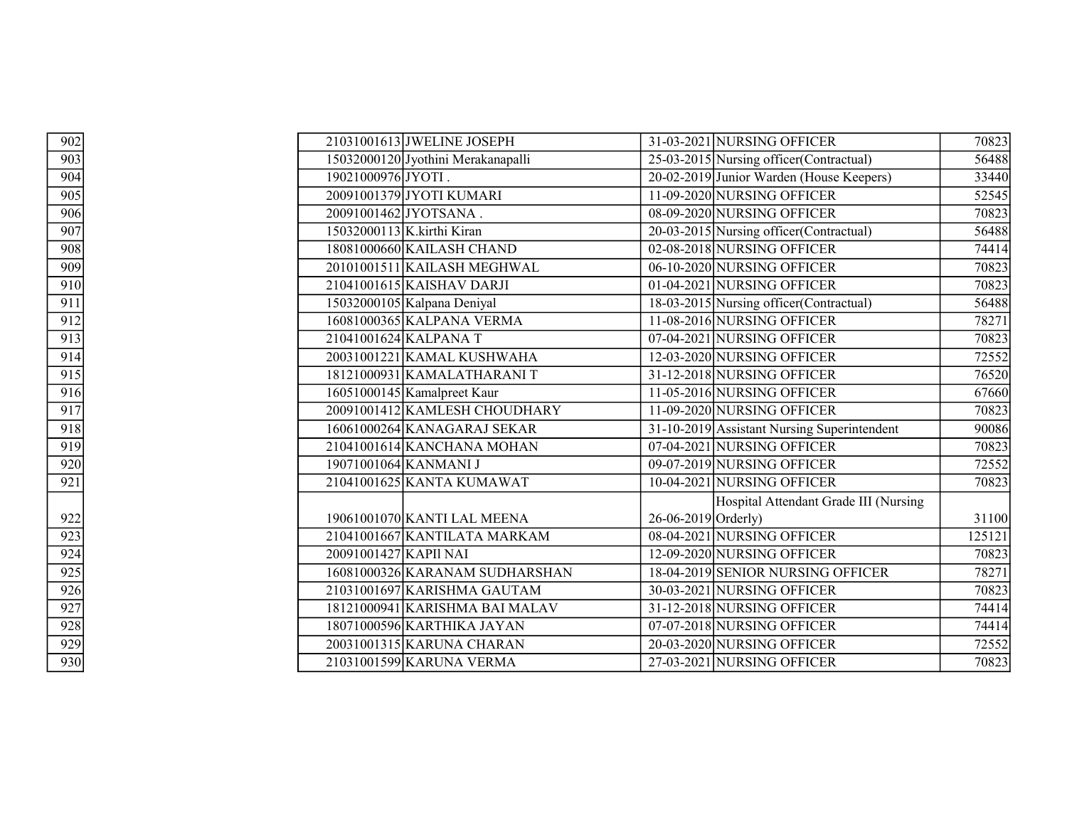| | | | | | |
|---|---|---|---|---|---|
| 902 | 21031001613 | JWELINE JOSEPH | 31-03-2021 | NURSING OFFICER | 70823 |
| 903 | 15032000120 | Jyothini Merakanapalli | 25-03-2015 | Nursing officer(Contractual) | 56488 |
| 904 | 19021000976 | JYOTI . | 20-02-2019 | Junior Warden (House Keepers) | 33440 |
| 905 | 20091001379 | JYOTI KUMARI | 11-09-2020 | NURSING OFFICER | 52545 |
| 906 | 20091001462 | JYOTSANA . | 08-09-2020 | NURSING OFFICER | 70823 |
| 907 | 15032000113 | K.kirthi Kiran | 20-03-2015 | Nursing officer(Contractual) | 56488 |
| 908 | 18081000660 | KAILASH CHAND | 02-08-2018 | NURSING OFFICER | 74414 |
| 909 | 20101001511 | KAILASH MEGHWAL | 06-10-2020 | NURSING OFFICER | 70823 |
| 910 | 21041001615 | KAISHAV DARJI | 01-04-2021 | NURSING OFFICER | 70823 |
| 911 | 15032000105 | Kalpana Deniyal | 18-03-2015 | Nursing officer(Contractual) | 56488 |
| 912 | 16081000365 | KALPANA VERMA | 11-08-2016 | NURSING OFFICER | 78271 |
| 913 | 21041001624 | KALPANA T | 07-04-2021 | NURSING OFFICER | 70823 |
| 914 | 20031001221 | KAMAL KUSHWAHA | 12-03-2020 | NURSING OFFICER | 72552 |
| 915 | 18121000931 | KAMALATHARANI T | 31-12-2018 | NURSING OFFICER | 76520 |
| 916 | 16051000145 | Kamalpreet Kaur | 11-05-2016 | NURSING OFFICER | 67660 |
| 917 | 20091001412 | KAMLESH CHOUDHARY | 11-09-2020 | NURSING OFFICER | 70823 |
| 918 | 16061000264 | KANAGARAJ SEKAR | 31-10-2019 | Assistant Nursing Superintendent | 90086 |
| 919 | 21041001614 | KANCHANA MOHAN | 07-04-2021 | NURSING OFFICER | 70823 |
| 920 | 19071001064 | KANMANI J | 09-07-2019 | NURSING OFFICER | 72552 |
| 921 | 21041001625 | KANTA KUMAWAT | 10-04-2021 | NURSING OFFICER | 70823 |
| 922 | 19061001070 | KANTI LAL MEENA | 26-06-2019 | Hospital Attendant Grade III (Nursing Orderly) | 31100 |
| 923 | 21041001667 | KANTILATA MARKAM | 08-04-2021 | NURSING OFFICER | 125121 |
| 924 | 20091001427 | KAPIl NAI | 12-09-2020 | NURSING OFFICER | 70823 |
| 925 | 16081000326 | KARANAM SUDHARSHAN | 18-04-2019 | SENIOR NURSING OFFICER | 78271 |
| 926 | 21031001697 | KARISHMA GAUTAM | 30-03-2021 | NURSING OFFICER | 70823 |
| 927 | 18121000941 | KARISHMA BAI MALAV | 31-12-2018 | NURSING OFFICER | 74414 |
| 928 | 18071000596 | KARTHIKA JAYAN | 07-07-2018 | NURSING OFFICER | 74414 |
| 929 | 20031001315 | KARUNA CHARAN | 20-03-2020 | NURSING OFFICER | 72552 |
| 930 | 21031001599 | KARUNA VERMA | 27-03-2021 | NURSING OFFICER | 70823 |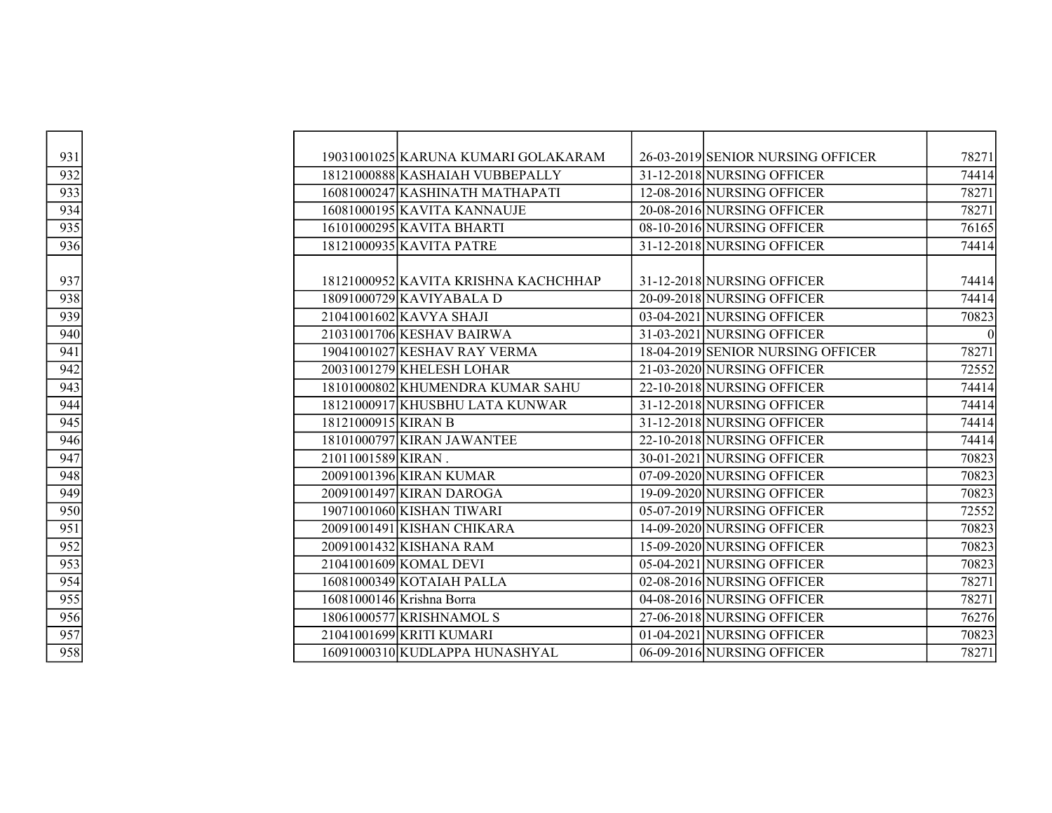| | | | | | |
|---|---|---|---|---|---|
| 931 | 19031001025 | KARUNA KUMARI GOLAKARAM | 26-03-2019 | SENIOR NURSING OFFICER | 78271 |
| 932 | 18121000888 | KASHAIAH VUBBEPALLY | 31-12-2018 | NURSING OFFICER | 74414 |
| 933 | 16081000247 | KASHINATH MATHAPATI | 12-08-2016 | NURSING OFFICER | 78271 |
| 934 | 16081000195 | KAVITA KANNAUJE | 20-08-2016 | NURSING OFFICER | 78271 |
| 935 | 16101000295 | KAVITA BHARTI | 08-10-2016 | NURSING OFFICER | 76165 |
| 936 | 18121000935 | KAVITA PATRE | 31-12-2018 | NURSING OFFICER | 74414 |
| 937 | 18121000952 | KAVITA KRISHNA KACHCHHAP | 31-12-2018 | NURSING OFFICER | 74414 |
| 938 | 18091000729 | KAVIYABALA D | 20-09-2018 | NURSING OFFICER | 74414 |
| 939 | 21041001602 | KAVYA SHAJI | 03-04-2021 | NURSING OFFICER | 70823 |
| 940 | 21031001706 | KESHAV BAIRWA | 31-03-2021 | NURSING OFFICER | 0 |
| 941 | 19041001027 | KESHAV RAY VERMA | 18-04-2019 | SENIOR NURSING OFFICER | 78271 |
| 942 | 20031001279 | KHELESH LOHAR | 21-03-2020 | NURSING OFFICER | 72552 |
| 943 | 18101000802 | KHUMENDRA KUMAR SAHU | 22-10-2018 | NURSING OFFICER | 74414 |
| 944 | 18121000917 | KHUSBHU LATA KUNWAR | 31-12-2018 | NURSING OFFICER | 74414 |
| 945 | 18121000915 | KIRAN B | 31-12-2018 | NURSING OFFICER | 74414 |
| 946 | 18101000797 | KIRAN JAWANTEE | 22-10-2018 | NURSING OFFICER | 74414 |
| 947 | 21011001589 | KIRAN . | 30-01-2021 | NURSING OFFICER | 70823 |
| 948 | 20091001396 | KIRAN KUMAR | 07-09-2020 | NURSING OFFICER | 70823 |
| 949 | 20091001497 | KIRAN DAROGA | 19-09-2020 | NURSING OFFICER | 70823 |
| 950 | 19071001060 | KISHAN TIWARI | 05-07-2019 | NURSING OFFICER | 72552 |
| 951 | 20091001491 | KISHAN CHIKARA | 14-09-2020 | NURSING OFFICER | 70823 |
| 952 | 20091001432 | KISHANA RAM | 15-09-2020 | NURSING OFFICER | 70823 |
| 953 | 21041001609 | KOMAL DEVI | 05-04-2021 | NURSING OFFICER | 70823 |
| 954 | 16081000349 | KOTAIAH PALLA | 02-08-2016 | NURSING OFFICER | 78271 |
| 955 | 16081000146 | Krishna Borra | 04-08-2016 | NURSING OFFICER | 78271 |
| 956 | 18061000577 | KRISHNAMOL S | 27-06-2018 | NURSING OFFICER | 76276 |
| 957 | 21041001699 | KRITI KUMARI | 01-04-2021 | NURSING OFFICER | 70823 |
| 958 | 16091000310 | KUDLAPPA HUNASHYAL | 06-09-2016 | NURSING OFFICER | 78271 |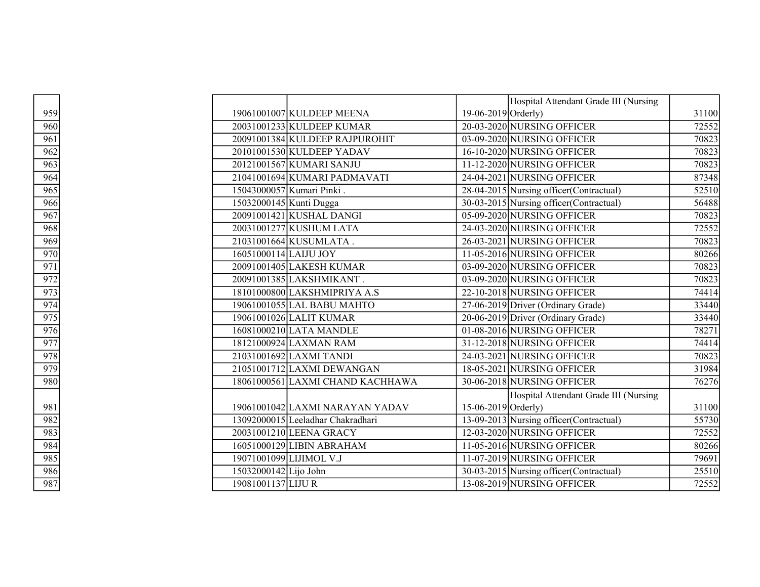| | | | | | |
|---|---|---|---|---|---|
| 959 | 19061001007 | KULDEEP MEENA | 19-06-2019 | Hospital Attendant Grade III (Nursing Orderly) | 31100 |
| 960 | 20031001233 | KULDEEP KUMAR | 20-03-2020 | NURSING OFFICER | 72552 |
| 961 | 20091001384 | KULDEEP RAJPUROHIT | 03-09-2020 | NURSING OFFICER | 70823 |
| 962 | 20101001530 | KULDEEP YADAV | 16-10-2020 | NURSING OFFICER | 70823 |
| 963 | 20121001567 | KUMARI SANJU | 11-12-2020 | NURSING OFFICER | 70823 |
| 964 | 21041001694 | KUMARI PADMAVATI | 24-04-2021 | NURSING OFFICER | 87348 |
| 965 | 15043000057 | Kumari Pinki . | 28-04-2015 | Nursing officer(Contractual) | 52510 |
| 966 | 15032000145 | Kunti Dugga | 30-03-2015 | Nursing officer(Contractual) | 56488 |
| 967 | 20091001421 | KUSHAL DANGI | 05-09-2020 | NURSING OFFICER | 70823 |
| 968 | 20031001277 | KUSHUM LATA | 24-03-2020 | NURSING OFFICER | 72552 |
| 969 | 21031001664 | KUSUMLATA . | 26-03-2021 | NURSING OFFICER | 70823 |
| 970 | 16051000114 | LAIJU JOY | 11-05-2016 | NURSING OFFICER | 80266 |
| 971 | 20091001405 | LAKESH KUMAR | 03-09-2020 | NURSING OFFICER | 70823 |
| 972 | 20091001385 | LAKSHMIKANT . | 03-09-2020 | NURSING OFFICER | 70823 |
| 973 | 18101000800 | LAKSHMIPRIYA A.S | 22-10-2018 | NURSING OFFICER | 74414 |
| 974 | 19061001055 | LAL BABU MAHTO | 27-06-2019 | Driver (Ordinary Grade) | 33440 |
| 975 | 19061001026 | LALIT KUMAR | 20-06-2019 | Driver (Ordinary Grade) | 33440 |
| 976 | 16081000210 | LATA MANDLE | 01-08-2016 | NURSING OFFICER | 78271 |
| 977 | 18121000924 | LAXMAN RAM | 31-12-2018 | NURSING OFFICER | 74414 |
| 978 | 21031001692 | LAXMI TANDI | 24-03-2021 | NURSING OFFICER | 70823 |
| 979 | 21051001712 | LAXMI DEWANGAN | 18-05-2021 | NURSING OFFICER | 31984 |
| 980 | 18061000561 | LAXMI CHAND KACHHAWA | 30-06-2018 | NURSING OFFICER | 76276 |
| 981 | 19061001042 | LAXMI NARAYAN YADAV | 15-06-2019 | Hospital Attendant Grade III (Nursing Orderly) | 31100 |
| 982 | 13092000015 | Leeladhar Chakradhari | 13-09-2013 | Nursing officer(Contractual) | 55730 |
| 983 | 20031001210 | LEENA GRACY | 12-03-2020 | NURSING OFFICER | 72552 |
| 984 | 16051000129 | LIBIN ABRAHAM | 11-05-2016 | NURSING OFFICER | 80266 |
| 985 | 19071001099 | LIJIMOL V.J | 11-07-2019 | NURSING OFFICER | 79691 |
| 986 | 15032000142 | Lijo John | 30-03-2015 | Nursing officer(Contractual) | 25510 |
| 987 | 19081001137 | LIJU R | 13-08-2019 | NURSING OFFICER | 72552 |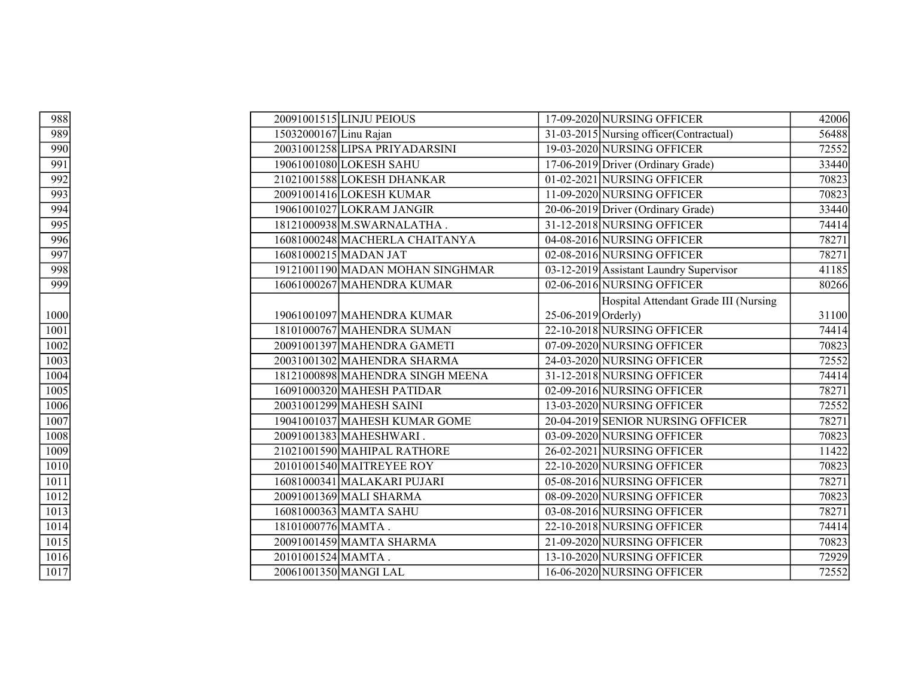| | | | | | |
|---|---|---|---|---|---|
| 988 | 20091001515 | LINJU PEIOUS | 17-09-2020 | NURSING OFFICER | 42006 |
| 989 | 15032000167 | Linu Rajan | 31-03-2015 | Nursing officer(Contractual) | 56488 |
| 990 | 20031001258 | LIPSA PRIYADARSINI | 19-03-2020 | NURSING OFFICER | 72552 |
| 991 | 19061001080 | LOKESH SAHU | 17-06-2019 | Driver (Ordinary Grade) | 33440 |
| 992 | 21021001588 | LOKESH DHANKAR | 01-02-2021 | NURSING OFFICER | 70823 |
| 993 | 20091001416 | LOKESH KUMAR | 11-09-2020 | NURSING OFFICER | 70823 |
| 994 | 19061001027 | LOKRAM JANGIR | 20-06-2019 | Driver (Ordinary Grade) | 33440 |
| 995 | 18121000938 | M.SWARNALATHA . | 31-12-2018 | NURSING OFFICER | 74414 |
| 996 | 16081000248 | MACHERLA CHAITANYA | 04-08-2016 | NURSING OFFICER | 78271 |
| 997 | 16081000215 | MADAN JAT | 02-08-2016 | NURSING OFFICER | 78271 |
| 998 | 19121001190 | MADAN MOHAN SINGHMAR | 03-12-2019 | Assistant Laundry Supervisor | 41185 |
| 999 | 16061000267 | MAHENDRA KUMAR | 02-06-2016 | NURSING OFFICER | 80266 |
| 1000 | 19061001097 | MAHENDRA KUMAR | 25-06-2019 | Hospital Attendant Grade III (Nursing Orderly) | 31100 |
| 1001 | 18101000767 | MAHENDRA SUMAN | 22-10-2018 | NURSING OFFICER | 74414 |
| 1002 | 20091001397 | MAHENDRA GAMETI | 07-09-2020 | NURSING OFFICER | 70823 |
| 1003 | 20031001302 | MAHENDRA SHARMA | 24-03-2020 | NURSING OFFICER | 72552 |
| 1004 | 18121000898 | MAHENDRA SINGH MEENA | 31-12-2018 | NURSING OFFICER | 74414 |
| 1005 | 16091000320 | MAHESH PATIDAR | 02-09-2016 | NURSING OFFICER | 78271 |
| 1006 | 20031001299 | MAHESH SAINI | 13-03-2020 | NURSING OFFICER | 72552 |
| 1007 | 19041001037 | MAHESH KUMAR GOME | 20-04-2019 | SENIOR NURSING OFFICER | 78271 |
| 1008 | 20091001383 | MAHESHWARI . | 03-09-2020 | NURSING OFFICER | 70823 |
| 1009 | 21021001590 | MAHIPAL RATHORE | 26-02-2021 | NURSING OFFICER | 11422 |
| 1010 | 20101001540 | MAITREYEE ROY | 22-10-2020 | NURSING OFFICER | 70823 |
| 1011 | 16081000341 | MALAKARI PUJARI | 05-08-2016 | NURSING OFFICER | 78271 |
| 1012 | 20091001369 | MALI SHARMA | 08-09-2020 | NURSING OFFICER | 70823 |
| 1013 | 16081000363 | MAMTA SAHU | 03-08-2016 | NURSING OFFICER | 78271 |
| 1014 | 18101000776 | MAMTA . | 22-10-2018 | NURSING OFFICER | 74414 |
| 1015 | 20091001459 | MAMTA SHARMA | 21-09-2020 | NURSING OFFICER | 70823 |
| 1016 | 20101001524 | MAMTA . | 13-10-2020 | NURSING OFFICER | 72929 |
| 1017 | 20061001350 | MANGI LAL | 16-06-2020 | NURSING OFFICER | 72552 |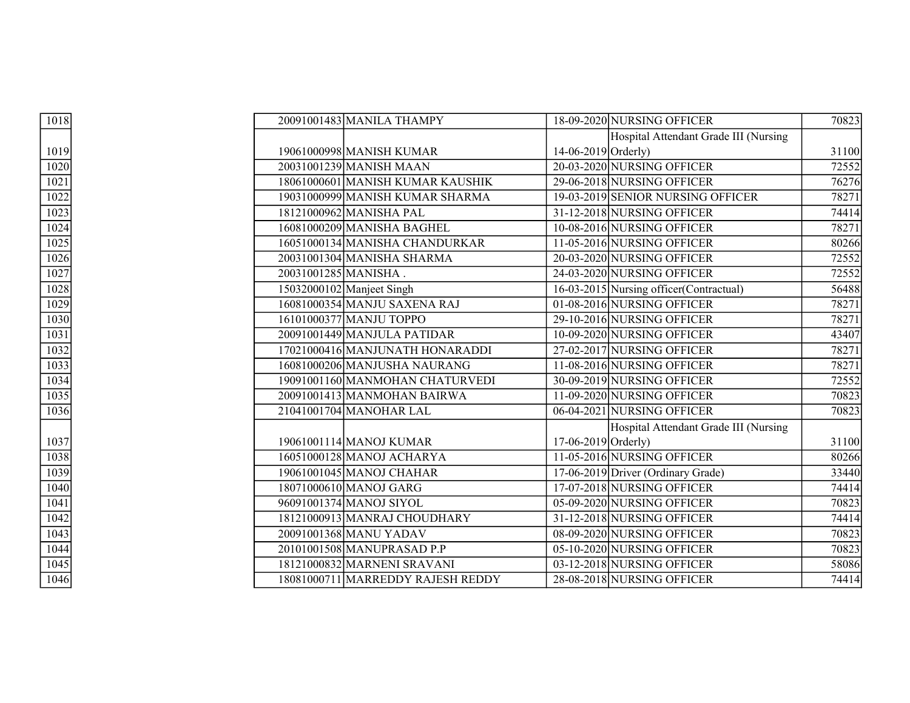| | | | | | |
|---|---|---|---|---|---|
| 1018 | 20091001483 | MANILA THAMPY | 18-09-2020 | NURSING OFFICER | 70823 |
| 1019 | 19061000998 | MANISH KUMAR | 14-06-2019 | Hospital Attendant Grade III (Nursing Orderly) | 31100 |
| 1020 | 20031001239 | MANISH MAAN | 20-03-2020 | NURSING OFFICER | 72552 |
| 1021 | 18061000601 | MANISH KUMAR KAUSHIK | 29-06-2018 | NURSING OFFICER | 76276 |
| 1022 | 19031000999 | MANISH KUMAR SHARMA | 19-03-2019 | SENIOR NURSING OFFICER | 78271 |
| 1023 | 18121000962 | MANISHA PAL | 31-12-2018 | NURSING OFFICER | 74414 |
| 1024 | 16081000209 | MANISHA BAGHEL | 10-08-2016 | NURSING OFFICER | 78271 |
| 1025 | 16051000134 | MANISHA CHANDURKAR | 11-05-2016 | NURSING OFFICER | 80266 |
| 1026 | 20031001304 | MANISHA SHARMA | 20-03-2020 | NURSING OFFICER | 72552 |
| 1027 | 20031001285 | MANISHA . | 24-03-2020 | NURSING OFFICER | 72552 |
| 1028 | 15032000102 | Manjeet Singh | 16-03-2015 | Nursing officer(Contractual) | 56488 |
| 1029 | 16081000354 | MANJU SAXENA RAJ | 01-08-2016 | NURSING OFFICER | 78271 |
| 1030 | 16101000377 | MANJU TOPPO | 29-10-2016 | NURSING OFFICER | 78271 |
| 1031 | 20091001449 | MANJULA PATIDAR | 10-09-2020 | NURSING OFFICER | 43407 |
| 1032 | 17021000416 | MANJUNATH HONARADDI | 27-02-2017 | NURSING OFFICER | 78271 |
| 1033 | 16081000206 | MANJUSHA NAURANG | 11-08-2016 | NURSING OFFICER | 78271 |
| 1034 | 19091001160 | MANMOHAN CHATURVEDI | 30-09-2019 | NURSING OFFICER | 72552 |
| 1035 | 20091001413 | MANMOHAN BAIRWA | 11-09-2020 | NURSING OFFICER | 70823 |
| 1036 | 21041001704 | MANOHAR LAL | 06-04-2021 | NURSING OFFICER | 70823 |
| 1037 | 19061001114 | MANOJ KUMAR | 17-06-2019 | Hospital Attendant Grade III (Nursing Orderly) | 31100 |
| 1038 | 16051000128 | MANOJ ACHARYA | 11-05-2016 | NURSING OFFICER | 80266 |
| 1039 | 19061001045 | MANOJ CHAHAR | 17-06-2019 | Driver (Ordinary Grade) | 33440 |
| 1040 | 18071000610 | MANOJ GARG | 17-07-2018 | NURSING OFFICER | 74414 |
| 1041 | 96091001374 | MANOJ SIYOL | 05-09-2020 | NURSING OFFICER | 70823 |
| 1042 | 18121000913 | MANRAJ CHOUDHARY | 31-12-2018 | NURSING OFFICER | 74414 |
| 1043 | 20091001368 | MANU YADAV | 08-09-2020 | NURSING OFFICER | 70823 |
| 1044 | 20101001508 | MANUPRASAD P.P | 05-10-2020 | NURSING OFFICER | 70823 |
| 1045 | 18121000832 | MARNENI SRAVANI | 03-12-2018 | NURSING OFFICER | 58086 |
| 1046 | 18081000711 | MARREDDY RAJESH REDDY | 28-08-2018 | NURSING OFFICER | 74414 |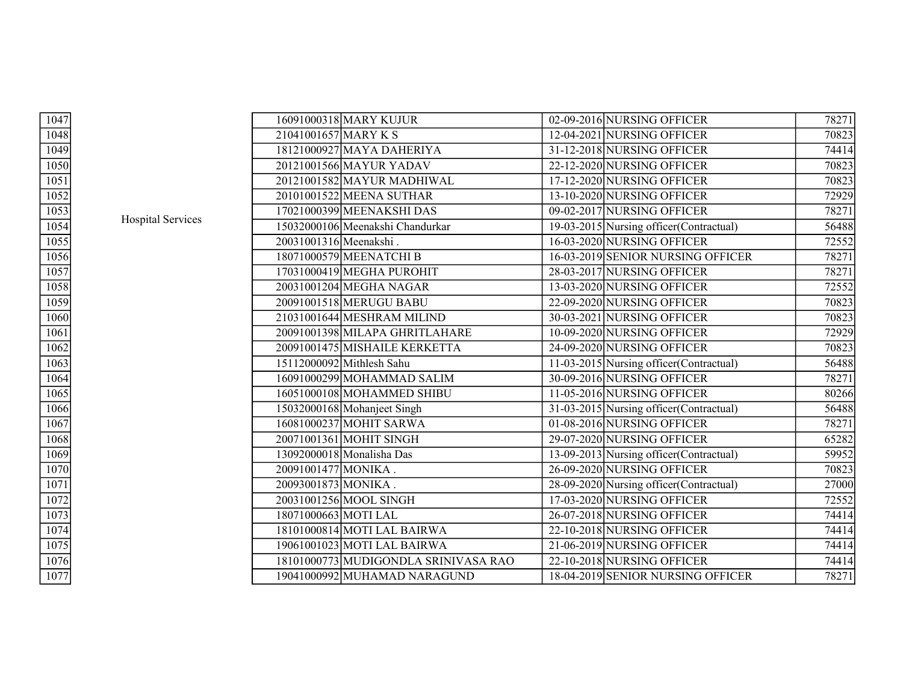| | | | | | | |
|---|---|---|---|---|---|---|
| 1047 | Hospital Services | 16091000318 | MARY KUJUR | 02-09-2016 | NURSING OFFICER | 78271 |
| 1048 | | 21041001657 | MARY K S | 12-04-2021 | NURSING OFFICER | 70823 |
| 1049 | | 18121000927 | MAYA DAHERIYA | 31-12-2018 | NURSING OFFICER | 74414 |
| 1050 | | 20121001566 | MAYUR YADAV | 22-12-2020 | NURSING OFFICER | 70823 |
| 1051 | | 20121001582 | MAYUR MADHIWAL | 17-12-2020 | NURSING OFFICER | 70823 |
| 1052 | | 20101001522 | MEENA SUTHAR | 13-10-2020 | NURSING OFFICER | 72929 |
| 1053 | | 17021000399 | MEENAKSHI DAS | 09-02-2017 | NURSING OFFICER | 78271 |
| 1054 | | 15032000106 | Meenakshi Chandurkar | 19-03-2015 | Nursing officer(Contractual) | 56488 |
| 1055 | | 20031001316 | Meenakshi . | 16-03-2020 | NURSING OFFICER | 72552 |
| 1056 | | 18071000579 | MEENATCHI B | 16-03-2019 | SENIOR NURSING OFFICER | 78271 |
| 1057 | | 17031000419 | MEGHA PUROHIT | 28-03-2017 | NURSING OFFICER | 78271 |
| 1058 | | 20031001204 | MEGHA NAGAR | 13-03-2020 | NURSING OFFICER | 72552 |
| 1059 | | 20091001518 | MERUGU BABU | 22-09-2020 | NURSING OFFICER | 70823 |
| 1060 | | 21031001644 | MESHRAM MILIND | 30-03-2021 | NURSING OFFICER | 70823 |
| 1061 | | 20091001398 | MILAPA GHRITLAHARE | 10-09-2020 | NURSING OFFICER | 72929 |
| 1062 | | 20091001475 | MISHAILE KERKETTA | 24-09-2020 | NURSING OFFICER | 70823 |
| 1063 | | 15112000092 | Mithlesh Sahu | 11-03-2015 | Nursing officer(Contractual) | 56488 |
| 1064 | | 16091000299 | MOHAMMAD SALIM | 30-09-2016 | NURSING OFFICER | 78271 |
| 1065 | | 16051000108 | MOHAMMED SHIBU | 11-05-2016 | NURSING OFFICER | 80266 |
| 1066 | | 15032000168 | Mohanjeet Singh | 31-03-2015 | Nursing officer(Contractual) | 56488 |
| 1067 | | 16081000237 | MOHIT SARWA | 01-08-2016 | NURSING OFFICER | 78271 |
| 1068 | | 20071001361 | MOHIT SINGH | 29-07-2020 | NURSING OFFICER | 65282 |
| 1069 | | 13092000018 | Monalisha Das | 13-09-2013 | Nursing officer(Contractual) | 59952 |
| 1070 | | 20091001477 | MONIKA . | 26-09-2020 | NURSING OFFICER | 70823 |
| 1071 | | 20093001873 | MONIKA . | 28-09-2020 | Nursing officer(Contractual) | 27000 |
| 1072 | | 20031001256 | MOOL SINGH | 17-03-2020 | NURSING OFFICER | 72552 |
| 1073 | | 18071000663 | MOTI LAL | 26-07-2018 | NURSING OFFICER | 74414 |
| 1074 | | 18101000814 | MOTI LAL BAIRWA | 22-10-2018 | NURSING OFFICER | 74414 |
| 1075 | | 19061001023 | MOTI LAL BAIRWA | 21-06-2019 | NURSING OFFICER | 74414 |
| 1076 | | 18101000773 | MUDIGONDLA SRINIVASA RAO | 22-10-2018 | NURSING OFFICER | 74414 |
| 1077 | | 19041000992 | MUHAMAD NARAGUND | 18-04-2019 | SENIOR NURSING OFFICER | 78271 |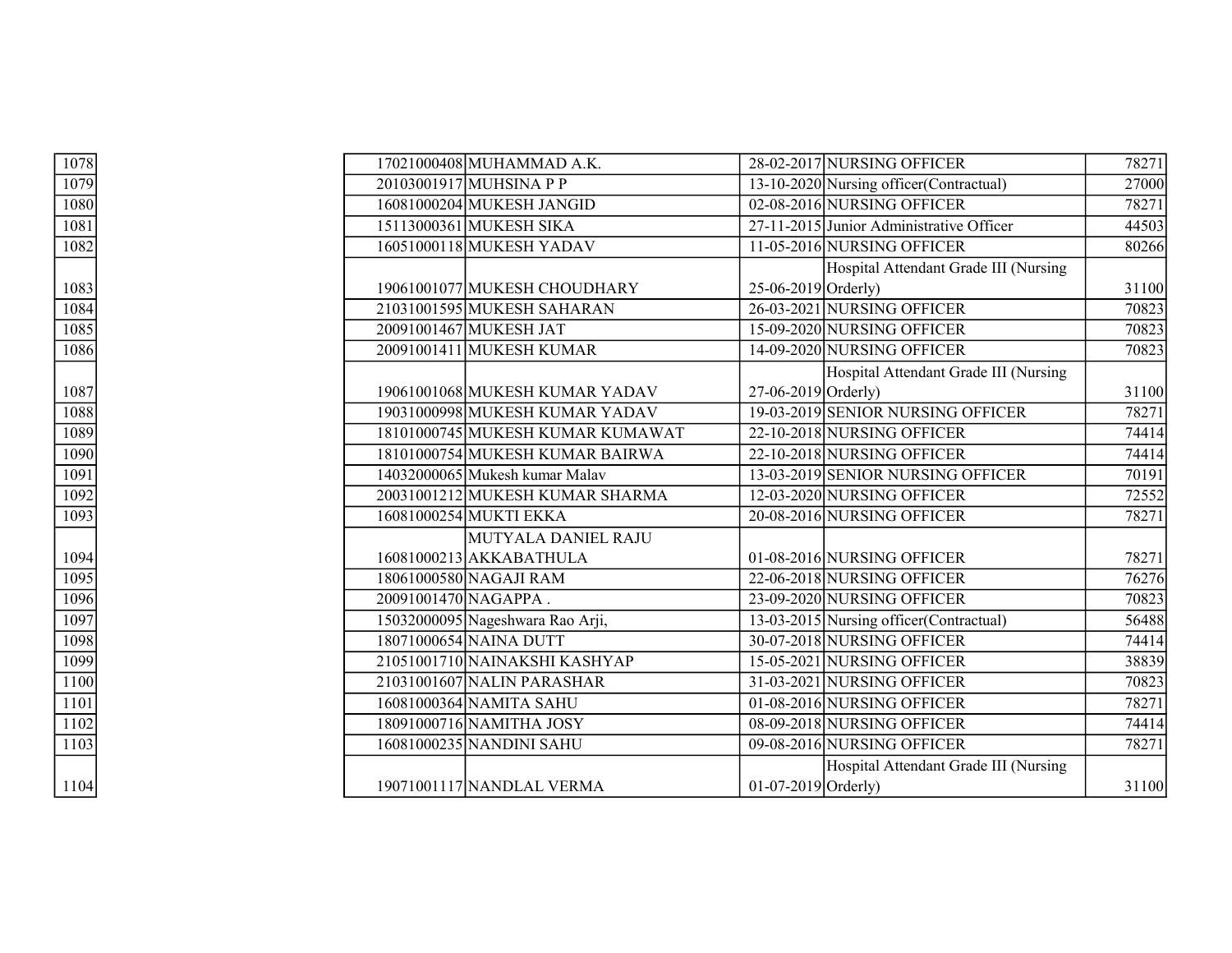| | | | | | |
|---|---|---|---|---|---|
| 1078 | 17021000408 | MUHAMMAD A.K. | 28-02-2017 | NURSING OFFICER | 78271 |
| 1079 | 20103001917 | MUHSINA P P | 13-10-2020 | Nursing officer(Contractual) | 27000 |
| 1080 | 16081000204 | MUKESH JANGID | 02-08-2016 | NURSING OFFICER | 78271 |
| 1081 | 15113000361 | MUKESH SIKA | 27-11-2015 | Junior Administrative Officer | 44503 |
| 1082 | 16051000118 | MUKESH YADAV | 11-05-2016 | NURSING OFFICER | 80266 |
| 1083 | 19061001077 | MUKESH CHOUDHARY | 25-06-2019 | Hospital Attendant Grade III (Nursing Orderly) | 31100 |
| 1084 | 21031001595 | MUKESH SAHARAN | 26-03-2021 | NURSING OFFICER | 70823 |
| 1085 | 20091001467 | MUKESH JAT | 15-09-2020 | NURSING OFFICER | 70823 |
| 1086 | 20091001411 | MUKESH KUMAR | 14-09-2020 | NURSING OFFICER | 70823 |
| 1087 | 19061001068 | MUKESH KUMAR YADAV | 27-06-2019 | Hospital Attendant Grade III (Nursing Orderly) | 31100 |
| 1088 | 19031000998 | MUKESH KUMAR YADAV | 19-03-2019 | SENIOR NURSING OFFICER | 78271 |
| 1089 | 18101000745 | MUKESH KUMAR KUMAWAT | 22-10-2018 | NURSING OFFICER | 74414 |
| 1090 | 18101000754 | MUKESH KUMAR BAIRWA | 22-10-2018 | NURSING OFFICER | 74414 |
| 1091 | 14032000065 | Mukesh kumar Malav | 13-03-2019 | SENIOR NURSING OFFICER | 70191 |
| 1092 | 20031001212 | MUKESH KUMAR SHARMA | 12-03-2020 | NURSING OFFICER | 72552 |
| 1093 | 16081000254 | MUKTI EKKA | 20-08-2016 | NURSING OFFICER | 78271 |
| 1094 | 16081000213 | MUTYALA DANIEL RAJU AKKABATHULA | 01-08-2016 | NURSING OFFICER | 78271 |
| 1095 | 18061000580 | NAGAJI RAM | 22-06-2018 | NURSING OFFICER | 76276 |
| 1096 | 20091001470 | NAGAPPA . | 23-09-2020 | NURSING OFFICER | 70823 |
| 1097 | 15032000095 | Nageshwara Rao Arji, | 13-03-2015 | Nursing officer(Contractual) | 56488 |
| 1098 | 18071000654 | NAINA DUTT | 30-07-2018 | NURSING OFFICER | 74414 |
| 1099 | 21051001710 | NAINAKSHI KASHYAP | 15-05-2021 | NURSING OFFICER | 38839 |
| 1100 | 21031001607 | NALIN PARASHAR | 31-03-2021 | NURSING OFFICER | 70823 |
| 1101 | 16081000364 | NAMITA SAHU | 01-08-2016 | NURSING OFFICER | 78271 |
| 1102 | 18091000716 | NAMITHA JOSY | 08-09-2018 | NURSING OFFICER | 74414 |
| 1103 | 16081000235 | NANDINI SAHU | 09-08-2016 | NURSING OFFICER | 78271 |
| 1104 | 19071001117 | NANDLAL VERMA | 01-07-2019 | Hospital Attendant Grade III (Nursing Orderly) | 31100 |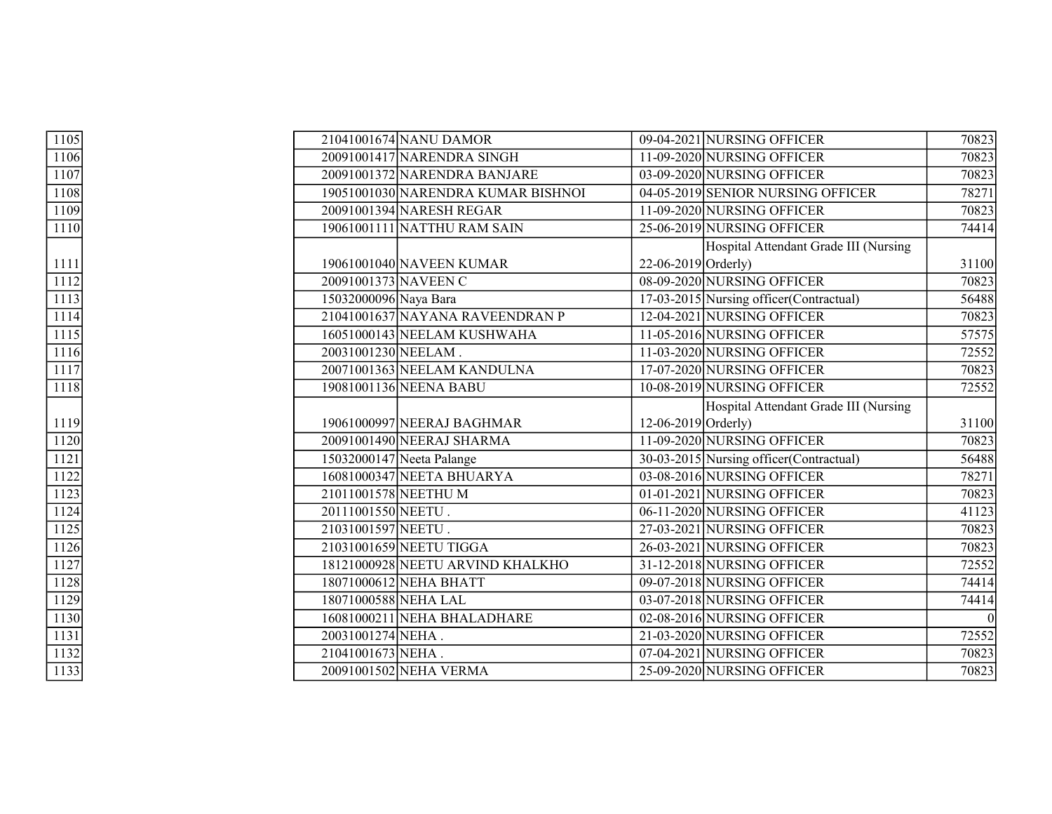| | | | | | |
|---|---|---|---|---|---|
| 1105 | 21041001674 | NANU DAMOR | 09-04-2021 | NURSING OFFICER | 70823 |
| 1106 | 20091001417 | NARENDRA SINGH | 11-09-2020 | NURSING OFFICER | 70823 |
| 1107 | 20091001372 | NARENDRA BANJARE | 03-09-2020 | NURSING OFFICER | 70823 |
| 1108 | 19051001030 | NARENDRA KUMAR BISHNOI | 04-05-2019 | SENIOR NURSING OFFICER | 78271 |
| 1109 | 20091001394 | NARESH REGAR | 11-09-2020 | NURSING OFFICER | 70823 |
| 1110 | 19061001111 | NATTHU RAM SAIN | 25-06-2019 | NURSING OFFICER | 74414 |
| 1111 | 19061001040 | NAVEEN KUMAR | 22-06-2019 | Hospital Attendant Grade III (Nursing Orderly) | 31100 |
| 1112 | 20091001373 | NAVEEN C | 08-09-2020 | NURSING OFFICER | 70823 |
| 1113 | 15032000096 | Naya Bara | 17-03-2015 | Nursing officer(Contractual) | 56488 |
| 1114 | 21041001637 | NAYANA RAVEENDRAN P | 12-04-2021 | NURSING OFFICER | 70823 |
| 1115 | 16051000143 | NEELAM KUSHWAHA | 11-05-2016 | NURSING OFFICER | 57575 |
| 1116 | 20031001230 | NEELAM . | 11-03-2020 | NURSING OFFICER | 72552 |
| 1117 | 20071001363 | NEELAM KANDULNA | 17-07-2020 | NURSING OFFICER | 70823 |
| 1118 | 19081001136 | NEENA BABU | 10-08-2019 | NURSING OFFICER | 72552 |
| 1119 | 19061000997 | NEERAJ BAGHMAR | 12-06-2019 | Hospital Attendant Grade III (Nursing Orderly) | 31100 |
| 1120 | 20091001490 | NEERAJ SHARMA | 11-09-2020 | NURSING OFFICER | 70823 |
| 1121 | 15032000147 | Neeta Palange | 30-03-2015 | Nursing officer(Contractual) | 56488 |
| 1122 | 16081000347 | NEETA BHUARYA | 03-08-2016 | NURSING OFFICER | 78271 |
| 1123 | 21011001578 | NEETHU M | 01-01-2021 | NURSING OFFICER | 70823 |
| 1124 | 20111001550 | NEETU . | 06-11-2020 | NURSING OFFICER | 41123 |
| 1125 | 21031001597 | NEETU . | 27-03-2021 | NURSING OFFICER | 70823 |
| 1126 | 21031001659 | NEETU TIGGA | 26-03-2021 | NURSING OFFICER | 70823 |
| 1127 | 18121000928 | NEETU ARVIND KHALKHO | 31-12-2018 | NURSING OFFICER | 72552 |
| 1128 | 18071000612 | NEHA BHATT | 09-07-2018 | NURSING OFFICER | 74414 |
| 1129 | 18071000588 | NEHA LAL | 03-07-2018 | NURSING OFFICER | 74414 |
| 1130 | 16081000211 | NEHA BHALADHARE | 02-08-2016 | NURSING OFFICER | 0 |
| 1131 | 20031001274 | NEHA . | 21-03-2020 | NURSING OFFICER | 72552 |
| 1132 | 21041001673 | NEHA . | 07-04-2021 | NURSING OFFICER | 70823 |
| 1133 | 20091001502 | NEHA VERMA | 25-09-2020 | NURSING OFFICER | 70823 |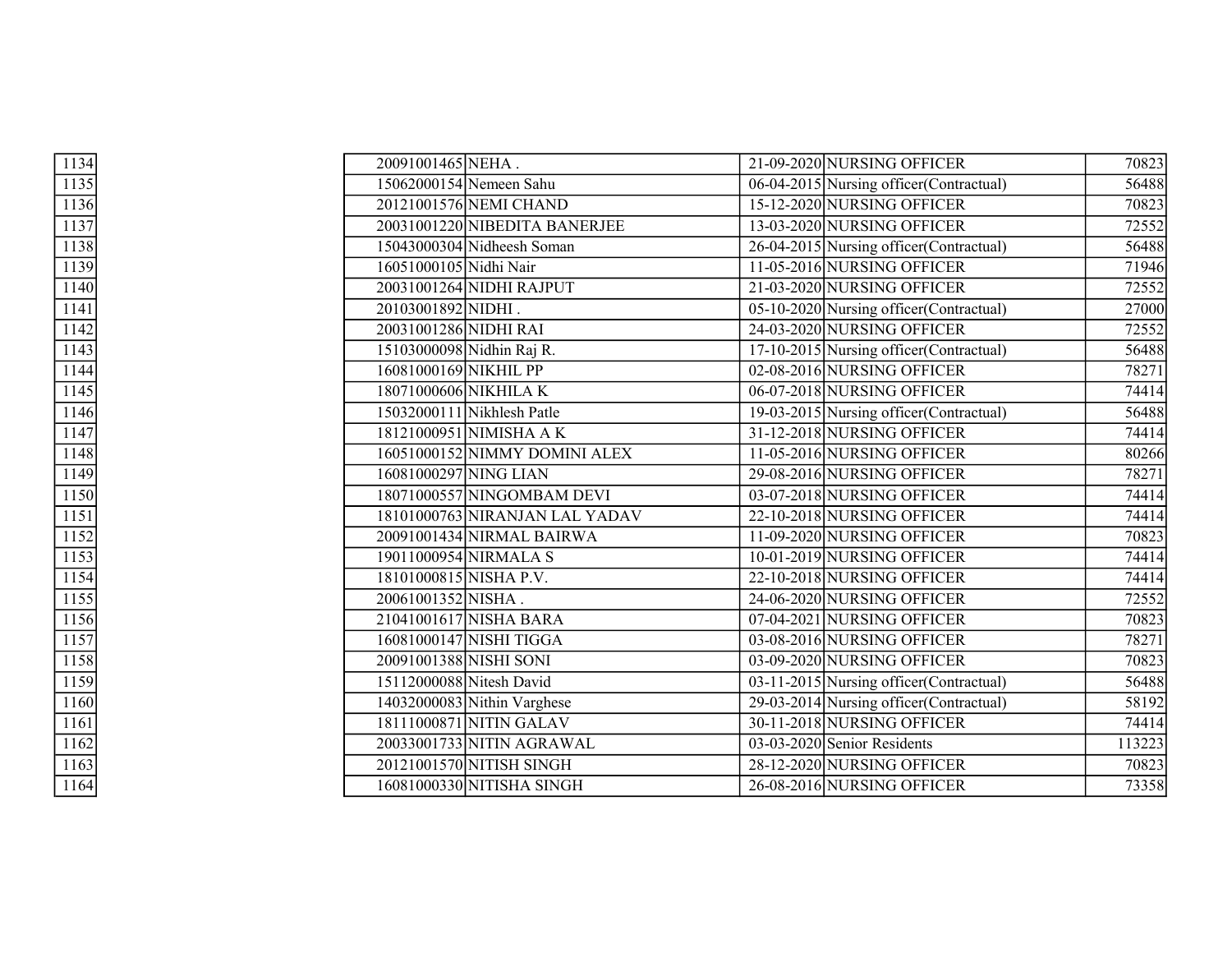| | | | | | |
|---|---|---|---|---|---|
| 1134 | 20091001465 | NEHA . | 21-09-2020 | NURSING OFFICER | 70823 |
| 1135 | 15062000154 | Nemeen Sahu | 06-04-2015 | Nursing officer(Contractual) | 56488 |
| 1136 | 20121001576 | NEMI CHAND | 15-12-2020 | NURSING OFFICER | 70823 |
| 1137 | 20031001220 | NIBEDITA BANERJEE | 13-03-2020 | NURSING OFFICER | 72552 |
| 1138 | 15043000304 | Nidheesh Soman | 26-04-2015 | Nursing officer(Contractual) | 56488 |
| 1139 | 16051000105 | Nidhi Nair | 11-05-2016 | NURSING OFFICER | 71946 |
| 1140 | 20031001264 | NIDHI RAJPUT | 21-03-2020 | NURSING OFFICER | 72552 |
| 1141 | 20103001892 | NIDHI . | 05-10-2020 | Nursing officer(Contractual) | 27000 |
| 1142 | 20031001286 | NIDHI RAI | 24-03-2020 | NURSING OFFICER | 72552 |
| 1143 | 15103000098 | Nidhin Raj R. | 17-10-2015 | Nursing officer(Contractual) | 56488 |
| 1144 | 16081000169 | NIKHIL PP | 02-08-2016 | NURSING OFFICER | 78271 |
| 1145 | 18071000606 | NIKHILA K | 06-07-2018 | NURSING OFFICER | 74414 |
| 1146 | 15032000111 | Nikhlesh Patle | 19-03-2015 | Nursing officer(Contractual) | 56488 |
| 1147 | 18121000951 | NIMISHA A K | 31-12-2018 | NURSING OFFICER | 74414 |
| 1148 | 16051000152 | NIMMY DOMINI ALEX | 11-05-2016 | NURSING OFFICER | 80266 |
| 1149 | 16081000297 | NING LIAN | 29-08-2016 | NURSING OFFICER | 78271 |
| 1150 | 18071000557 | NINGOMBAM DEVI | 03-07-2018 | NURSING OFFICER | 74414 |
| 1151 | 18101000763 | NIRANJAN LAL YADAV | 22-10-2018 | NURSING OFFICER | 74414 |
| 1152 | 20091001434 | NIRMAL BAIRWA | 11-09-2020 | NURSING OFFICER | 70823 |
| 1153 | 19011000954 | NIRMALA S | 10-01-2019 | NURSING OFFICER | 74414 |
| 1154 | 18101000815 | NISHA P.V. | 22-10-2018 | NURSING OFFICER | 74414 |
| 1155 | 20061001352 | NISHA . | 24-06-2020 | NURSING OFFICER | 72552 |
| 1156 | 21041001617 | NISHA BARA | 07-04-2021 | NURSING OFFICER | 70823 |
| 1157 | 16081000147 | NISHI TIGGA | 03-08-2016 | NURSING OFFICER | 78271 |
| 1158 | 20091001388 | NISHI SONI | 03-09-2020 | NURSING OFFICER | 70823 |
| 1159 | 15112000088 | Nitesh David | 03-11-2015 | Nursing officer(Contractual) | 56488 |
| 1160 | 14032000083 | Nithin Varghese | 29-03-2014 | Nursing officer(Contractual) | 58192 |
| 1161 | 18111000871 | NITIN GALAV | 30-11-2018 | NURSING OFFICER | 74414 |
| 1162 | 20033001733 | NITIN AGRAWAL | 03-03-2020 | Senior Residents | 113223 |
| 1163 | 20121001570 | NITISH SINGH | 28-12-2020 | NURSING OFFICER | 70823 |
| 1164 | 16081000330 | NITISHA SINGH | 26-08-2016 | NURSING OFFICER | 73358 |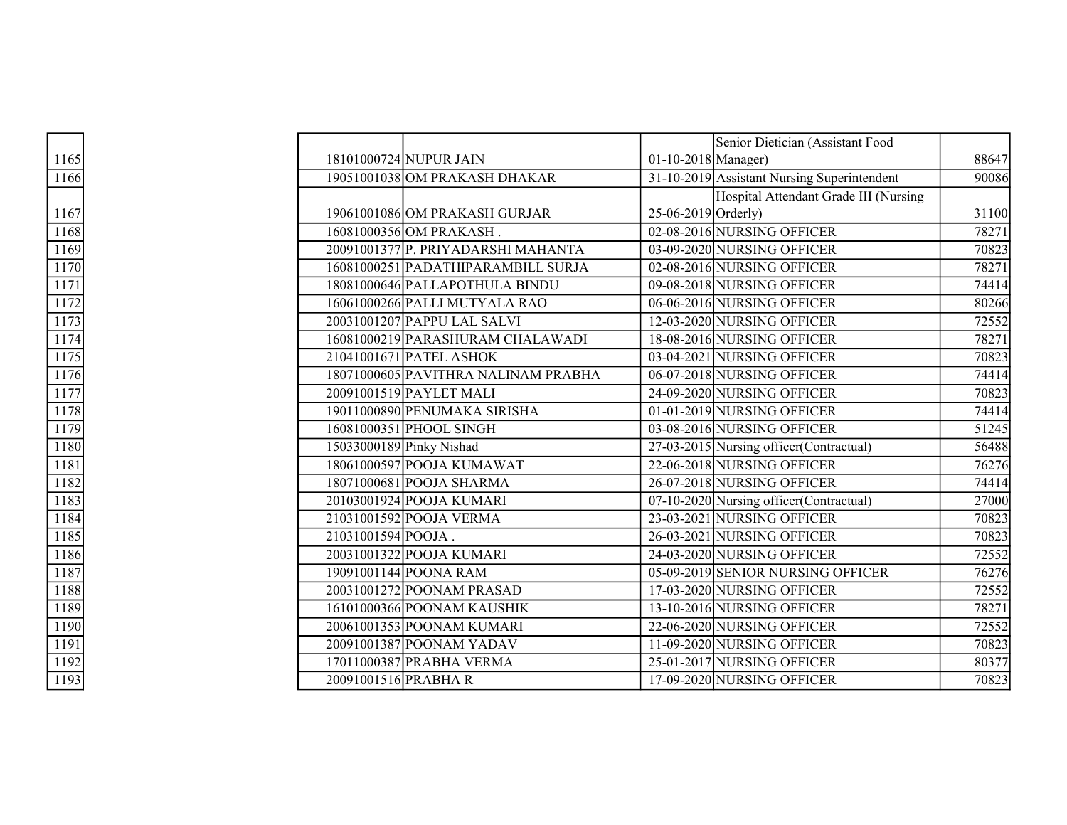| | | | | | |
|---|---|---|---|---|---|
| 1165 | 18101000724 | NUPUR JAIN | 01-10-2018 | Senior Dietician (Assistant Food Manager) | 88647 |
| 1166 | 19051001038 | OM PRAKASH DHAKAR | 31-10-2019 | Assistant Nursing Superintendent | 90086 |
| 1167 | 19061001086 | OM PRAKASH GURJAR | 25-06-2019 | Hospital Attendant Grade III (Nursing Orderly) | 31100 |
| 1168 | 16081000356 | OM PRAKASH . | 02-08-2016 | NURSING OFFICER | 78271 |
| 1169 | 20091001377 | P. PRIYADARSHI MAHANTA | 03-09-2020 | NURSING OFFICER | 70823 |
| 1170 | 16081000251 | PADATHIPARAMBILL SURJA | 02-08-2016 | NURSING OFFICER | 78271 |
| 1171 | 18081000646 | PALLAPOTHULA BINDU | 09-08-2018 | NURSING OFFICER | 74414 |
| 1172 | 16061000266 | PALLI MUTYALA RAO | 06-06-2016 | NURSING OFFICER | 80266 |
| 1173 | 20031001207 | PAPPU LAL SALVI | 12-03-2020 | NURSING OFFICER | 72552 |
| 1174 | 16081000219 | PARASHURAM CHALAWADI | 18-08-2016 | NURSING OFFICER | 78271 |
| 1175 | 21041001671 | PATEL ASHOK | 03-04-2021 | NURSING OFFICER | 70823 |
| 1176 | 18071000605 | PAVITHRA NALINAM PRABHA | 06-07-2018 | NURSING OFFICER | 74414 |
| 1177 | 20091001519 | PAYLET MALI | 24-09-2020 | NURSING OFFICER | 70823 |
| 1178 | 19011000890 | PENUMAKA SIRISHA | 01-01-2019 | NURSING OFFICER | 74414 |
| 1179 | 16081000351 | PHOOL SINGH | 03-08-2016 | NURSING OFFICER | 51245 |
| 1180 | 15033000189 | Pinky Nishad | 27-03-2015 | Nursing officer(Contractual) | 56488 |
| 1181 | 18061000597 | POOJA KUMAWAT | 22-06-2018 | NURSING OFFICER | 76276 |
| 1182 | 18071000681 | POOJA SHARMA | 26-07-2018 | NURSING OFFICER | 74414 |
| 1183 | 20103001924 | POOJA KUMARI | 07-10-2020 | Nursing officer(Contractual) | 27000 |
| 1184 | 21031001592 | POOJA VERMA | 23-03-2021 | NURSING OFFICER | 70823 |
| 1185 | 21031001594 | POOJA . | 26-03-2021 | NURSING OFFICER | 70823 |
| 1186 | 20031001322 | POOJA KUMARI | 24-03-2020 | NURSING OFFICER | 72552 |
| 1187 | 19091001144 | POONA RAM | 05-09-2019 | SENIOR NURSING OFFICER | 76276 |
| 1188 | 20031001272 | POONAM PRASAD | 17-03-2020 | NURSING OFFICER | 72552 |
| 1189 | 16101000366 | POONAM KAUSHIK | 13-10-2016 | NURSING OFFICER | 78271 |
| 1190 | 20061001353 | POONAM KUMARI | 22-06-2020 | NURSING OFFICER | 72552 |
| 1191 | 20091001387 | POONAM YADAV | 11-09-2020 | NURSING OFFICER | 70823 |
| 1192 | 17011000387 | PRABHA VERMA | 25-01-2017 | NURSING OFFICER | 80377 |
| 1193 | 20091001516 | PRABHA R | 17-09-2020 | NURSING OFFICER | 70823 |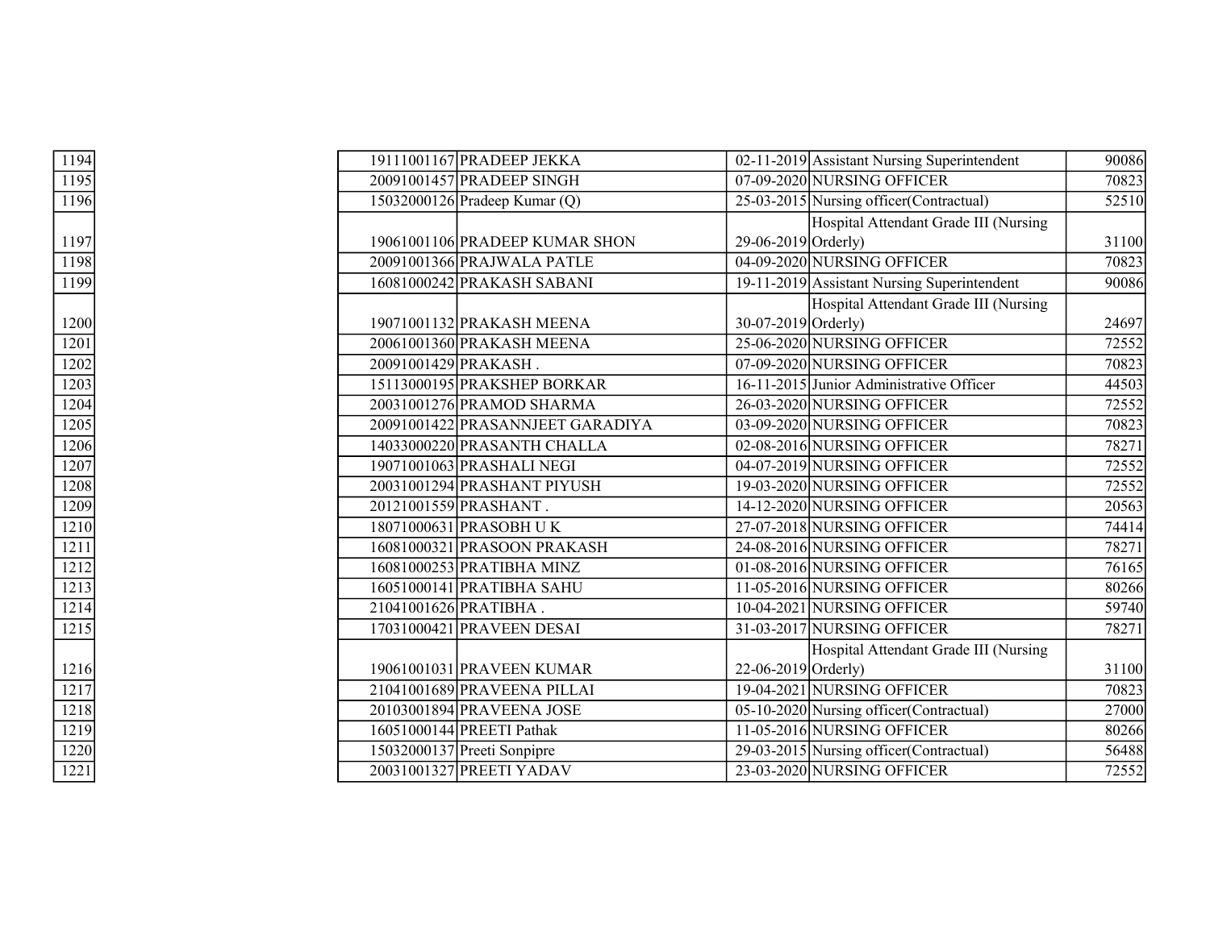| | | | | | |
|---|---|---|---|---|---|
| 1194 | 19111001167 | PRADEEP JEKKA | 02-11-2019 | Assistant Nursing Superintendent | 90086 |
| 1195 | 20091001457 | PRADEEP SINGH | 07-09-2020 | NURSING OFFICER | 70823 |
| 1196 | 15032000126 | Pradeep Kumar (Q) | 25-03-2015 | Nursing officer(Contractual) | 52510 |
| 1197 | 19061001106 | PRADEEP KUMAR SHON | 29-06-2019 | Hospital Attendant Grade III (Nursing Orderly) | 31100 |
| 1198 | 20091001366 | PRAJWALA PATLE | 04-09-2020 | NURSING OFFICER | 70823 |
| 1199 | 16081000242 | PRAKASH SABANI | 19-11-2019 | Assistant Nursing Superintendent | 90086 |
| 1200 | 19071001132 | PRAKASH MEENA | 30-07-2019 | Hospital Attendant Grade III (Nursing Orderly) | 24697 |
| 1201 | 20061001360 | PRAKASH MEENA | 25-06-2020 | NURSING OFFICER | 72552 |
| 1202 | 20091001429 | PRAKASH . | 07-09-2020 | NURSING OFFICER | 70823 |
| 1203 | 15113000195 | PRAKSHEP BORKAR | 16-11-2015 | Junior Administrative Officer | 44503 |
| 1204 | 20031001276 | PRAMOD SHARMA | 26-03-2020 | NURSING OFFICER | 72552 |
| 1205 | 20091001422 | PRASANNJEET GARADIYA | 03-09-2020 | NURSING OFFICER | 70823 |
| 1206 | 14033000220 | PRASANTH CHALLA | 02-08-2016 | NURSING OFFICER | 78271 |
| 1207 | 19071001063 | PRASHALI NEGI | 04-07-2019 | NURSING OFFICER | 72552 |
| 1208 | 20031001294 | PRASHANT PIYUSH | 19-03-2020 | NURSING OFFICER | 72552 |
| 1209 | 20121001559 | PRASHANT . | 14-12-2020 | NURSING OFFICER | 20563 |
| 1210 | 18071000631 | PRASOBH U K | 27-07-2018 | NURSING OFFICER | 74414 |
| 1211 | 16081000321 | PRASOON PRAKASH | 24-08-2016 | NURSING OFFICER | 78271 |
| 1212 | 16081000253 | PRATIBHA MINZ | 01-08-2016 | NURSING OFFICER | 76165 |
| 1213 | 16051000141 | PRATIBHA SAHU | 11-05-2016 | NURSING OFFICER | 80266 |
| 1214 | 21041001626 | PRATIBHA . | 10-04-2021 | NURSING OFFICER | 59740 |
| 1215 | 17031000421 | PRAVEEN DESAI | 31-03-2017 | NURSING OFFICER | 78271 |
| 1216 | 19061001031 | PRAVEEN KUMAR | 22-06-2019 | Hospital Attendant Grade III (Nursing Orderly) | 31100 |
| 1217 | 21041001689 | PRAVEENA PILLAI | 19-04-2021 | NURSING OFFICER | 70823 |
| 1218 | 20103001894 | PRAVEENA JOSE | 05-10-2020 | Nursing officer(Contractual) | 27000 |
| 1219 | 16051000144 | PREETI Pathak | 11-05-2016 | NURSING OFFICER | 80266 |
| 1220 | 15032000137 | Preeti Sonpipre | 29-03-2015 | Nursing officer(Contractual) | 56488 |
| 1221 | 20031001327 | PREETI YADAV | 23-03-2020 | NURSING OFFICER | 72552 |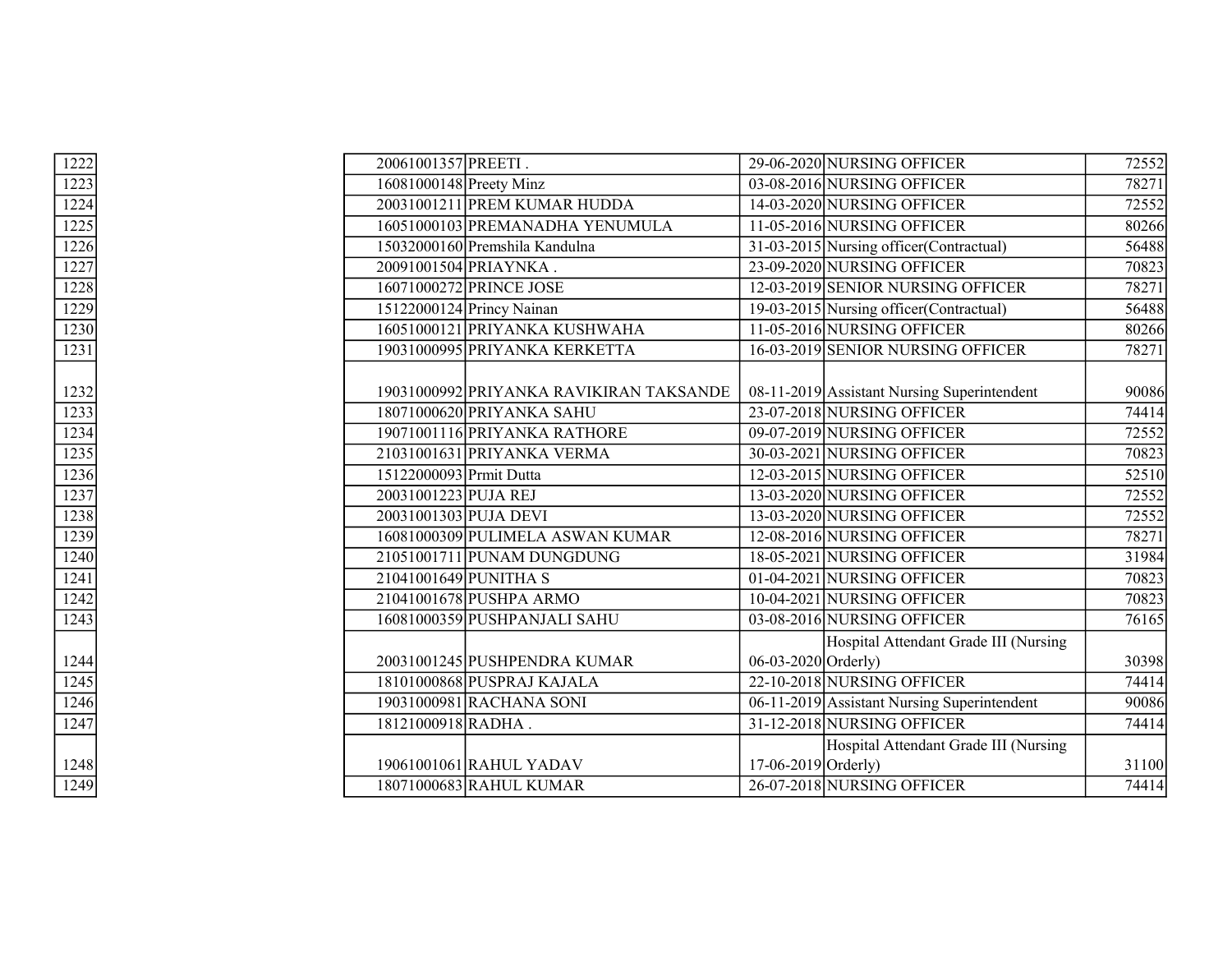| | | | | | |
|---|---|---|---|---|---|
| 1222 | 20061001357 | PREETI . | 29-06-2020 | NURSING OFFICER | 72552 |
| 1223 | 16081000148 | Preety Minz | 03-08-2016 | NURSING OFFICER | 78271 |
| 1224 | 20031001211 | PREM KUMAR HUDDA | 14-03-2020 | NURSING OFFICER | 72552 |
| 1225 | 16051000103 | PREMANADHA YENUMULA | 11-05-2016 | NURSING OFFICER | 80266 |
| 1226 | 15032000160 | Premshila Kandulna | 31-03-2015 | Nursing officer(Contractual) | 56488 |
| 1227 | 20091001504 | PRIAYNKA . | 23-09-2020 | NURSING OFFICER | 70823 |
| 1228 | 16071000272 | PRINCE JOSE | 12-03-2019 | SENIOR NURSING OFFICER | 78271 |
| 1229 | 15122000124 | Princy Nainan | 19-03-2015 | Nursing officer(Contractual) | 56488 |
| 1230 | 16051000121 | PRIYANKA KUSHWAHA | 11-05-2016 | NURSING OFFICER | 80266 |
| 1231 | 19031000995 | PRIYANKA KERKETTA | 16-03-2019 | SENIOR NURSING OFFICER | 78271 |
| 1232 | 19031000992 | PRIYANKA RAVIKIRAN TAKSANDE | 08-11-2019 | Assistant Nursing Superintendent | 90086 |
| 1233 | 18071000620 | PRIYANKA SAHU | 23-07-2018 | NURSING OFFICER | 74414 |
| 1234 | 19071001116 | PRIYANKA RATHORE | 09-07-2019 | NURSING OFFICER | 72552 |
| 1235 | 21031001631 | PRIYANKA VERMA | 30-03-2021 | NURSING OFFICER | 70823 |
| 1236 | 15122000093 | Prmit Dutta | 12-03-2015 | NURSING OFFICER | 52510 |
| 1237 | 20031001223 | PUJA REJ | 13-03-2020 | NURSING OFFICER | 72552 |
| 1238 | 20031001303 | PUJA DEVI | 13-03-2020 | NURSING OFFICER | 72552 |
| 1239 | 16081000309 | PULIMELA ASWAN KUMAR | 12-08-2016 | NURSING OFFICER | 78271 |
| 1240 | 21051001711 | PUNAM DUNGDUNG | 18-05-2021 | NURSING OFFICER | 31984 |
| 1241 | 21041001649 | PUNITHA S | 01-04-2021 | NURSING OFFICER | 70823 |
| 1242 | 21041001678 | PUSHPA ARMO | 10-04-2021 | NURSING OFFICER | 70823 |
| 1243 | 16081000359 | PUSHPANJALI SAHU | 03-08-2016 | NURSING OFFICER | 76165 |
| 1244 | 20031001245 | PUSHPENDRA KUMAR | 06-03-2020 | Hospital Attendant Grade III (Nursing Orderly) | 30398 |
| 1245 | 18101000868 | PUSPRAJ KAJALA | 22-10-2018 | NURSING OFFICER | 74414 |
| 1246 | 19031000981 | RACHANA SONI | 06-11-2019 | Assistant Nursing Superintendent | 90086 |
| 1247 | 18121000918 | RADHA . | 31-12-2018 | NURSING OFFICER | 74414 |
| 1248 | 19061001061 | RAHUL YADAV | 17-06-2019 | Hospital Attendant Grade III (Nursing Orderly) | 31100 |
| 1249 | 18071000683 | RAHUL KUMAR | 26-07-2018 | NURSING OFFICER | 74414 |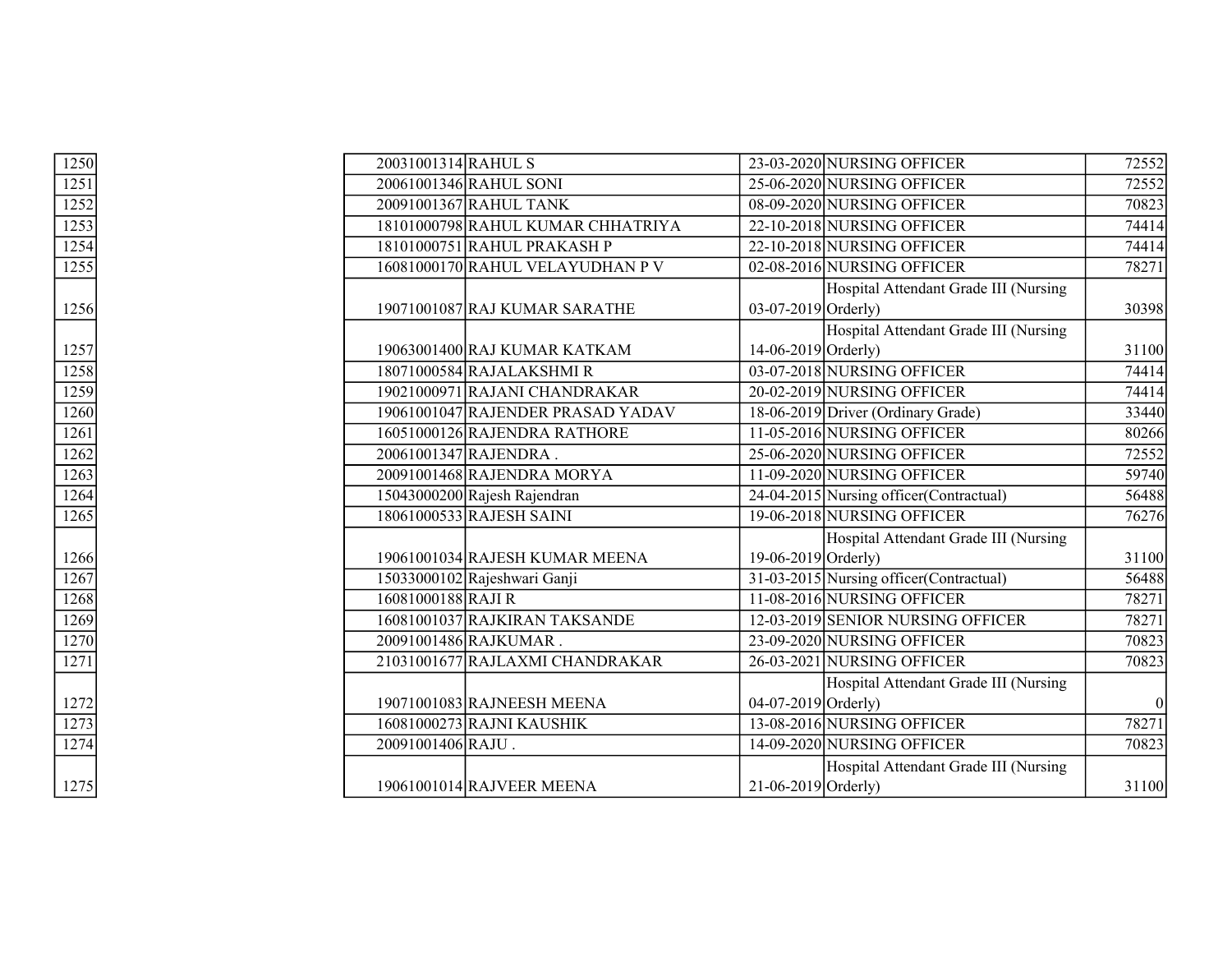| | | | | | |
|---|---|---|---|---|---|
| 1250 | 20031001314 | RAHUL S | 23-03-2020 | NURSING OFFICER | 72552 |
| 1251 | 20061001346 | RAHUL SONI | 25-06-2020 | NURSING OFFICER | 72552 |
| 1252 | 20091001367 | RAHUL TANK | 08-09-2020 | NURSING OFFICER | 70823 |
| 1253 | 18101000798 | RAHUL KUMAR CHHATRIYA | 22-10-2018 | NURSING OFFICER | 74414 |
| 1254 | 18101000751 | RAHUL PRAKASH P | 22-10-2018 | NURSING OFFICER | 74414 |
| 1255 | 16081000170 | RAHUL VELAYUDHAN P V | 02-08-2016 | NURSING OFFICER | 78271 |
| 1256 | 19071001087 | RAJ KUMAR SARATHE | 03-07-2019 | Hospital Attendant Grade III (Nursing Orderly) | 30398 |
| 1257 | 19063001400 | RAJ KUMAR KATKAM | 14-06-2019 | Hospital Attendant Grade III (Nursing Orderly) | 31100 |
| 1258 | 18071000584 | RAJALAKSHMI R | 03-07-2018 | NURSING OFFICER | 74414 |
| 1259 | 19021000971 | RAJANI CHANDRAKAR | 20-02-2019 | NURSING OFFICER | 74414 |
| 1260 | 19061001047 | RAJENDER PRASAD YADAV | 18-06-2019 | Driver (Ordinary Grade) | 33440 |
| 1261 | 16051000126 | RAJENDRA RATHORE | 11-05-2016 | NURSING OFFICER | 80266 |
| 1262 | 20061001347 | RAJENDRA . | 25-06-2020 | NURSING OFFICER | 72552 |
| 1263 | 20091001468 | RAJENDRA MORYA | 11-09-2020 | NURSING OFFICER | 59740 |
| 1264 | 15043000200 | Rajesh Rajendran | 24-04-2015 | Nursing officer(Contractual) | 56488 |
| 1265 | 18061000533 | RAJESH SAINI | 19-06-2018 | NURSING OFFICER | 76276 |
| 1266 | 19061001034 | RAJESH KUMAR MEENA | 19-06-2019 | Hospital Attendant Grade III (Nursing Orderly) | 31100 |
| 1267 | 15033000102 | Rajeshwari Ganji | 31-03-2015 | Nursing officer(Contractual) | 56488 |
| 1268 | 16081000188 | RAJI R | 11-08-2016 | NURSING OFFICER | 78271 |
| 1269 | 16081001037 | RAJKIRAN TAKSANDE | 12-03-2019 | SENIOR NURSING OFFICER | 78271 |
| 1270 | 20091001486 | RAJKUMAR . | 23-09-2020 | NURSING OFFICER | 70823 |
| 1271 | 21031001677 | RAJLAXMI CHANDRAKAR | 26-03-2021 | NURSING OFFICER | 70823 |
| 1272 | 19071001083 | RAJNEESH MEENA | 04-07-2019 | Hospital Attendant Grade III (Nursing Orderly) | 0 |
| 1273 | 16081000273 | RAJNI KAUSHIK | 13-08-2016 | NURSING OFFICER | 78271 |
| 1274 | 20091001406 | RAJU . | 14-09-2020 | NURSING OFFICER | 70823 |
| 1275 | 19061001014 | RAJVEER MEENA | 21-06-2019 | Hospital Attendant Grade III (Nursing Orderly) | 31100 |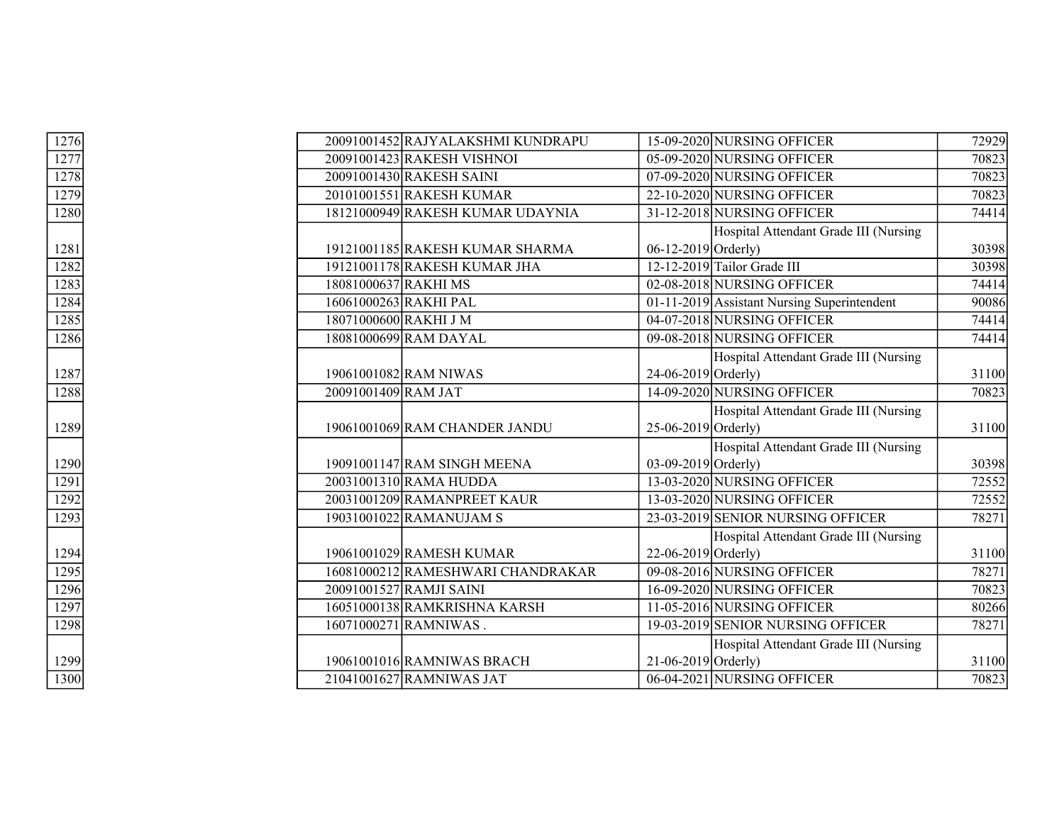| | | | | | |
|---|---|---|---|---|---|
| 1276 | 20091001452 | RAJYALAKSHMI KUNDRAPU | 15-09-2020 | NURSING OFFICER | 72929 |
| 1277 | 20091001423 | RAKESH VISHNOI | 05-09-2020 | NURSING OFFICER | 70823 |
| 1278 | 20091001430 | RAKESH SAINI | 07-09-2020 | NURSING OFFICER | 70823 |
| 1279 | 20101001551 | RAKESH KUMAR | 22-10-2020 | NURSING OFFICER | 70823 |
| 1280 | 18121000949 | RAKESH KUMAR UDAYNIA | 31-12-2018 | NURSING OFFICER | 74414 |
| 1281 | 19121001185 | RAKESH KUMAR SHARMA | 06-12-2019 | Hospital Attendant Grade III (Nursing Orderly) | 30398 |
| 1282 | 19121001178 | RAKESH KUMAR JHA | 12-12-2019 | Tailor Grade III | 30398 |
| 1283 | 18081000637 | RAKHI MS | 02-08-2018 | NURSING OFFICER | 74414 |
| 1284 | 16061000263 | RAKHI PAL | 01-11-2019 | Assistant Nursing Superintendent | 90086 |
| 1285 | 18071000600 | RAKHI J M | 04-07-2018 | NURSING OFFICER | 74414 |
| 1286 | 18081000699 | RAM DAYAL | 09-08-2018 | NURSING OFFICER | 74414 |
| 1287 | 19061001082 | RAM NIWAS | 24-06-2019 | Hospital Attendant Grade III (Nursing Orderly) | 31100 |
| 1288 | 20091001409 | RAM JAT | 14-09-2020 | NURSING OFFICER | 70823 |
| 1289 | 19061001069 | RAM CHANDER JANDU | 25-06-2019 | Hospital Attendant Grade III (Nursing Orderly) | 31100 |
| 1290 | 19091001147 | RAM SINGH MEENA | 03-09-2019 | Hospital Attendant Grade III (Nursing Orderly) | 30398 |
| 1291 | 20031001310 | RAMA HUDDA | 13-03-2020 | NURSING OFFICER | 72552 |
| 1292 | 20031001209 | RAMANPREET KAUR | 13-03-2020 | NURSING OFFICER | 72552 |
| 1293 | 19031001022 | RAMANUJAM S | 23-03-2019 | SENIOR NURSING OFFICER | 78271 |
| 1294 | 19061001029 | RAMESH KUMAR | 22-06-2019 | Hospital Attendant Grade III (Nursing Orderly) | 31100 |
| 1295 | 16081000212 | RAMESHWARI CHANDRAKAR | 09-08-2016 | NURSING OFFICER | 78271 |
| 1296 | 20091001527 | RAMJI SAINI | 16-09-2020 | NURSING OFFICER | 70823 |
| 1297 | 16051000138 | RAMKRISHNA KARSH | 11-05-2016 | NURSING OFFICER | 80266 |
| 1298 | 16071000271 | RAMNIWAS . | 19-03-2019 | SENIOR NURSING OFFICER | 78271 |
| 1299 | 19061001016 | RAMNIWAS BRACH | 21-06-2019 | Hospital Attendant Grade III (Nursing Orderly) | 31100 |
| 1300 | 21041001627 | RAMNIWAS JAT | 06-04-2021 | NURSING OFFICER | 70823 |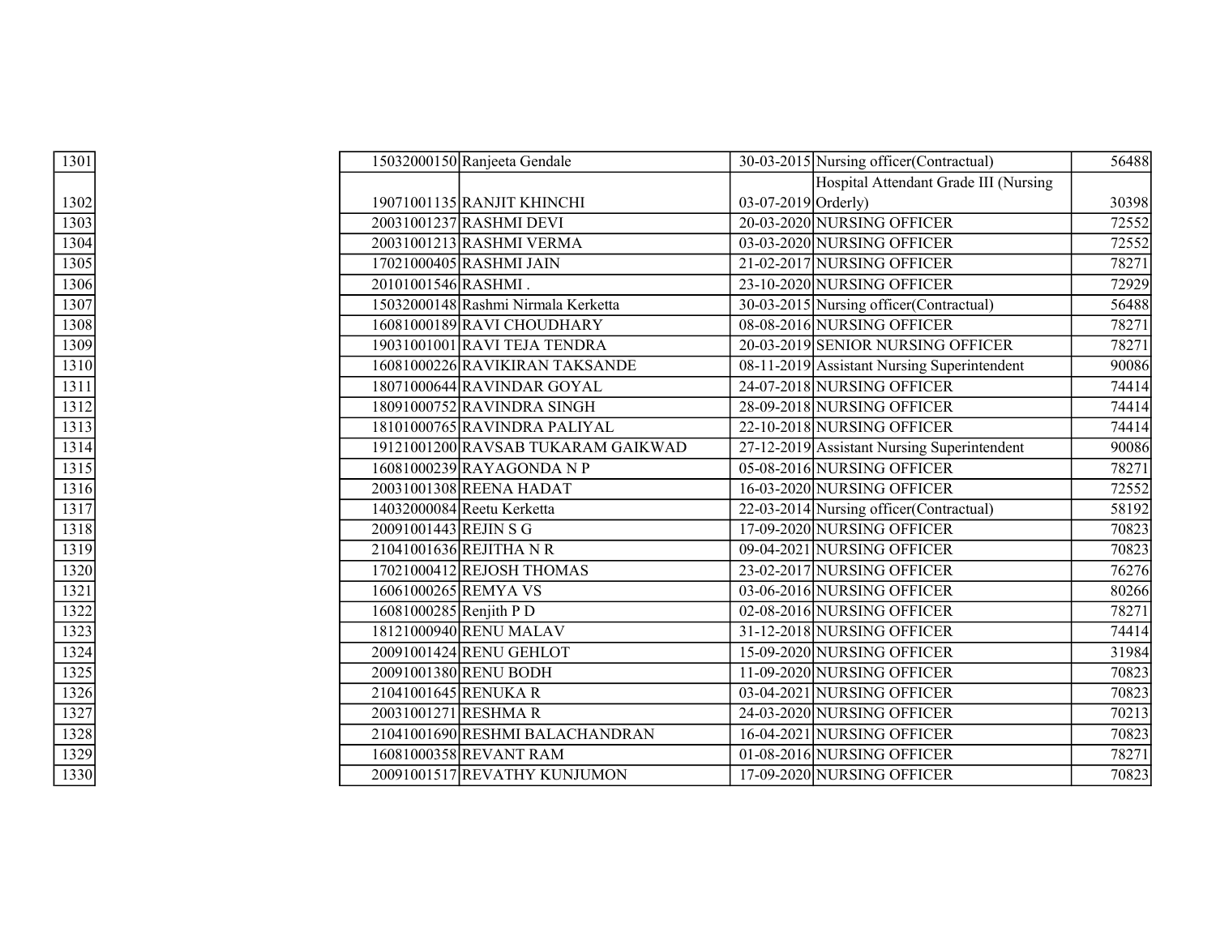| | | | | | |
|---|---|---|---|---|---|
| 1301 | 15032000150 | Ranjeeta Gendale | 30-03-2015 | Nursing officer(Contractual) | 56488 |
| 1302 | 19071001135 | RANJIT KHINCHI | 03-07-2019 | Hospital Attendant Grade III (Nursing Orderly) | 30398 |
| 1303 | 20031001237 | RASHMI DEVI | 20-03-2020 | NURSING OFFICER | 72552 |
| 1304 | 20031001213 | RASHMI VERMA | 03-03-2020 | NURSING OFFICER | 72552 |
| 1305 | 17021000405 | RASHMI JAIN | 21-02-2017 | NURSING OFFICER | 78271 |
| 1306 | 20101001546 | RASHMI . | 23-10-2020 | NURSING OFFICER | 72929 |
| 1307 | 15032000148 | Rashmi Nirmala Kerketta | 30-03-2015 | Nursing officer(Contractual) | 56488 |
| 1308 | 16081000189 | RAVI CHOUDHARY | 08-08-2016 | NURSING OFFICER | 78271 |
| 1309 | 19031001001 | RAVI TEJA TENDRA | 20-03-2019 | SENIOR NURSING OFFICER | 78271 |
| 1310 | 16081000226 | RAVIKIRAN TAKSANDE | 08-11-2019 | Assistant Nursing Superintendent | 90086 |
| 1311 | 18071000644 | RAVINDAR GOYAL | 24-07-2018 | NURSING OFFICER | 74414 |
| 1312 | 18091000752 | RAVINDRA SINGH | 28-09-2018 | NURSING OFFICER | 74414 |
| 1313 | 18101000765 | RAVINDRA PALIYAL | 22-10-2018 | NURSING OFFICER | 74414 |
| 1314 | 19121001200 | RAVSAB TUKARAM GAIKWAD | 27-12-2019 | Assistant Nursing Superintendent | 90086 |
| 1315 | 16081000239 | RAYAGONDA N P | 05-08-2016 | NURSING OFFICER | 78271 |
| 1316 | 20031001308 | REENA HADAT | 16-03-2020 | NURSING OFFICER | 72552 |
| 1317 | 14032000084 | Reetu Kerketta | 22-03-2014 | Nursing officer(Contractual) | 58192 |
| 1318 | 20091001443 | REJIN S G | 17-09-2020 | NURSING OFFICER | 70823 |
| 1319 | 21041001636 | REJITHA N R | 09-04-2021 | NURSING OFFICER | 70823 |
| 1320 | 17021000412 | REJOSH THOMAS | 23-02-2017 | NURSING OFFICER | 76276 |
| 1321 | 16061000265 | REMYA VS | 03-06-2016 | NURSING OFFICER | 80266 |
| 1322 | 16081000285 | Renjith P D | 02-08-2016 | NURSING OFFICER | 78271 |
| 1323 | 18121000940 | RENU MALAV | 31-12-2018 | NURSING OFFICER | 74414 |
| 1324 | 20091001424 | RENU GEHLOT | 15-09-2020 | NURSING OFFICER | 31984 |
| 1325 | 20091001380 | RENU BODH | 11-09-2020 | NURSING OFFICER | 70823 |
| 1326 | 21041001645 | RENUKA R | 03-04-2021 | NURSING OFFICER | 70823 |
| 1327 | 20031001271 | RESHMA R | 24-03-2020 | NURSING OFFICER | 70213 |
| 1328 | 21041001690 | RESHMI BALACHANDRAN | 16-04-2021 | NURSING OFFICER | 70823 |
| 1329 | 16081000358 | REVANT RAM | 01-08-2016 | NURSING OFFICER | 78271 |
| 1330 | 20091001517 | REVATHY KUNJUMON | 17-09-2020 | NURSING OFFICER | 70823 |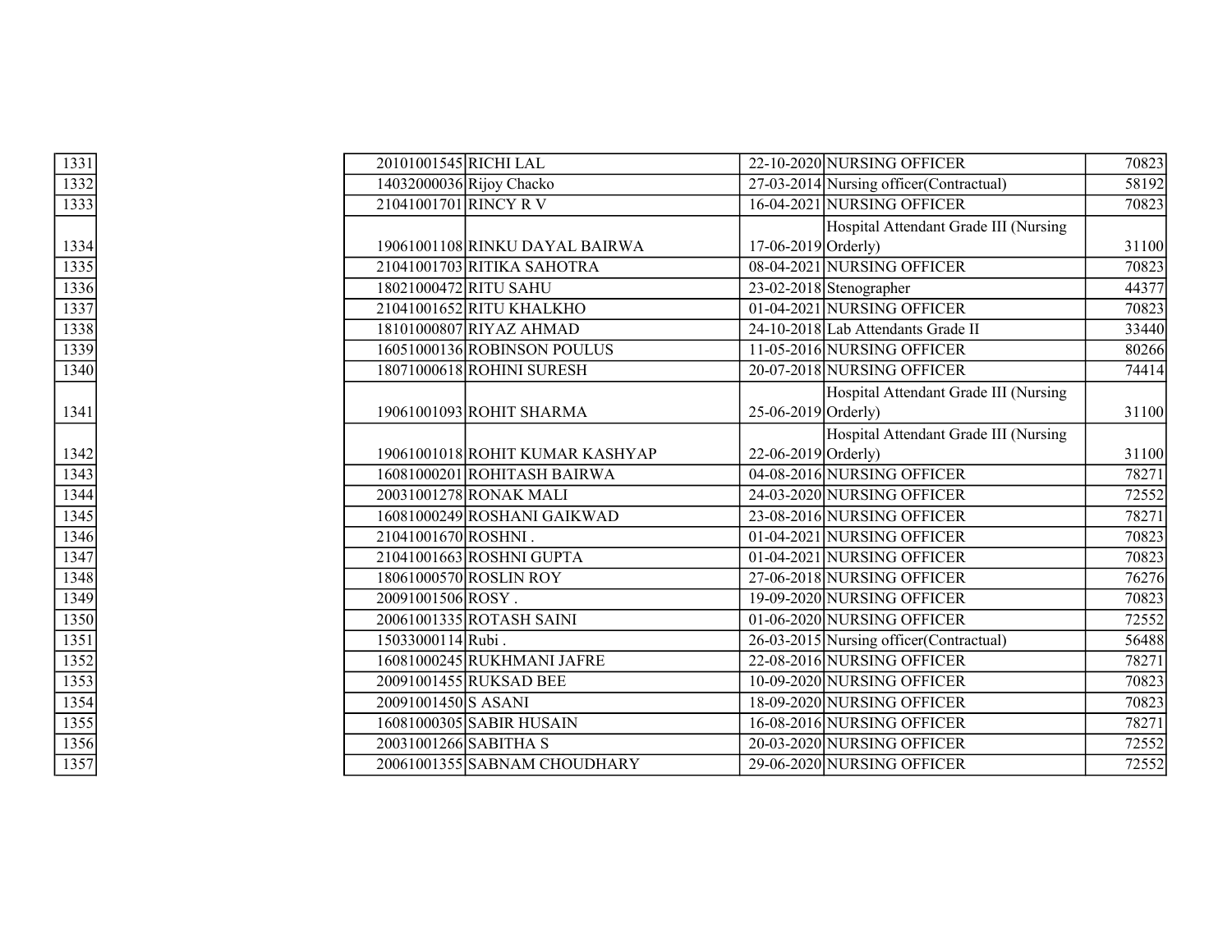| | | | | | |
|---|---|---|---|---|---|
| 1331 | 20101001545 | RICHI LAL | 22-10-2020 | NURSING OFFICER | 70823 |
| 1332 | 14032000036 | Rijoy Chacko | 27-03-2014 | Nursing officer(Contractual) | 58192 |
| 1333 | 21041001701 | RINCY R V | 16-04-2021 | NURSING OFFICER | 70823 |
| 1334 | 19061001108 | RINKU DAYAL BAIRWA | 17-06-2019 | Hospital Attendant Grade III (Nursing Orderly) | 31100 |
| 1335 | 21041001703 | RITIKA SAHOTRA | 08-04-2021 | NURSING OFFICER | 70823 |
| 1336 | 18021000472 | RITU SAHU | 23-02-2018 | Stenographer | 44377 |
| 1337 | 21041001652 | RITU KHALKHO | 01-04-2021 | NURSING OFFICER | 70823 |
| 1338 | 18101000807 | RIYAZ AHMAD | 24-10-2018 | Lab Attendants Grade II | 33440 |
| 1339 | 16051000136 | ROBINSON POULUS | 11-05-2016 | NURSING OFFICER | 80266 |
| 1340 | 18071000618 | ROHINI SURESH | 20-07-2018 | NURSING OFFICER | 74414 |
| 1341 | 19061001093 | ROHIT SHARMA | 25-06-2019 | Hospital Attendant Grade III (Nursing Orderly) | 31100 |
| 1342 | 19061001018 | ROHIT KUMAR KASHYAP | 22-06-2019 | Hospital Attendant Grade III (Nursing Orderly) | 31100 |
| 1343 | 16081000201 | ROHITASH BAIRWA | 04-08-2016 | NURSING OFFICER | 78271 |
| 1344 | 20031001278 | RONAK MALI | 24-03-2020 | NURSING OFFICER | 72552 |
| 1345 | 16081000249 | ROSHANI GAIKWAD | 23-08-2016 | NURSING OFFICER | 78271 |
| 1346 | 21041001670 | ROSHNI . | 01-04-2021 | NURSING OFFICER | 70823 |
| 1347 | 21041001663 | ROSHNI GUPTA | 01-04-2021 | NURSING OFFICER | 70823 |
| 1348 | 18061000570 | ROSLIN ROY | 27-06-2018 | NURSING OFFICER | 76276 |
| 1349 | 20091001506 | ROSY . | 19-09-2020 | NURSING OFFICER | 70823 |
| 1350 | 20061001335 | ROTASH SAINI | 01-06-2020 | NURSING OFFICER | 72552 |
| 1351 | 15033000114 | Rubi . | 26-03-2015 | Nursing officer(Contractual) | 56488 |
| 1352 | 16081000245 | RUKHMANI JAFRE | 22-08-2016 | NURSING OFFICER | 78271 |
| 1353 | 20091001455 | RUKSAD BEE | 10-09-2020 | NURSING OFFICER | 70823 |
| 1354 | 20091001450 | S ASANI | 18-09-2020 | NURSING OFFICER | 70823 |
| 1355 | 16081000305 | SABIR HUSAIN | 16-08-2016 | NURSING OFFICER | 78271 |
| 1356 | 20031001266 | SABITHA S | 20-03-2020 | NURSING OFFICER | 72552 |
| 1357 | 20061001355 | SABNAM CHOUDHARY | 29-06-2020 | NURSING OFFICER | 72552 |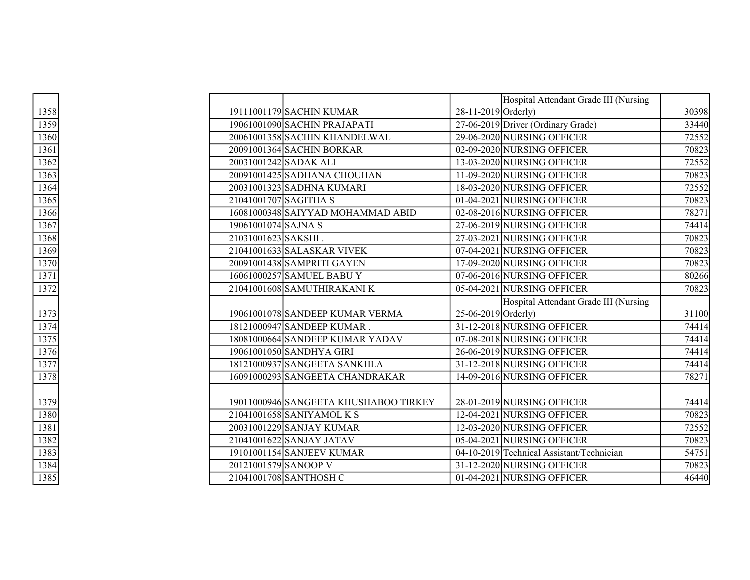| | | | | | |
|---|---|---|---|---|---|
| 1358 | 19111001179 | SACHIN KUMAR | 28-11-2019 | Hospital Attendant Grade III (Nursing Orderly) | 30398 |
| 1359 | 19061001090 | SACHIN PRAJAPATI | 27-06-2019 | Driver (Ordinary Grade) | 33440 |
| 1360 | 20061001358 | SACHIN KHANDELWAL | 29-06-2020 | NURSING OFFICER | 72552 |
| 1361 | 20091001364 | SACHIN BORKAR | 02-09-2020 | NURSING OFFICER | 70823 |
| 1362 | 20031001242 | SADAK ALI | 13-03-2020 | NURSING OFFICER | 72552 |
| 1363 | 20091001425 | SADHANA CHOUHAN | 11-09-2020 | NURSING OFFICER | 70823 |
| 1364 | 20031001323 | SADHNA KUMARI | 18-03-2020 | NURSING OFFICER | 72552 |
| 1365 | 21041001707 | SAGITHA S | 01-04-2021 | NURSING OFFICER | 70823 |
| 1366 | 16081000348 | SAIYYAD MOHAMMAD ABID | 02-08-2016 | NURSING OFFICER | 78271 |
| 1367 | 19061001074 | SAJNA S | 27-06-2019 | NURSING OFFICER | 74414 |
| 1368 | 21031001623 | SAKSHI . | 27-03-2021 | NURSING OFFICER | 70823 |
| 1369 | 21041001633 | SALASKAR VIVEK | 07-04-2021 | NURSING OFFICER | 70823 |
| 1370 | 20091001438 | SAMPRITI GAYEN | 17-09-2020 | NURSING OFFICER | 70823 |
| 1371 | 16061000257 | SAMUEL BABU Y | 07-06-2016 | NURSING OFFICER | 80266 |
| 1372 | 21041001608 | SAMUTHIRAKANI K | 05-04-2021 | NURSING OFFICER | 70823 |
| 1373 | 19061001078 | SANDEEP KUMAR VERMA | 25-06-2019 | Hospital Attendant Grade III (Nursing Orderly) | 31100 |
| 1374 | 18121000947 | SANDEEP KUMAR . | 31-12-2018 | NURSING OFFICER | 74414 |
| 1375 | 18081000664 | SANDEEP KUMAR YADAV | 07-08-2018 | NURSING OFFICER | 74414 |
| 1376 | 19061001050 | SANDHYA GIRI | 26-06-2019 | NURSING OFFICER | 74414 |
| 1377 | 18121000937 | SANGEETA SANKHLA | 31-12-2018 | NURSING OFFICER | 74414 |
| 1378 | 16091000293 | SANGEETA CHANDRAKAR | 14-09-2016 | NURSING OFFICER | 78271 |
| 1379 | 19011000946 | SANGEETA KHUSHABOO TIRKEY | 28-01-2019 | NURSING OFFICER | 74414 |
| 1380 | 21041001658 | SANIYAMOL K S | 12-04-2021 | NURSING OFFICER | 70823 |
| 1381 | 20031001229 | SANJAY KUMAR | 12-03-2020 | NURSING OFFICER | 72552 |
| 1382 | 21041001622 | SANJAY JATAV | 05-04-2021 | NURSING OFFICER | 70823 |
| 1383 | 19101001154 | SANJEEV KUMAR | 04-10-2019 | Technical Assistant/Technician | 54751 |
| 1384 | 20121001579 | SANOOP V | 31-12-2020 | NURSING OFFICER | 70823 |
| 1385 | 21041001708 | SANTHOSH C | 01-04-2021 | NURSING OFFICER | 46440 |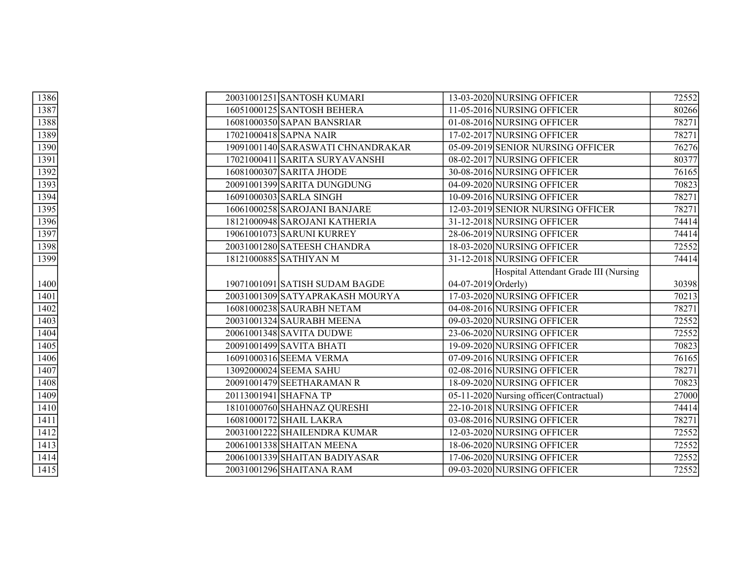| | | | | | |
|---|---|---|---|---|---|
| 1386 | 20031001251 | SANTOSH KUMARI | 13-03-2020 | NURSING OFFICER | 72552 |
| 1387 | 16051000125 | SANTOSH BEHERA | 11-05-2016 | NURSING OFFICER | 80266 |
| 1388 | 16081000350 | SAPAN BANSRIAR | 01-08-2016 | NURSING OFFICER | 78271 |
| 1389 | 17021000418 | SAPNA NAIR | 17-02-2017 | NURSING OFFICER | 78271 |
| 1390 | 19091001140 | SARASWATI CHNANDRAKAR | 05-09-2019 | SENIOR NURSING OFFICER | 76276 |
| 1391 | 17021000411 | SARITA SURYAVANSHI | 08-02-2017 | NURSING OFFICER | 80377 |
| 1392 | 16081000307 | SARITA JHODE | 30-08-2016 | NURSING OFFICER | 76165 |
| 1393 | 20091001399 | SARITA DUNGDUNG | 04-09-2020 | NURSING OFFICER | 70823 |
| 1394 | 16091000303 | SARLA SINGH | 10-09-2016 | NURSING OFFICER | 78271 |
| 1395 | 16061000258 | SAROJANI BANJARE | 12-03-2019 | SENIOR NURSING OFFICER | 78271 |
| 1396 | 18121000948 | SAROJANI KATHERIA | 31-12-2018 | NURSING OFFICER | 74414 |
| 1397 | 19061001073 | SARUNI KURREY | 28-06-2019 | NURSING OFFICER | 74414 |
| 1398 | 20031001280 | SATEESH CHANDRA | 18-03-2020 | NURSING OFFICER | 72552 |
| 1399 | 18121000885 | SATHIYAN M | 31-12-2018 | NURSING OFFICER | 74414 |
| 1400 | 19071001091 | SATISH SUDAM BAGDE | 04-07-2019 | Hospital Attendant Grade III (Nursing Orderly) | 30398 |
| 1401 | 20031001309 | SATYAPRAKASH MOURYA | 17-03-2020 | NURSING OFFICER | 70213 |
| 1402 | 16081000238 | SAURABH NETAM | 04-08-2016 | NURSING OFFICER | 78271 |
| 1403 | 20031001324 | SAURABH MEENA | 09-03-2020 | NURSING OFFICER | 72552 |
| 1404 | 20061001348 | SAVITA DUDWE | 23-06-2020 | NURSING OFFICER | 72552 |
| 1405 | 20091001499 | SAVITA BHATI | 19-09-2020 | NURSING OFFICER | 70823 |
| 1406 | 16091000316 | SEEMA VERMA | 07-09-2016 | NURSING OFFICER | 76165 |
| 1407 | 13092000024 | SEEMA SAHU | 02-08-2016 | NURSING OFFICER | 78271 |
| 1408 | 20091001479 | SEETHARAMAN R | 18-09-2020 | NURSING OFFICER | 70823 |
| 1409 | 20113001941 | SHAFNA TP | 05-11-2020 | Nursing officer(Contractual) | 27000 |
| 1410 | 18101000760 | SHAHNAZ QURESHI | 22-10-2018 | NURSING OFFICER | 74414 |
| 1411 | 16081000172 | SHAIL LAKRA | 03-08-2016 | NURSING OFFICER | 78271 |
| 1412 | 20031001222 | SHAILENDRA KUMAR | 12-03-2020 | NURSING OFFICER | 72552 |
| 1413 | 20061001338 | SHAITAN MEENA | 18-06-2020 | NURSING OFFICER | 72552 |
| 1414 | 20061001339 | SHAITAN BADIYASAR | 17-06-2020 | NURSING OFFICER | 72552 |
| 1415 | 20031001296 | SHAITANA RAM | 09-03-2020 | NURSING OFFICER | 72552 |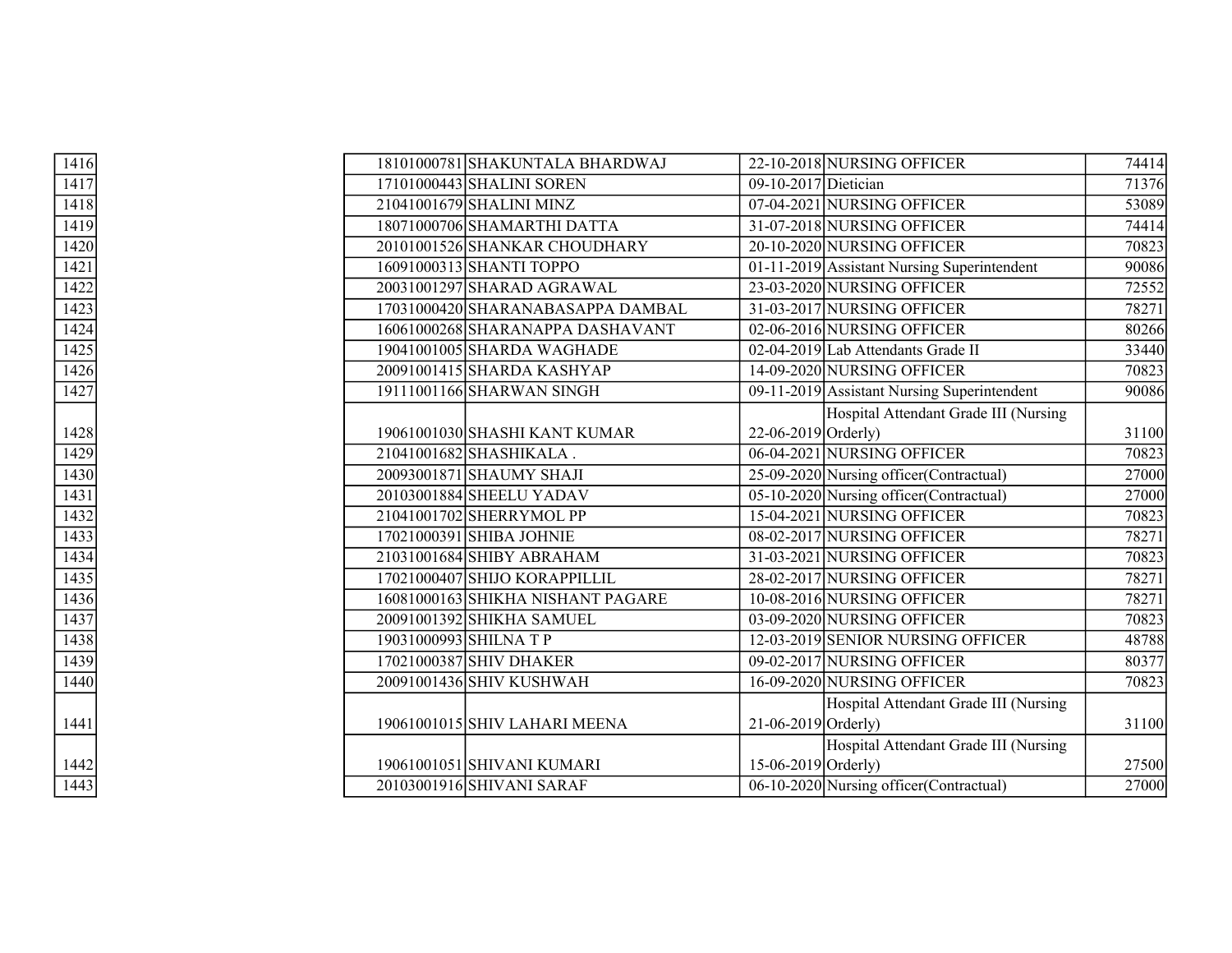| | | | | | |
|---|---|---|---|---|---|
| 1416 | 18101000781 | SHAKUNTALA BHARDWAJ | 22-10-2018 | NURSING OFFICER | 74414 |
| 1417 | 17101000443 | SHALINI SOREN | 09-10-2017 | Dietician | 71376 |
| 1418 | 21041001679 | SHALINI MINZ | 07-04-2021 | NURSING OFFICER | 53089 |
| 1419 | 18071000706 | SHAMARTHI DATTA | 31-07-2018 | NURSING OFFICER | 74414 |
| 1420 | 20101001526 | SHANKAR CHOUDHARY | 20-10-2020 | NURSING OFFICER | 70823 |
| 1421 | 16091000313 | SHANTI TOPPO | 01-11-2019 | Assistant Nursing Superintendent | 90086 |
| 1422 | 20031001297 | SHARAD AGRAWAL | 23-03-2020 | NURSING OFFICER | 72552 |
| 1423 | 17031000420 | SHARANABASAPPA DAMBAL | 31-03-2017 | NURSING OFFICER | 78271 |
| 1424 | 16061000268 | SHARANAPPA DASHAVANT | 02-06-2016 | NURSING OFFICER | 80266 |
| 1425 | 19041001005 | SHARDA WAGHADE | 02-04-2019 | Lab Attendants Grade II | 33440 |
| 1426 | 20091001415 | SHARDA KASHYAP | 14-09-2020 | NURSING OFFICER | 70823 |
| 1427 | 19111001166 | SHARWAN SINGH | 09-11-2019 | Assistant Nursing Superintendent | 90086 |
| 1428 | 19061001030 | SHASHI KANT KUMAR | 22-06-2019 | Hospital Attendant Grade III (Nursing Orderly) | 31100 |
| 1429 | 21041001682 | SHASHIKALA . | 06-04-2021 | NURSING OFFICER | 70823 |
| 1430 | 20093001871 | SHAUMY SHAJI | 25-09-2020 | Nursing officer(Contractual) | 27000 |
| 1431 | 20103001884 | SHEELU YADAV | 05-10-2020 | Nursing officer(Contractual) | 27000 |
| 1432 | 21041001702 | SHERRYMOL PP | 15-04-2021 | NURSING OFFICER | 70823 |
| 1433 | 17021000391 | SHIBA JOHNIE | 08-02-2017 | NURSING OFFICER | 78271 |
| 1434 | 21031001684 | SHIBY ABRAHAM | 31-03-2021 | NURSING OFFICER | 70823 |
| 1435 | 17021000407 | SHIJO KORAPPILLIL | 28-02-2017 | NURSING OFFICER | 78271 |
| 1436 | 16081000163 | SHIKHA NISHANT PAGARE | 10-08-2016 | NURSING OFFICER | 78271 |
| 1437 | 20091001392 | SHIKHA SAMUEL | 03-09-2020 | NURSING OFFICER | 70823 |
| 1438 | 19031000993 | SHILNA T P | 12-03-2019 | SENIOR NURSING OFFICER | 48788 |
| 1439 | 17021000387 | SHIV DHAKER | 09-02-2017 | NURSING OFFICER | 80377 |
| 1440 | 20091001436 | SHIV KUSHWAH | 16-09-2020 | NURSING OFFICER | 70823 |
| 1441 | 19061001015 | SHIV LAHARI MEENA | 21-06-2019 | Hospital Attendant Grade III (Nursing Orderly) | 31100 |
| 1442 | 19061001051 | SHIVANI KUMARI | 15-06-2019 | Hospital Attendant Grade III (Nursing Orderly) | 27500 |
| 1443 | 20103001916 | SHIVANI SARAF | 06-10-2020 | Nursing officer(Contractual) | 27000 |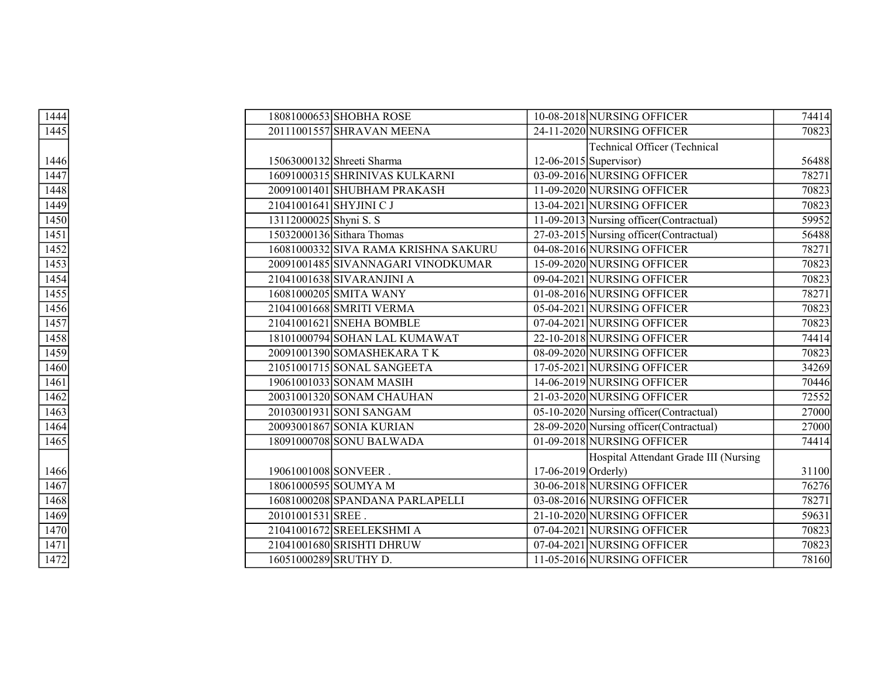| | | | | | |
|---|---|---|---|---|---|
| 1444 | 18081000653 | SHOBHA ROSE | 10-08-2018 | NURSING OFFICER | 74414 |
| 1445 | 20111001557 | SHRAVAN MEENA | 24-11-2020 | NURSING OFFICER | 70823 |
| 1446 | 15063000132 | Shreeti Sharma | 12-06-2015 | Technical Officer (Technical Supervisor) | 56488 |
| 1447 | 16091000315 | SHRINIVAS KULKARNI | 03-09-2016 | NURSING OFFICER | 78271 |
| 1448 | 20091001401 | SHUBHAM PRAKASH | 11-09-2020 | NURSING OFFICER | 70823 |
| 1449 | 21041001641 | SHYJINI C J | 13-04-2021 | NURSING OFFICER | 70823 |
| 1450 | 13112000025 | Shyni S. S | 11-09-2013 | Nursing officer(Contractual) | 59952 |
| 1451 | 15032000136 | Sithara Thomas | 27-03-2015 | Nursing officer(Contractual) | 56488 |
| 1452 | 16081000332 | SIVA RAMA KRISHNA SAKURU | 04-08-2016 | NURSING OFFICER | 78271 |
| 1453 | 20091001485 | SIVANNAGARI VINODKUMAR | 15-09-2020 | NURSING OFFICER | 70823 |
| 1454 | 21041001638 | SIVARANJINI A | 09-04-2021 | NURSING OFFICER | 70823 |
| 1455 | 16081000205 | SMITA WANY | 01-08-2016 | NURSING OFFICER | 78271 |
| 1456 | 21041001668 | SMRITI VERMA | 05-04-2021 | NURSING OFFICER | 70823 |
| 1457 | 21041001621 | SNEHA BOMBLE | 07-04-2021 | NURSING OFFICER | 70823 |
| 1458 | 18101000794 | SOHAN LAL KUMAWAT | 22-10-2018 | NURSING OFFICER | 74414 |
| 1459 | 20091001390 | SOMASHEKARA T K | 08-09-2020 | NURSING OFFICER | 70823 |
| 1460 | 21051001715 | SONAL SANGEETA | 17-05-2021 | NURSING OFFICER | 34269 |
| 1461 | 19061001033 | SONAM MASIH | 14-06-2019 | NURSING OFFICER | 70446 |
| 1462 | 20031001320 | SONAM CHAUHAN | 21-03-2020 | NURSING OFFICER | 72552 |
| 1463 | 20103001931 | SONI SANGAM | 05-10-2020 | Nursing officer(Contractual) | 27000 |
| 1464 | 20093001867 | SONIA KURIAN | 28-09-2020 | Nursing officer(Contractual) | 27000 |
| 1465 | 18091000708 | SONU BALWADA | 01-09-2018 | NURSING OFFICER | 74414 |
| 1466 | 19061001008 | SONVEER . | 17-06-2019 | Hospital Attendant Grade III (Nursing Orderly) | 31100 |
| 1467 | 18061000595 | SOUMYA M | 30-06-2018 | NURSING OFFICER | 76276 |
| 1468 | 16081000208 | SPANDANA PARLAPELLI | 03-08-2016 | NURSING OFFICER | 78271 |
| 1469 | 20101001531 | SREE . | 21-10-2020 | NURSING OFFICER | 59631 |
| 1470 | 21041001672 | SREELEKSHMI A | 07-04-2021 | NURSING OFFICER | 70823 |
| 1471 | 21041001680 | SRISHTI DHRUW | 07-04-2021 | NURSING OFFICER | 70823 |
| 1472 | 16051000289 | SRUTHY D. | 11-05-2016 | NURSING OFFICER | 78160 |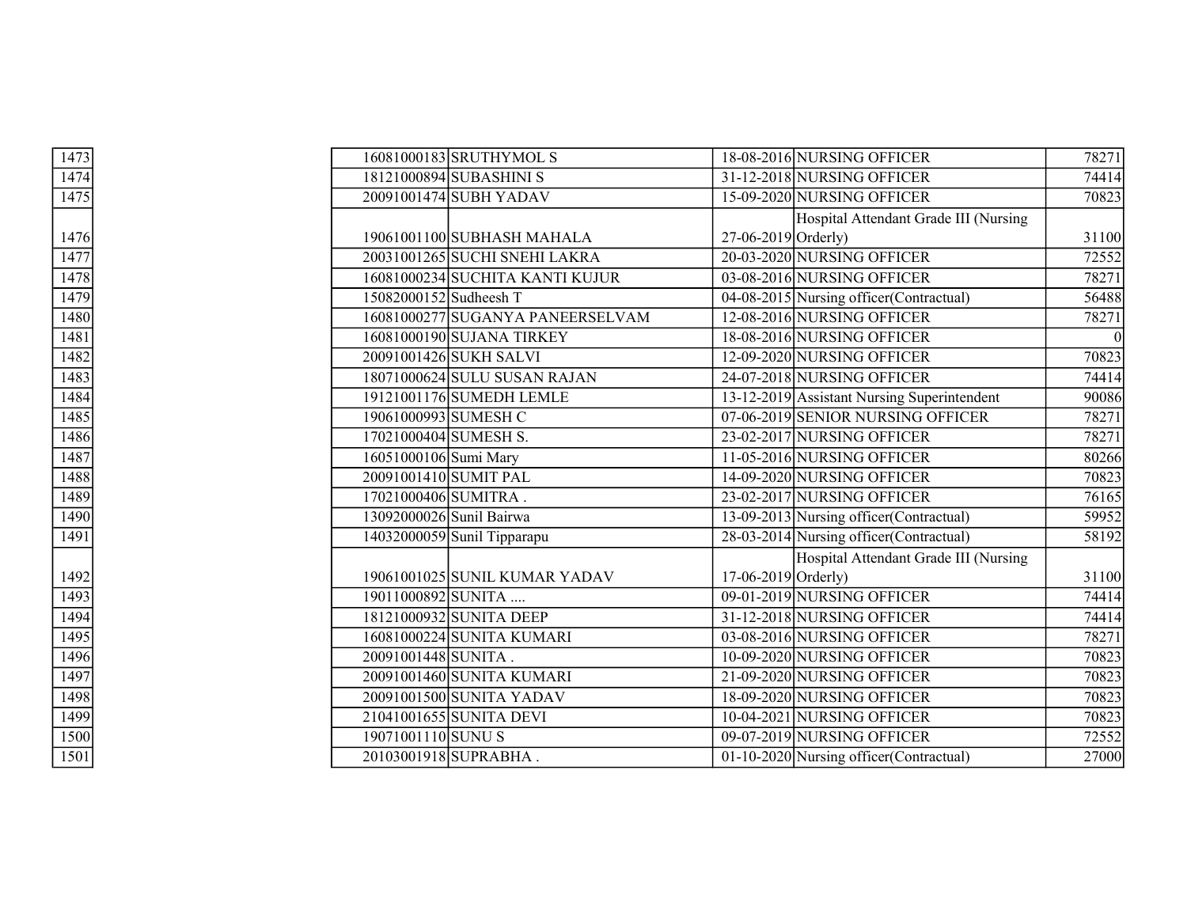| | | | | | |
|---|---|---|---|---|---|
| 1473 | 16081000183 | SRUTHYMOL S | 18-08-2016 | NURSING OFFICER | 78271 |
| 1474 | 18121000894 | SUBASHINI S | 31-12-2018 | NURSING OFFICER | 74414 |
| 1475 | 20091001474 | SUBH YADAV | 15-09-2020 | NURSING OFFICER | 70823 |
| 1476 | 19061001100 | SUBHASH MAHALA | 27-06-2019 | Hospital Attendant Grade III (Nursing Orderly) | 31100 |
| 1477 | 20031001265 | SUCHI SNEHI LAKRA | 20-03-2020 | NURSING OFFICER | 72552 |
| 1478 | 16081000234 | SUCHITA KANTI KUJUR | 03-08-2016 | NURSING OFFICER | 78271 |
| 1479 | 15082000152 | Sudheesh T | 04-08-2015 | Nursing officer(Contractual) | 56488 |
| 1480 | 16081000277 | SUGANYA PANEERSELVAM | 12-08-2016 | NURSING OFFICER | 78271 |
| 1481 | 16081000190 | SUJANA TIRKEY | 18-08-2016 | NURSING OFFICER | 0 |
| 1482 | 20091001426 | SUKH SALVI | 12-09-2020 | NURSING OFFICER | 70823 |
| 1483 | 18071000624 | SULU SUSAN RAJAN | 24-07-2018 | NURSING OFFICER | 74414 |
| 1484 | 19121001176 | SUMEDH LEMLE | 13-12-2019 | Assistant Nursing Superintendent | 90086 |
| 1485 | 19061000993 | SUMESH C | 07-06-2019 | SENIOR NURSING OFFICER | 78271 |
| 1486 | 17021000404 | SUMESH S. | 23-02-2017 | NURSING OFFICER | 78271 |
| 1487 | 16051000106 | Sumi Mary | 11-05-2016 | NURSING OFFICER | 80266 |
| 1488 | 20091001410 | SUMIT PAL | 14-09-2020 | NURSING OFFICER | 70823 |
| 1489 | 17021000406 | SUMITRA . | 23-02-2017 | NURSING OFFICER | 76165 |
| 1490 | 13092000026 | Sunil Bairwa | 13-09-2013 | Nursing officer(Contractual) | 59952 |
| 1491 | 14032000059 | Sunil Tipparapu | 28-03-2014 | Nursing officer(Contractual) | 58192 |
| 1492 | 19061001025 | SUNIL KUMAR YADAV | 17-06-2019 | Hospital Attendant Grade III (Nursing Orderly) | 31100 |
| 1493 | 19011000892 | SUNITA .... | 09-01-2019 | NURSING OFFICER | 74414 |
| 1494 | 18121000932 | SUNITA DEEP | 31-12-2018 | NURSING OFFICER | 74414 |
| 1495 | 16081000224 | SUNITA KUMARI | 03-08-2016 | NURSING OFFICER | 78271 |
| 1496 | 20091001448 | SUNITA . | 10-09-2020 | NURSING OFFICER | 70823 |
| 1497 | 20091001460 | SUNITA KUMARI | 21-09-2020 | NURSING OFFICER | 70823 |
| 1498 | 20091001500 | SUNITA YADAV | 18-09-2020 | NURSING OFFICER | 70823 |
| 1499 | 21041001655 | SUNITA DEVI | 10-04-2021 | NURSING OFFICER | 70823 |
| 1500 | 19071001110 | SUNU S | 09-07-2019 | NURSING OFFICER | 72552 |
| 1501 | 20103001918 | SUPRABHA . | 01-10-2020 | Nursing officer(Contractual) | 27000 |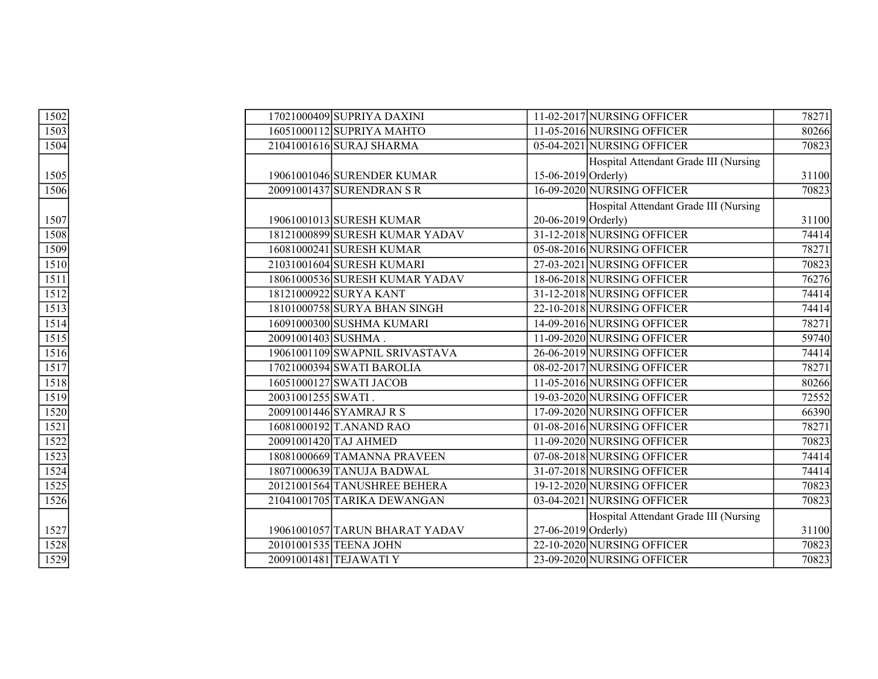| | | | | | |
|---|---|---|---|---|---|
| 1502 | 17021000409 | SUPRIYA DAXINI | 11-02-2017 | NURSING OFFICER | 78271 |
| 1503 | 16051000112 | SUPRIYA MAHTO | 11-05-2016 | NURSING OFFICER | 80266 |
| 1504 | 21041001616 | SURAJ SHARMA | 05-04-2021 | NURSING OFFICER | 70823 |
| 1505 | 19061001046 | SURENDER KUMAR | 15-06-2019 | Hospital Attendant Grade III (Nursing Orderly) | 31100 |
| 1506 | 20091001437 | SURENDRAN S R | 16-09-2020 | NURSING OFFICER | 70823 |
| 1507 | 19061001013 | SURESH KUMAR | 20-06-2019 | Hospital Attendant Grade III (Nursing Orderly) | 31100 |
| 1508 | 18121000899 | SURESH KUMAR YADAV | 31-12-2018 | NURSING OFFICER | 74414 |
| 1509 | 16081000241 | SURESH KUMAR | 05-08-2016 | NURSING OFFICER | 78271 |
| 1510 | 21031001604 | SURESH KUMARI | 27-03-2021 | NURSING OFFICER | 70823 |
| 1511 | 18061000536 | SURESH KUMAR YADAV | 18-06-2018 | NURSING OFFICER | 76276 |
| 1512 | 18121000922 | SURYA KANT | 31-12-2018 | NURSING OFFICER | 74414 |
| 1513 | 18101000758 | SURYA BHAN SINGH | 22-10-2018 | NURSING OFFICER | 74414 |
| 1514 | 16091000300 | SUSHMA KUMARI | 14-09-2016 | NURSING OFFICER | 78271 |
| 1515 | 20091001403 | SUSHMA . | 11-09-2020 | NURSING OFFICER | 59740 |
| 1516 | 19061001109 | SWAPNIL SRIVASTAVA | 26-06-2019 | NURSING OFFICER | 74414 |
| 1517 | 17021000394 | SWATI BAROLIA | 08-02-2017 | NURSING OFFICER | 78271 |
| 1518 | 16051000127 | SWATI JACOB | 11-05-2016 | NURSING OFFICER | 80266 |
| 1519 | 20031001255 | SWATI . | 19-03-2020 | NURSING OFFICER | 72552 |
| 1520 | 20091001446 | SYAMRAJ R S | 17-09-2020 | NURSING OFFICER | 66390 |
| 1521 | 16081000192 | T.ANAND RAO | 01-08-2016 | NURSING OFFICER | 78271 |
| 1522 | 20091001420 | TAJ AHMED | 11-09-2020 | NURSING OFFICER | 70823 |
| 1523 | 18081000669 | TAMANNA PRAVEEN | 07-08-2018 | NURSING OFFICER | 74414 |
| 1524 | 18071000639 | TANUJA BADWAL | 31-07-2018 | NURSING OFFICER | 74414 |
| 1525 | 20121001564 | TANUSHREE BEHERA | 19-12-2020 | NURSING OFFICER | 70823 |
| 1526 | 21041001705 | TARIKA DEWANGAN | 03-04-2021 | NURSING OFFICER | 70823 |
| 1527 | 19061001057 | TARUN BHARAT YADAV | 27-06-2019 | Hospital Attendant Grade III (Nursing Orderly) | 31100 |
| 1528 | 20101001535 | TEENA JOHN | 22-10-2020 | NURSING OFFICER | 70823 |
| 1529 | 20091001481 | TEJAWATI Y | 23-09-2020 | NURSING OFFICER | 70823 |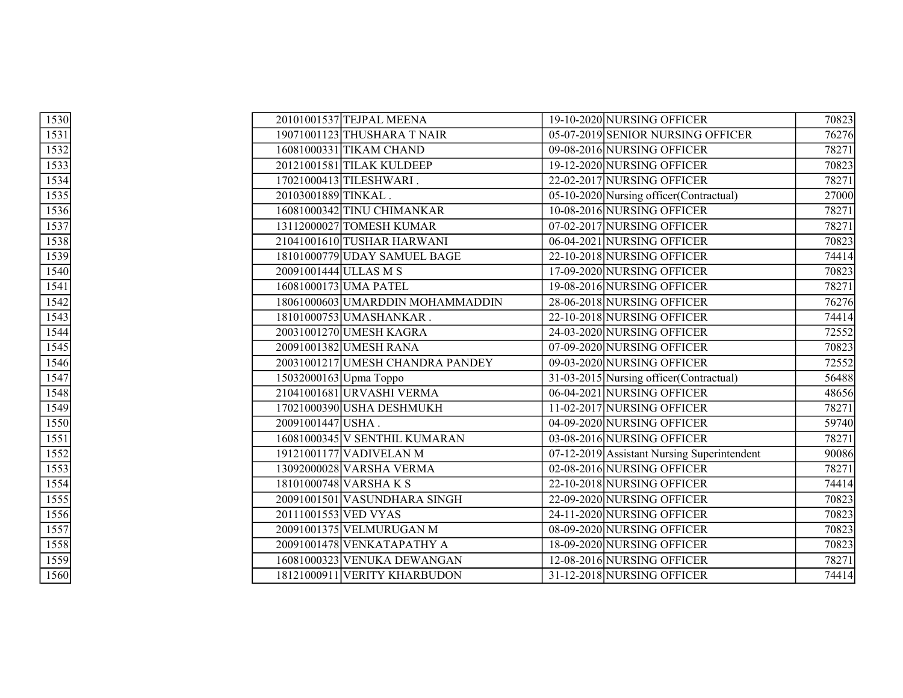| | | | | | |
|---|---|---|---|---|---|
| 1530 | 20101001537 | TEJPAL MEENA | 19-10-2020 | NURSING OFFICER | 70823 |
| 1531 | 19071001123 | THUSHARA T NAIR | 05-07-2019 | SENIOR NURSING OFFICER | 76276 |
| 1532 | 16081000331 | TIKAM CHAND | 09-08-2016 | NURSING OFFICER | 78271 |
| 1533 | 20121001581 | TILAK KULDEEP | 19-12-2020 | NURSING OFFICER | 70823 |
| 1534 | 17021000413 | TILESHWARI . | 22-02-2017 | NURSING OFFICER | 78271 |
| 1535 | 20103001889 | TINKAL . | 05-10-2020 | Nursing officer(Contractual) | 27000 |
| 1536 | 16081000342 | TINU CHIMANKAR | 10-08-2016 | NURSING OFFICER | 78271 |
| 1537 | 13112000027 | TOMESH KUMAR | 07-02-2017 | NURSING OFFICER | 78271 |
| 1538 | 21041001610 | TUSHAR HARWANI | 06-04-2021 | NURSING OFFICER | 70823 |
| 1539 | 18101000779 | UDAY SAMUEL BAGE | 22-10-2018 | NURSING OFFICER | 74414 |
| 1540 | 20091001444 | ULLAS M S | 17-09-2020 | NURSING OFFICER | 70823 |
| 1541 | 16081000173 | UMA PATEL | 19-08-2016 | NURSING OFFICER | 78271 |
| 1542 | 18061000603 | UMARDDIN MOHAMMADDIN | 28-06-2018 | NURSING OFFICER | 76276 |
| 1543 | 18101000753 | UMASHANKAR . | 22-10-2018 | NURSING OFFICER | 74414 |
| 1544 | 20031001270 | UMESH KAGRA | 24-03-2020 | NURSING OFFICER | 72552 |
| 1545 | 20091001382 | UMESH RANA | 07-09-2020 | NURSING OFFICER | 70823 |
| 1546 | 20031001217 | UMESH CHANDRA PANDEY | 09-03-2020 | NURSING OFFICER | 72552 |
| 1547 | 15032000163 | Upma Toppo | 31-03-2015 | Nursing officer(Contractual) | 56488 |
| 1548 | 21041001681 | URVASHI VERMA | 06-04-2021 | NURSING OFFICER | 48656 |
| 1549 | 17021000390 | USHA DESHMUKH | 11-02-2017 | NURSING OFFICER | 78271 |
| 1550 | 20091001447 | USHA . | 04-09-2020 | NURSING OFFICER | 59740 |
| 1551 | 16081000345 | V SENTHIL KUMARAN | 03-08-2016 | NURSING OFFICER | 78271 |
| 1552 | 19121001177 | VADIVELAN M | 07-12-2019 | Assistant Nursing Superintendent | 90086 |
| 1553 | 13092000028 | VARSHA VERMA | 02-08-2016 | NURSING OFFICER | 78271 |
| 1554 | 18101000748 | VARSHA K S | 22-10-2018 | NURSING OFFICER | 74414 |
| 1555 | 20091001501 | VASUNDHARA SINGH | 22-09-2020 | NURSING OFFICER | 70823 |
| 1556 | 20111001553 | VED VYAS | 24-11-2020 | NURSING OFFICER | 70823 |
| 1557 | 20091001375 | VELMURUGAN M | 08-09-2020 | NURSING OFFICER | 70823 |
| 1558 | 20091001478 | VENKATAPATHY A | 18-09-2020 | NURSING OFFICER | 70823 |
| 1559 | 16081000323 | VENUKA DEWANGAN | 12-08-2016 | NURSING OFFICER | 78271 |
| 1560 | 18121000911 | VERITY KHARBUDON | 31-12-2018 | NURSING OFFICER | 74414 |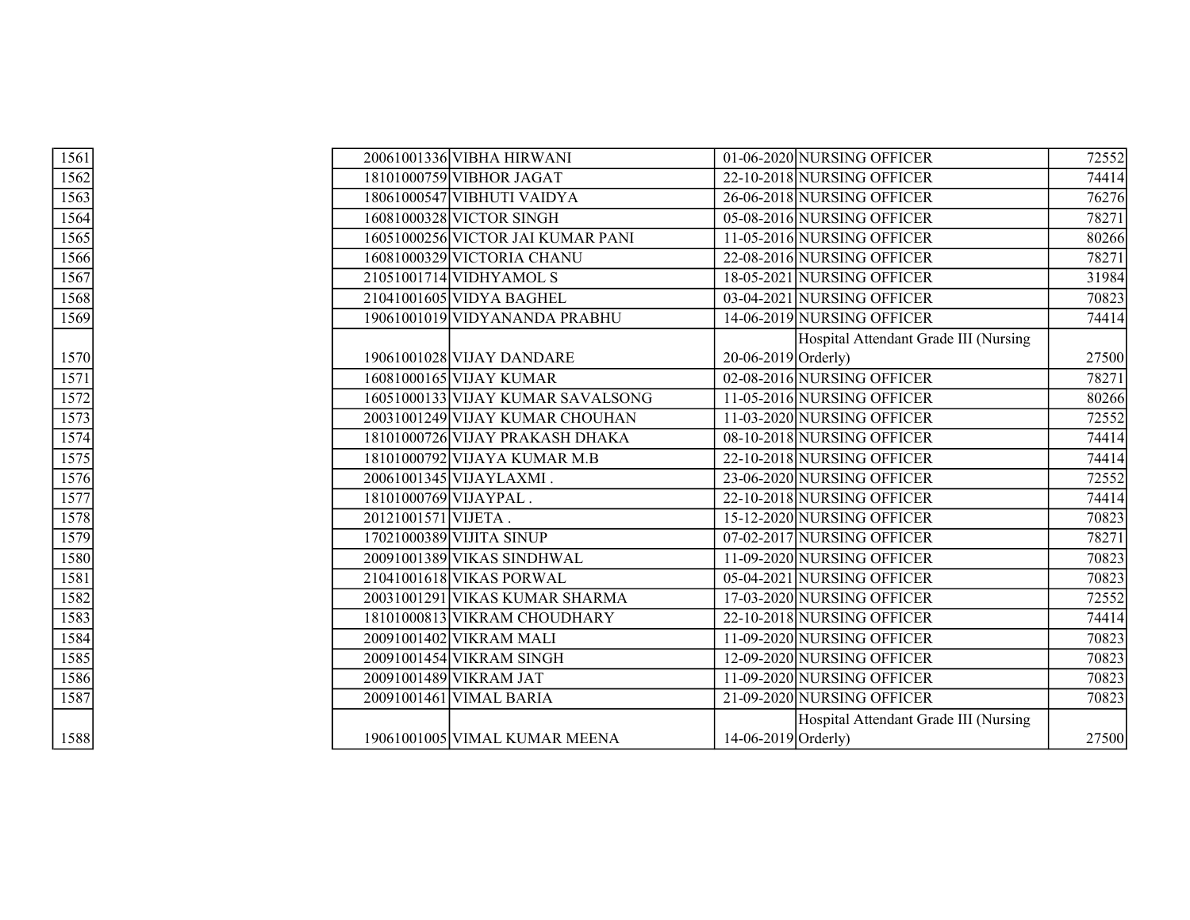| | | | | | |
|---|---|---|---|---|---|
| 1561 | 20061001336 | VIBHA HIRWANI | 01-06-2020 | NURSING OFFICER | 72552 |
| 1562 | 18101000759 | VIBHOR JAGAT | 22-10-2018 | NURSING OFFICER | 74414 |
| 1563 | 18061000547 | VIBHUTI VAIDYA | 26-06-2018 | NURSING OFFICER | 76276 |
| 1564 | 16081000328 | VICTOR SINGH | 05-08-2016 | NURSING OFFICER | 78271 |
| 1565 | 16051000256 | VICTOR JAI KUMAR PANI | 11-05-2016 | NURSING OFFICER | 80266 |
| 1566 | 16081000329 | VICTORIA CHANU | 22-08-2016 | NURSING OFFICER | 78271 |
| 1567 | 21051001714 | VIDHYAMOL S | 18-05-2021 | NURSING OFFICER | 31984 |
| 1568 | 21041001605 | VIDYA BAGHEL | 03-04-2021 | NURSING OFFICER | 70823 |
| 1569 | 19061001019 | VIDYANANDA PRABHU | 14-06-2019 | NURSING OFFICER | 74414 |
| 1570 | 19061001028 | VIJAY DANDARE | 20-06-2019 | Hospital Attendant Grade III (Nursing Orderly) | 27500 |
| 1571 | 16081000165 | VIJAY KUMAR | 02-08-2016 | NURSING OFFICER | 78271 |
| 1572 | 16051000133 | VIJAY KUMAR SAVALSONG | 11-05-2016 | NURSING OFFICER | 80266 |
| 1573 | 20031001249 | VIJAY KUMAR CHOUHAN | 11-03-2020 | NURSING OFFICER | 72552 |
| 1574 | 18101000726 | VIJAY PRAKASH DHAKA | 08-10-2018 | NURSING OFFICER | 74414 |
| 1575 | 18101000792 | VIJAYA KUMAR M.B | 22-10-2018 | NURSING OFFICER | 74414 |
| 1576 | 20061001345 | VIJAYLAXMI . | 23-06-2020 | NURSING OFFICER | 72552 |
| 1577 | 18101000769 | VIJAYPAL . | 22-10-2018 | NURSING OFFICER | 74414 |
| 1578 | 20121001571 | VIJETA . | 15-12-2020 | NURSING OFFICER | 70823 |
| 1579 | 17021000389 | VIJITA SINUP | 07-02-2017 | NURSING OFFICER | 78271 |
| 1580 | 20091001389 | VIKAS SINDHWAL | 11-09-2020 | NURSING OFFICER | 70823 |
| 1581 | 21041001618 | VIKAS PORWAL | 05-04-2021 | NURSING OFFICER | 70823 |
| 1582 | 20031001291 | VIKAS KUMAR SHARMA | 17-03-2020 | NURSING OFFICER | 72552 |
| 1583 | 18101000813 | VIKRAM CHOUDHARY | 22-10-2018 | NURSING OFFICER | 74414 |
| 1584 | 20091001402 | VIKRAM MALI | 11-09-2020 | NURSING OFFICER | 70823 |
| 1585 | 20091001454 | VIKRAM SINGH | 12-09-2020 | NURSING OFFICER | 70823 |
| 1586 | 20091001489 | VIKRAM JAT | 11-09-2020 | NURSING OFFICER | 70823 |
| 1587 | 20091001461 | VIMAL BARIA | 21-09-2020 | NURSING OFFICER | 70823 |
| 1588 | 19061001005 | VIMAL KUMAR MEENA | 14-06-2019 | Hospital Attendant Grade III (Nursing Orderly) | 27500 |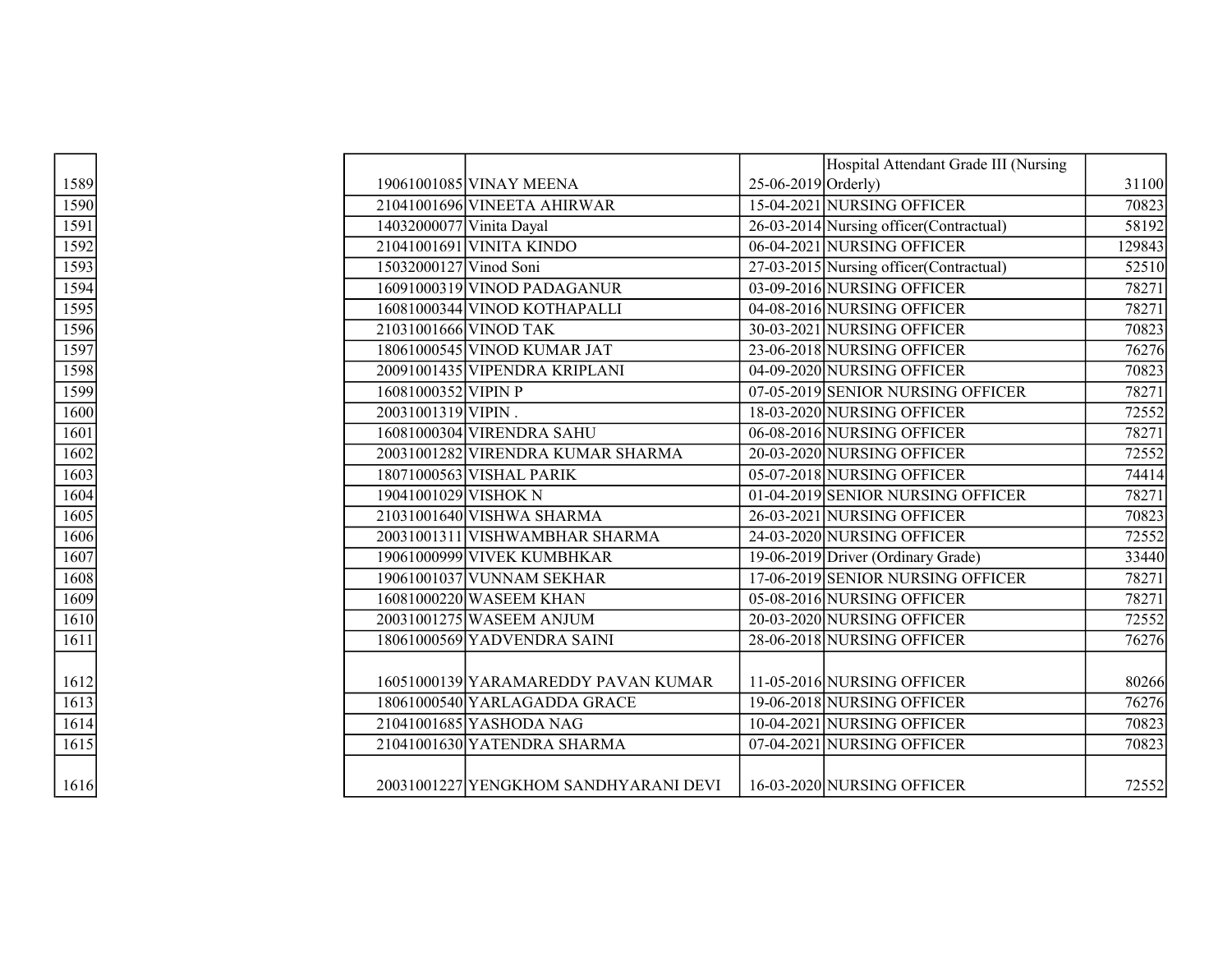| | | | | | |
|---|---|---|---|---|---|
| 1589 | 19061001085 | VINAY MEENA | 25-06-2019 | Hospital Attendant Grade III (Nursing Orderly) | 31100 |
| 1590 | 21041001696 | VINEETA AHIRWAR | 15-04-2021 | NURSING OFFICER | 70823 |
| 1591 | 14032000077 | Vinita Dayal | 26-03-2014 | Nursing officer(Contractual) | 58192 |
| 1592 | 21041001691 | VINITA KINDO | 06-04-2021 | NURSING OFFICER | 129843 |
| 1593 | 15032000127 | Vinod Soni | 27-03-2015 | Nursing officer(Contractual) | 52510 |
| 1594 | 16091000319 | VINOD PADAGANUR | 03-09-2016 | NURSING OFFICER | 78271 |
| 1595 | 16081000344 | VINOD KOTHAPALLI | 04-08-2016 | NURSING OFFICER | 78271 |
| 1596 | 21031001666 | VINOD TAK | 30-03-2021 | NURSING OFFICER | 70823 |
| 1597 | 18061000545 | VINOD KUMAR JAT | 23-06-2018 | NURSING OFFICER | 76276 |
| 1598 | 20091001435 | VIPENDRA KRIPLANI | 04-09-2020 | NURSING OFFICER | 70823 |
| 1599 | 16081000352 | VIPIN P | 07-05-2019 | SENIOR NURSING OFFICER | 78271 |
| 1600 | 20031001319 | VIPIN . | 18-03-2020 | NURSING OFFICER | 72552 |
| 1601 | 16081000304 | VIRENDRA SAHU | 06-08-2016 | NURSING OFFICER | 78271 |
| 1602 | 20031001282 | VIRENDRA KUMAR SHARMA | 20-03-2020 | NURSING OFFICER | 72552 |
| 1603 | 18071000563 | VISHAL PARIK | 05-07-2018 | NURSING OFFICER | 74414 |
| 1604 | 19041001029 | VISHOK N | 01-04-2019 | SENIOR NURSING OFFICER | 78271 |
| 1605 | 21031001640 | VISHWA SHARMA | 26-03-2021 | NURSING OFFICER | 70823 |
| 1606 | 20031001311 | VISHWAMBHAR SHARMA | 24-03-2020 | NURSING OFFICER | 72552 |
| 1607 | 19061000999 | VIVEK KUMBHKAR | 19-06-2019 | Driver (Ordinary Grade) | 33440 |
| 1608 | 19061001037 | VUNNAM SEKHAR | 17-06-2019 | SENIOR NURSING OFFICER | 78271 |
| 1609 | 16081000220 | WASEEM KHAN | 05-08-2016 | NURSING OFFICER | 78271 |
| 1610 | 20031001275 | WASEEM ANJUM | 20-03-2020 | NURSING OFFICER | 72552 |
| 1611 | 18061000569 | YADVENDRA SAINI | 28-06-2018 | NURSING OFFICER | 76276 |
| 1612 | 16051000139 | YARAMAREDDY PAVAN KUMAR | 11-05-2016 | NURSING OFFICER | 80266 |
| 1613 | 18061000540 | YARLAGADDA GRACE | 19-06-2018 | NURSING OFFICER | 76276 |
| 1614 | 21041001685 | YASHODA NAG | 10-04-2021 | NURSING OFFICER | 70823 |
| 1615 | 21041001630 | YATENDRA SHARMA | 07-04-2021 | NURSING OFFICER | 70823 |
| 1616 | 20031001227 | YENGKHOM SANDHYARANI DEVI | 16-03-2020 | NURSING OFFICER | 72552 |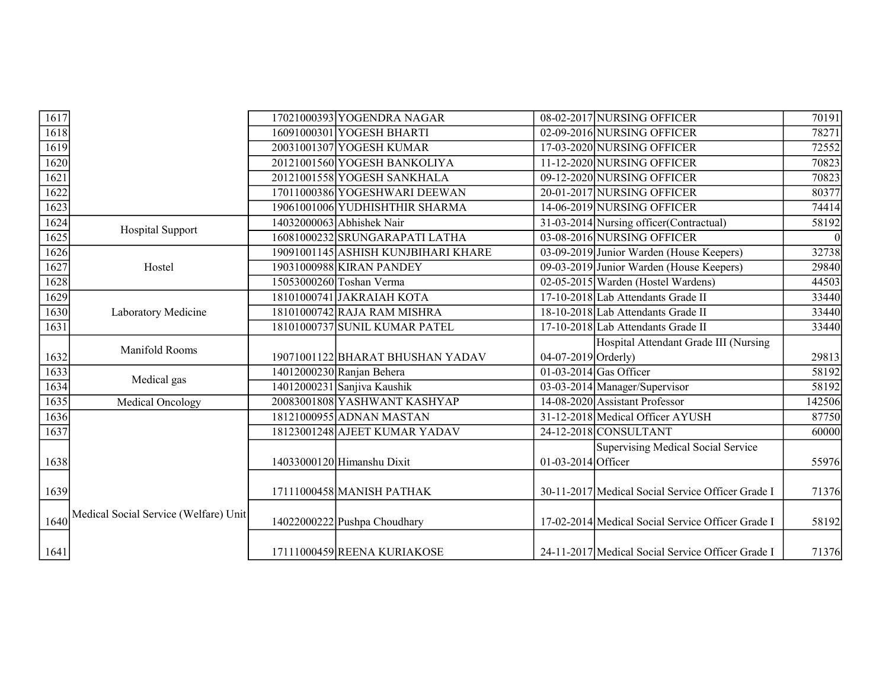| | | | | | | |
|---|---|---|---|---|---|---|
| 1617 | | 17021000393 | YOGENDRA NAGAR | 08-02-2017 | NURSING OFFICER | 70191 |
| 1618 | | 16091000301 | YOGESH BHARTI | 02-09-2016 | NURSING OFFICER | 78271 |
| 1619 | | 20031001307 | YOGESH KUMAR | 17-03-2020 | NURSING OFFICER | 72552 |
| 1620 | | 20121001560 | YOGESH BANKOLIYA | 11-12-2020 | NURSING OFFICER | 70823 |
| 1621 | | 20121001558 | YOGESH SANKHALA | 09-12-2020 | NURSING OFFICER | 70823 |
| 1622 | | 17011000386 | YOGESHWARI DEEWAN | 20-01-2017 | NURSING OFFICER | 80377 |
| 1623 | | 19061001006 | YUDHISHTHIR SHARMA | 14-06-2019 | NURSING OFFICER | 74414 |
| 1624 | Hospital Support | 14032000063 | Abhishek Nair | 31-03-2014 | Nursing officer(Contractual) | 58192 |
| 1625 | | 16081000232 | SRUNGARAPATI LATHA | 03-08-2016 | NURSING OFFICER | 0 |
| 1626 | Hostel | 19091001145 | ASHISH KUNJBIHARI KHARE | 03-09-2019 | Junior Warden (House Keepers) | 32738 |
| 1627 | | 19031000988 | KIRAN PANDEY | 09-03-2019 | Junior Warden (House Keepers) | 29840 |
| 1628 | | 15053000260 | Toshan Verma | 02-05-2015 | Warden (Hostel Wardens) | 44503 |
| 1629 | Laboratory Medicine | 18101000741 | JAKRAIAH KOTA | 17-10-2018 | Lab Attendants Grade II | 33440 |
| 1630 | | 18101000742 | RAJA RAM MISHRA | 18-10-2018 | Lab Attendants Grade II | 33440 |
| 1631 | | 18101000737 | SUNIL KUMAR PATEL | 17-10-2018 | Lab Attendants Grade II | 33440 |
| 1632 | Manifold Rooms | 19071001122 | BHARAT BHUSHAN YADAV | 04-07-2019 | Hospital Attendant Grade III (Nursing Orderly) | 29813 |
| 1633 | Medical gas | 14012000230 | Ranjan Behera | 01-03-2014 | Gas Officer | 58192 |
| 1634 | | 14012000231 | Sanjiva Kaushik | 03-03-2014 | Manager/Supervisor | 58192 |
| 1635 | Medical Oncology | 20083001808 | YASHWANT KASHYAP | 14-08-2020 | Assistant Professor | 142506 |
| 1636 | Medical Social Service (Welfare) Unit | 18121000955 | ADNAN MASTAN | 31-12-2018 | Medical Officer AYUSH | 87750 |
| 1637 | | 18123001248 | AJEET KUMAR YADAV | 24-12-2018 | CONSULTANT | 60000 |
| 1638 | | 14033000120 | Himanshu Dixit | 01-03-2014 | Supervising Medical Social Service Officer | 55976 |
| 1639 | | 17111000458 | MANISH PATHAK | 30-11-2017 | Medical Social Service Officer Grade I | 71376 |
| 1640 | | 14022000222 | Pushpa Choudhary | 17-02-2014 | Medical Social Service Officer Grade I | 58192 |
| 1641 | | 17111000459 | REENA KURIAKOSE | 24-11-2017 | Medical Social Service Officer Grade I | 71376 |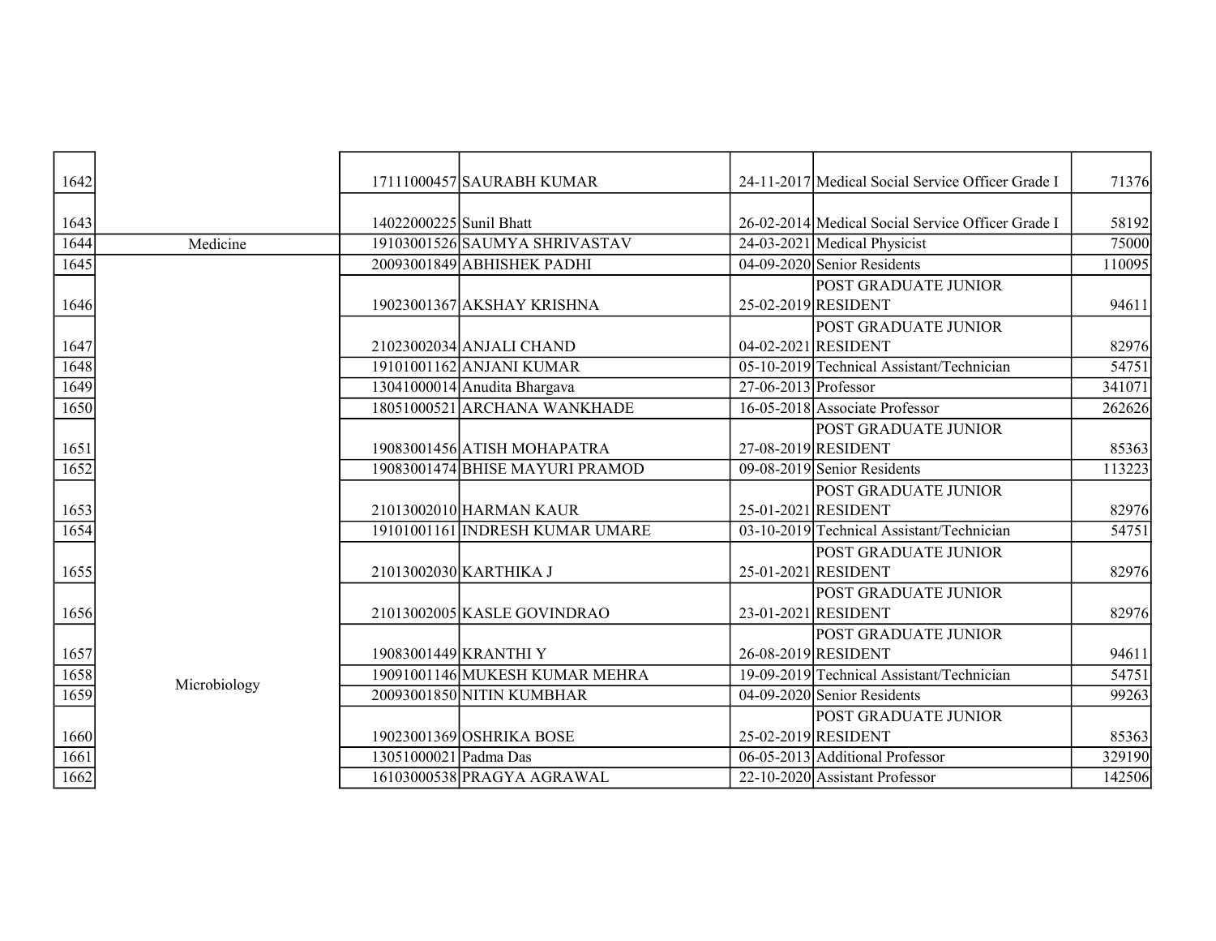| | | | | | | |
|---|---|---|---|---|---|---|
| 1642 | | 17111000457 | SAURABH KUMAR | 24-11-2017 | Medical Social Service Officer Grade I | 71376 |
| 1643 | | 14022000225 | Sunil Bhatt | 26-02-2014 | Medical Social Service Officer Grade I | 58192 |
| 1644 | Medicine | 19103001526 | SAUMYA SHRIVASTAV | 24-03-2021 | Medical Physicist | 75000 |
| 1645 | Microbiology | 20093001849 | ABHISHEK PADHI | 04-09-2020 | Senior Residents | 110095 |
| 1646 | | 19023001367 | AKSHAY KRISHNA | 25-02-2019 | POST GRADUATE JUNIOR RESIDENT | 94611 |
| 1647 | | 21023002034 | ANJALI CHAND | 04-02-2021 | POST GRADUATE JUNIOR RESIDENT | 82976 |
| 1648 | | 19101001162 | ANJANI KUMAR | 05-10-2019 | Technical Assistant/Technician | 54751 |
| 1649 | | 13041000014 | Anudita Bhargava | 27-06-2013 | Professor | 341071 |
| 1650 | | 18051000521 | ARCHANA WANKHADE | 16-05-2018 | Associate Professor | 262626 |
| 1651 | | 19083001456 | ATISH MOHAPATRA | 27-08-2019 | POST GRADUATE JUNIOR RESIDENT | 85363 |
| 1652 | | 19083001474 | BHISE MAYURI PRAMOD | 09-08-2019 | Senior Residents | 113223 |
| 1653 | | 21013002010 | HARMAN KAUR | 25-01-2021 | POST GRADUATE JUNIOR RESIDENT | 82976 |
| 1654 | | 19101001161 | INDRESH KUMAR UMARE | 03-10-2019 | Technical Assistant/Technician | 54751 |
| 1655 | | 21013002030 | KARTHIKA J | 25-01-2021 | POST GRADUATE JUNIOR RESIDENT | 82976 |
| 1656 | | 21013002005 | KASLE GOVINDRAO | 23-01-2021 | POST GRADUATE JUNIOR RESIDENT | 82976 |
| 1657 | | 19083001449 | KRANTHI Y | 26-08-2019 | POST GRADUATE JUNIOR RESIDENT | 94611 |
| 1658 | | 19091001146 | MUKESH KUMAR MEHRA | 19-09-2019 | Technical Assistant/Technician | 54751 |
| 1659 | | 20093001850 | NITIN KUMBHAR | 04-09-2020 | Senior Residents | 99263 |
| 1660 | | 19023001369 | OSHRIKA BOSE | 25-02-2019 | POST GRADUATE JUNIOR RESIDENT | 85363 |
| 1661 | | 13051000021 | Padma Das | 06-05-2013 | Additional Professor | 329190 |
| 1662 | | 16103000538 | PRAGYA AGRAWAL | 22-10-2020 | Assistant Professor | 142506 |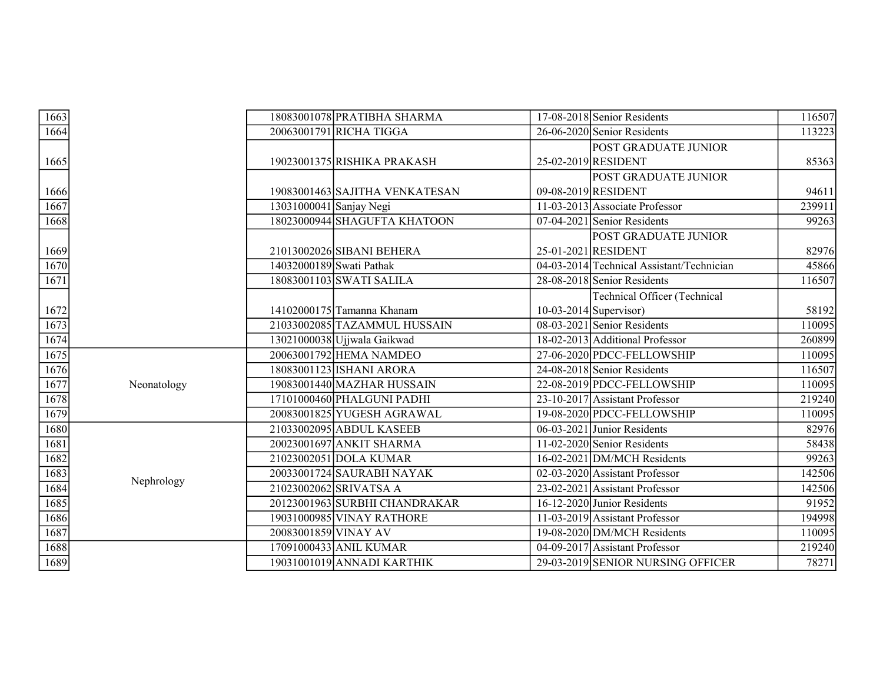| | | | | | | |
|---|---|---|---|---|---|---|
| 1663 | | 18083001078 | PRATIBHA SHARMA | 17-08-2018 | Senior Residents | 116507 |
| 1664 | | 20063001791 | RICHA TIGGA | 26-06-2020 | Senior Residents | 113223 |
| 1665 | | 19023001375 | RISHIKA PRAKASH | 25-02-2019 | POST GRADUATE JUNIOR RESIDENT | 85363 |
| 1666 | | 19083001463 | SAJITHA VENKATESAN | 09-08-2019 | POST GRADUATE JUNIOR RESIDENT | 94611 |
| 1667 | | 13031000041 | Sanjay Negi | 11-03-2013 | Associate Professor | 239911 |
| 1668 | | 18023000944 | SHAGUFTA KHATOON | 07-04-2021 | Senior Residents | 99263 |
| 1669 | | 21013002026 | SIBANI BEHERA | 25-01-2021 | POST GRADUATE JUNIOR RESIDENT | 82976 |
| 1670 | | 14032000189 | Swati Pathak | 04-03-2014 | Technical Assistant/Technician | 45866 |
| 1671 | | 18083001103 | SWATI SALILA | 28-08-2018 | Senior Residents | 116507 |
| 1672 | | 14102000175 | Tamanna Khanam | 10-03-2014 | Technical Officer (Technical Supervisor) | 58192 |
| 1673 | | 21033002085 | TAZAMMUL HUSSAIN | 08-03-2021 | Senior Residents | 110095 |
| 1674 | | 13021000038 | Ujjwala Gaikwad | 18-02-2013 | Additional Professor | 260899 |
| 1675 | Neonatology | 20063001792 | HEMA NAMDEO | 27-06-2020 | PDCC-FELLOWSHIP | 110095 |
| 1676 | Neonatology | 18083001123 | ISHANI ARORA | 24-08-2018 | Senior Residents | 116507 |
| 1677 | Neonatology | 19083001440 | MAZHAR HUSSAIN | 22-08-2019 | PDCC-FELLOWSHIP | 110095 |
| 1678 | Neonatology | 17101000460 | PHALGUNI PADHI | 23-10-2017 | Assistant Professor | 219240 |
| 1679 | Neonatology | 20083001825 | YUGESH AGRAWAL | 19-08-2020 | PDCC-FELLOWSHIP | 110095 |
| 1680 | Nephrology | 21033002095 | ABDUL KASEEB | 06-03-2021 | Junior Residents | 82976 |
| 1681 | Nephrology | 20023001697 | ANKIT SHARMA | 11-02-2020 | Senior Residents | 58438 |
| 1682 | Nephrology | 21023002051 | DOLA KUMAR | 16-02-2021 | DM/MCH Residents | 99263 |
| 1683 | Nephrology | 20033001724 | SAURABH NAYAK | 02-03-2020 | Assistant Professor | 142506 |
| 1684 | Nephrology | 21023002062 | SRIVATSA A | 23-02-2021 | Assistant Professor | 142506 |
| 1685 | Nephrology | 20123001963 | SURBHI CHANDRAKAR | 16-12-2020 | Junior Residents | 91952 |
| 1686 | Nephrology | 19031000985 | VINAY RATHORE | 11-03-2019 | Assistant Professor | 194998 |
| 1687 | Nephrology | 20083001859 | VINAY AV | 19-08-2020 | DM/MCH Residents | 110095 |
| 1688 | | 17091000433 | ANIL KUMAR | 04-09-2017 | Assistant Professor | 219240 |
| 1689 | | 19031001019 | ANNADI KARTHIK | 29-03-2019 | SENIOR NURSING OFFICER | 78271 |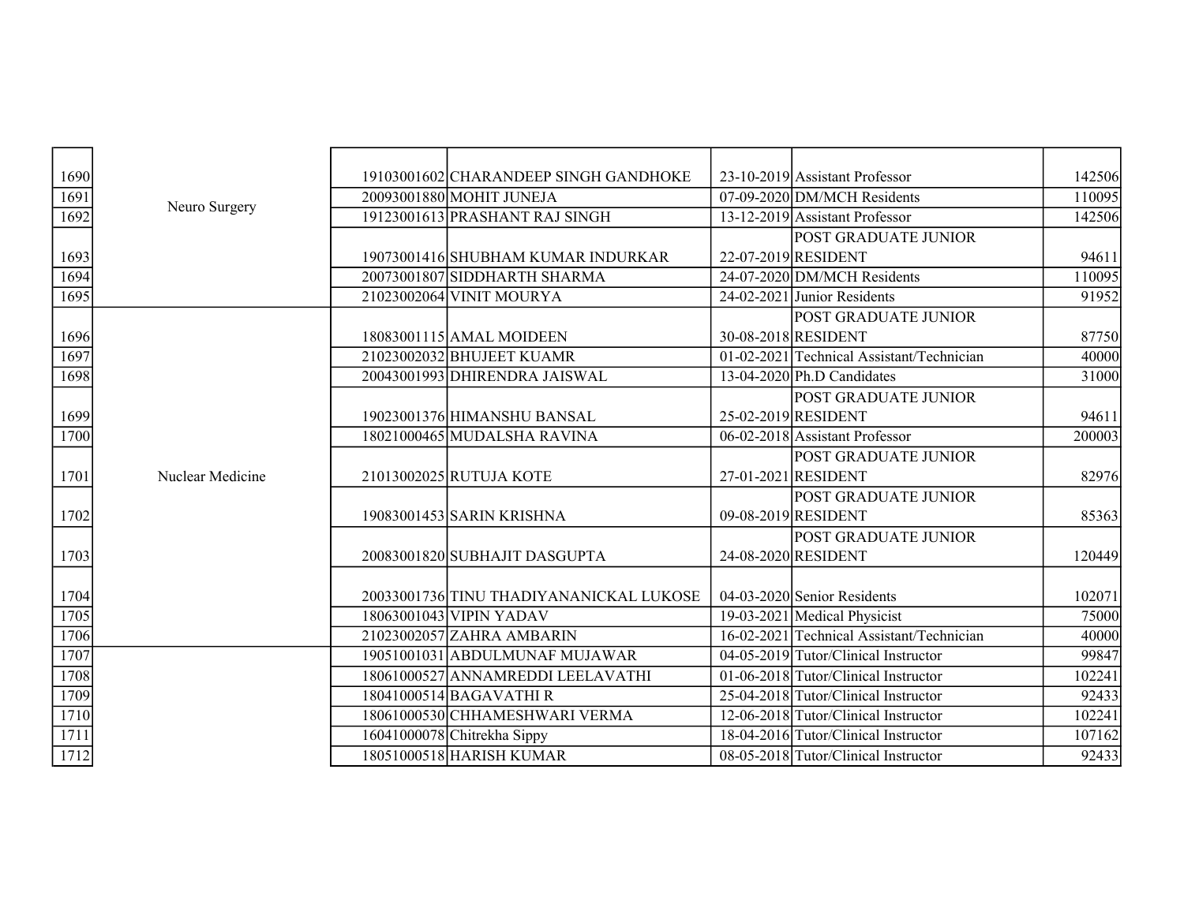| | | | | | | |
|---|---|---|---|---|---|---|
| 1690 | Neuro Surgery | 19103001602 | CHARANDEEP SINGH GANDHOKE | 23-10-2019 | Assistant Professor | 142506 |
| 1691 | | 20093001880 | MOHIT JUNEJA | 07-09-2020 | DM/MCH Residents | 110095 |
| 1692 | | 19123001613 | PRASHANT RAJ SINGH | 13-12-2019 | Assistant Professor | 142506 |
| 1693 | | 19073001416 | SHUBHAM KUMAR INDURKAR | 22-07-2019 | POST GRADUATE JUNIOR RESIDENT | 94611 |
| 1694 | | 20073001807 | SIDDHARTH SHARMA | 24-07-2020 | DM/MCH Residents | 110095 |
| 1695 | | 21023002064 | VINIT MOURYA | 24-02-2021 | Junior Residents | 91952 |
| 1696 | Nuclear Medicine | 18083001115 | AMAL MOIDEEN | 30-08-2018 | POST GRADUATE JUNIOR RESIDENT | 87750 |
| 1697 | | 21023002032 | BHUJEET KUAMR | 01-02-2021 | Technical Assistant/Technician | 40000 |
| 1698 | | 20043001993 | DHIRENDRA JAISWAL | 13-04-2020 | Ph.D Candidates | 31000 |
| 1699 | | 19023001376 | HIMANSHU BANSAL | 25-02-2019 | POST GRADUATE JUNIOR RESIDENT | 94611 |
| 1700 | | 18021000465 | MUDALSHA RAVINA | 06-02-2018 | Assistant Professor | 200003 |
| 1701 | | 21013002025 | RUTUJA KOTE | 27-01-2021 | POST GRADUATE JUNIOR RESIDENT | 82976 |
| 1702 | | 19083001453 | SARIN KRISHNA | 09-08-2019 | POST GRADUATE JUNIOR RESIDENT | 85363 |
| 1703 | | 20083001820 | SUBHAJIT DASGUPTA | 24-08-2020 | POST GRADUATE JUNIOR RESIDENT | 120449 |
| 1704 | | 20033001736 | TINU THADIYANANICKAL LUKOSE | 04-03-2020 | Senior Residents | 102071 |
| 1705 | | 18063001043 | VIPIN YADAV | 19-03-2021 | Medical Physicist | 75000 |
| 1706 | | 21023002057 | ZAHRA AMBARIN | 16-02-2021 | Technical Assistant/Technician | 40000 |
| 1707 | | 19051001031 | ABDULMUNAF MUJAWAR | 04-05-2019 | Tutor/Clinical Instructor | 99847 |
| 1708 | | 18061000527 | ANNAMREDDI LEELAVATHI | 01-06-2018 | Tutor/Clinical Instructor | 102241 |
| 1709 | | 18041000514 | BAGAVATHI R | 25-04-2018 | Tutor/Clinical Instructor | 92433 |
| 1710 | | 18061000530 | CHHAMESHWARI VERMA | 12-06-2018 | Tutor/Clinical Instructor | 102241 |
| 1711 | | 16041000078 | Chitrekha Sippy | 18-04-2016 | Tutor/Clinical Instructor | 107162 |
| 1712 | | 18051000518 | HARISH KUMAR | 08-05-2018 | Tutor/Clinical Instructor | 92433 |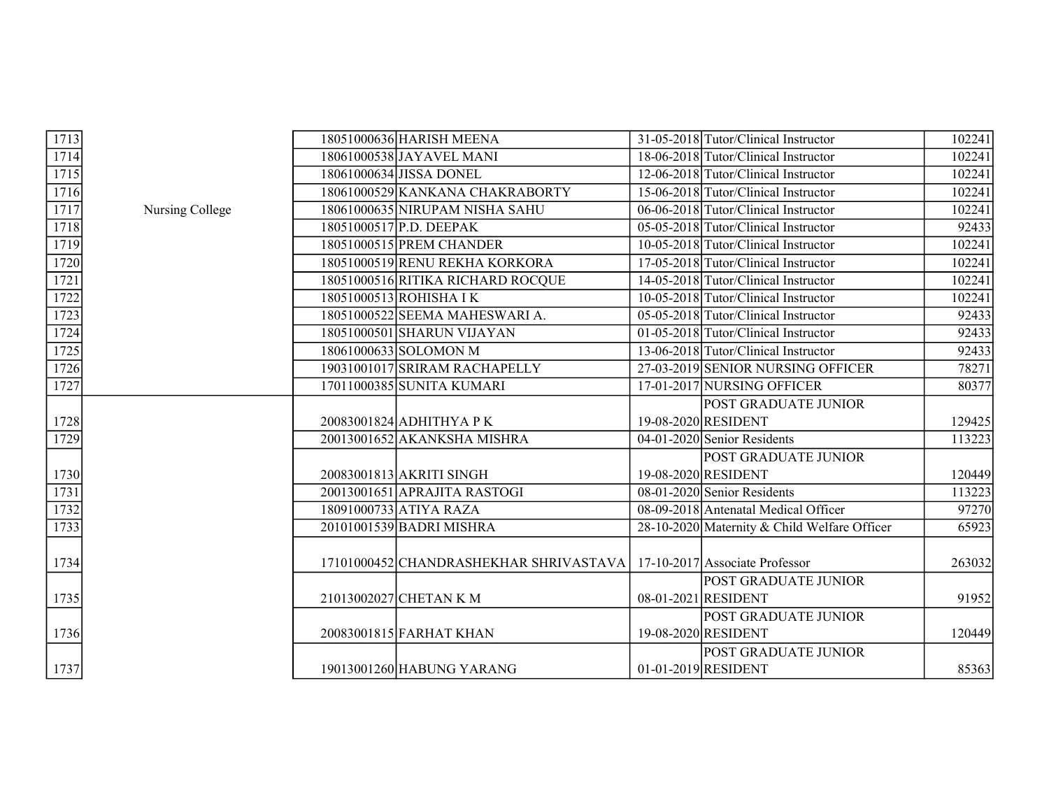| | | | | | | |
|---|---|---|---|---|---|---|
| 1713 | Nursing College | 18051000636 | HARISH MEENA | 31-05-2018 | Tutor/Clinical Instructor | 102241 |
| 1714 | | 18061000538 | JAYAVEL MANI | 18-06-2018 | Tutor/Clinical Instructor | 102241 |
| 1715 | | 18061000634 | JISSA DONEL | 12-06-2018 | Tutor/Clinical Instructor | 102241 |
| 1716 | | 18061000529 | KANKANA CHAKRABORTY | 15-06-2018 | Tutor/Clinical Instructor | 102241 |
| 1717 | | 18061000635 | NIRUPAM NISHA SAHU | 06-06-2018 | Tutor/Clinical Instructor | 102241 |
| 1718 | | 18051000517 | P.D. DEEPAK | 05-05-2018 | Tutor/Clinical Instructor | 92433 |
| 1719 | | 18051000515 | PREM CHANDER | 10-05-2018 | Tutor/Clinical Instructor | 102241 |
| 1720 | | 18051000519 | RENU REKHA KORKORA | 17-05-2018 | Tutor/Clinical Instructor | 102241 |
| 1721 | | 18051000516 | RITIKA RICHARD ROCQUE | 14-05-2018 | Tutor/Clinical Instructor | 102241 |
| 1722 | | 18051000513 | ROHISHA I K | 10-05-2018 | Tutor/Clinical Instructor | 102241 |
| 1723 | | 18051000522 | SEEMA MAHESWARI A. | 05-05-2018 | Tutor/Clinical Instructor | 92433 |
| 1724 | | 18051000501 | SHARUN VIJAYAN | 01-05-2018 | Tutor/Clinical Instructor | 92433 |
| 1725 | | 18061000633 | SOLOMON M | 13-06-2018 | Tutor/Clinical Instructor | 92433 |
| 1726 | | 19031001017 | SRIRAM RACHAPELLY | 27-03-2019 | SENIOR NURSING OFFICER | 78271 |
| 1727 | | 17011000385 | SUNITA KUMARI | 17-01-2017 | NURSING OFFICER | 80377 |
| 1728 | | 20083001824 | ADHITHYA P K | 19-08-2020 | POST GRADUATE JUNIOR RESIDENT | 129425 |
| 1729 | | 20013001652 | AKANKSHA MISHRA | 04-01-2020 | Senior Residents | 113223 |
| 1730 | | 20083001813 | AKRITI SINGH | 19-08-2020 | POST GRADUATE JUNIOR RESIDENT | 120449 |
| 1731 | | 20013001651 | APRAJITA RASTOGI | 08-01-2020 | Senior Residents | 113223 |
| 1732 | | 18091000733 | ATIYA RAZA | 08-09-2018 | Antenatal Medical Officer | 97270 |
| 1733 | | 20101001539 | BADRI MISHRA | 28-10-2020 | Maternity & Child Welfare Officer | 65923 |
| 1734 | | 17101000452 | CHANDRASHEKHAR SHRIVASTAVA | 17-10-2017 | Associate Professor | 263032 |
| 1735 | | 21013002027 | CHETAN K M | 08-01-2021 | POST GRADUATE JUNIOR RESIDENT | 91952 |
| 1736 | | 20083001815 | FARHAT KHAN | 19-08-2020 | POST GRADUATE JUNIOR RESIDENT | 120449 |
| 1737 | | 19013001260 | HABUNG YARANG | 01-01-2019 | POST GRADUATE JUNIOR RESIDENT | 85363 |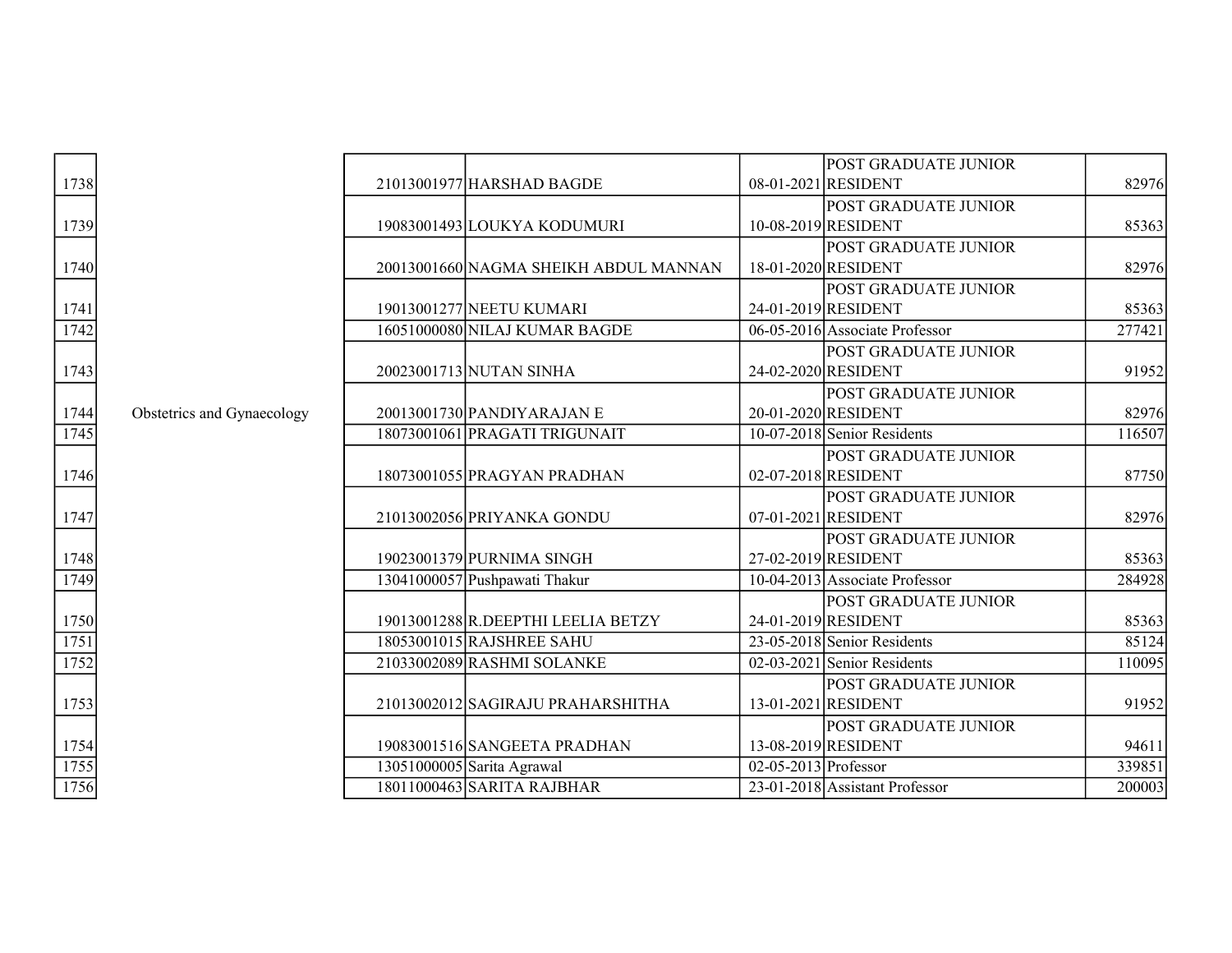| | | | | | | |
|---|---|---|---|---|---|---|
| 1738 | | 21013001977 | HARSHAD BAGDE | 08-01-2021 | POST GRADUATE JUNIOR RESIDENT | 82976 |
| 1739 | | 19083001493 | LOUKYA KODUMURI | 10-08-2019 | POST GRADUATE JUNIOR RESIDENT | 85363 |
| 1740 | | 20013001660 | NAGMA SHEIKH ABDUL MANNAN | 18-01-2020 | POST GRADUATE JUNIOR RESIDENT | 82976 |
| 1741 | | 19013001277 | NEETU KUMARI | 24-01-2019 | POST GRADUATE JUNIOR RESIDENT | 85363 |
| 1742 | | 16051000080 | NILAJ KUMAR BAGDE | 06-05-2016 | Associate Professor | 277421 |
| 1743 | | 20023001713 | NUTAN SINHA | 24-02-2020 | POST GRADUATE JUNIOR RESIDENT | 91952 |
| 1744 | Obstetrics and Gynaecology | 20013001730 | PANDIYARAJAN E | 20-01-2020 | POST GRADUATE JUNIOR RESIDENT | 82976 |
| 1745 | | 18073001061 | PRAGATI TRIGUNAIT | 10-07-2018 | Senior Residents | 116507 |
| 1746 | | 18073001055 | PRAGYAN PRADHAN | 02-07-2018 | POST GRADUATE JUNIOR RESIDENT | 87750 |
| 1747 | | 21013002056 | PRIYANKA GONDU | 07-01-2021 | POST GRADUATE JUNIOR RESIDENT | 82976 |
| 1748 | | 19023001379 | PURNIMA SINGH | 27-02-2019 | POST GRADUATE JUNIOR RESIDENT | 85363 |
| 1749 | | 13041000057 | Pushpawati Thakur | 10-04-2013 | Associate Professor | 284928 |
| 1750 | | 19013001288 | R.DEEPTHI LEELIA BETZY | 24-01-2019 | POST GRADUATE JUNIOR RESIDENT | 85363 |
| 1751 | | 18053001015 | RAJSHREE SAHU | 23-05-2018 | Senior Residents | 85124 |
| 1752 | | 21033002089 | RASHMI SOLANKE | 02-03-2021 | Senior Residents | 110095 |
| 1753 | | 21013002012 | SAGIRAJU PRAHARSHITHA | 13-01-2021 | POST GRADUATE JUNIOR RESIDENT | 91952 |
| 1754 | | 19083001516 | SANGEETA PRADHAN | 13-08-2019 | POST GRADUATE JUNIOR RESIDENT | 94611 |
| 1755 | | 13051000005 | Sarita Agrawal | 02-05-2013 | Professor | 339851 |
| 1756 | | 18011000463 | SARITA RAJBHAR | 23-01-2018 | Assistant Professor | 200003 |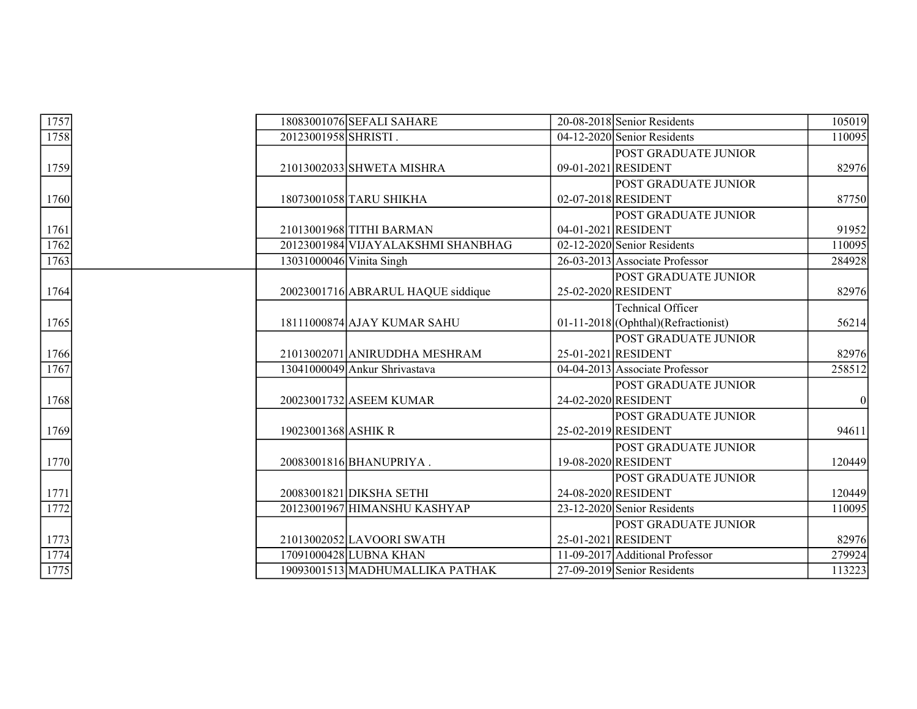| | | | | | |
|---|---|---|---|---|---|
| 1757 | 18083001076 | SEFALI SAHARE | 20-08-2018 | Senior Residents | 105019 |
| 1758 | 20123001958 | SHRISTI . | 04-12-2020 | Senior Residents | 110095 |
| 1759 | 21013002033 | SHWETA MISHRA | 09-01-2021 | POST GRADUATE JUNIOR RESIDENT | 82976 |
| 1760 | 18073001058 | TARU SHIKHA | 02-07-2018 | POST GRADUATE JUNIOR RESIDENT | 87750 |
| 1761 | 21013001968 | TITHI BARMAN | 04-01-2021 | POST GRADUATE JUNIOR RESIDENT | 91952 |
| 1762 | 20123001984 | VIJAYALAKSHMI SHANBHAG | 02-12-2020 | Senior Residents | 110095 |
| 1763 | 13031000046 | Vinita Singh | 26-03-2013 | Associate Professor | 284928 |
| 1764 | 20023001716 | ABRARUL HAQUE siddique | 25-02-2020 | POST GRADUATE JUNIOR RESIDENT | 82976 |
| 1765 | 18111000874 | AJAY KUMAR SAHU | 01-11-2018 | Technical Officer (Ophthal)(Refractionist) | 56214 |
| 1766 | 21013002071 | ANIRUDDHA MESHRAM | 25-01-2021 | POST GRADUATE JUNIOR RESIDENT | 82976 |
| 1767 | 13041000049 | Ankur Shrivastava | 04-04-2013 | Associate Professor | 258512 |
| 1768 | 20023001732 | ASEEM KUMAR | 24-02-2020 | POST GRADUATE JUNIOR RESIDENT | 0 |
| 1769 | 19023001368 | ASHIK R | 25-02-2019 | POST GRADUATE JUNIOR RESIDENT | 94611 |
| 1770 | 20083001816 | BHANUPRIYA . | 19-08-2020 | POST GRADUATE JUNIOR RESIDENT | 120449 |
| 1771 | 20083001821 | DIKSHA SETHI | 24-08-2020 | POST GRADUATE JUNIOR RESIDENT | 120449 |
| 1772 | 20123001967 | HIMANSHU KASHYAP | 23-12-2020 | Senior Residents | 110095 |
| 1773 | 21013002052 | LAVOORI SWATH | 25-01-2021 | POST GRADUATE JUNIOR RESIDENT | 82976 |
| 1774 | 17091000428 | LUBNA KHAN | 11-09-2017 | Additional Professor | 279924 |
| 1775 | 19093001513 | MADHUMALLIKA PATHAK | 27-09-2019 | Senior Residents | 113223 |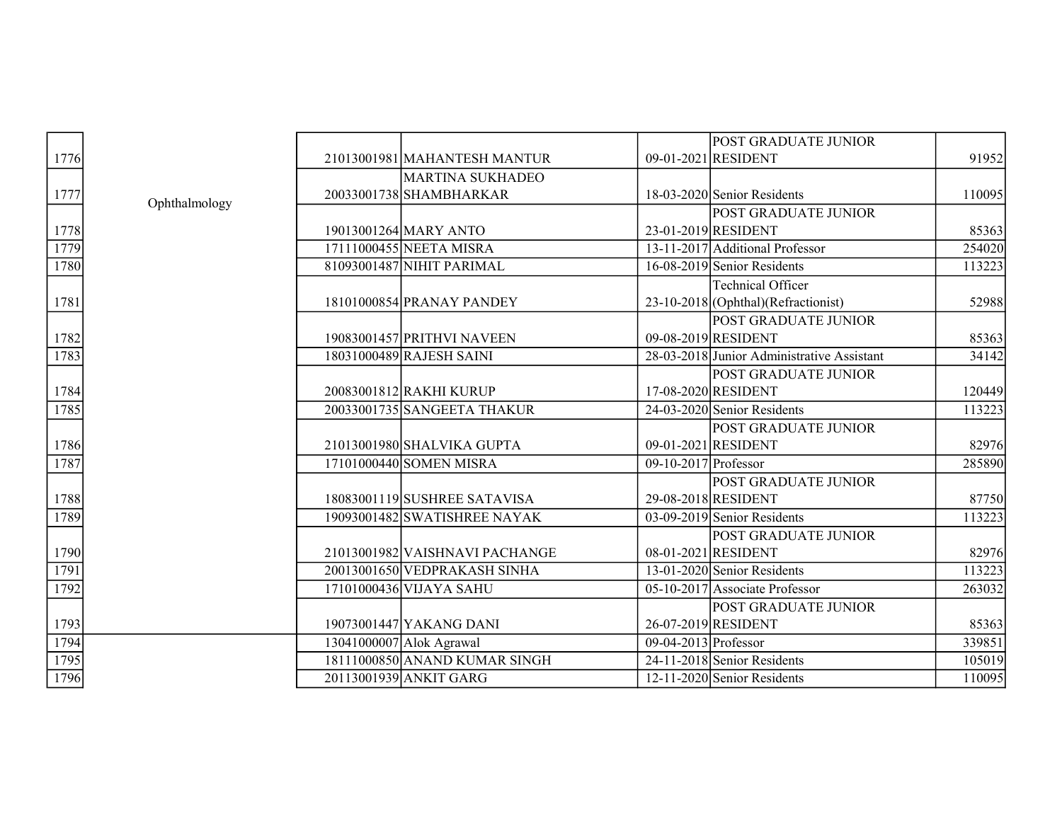| | | | | | | |
|---|---|---|---|---|---|---|
| 1776 | Ophthalmology | 21013001981 | MAHANTESH MANTUR | 09-01-2021 | POST GRADUATE JUNIOR RESIDENT | 91952 |
| 1777 | | 20033001738 | MARTINA SUKHADEO SHAMBHARKAR | 18-03-2020 | Senior Residents | 110095 |
| 1778 | | 19013001264 | MARY ANTO | 23-01-2019 | POST GRADUATE JUNIOR RESIDENT | 85363 |
| 1779 | | 17111000455 | NEETA MISRA | 13-11-2017 | Additional Professor | 254020 |
| 1780 | | 81093001487 | NIHIT PARIMAL | 16-08-2019 | Senior Residents | 113223 |
| 1781 | | 18101000854 | PRANAY PANDEY | 23-10-2018 | Technical Officer (Ophthal)(Refractionist) | 52988 |
| 1782 | | 19083001457 | PRITHVI NAVEEN | 09-08-2019 | POST GRADUATE JUNIOR RESIDENT | 85363 |
| 1783 | | 18031000489 | RAJESH SAINI | 28-03-2018 | Junior Administrative Assistant | 34142 |
| 1784 | | 20083001812 | RAKHI KURUP | 17-08-2020 | POST GRADUATE JUNIOR RESIDENT | 120449 |
| 1785 | | 20033001735 | SANGEETA THAKUR | 24-03-2020 | Senior Residents | 113223 |
| 1786 | | 21013001980 | SHALVIKA GUPTA | 09-01-2021 | POST GRADUATE JUNIOR RESIDENT | 82976 |
| 1787 | | 17101000440 | SOMEN MISRA | 09-10-2017 | Professor | 285890 |
| 1788 | | 18083001119 | SUSHREE SATAVISA | 29-08-2018 | POST GRADUATE JUNIOR RESIDENT | 87750 |
| 1789 | | 19093001482 | SWATISHREE NAYAK | 03-09-2019 | Senior Residents | 113223 |
| 1790 | | 21013001982 | VAISHNAVI PACHANGE | 08-01-2021 | POST GRADUATE JUNIOR RESIDENT | 82976 |
| 1791 | | 20013001650 | VEDPRAKASH SINHA | 13-01-2020 | Senior Residents | 113223 |
| 1792 | | 17101000436 | VIJAYA SAHU | 05-10-2017 | Associate Professor | 263032 |
| 1793 | | 19073001447 | YAKANG DANI | 26-07-2019 | POST GRADUATE JUNIOR RESIDENT | 85363 |
| 1794 | | 13041000007 | Alok Agrawal | 09-04-2013 | Professor | 339851 |
| 1795 | | 18111000850 | ANAND KUMAR SINGH | 24-11-2018 | Senior Residents | 105019 |
| 1796 | | 20113001939 | ANKIT GARG | 12-11-2020 | Senior Residents | 110095 |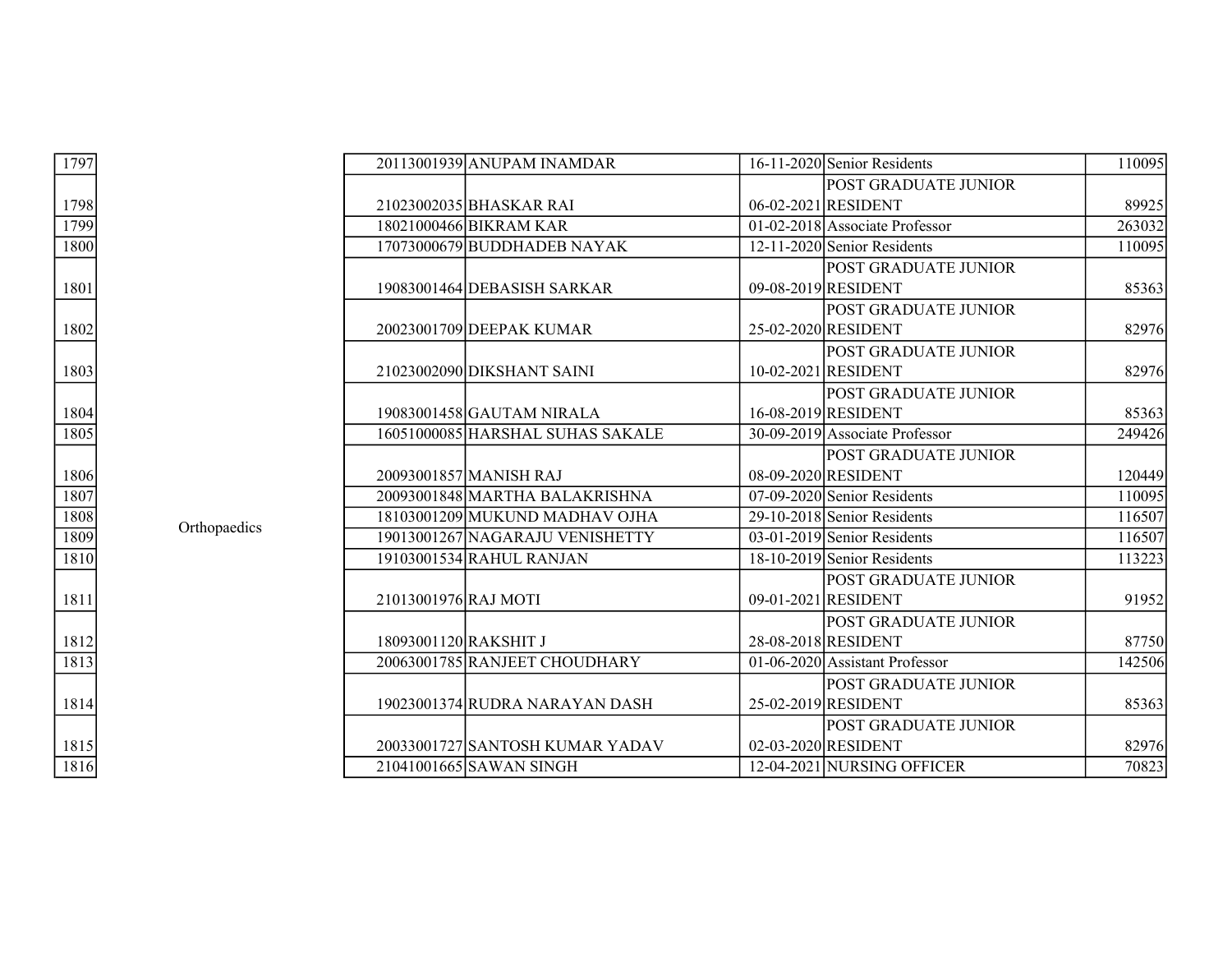| | | | | | | |
|---|---|---|---|---|---|---|
| 1797 | Orthopaedics | 20113001939 | ANUPAM INAMDAR | 16-11-2020 | Senior Residents | 110095 |
| 1798 | | 21023002035 | BHASKAR RAI | 06-02-2021 | POST GRADUATE JUNIOR RESIDENT | 89925 |
| 1799 | | 18021000466 | BIKRAM KAR | 01-02-2018 | Associate Professor | 263032 |
| 1800 | | 17073000679 | BUDDHADEB NAYAK | 12-11-2020 | Senior Residents | 110095 |
| 1801 | | 19083001464 | DEBASISH SARKAR | 09-08-2019 | POST GRADUATE JUNIOR RESIDENT | 85363 |
| 1802 | | 20023001709 | DEEPAK KUMAR | 25-02-2020 | POST GRADUATE JUNIOR RESIDENT | 82976 |
| 1803 | | 21023002090 | DIKSHANT SAINI | 10-02-2021 | POST GRADUATE JUNIOR RESIDENT | 82976 |
| 1804 | | 19083001458 | GAUTAM NIRALA | 16-08-2019 | POST GRADUATE JUNIOR RESIDENT | 85363 |
| 1805 | | 16051000085 | HARSHAL SUHAS SAKALE | 30-09-2019 | Associate Professor | 249426 |
| 1806 | | 20093001857 | MANISH RAJ | 08-09-2020 | POST GRADUATE JUNIOR RESIDENT | 120449 |
| 1807 | | 20093001848 | MARTHA BALAKRISHNA | 07-09-2020 | Senior Residents | 110095 |
| 1808 | | 18103001209 | MUKUND MADHAV OJHA | 29-10-2018 | Senior Residents | 116507 |
| 1809 | | 19013001267 | NAGARAJU VENISHETTY | 03-01-2019 | Senior Residents | 116507 |
| 1810 | | 19103001534 | RAHUL RANJAN | 18-10-2019 | Senior Residents | 113223 |
| 1811 | | 21013001976 | RAJ MOTI | 09-01-2021 | POST GRADUATE JUNIOR RESIDENT | 91952 |
| 1812 | | 18093001120 | RAKSHIT J | 28-08-2018 | POST GRADUATE JUNIOR RESIDENT | 87750 |
| 1813 | | 20063001785 | RANJEET CHOUDHARY | 01-06-2020 | Assistant Professor | 142506 |
| 1814 | | 19023001374 | RUDRA NARAYAN DASH | 25-02-2019 | POST GRADUATE JUNIOR RESIDENT | 85363 |
| 1815 | | 20033001727 | SANTOSH KUMAR YADAV | 02-03-2020 | POST GRADUATE JUNIOR RESIDENT | 82976 |
| 1816 | | 21041001665 | SAWAN SINGH | 12-04-2021 | NURSING OFFICER | 70823 |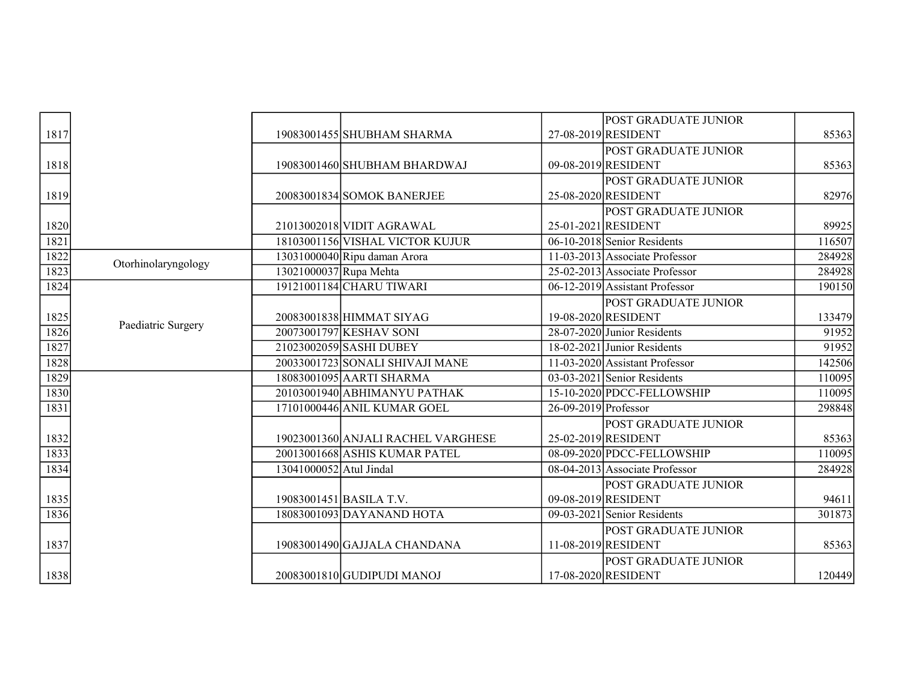| | | | | | | |
|---|---|---|---|---|---|---|
| 1817 | | 19083001455 | SHUBHAM SHARMA | 27-08-2019 | POST GRADUATE JUNIOR RESIDENT | 85363 |
| 1818 | | 19083001460 | SHUBHAM BHARDWAJ | 09-08-2019 | POST GRADUATE JUNIOR RESIDENT | 85363 |
| 1819 | | 20083001834 | SOMOK BANERJEE | 25-08-2020 | POST GRADUATE JUNIOR RESIDENT | 82976 |
| 1820 | | 21013002018 | VIDIT AGRAWAL | 25-01-2021 | POST GRADUATE JUNIOR RESIDENT | 89925 |
| 1821 | | 18103001156 | VISHAL VICTOR KUJUR | 06-10-2018 | Senior Residents | 116507 |
| 1822 | Otorhinolaryngology | 13031000040 | Ripu daman Arora | 11-03-2013 | Associate Professor | 284928 |
| 1823 | | 13021000037 | Rupa Mehta | 25-02-2013 | Associate Professor | 284928 |
| 1824 | Paediatric Surgery | 19121001184 | CHARU TIWARI | 06-12-2019 | Assistant Professor | 190150 |
| 1825 | | 20083001838 | HIMMAT SIYAG | 19-08-2020 | POST GRADUATE JUNIOR RESIDENT | 133479 |
| 1826 | | 20073001797 | KESHAV SONI | 28-07-2020 | Junior Residents | 91952 |
| 1827 | | 21023002059 | SASHI DUBEY | 18-02-2021 | Junior Residents | 91952 |
| 1828 | | 20033001723 | SONALI SHIVAJI MANE | 11-03-2020 | Assistant Professor | 142506 |
| 1829 | | 18083001095 | AARTI SHARMA | 03-03-2021 | Senior Residents | 110095 |
| 1830 | | 20103001940 | ABHIMANYU PATHAK | 15-10-2020 | PDCC-FELLOWSHIP | 110095 |
| 1831 | | 17101000446 | ANIL KUMAR GOEL | 26-09-2019 | Professor | 298848 |
| 1832 | | 19023001360 | ANJALI RACHEL VARGHESE | 25-02-2019 | POST GRADUATE JUNIOR RESIDENT | 85363 |
| 1833 | | 20013001668 | ASHIS KUMAR PATEL | 08-09-2020 | PDCC-FELLOWSHIP | 110095 |
| 1834 | | 13041000052 | Atul Jindal | 08-04-2013 | Associate Professor | 284928 |
| 1835 | | 19083001451 | BASILA T.V. | 09-08-2019 | POST GRADUATE JUNIOR RESIDENT | 94611 |
| 1836 | | 18083001093 | DAYANAND HOTA | 09-03-2021 | Senior Residents | 301873 |
| 1837 | | 19083001490 | GAJJALA CHANDANA | 11-08-2019 | POST GRADUATE JUNIOR RESIDENT | 85363 |
| 1838 | | 20083001810 | GUDIPUDI MANOJ | 17-08-2020 | POST GRADUATE JUNIOR RESIDENT | 120449 |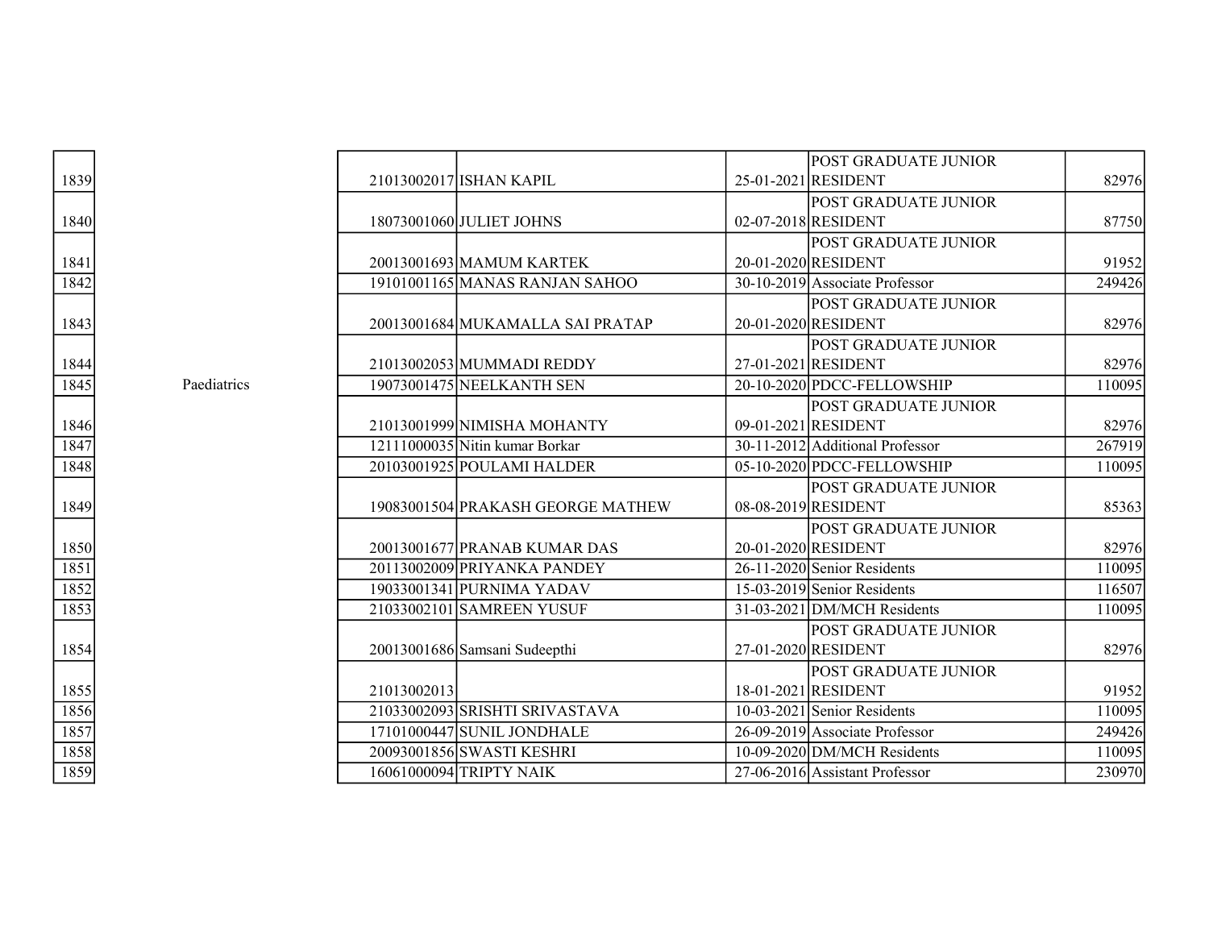| | | | | | | |
|---|---|---|---|---|---|---|
| 1839 | | 21013002017 | ISHAN KAPIL | 25-01-2021 | POST GRADUATE JUNIOR RESIDENT | 82976 |
| 1840 | | 18073001060 | JULIET JOHNS | 02-07-2018 | POST GRADUATE JUNIOR RESIDENT | 87750 |
| 1841 | | 20013001693 | MAMUM KARTEK | 20-01-2020 | POST GRADUATE JUNIOR RESIDENT | 91952 |
| 1842 | | 19101001165 | MANAS RANJAN SAHOO | 30-10-2019 | Associate Professor | 249426 |
| 1843 | | 20013001684 | MUKAMALLA SAI PRATAP | 20-01-2020 | POST GRADUATE JUNIOR RESIDENT | 82976 |
| 1844 | | 21013002053 | MUMMADI REDDY | 27-01-2021 | POST GRADUATE JUNIOR RESIDENT | 82976 |
| 1845 | Paediatrics | 19073001475 | NEELKANTH SEN | 20-10-2020 | PDCC-FELLOWSHIP | 110095 |
| 1846 | | 21013001999 | NIMISHA MOHANTY | 09-01-2021 | POST GRADUATE JUNIOR RESIDENT | 82976 |
| 1847 | | 12111000035 | Nitin kumar Borkar | 30-11-2012 | Additional Professor | 267919 |
| 1848 | | 20103001925 | POULAMI HALDER | 05-10-2020 | PDCC-FELLOWSHIP | 110095 |
| 1849 | | 19083001504 | PRAKASH GEORGE MATHEW | 08-08-2019 | POST GRADUATE JUNIOR RESIDENT | 85363 |
| 1850 | | 20013001677 | PRANAB KUMAR DAS | 20-01-2020 | POST GRADUATE JUNIOR RESIDENT | 82976 |
| 1851 | | 20113002009 | PRIYANKA PANDEY | 26-11-2020 | Senior Residents | 110095 |
| 1852 | | 19033001341 | PURNIMA YADAV | 15-03-2019 | Senior Residents | 116507 |
| 1853 | | 21033002101 | SAMREEN YUSUF | 31-03-2021 | DM/MCH Residents | 110095 |
| 1854 | | 20013001686 | Samsani Sudeepthi | 27-01-2020 | POST GRADUATE JUNIOR RESIDENT | 82976 |
| 1855 | | 21013002013 | | 18-01-2021 | POST GRADUATE JUNIOR RESIDENT | 91952 |
| 1856 | | 21033002093 | SRISHTI SRIVASTAVA | 10-03-2021 | Senior Residents | 110095 |
| 1857 | | 17101000447 | SUNIL JONDHALE | 26-09-2019 | Associate Professor | 249426 |
| 1858 | | 20093001856 | SWASTI KESHRI | 10-09-2020 | DM/MCH Residents | 110095 |
| 1859 | | 16061000094 | TRIPTY NAIK | 27-06-2016 | Assistant Professor | 230970 |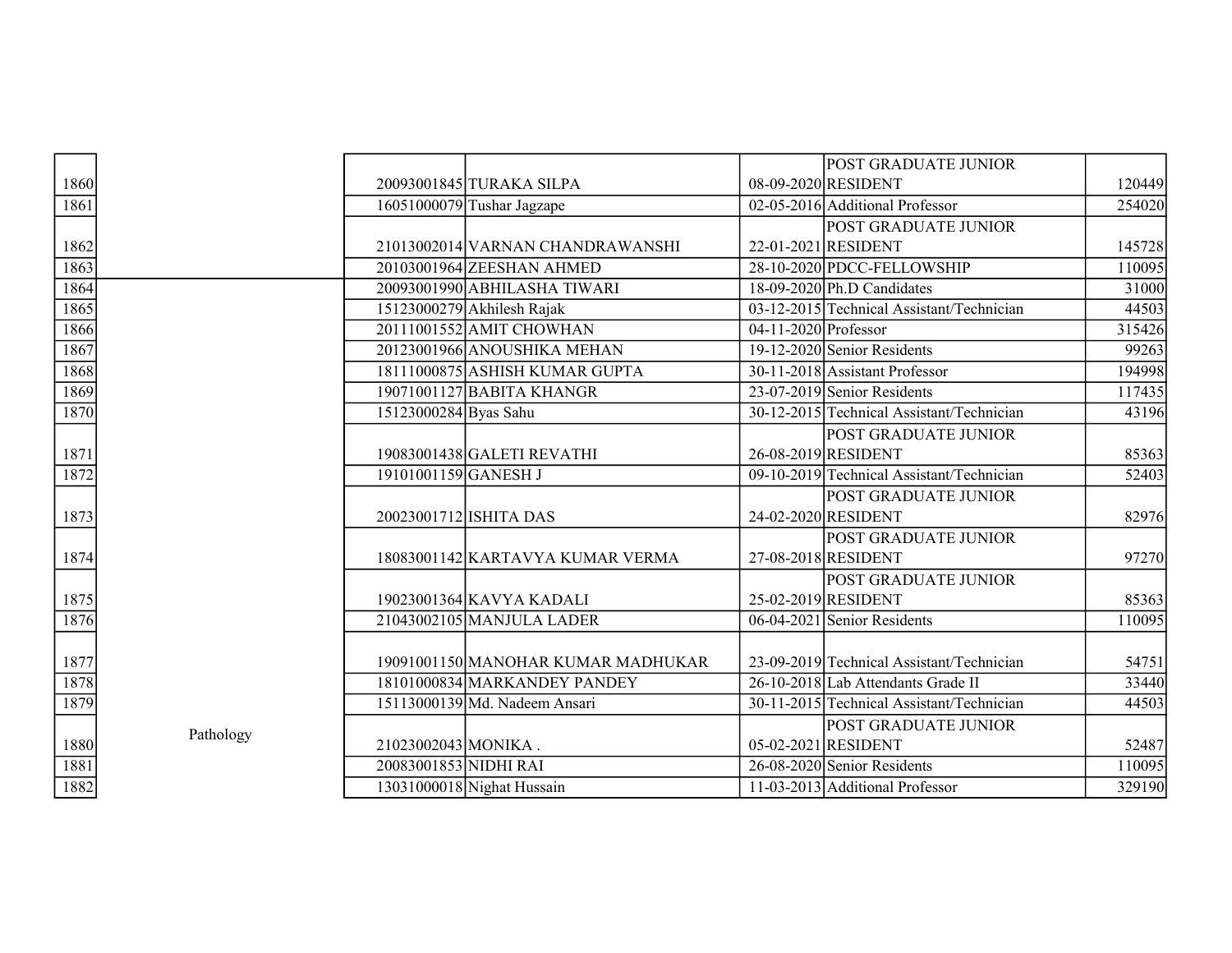| | | | | | | |
|---|---|---|---|---|---|---|
| 1860 | | 20093001845 | TURAKA SILPA | 08-09-2020 | POST GRADUATE JUNIOR RESIDENT | 120449 |
| 1861 | | 16051000079 | Tushar Jagzape | 02-05-2016 | Additional Professor | 254020 |
| 1862 | | 21013002014 | VARNAN CHANDRAWANSHI | 22-01-2021 | POST GRADUATE JUNIOR RESIDENT | 145728 |
| 1863 | | 20103001964 | ZEESHAN AHMED | 28-10-2020 | PDCC-FELLOWSHIP | 110095 |
| 1864 | | 20093001990 | ABHILASHA TIWARI | 18-09-2020 | Ph.D Candidates | 31000 |
| 1865 | | 15123000279 | Akhilesh Rajak | 03-12-2015 | Technical Assistant/Technician | 44503 |
| 1866 | | 20111001552 | AMIT CHOWHAN | 04-11-2020 | Professor | 315426 |
| 1867 | | 20123001966 | ANOUSHIKA MEHAN | 19-12-2020 | Senior Residents | 99263 |
| 1868 | | 18111000875 | ASHISH KUMAR GUPTA | 30-11-2018 | Assistant Professor | 194998 |
| 1869 | | 19071001127 | BABITA KHANGR | 23-07-2019 | Senior Residents | 117435 |
| 1870 | | 15123000284 | Byas Sahu | 30-12-2015 | Technical Assistant/Technician | 43196 |
| 1871 | | 19083001438 | GALETI REVATHI | 26-08-2019 | POST GRADUATE JUNIOR RESIDENT | 85363 |
| 1872 | | 19101001159 | GANESH J | 09-10-2019 | Technical Assistant/Technician | 52403 |
| 1873 | | 20023001712 | ISHITA DAS | 24-02-2020 | POST GRADUATE JUNIOR RESIDENT | 82976 |
| 1874 | | 18083001142 | KARTAVYA KUMAR VERMA | 27-08-2018 | POST GRADUATE JUNIOR RESIDENT | 97270 |
| 1875 | | 19023001364 | KAVYA KADALI | 25-02-2019 | POST GRADUATE JUNIOR RESIDENT | 85363 |
| 1876 | | 21043002105 | MANJULA LADER | 06-04-2021 | Senior Residents | 110095 |
| 1877 | | 19091001150 | MANOHAR KUMAR MADHUKAR | 23-09-2019 | Technical Assistant/Technician | 54751 |
| 1878 | | 18101000834 | MARKANDEY PANDEY | 26-10-2018 | Lab Attendants Grade II | 33440 |
| 1879 | | 15113000139 | Md. Nadeem Ansari | 30-11-2015 | Technical Assistant/Technician | 44503 |
| 1880 | Pathology | 21023002043 | MONIKA . | 05-02-2021 | POST GRADUATE JUNIOR RESIDENT | 52487 |
| 1881 | | 20083001853 | NIDHI RAI | 26-08-2020 | Senior Residents | 110095 |
| 1882 | | 13031000018 | Nighat Hussain | 11-03-2013 | Additional Professor | 329190 |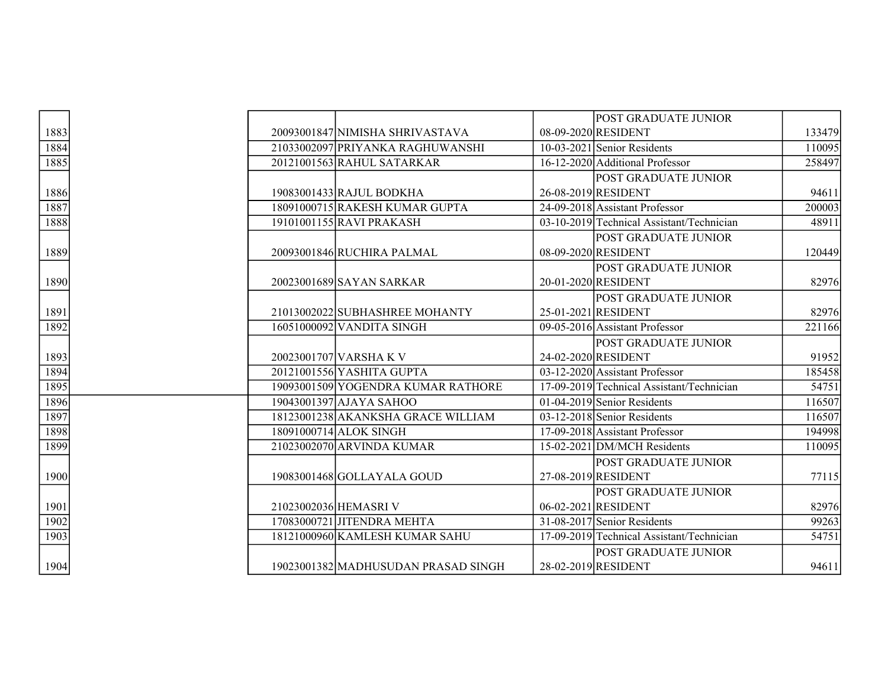| | | | | | | |
|---|---|---|---|---|---|---|
| 1883 | | 20093001847 | NIMISHA SHRIVASTAVA | 08-09-2020 | POST GRADUATE JUNIOR RESIDENT | 133479 |
| 1884 | | 21033002097 | PRIYANKA RAGHUWANSHI | 10-03-2021 | Senior Residents | 110095 |
| 1885 | | 20121001563 | RAHUL SATARKAR | 16-12-2020 | Additional Professor | 258497 |
| 1886 | | 19083001433 | RAJUL BODKHA | 26-08-2019 | POST GRADUATE JUNIOR RESIDENT | 94611 |
| 1887 | | 18091000715 | RAKESH KUMAR GUPTA | 24-09-2018 | Assistant Professor | 200003 |
| 1888 | | 19101001155 | RAVI PRAKASH | 03-10-2019 | Technical Assistant/Technician | 48911 |
| 1889 | | 20093001846 | RUCHIRA PALMAL | 08-09-2020 | POST GRADUATE JUNIOR RESIDENT | 120449 |
| 1890 | | 20023001689 | SAYAN SARKAR | 20-01-2020 | POST GRADUATE JUNIOR RESIDENT | 82976 |
| 1891 | | 21013002022 | SUBHASHREE MOHANTY | 25-01-2021 | POST GRADUATE JUNIOR RESIDENT | 82976 |
| 1892 | | 16051000092 | VANDITA SINGH | 09-05-2016 | Assistant Professor | 221166 |
| 1893 | | 20023001707 | VARSHA K V | 24-02-2020 | POST GRADUATE JUNIOR RESIDENT | 91952 |
| 1894 | | 20121001556 | YASHITA GUPTA | 03-12-2020 | Assistant Professor | 185458 |
| 1895 | | 19093001509 | YOGENDRA KUMAR RATHORE | 17-09-2019 | Technical Assistant/Technician | 54751 |
| 1896 | | 19043001397 | AJAYA SAHOO | 01-04-2019 | Senior Residents | 116507 |
| 1897 | | 18123001238 | AKANKSHA GRACE WILLIAM | 03-12-2018 | Senior Residents | 116507 |
| 1898 | | 18091000714 | ALOK SINGH | 17-09-2018 | Assistant Professor | 194998 |
| 1899 | | 21023002070 | ARVINDA KUMAR | 15-02-2021 | DM/MCH Residents | 110095 |
| 1900 | | 19083001468 | GOLLAYALA GOUD | 27-08-2019 | POST GRADUATE JUNIOR RESIDENT | 77115 |
| 1901 | | 21023002036 | HEMASRI V | 06-02-2021 | POST GRADUATE JUNIOR RESIDENT | 82976 |
| 1902 | | 17083000721 | JITENDRA MEHTA | 31-08-2017 | Senior Residents | 99263 |
| 1903 | | 18121000960 | KAMLESH KUMAR SAHU | 17-09-2019 | Technical Assistant/Technician | 54751 |
| 1904 | | 19023001382 | MADHUSUDAN PRASAD SINGH | 28-02-2019 | POST GRADUATE JUNIOR RESIDENT | 94611 |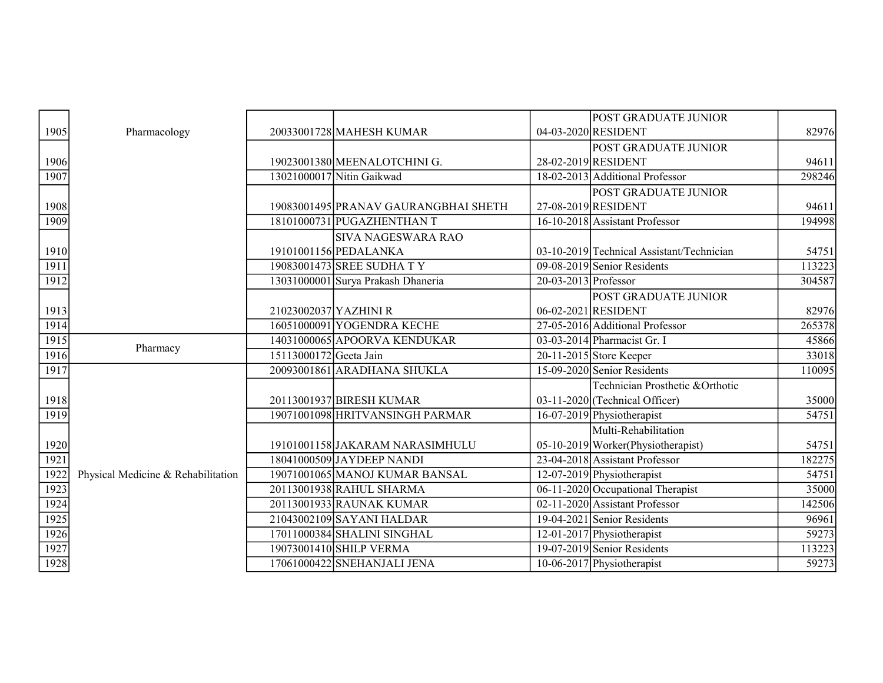| | | | | | | |
|---|---|---|---|---|---|---|
| 1905 | Pharmacology | 20033001728 | MAHESH KUMAR | 04-03-2020 | POST GRADUATE JUNIOR RESIDENT | 82976 |
| 1906 | | 19023001380 | MEENALOTCHINI G. | 28-02-2019 | POST GRADUATE JUNIOR RESIDENT | 94611 |
| 1907 | | 13021000017 | Nitin Gaikwad | 18-02-2013 | Additional Professor | 298246 |
| 1908 | | 19083001495 | PRANAV GAURANGBHAI SHETH | 27-08-2019 | POST GRADUATE JUNIOR RESIDENT | 94611 |
| 1909 | | 18101000731 | PUGAZHENTHAN T | 16-10-2018 | Assistant Professor | 194998 |
| 1910 | | 19101001156 | SIVA NAGESWARA RAO PEDALANKA | 03-10-2019 | Technical Assistant/Technician | 54751 |
| 1911 | | 19083001473 | SREE SUDHA T Y | 09-08-2019 | Senior Residents | 113223 |
| 1912 | | 13031000001 | Surya Prakash Dhaneria | 20-03-2013 | Professor | 304587 |
| 1913 | | 21023002037 | YAZHINI R | 06-02-2021 | POST GRADUATE JUNIOR RESIDENT | 82976 |
| 1914 | | 16051000091 | YOGENDRA KECHE | 27-05-2016 | Additional Professor | 265378 |
| 1915 | Pharmacy | 14031000065 | APOORVA KENDUKAR | 03-03-2014 | Pharmacist Gr. I | 45866 |
| 1916 | | 15113000172 | Geeta Jain | 20-11-2015 | Store Keeper | 33018 |
| 1917 | Physical Medicine & Rehabilitation | 20093001861 | ARADHANA SHUKLA | 15-09-2020 | Senior Residents | 110095 |
| 1918 | | 20113001937 | BIRESH KUMAR | 03-11-2020 | Technician Prosthetic &Orthotic (Technical Officer) | 35000 |
| 1919 | | 19071001098 | HRITVANSINGH PARMAR | 16-07-2019 | Physiotherapist | 54751 |
| 1920 | | 19101001158 | JAKARAM NARASIMHULU | 05-10-2019 | Multi-Rehabilitation Worker(Physiotherapist) | 54751 |
| 1921 | | 18041000509 | JAYDEEP NANDI | 23-04-2018 | Assistant Professor | 182275 |
| 1922 | | 19071001065 | MANOJ KUMAR BANSAL | 12-07-2019 | Physiotherapist | 54751 |
| 1923 | | 20113001938 | RAHUL SHARMA | 06-11-2020 | Occupational Therapist | 35000 |
| 1924 | | 20113001933 | RAUNAK KUMAR | 02-11-2020 | Assistant Professor | 142506 |
| 1925 | | 21043002109 | SAYANI HALDAR | 19-04-2021 | Senior Residents | 96961 |
| 1926 | | 17011000384 | SHALINI SINGHAL | 12-01-2017 | Physiotherapist | 59273 |
| 1927 | | 19073001410 | SHILP VERMA | 19-07-2019 | Senior Residents | 113223 |
| 1928 | | 17061000422 | SNEHANJALI JENA | 10-06-2017 | Physiotherapist | 59273 |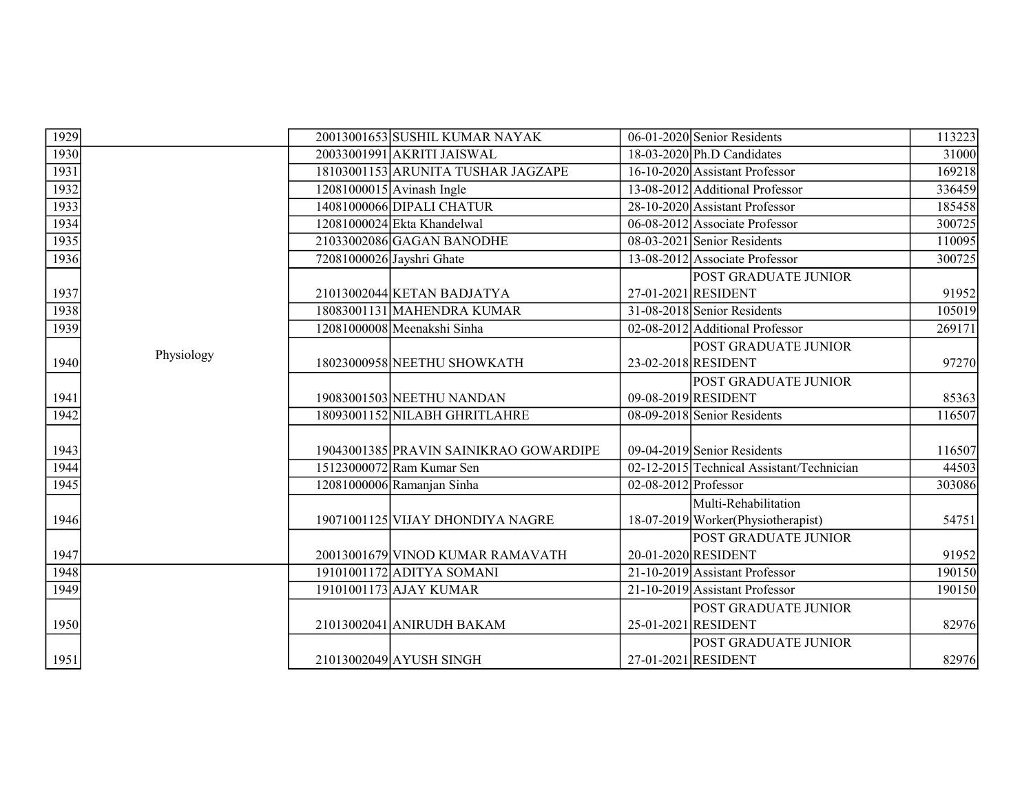| | | | | | | |
|---|---|---|---|---|---|---|
| 1929 | | 20013001653 | SUSHIL KUMAR NAYAK | 06-01-2020 | Senior Residents | 113223 |
| 1930 | Physiology | 20033001991 | AKRITI JAISWAL | 18-03-2020 | Ph.D Candidates | 31000 |
| 1931 | | 18103001153 | ARUNITA TUSHAR JAGZAPE | 16-10-2020 | Assistant Professor | 169218 |
| 1932 | | 12081000015 | Avinash Ingle | 13-08-2012 | Additional Professor | 336459 |
| 1933 | | 14081000066 | DIPALI CHATUR | 28-10-2020 | Assistant Professor | 185458 |
| 1934 | | 12081000024 | Ekta Khandelwal | 06-08-2012 | Associate Professor | 300725 |
| 1935 | | 21033002086 | GAGAN BANODHE | 08-03-2021 | Senior Residents | 110095 |
| 1936 | | 72081000026 | Jayshri Ghate | 13-08-2012 | Associate Professor | 300725 |
| 1937 | | 21013002044 | KETAN BADJATYA | 27-01-2021 | POST GRADUATE JUNIOR RESIDENT | 91952 |
| 1938 | | 18083001131 | MAHENDRA KUMAR | 31-08-2018 | Senior Residents | 105019 |
| 1939 | | 12081000008 | Meenakshi Sinha | 02-08-2012 | Additional Professor | 269171 |
| 1940 | | 18023000958 | NEETHU SHOWKATH | 23-02-2018 | POST GRADUATE JUNIOR RESIDENT | 97270 |
| 1941 | | 19083001503 | NEETHU NANDAN | 09-08-2019 | POST GRADUATE JUNIOR RESIDENT | 85363 |
| 1942 | | 18093001152 | NILABH GHRITLAHRE | 08-09-2018 | Senior Residents | 116507 |
| 1943 | | 19043001385 | PRAVIN SAINIKRAO GOWARDIPE | 09-04-2019 | Senior Residents | 116507 |
| 1944 | | 15123000072 | Ram Kumar Sen | 02-12-2015 | Technical Assistant/Technician | 44503 |
| 1945 | | 12081000006 | Ramanjan Sinha | 02-08-2012 | Professor | 303086 |
| 1946 | | 19071001125 | VIJAY DHONDIYA NAGRE | 18-07-2019 | Multi-Rehabilitation Worker(Physiotherapist) | 54751 |
| 1947 | | 20013001679 | VINOD KUMAR RAMAVATH | 20-01-2020 | POST GRADUATE JUNIOR RESIDENT | 91952 |
| 1948 | | 19101001172 | ADITYA SOMANI | 21-10-2019 | Assistant Professor | 190150 |
| 1949 | | 19101001173 | AJAY KUMAR | 21-10-2019 | Assistant Professor | 190150 |
| 1950 | | 21013002041 | ANIRUDH BAKAM | 25-01-2021 | POST GRADUATE JUNIOR RESIDENT | 82976 |
| 1951 | | 21013002049 | AYUSH SINGH | 27-01-2021 | POST GRADUATE JUNIOR RESIDENT | 82976 |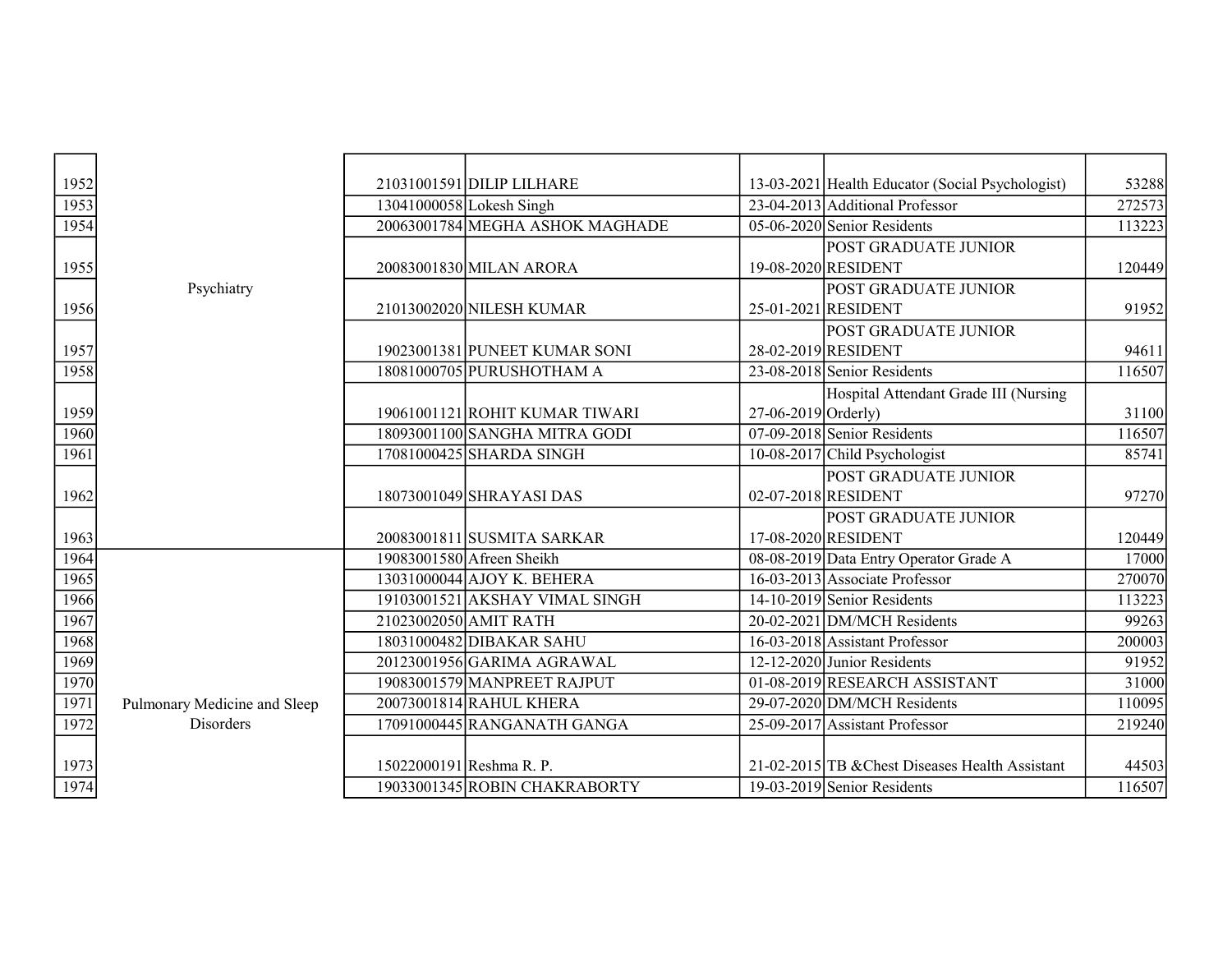| | | | | | | |
|---|---|---|---|---|---|---|
| 1952 | Psychiatry | 21031001591 | DILIP LILHARE | 13-03-2021 | Health Educator (Social Psychologist) | 53288 |
| 1953 | | 13041000058 | Lokesh Singh | 23-04-2013 | Additional Professor | 272573 |
| 1954 | | 20063001784 | MEGHA ASHOK MAGHADE | 05-06-2020 | Senior Residents | 113223 |
| 1955 | | 20083001830 | MILAN ARORA | 19-08-2020 | POST GRADUATE JUNIOR RESIDENT | 120449 |
| 1956 | | 21013002020 | NILESH KUMAR | 25-01-2021 | POST GRADUATE JUNIOR RESIDENT | 91952 |
| 1957 | | 19023001381 | PUNEET KUMAR SONI | 28-02-2019 | POST GRADUATE JUNIOR RESIDENT | 94611 |
| 1958 | | 18081000705 | PURUSHOTHAM A | 23-08-2018 | Senior Residents | 116507 |
| 1959 | | 19061001121 | ROHIT KUMAR TIWARI | 27-06-2019 | Hospital Attendant Grade III (Nursing Orderly) | 31100 |
| 1960 | | 18093001100 | SANGHA MITRA GODI | 07-09-2018 | Senior Residents | 116507 |
| 1961 | | 17081000425 | SHARDA SINGH | 10-08-2017 | Child Psychologist | 85741 |
| 1962 | | 18073001049 | SHRAYASI DAS | 02-07-2018 | POST GRADUATE JUNIOR RESIDENT | 97270 |
| 1963 | | 20083001811 | SUSMITA SARKAR | 17-08-2020 | POST GRADUATE JUNIOR RESIDENT | 120449 |
| 1964 | Pulmonary Medicine and Sleep Disorders | 19083001580 | Afreen Sheikh | 08-08-2019 | Data Entry Operator Grade A | 17000 |
| 1965 | | 13031000044 | AJOY K. BEHERA | 16-03-2013 | Associate Professor | 270070 |
| 1966 | | 19103001521 | AKSHAY VIMAL SINGH | 14-10-2019 | Senior Residents | 113223 |
| 1967 | | 21023002050 | AMIT RATH | 20-02-2021 | DM/MCH Residents | 99263 |
| 1968 | | 18031000482 | DIBAKAR SAHU | 16-03-2018 | Assistant Professor | 200003 |
| 1969 | | 20123001956 | GARIMA AGRAWAL | 12-12-2020 | Junior Residents | 91952 |
| 1970 | | 19083001579 | MANPREET RAJPUT | 01-08-2019 | RESEARCH ASSISTANT | 31000 |
| 1971 | | 20073001814 | RAHUL KHERA | 29-07-2020 | DM/MCH Residents | 110095 |
| 1972 | | 17091000445 | RANGANATH GANGA | 25-09-2017 | Assistant Professor | 219240 |
| 1973 | | 15022000191 | Reshma R. P. | 21-02-2015 | TB &Chest Diseases Health Assistant | 44503 |
| 1974 | | 19033001345 | ROBIN CHAKRABORTY | 19-03-2019 | Senior Residents | 116507 |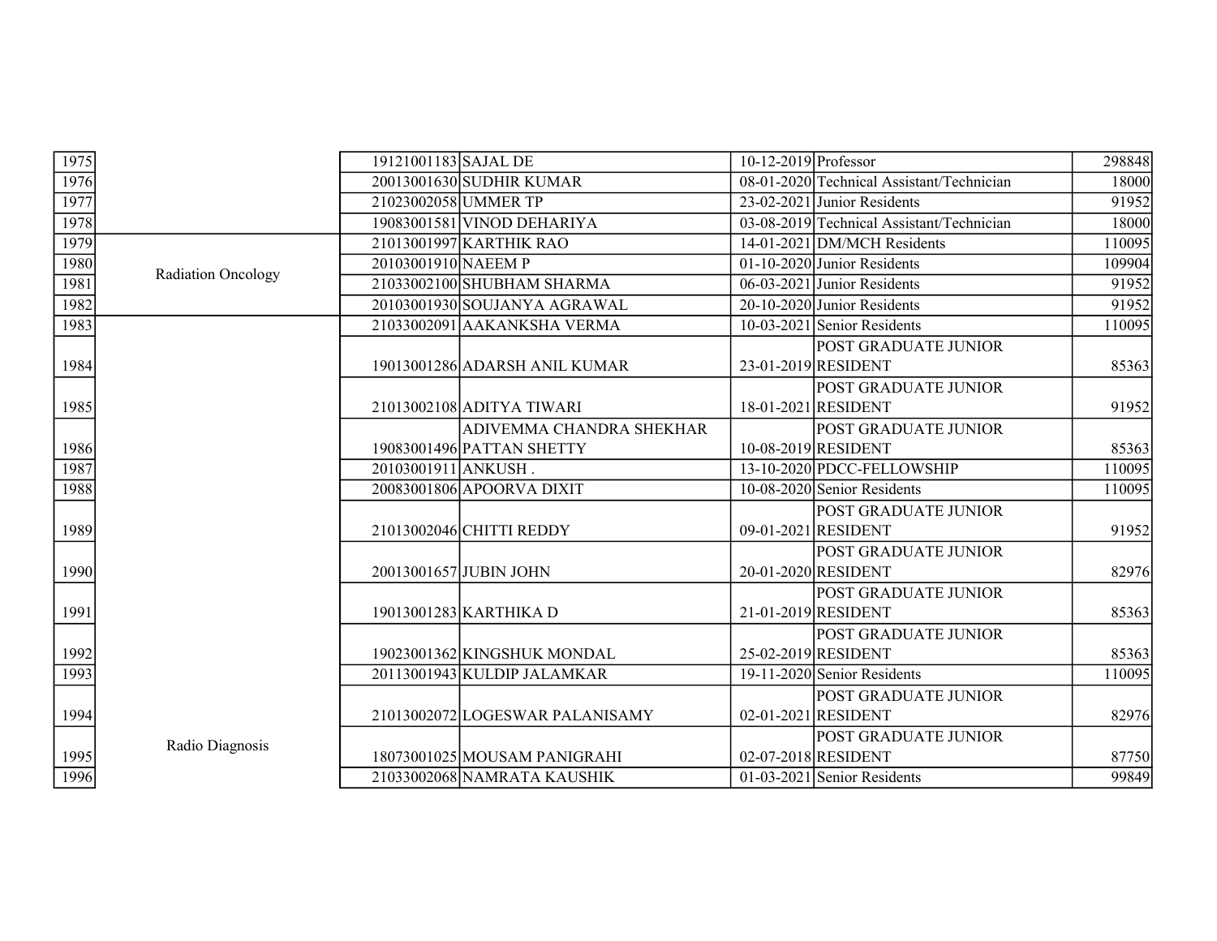| | | | | | | |
|---|---|---|---|---|---|---|
| 1975 | | 19121001183 | SAJAL DE | 10-12-2019 | Professor | 298848 |
| 1976 | | 20013001630 | SUDHIR KUMAR | 08-01-2020 | Technical Assistant/Technician | 18000 |
| 1977 | | 21023002058 | UMMER TP | 23-02-2021 | Junior Residents | 91952 |
| 1978 | | 19083001581 | VINOD DEHARIYA | 03-08-2019 | Technical Assistant/Technician | 18000 |
| 1979 | Radiation Oncology | 21013001997 | KARTHIK RAO | 14-01-2021 | DM/MCH Residents | 110095 |
| 1980 | | 20103001910 | NAEEM P | 01-10-2020 | Junior Residents | 109904 |
| 1981 | | 21033002100 | SHUBHAM SHARMA | 06-03-2021 | Junior Residents | 91952 |
| 1982 | | 20103001930 | SOUJANYA AGRAWAL | 20-10-2020 | Junior Residents | 91952 |
| 1983 | Radio Diagnosis | 21033002091 | AAKANKSHA VERMA | 10-03-2021 | Senior Residents | 110095 |
| 1984 | | 19013001286 | ADARSH ANIL KUMAR | 23-01-2019 | POST GRADUATE JUNIOR RESIDENT | 85363 |
| 1985 | | 21013002108 | ADITYA TIWARI | 18-01-2021 | POST GRADUATE JUNIOR RESIDENT | 91952 |
| 1986 | | 19083001496 | ADIVEMMA CHANDRA SHEKHAR PATTAN SHETTY | 10-08-2019 | POST GRADUATE JUNIOR RESIDENT | 85363 |
| 1987 | | 20103001911 | ANKUSH . | 13-10-2020 | PDCC-FELLOWSHIP | 110095 |
| 1988 | | 20083001806 | APOORVA DIXIT | 10-08-2020 | Senior Residents | 110095 |
| 1989 | | 21013002046 | CHITTI REDDY | 09-01-2021 | POST GRADUATE JUNIOR RESIDENT | 91952 |
| 1990 | | 20013001657 | JUBIN JOHN | 20-01-2020 | POST GRADUATE JUNIOR RESIDENT | 82976 |
| 1991 | | 19013001283 | KARTHIKA D | 21-01-2019 | POST GRADUATE JUNIOR RESIDENT | 85363 |
| 1992 | | 19023001362 | KINGSHUK MONDAL | 25-02-2019 | POST GRADUATE JUNIOR RESIDENT | 85363 |
| 1993 | | 20113001943 | KULDIP JALAMKAR | 19-11-2020 | Senior Residents | 110095 |
| 1994 | | 21013002072 | LOGESWAR PALANISAMY | 02-01-2021 | POST GRADUATE JUNIOR RESIDENT | 82976 |
| 1995 | | 18073001025 | MOUSAM PANIGRAHI | 02-07-2018 | POST GRADUATE JUNIOR RESIDENT | 87750 |
| 1996 | | 21033002068 | NAMRATA KAUSHIK | 01-03-2021 | Senior Residents | 99849 |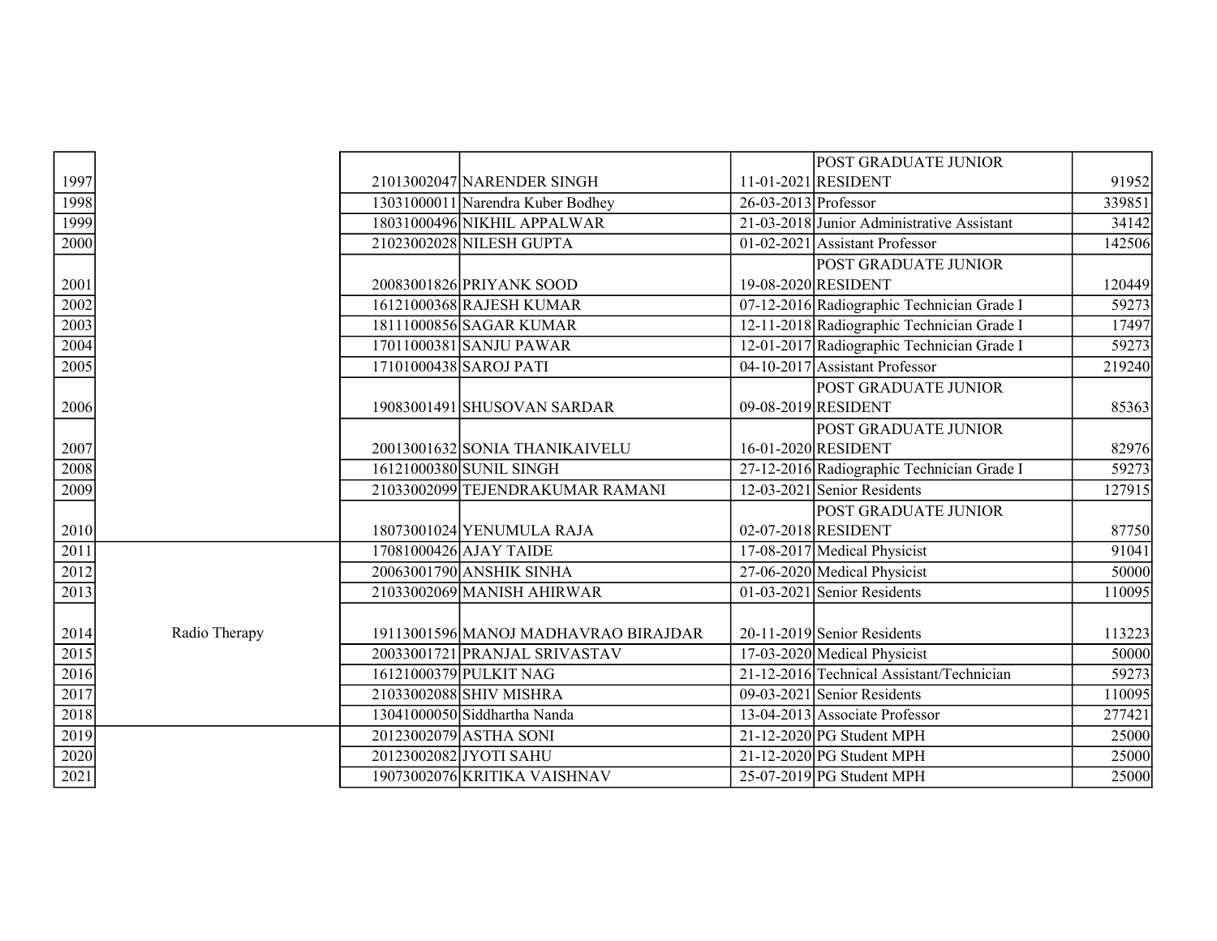|  |  |  |  |  |  |  |
|---|---|---|---|---|---|---|
| 1997 |  | 21013002047 | NARENDER SINGH | 11-01-2021 | POST GRADUATE JUNIOR RESIDENT | 91952 |
| 1998 |  | 13031000011 | Narendra Kuber Bodhey | 26-03-2013 | Professor | 339851 |
| 1999 |  | 18031000496 | NIKHIL APPALWAR | 21-03-2018 | Junior Administrative Assistant | 34142 |
| 2000 |  | 21023002028 | NILESH GUPTA | 01-02-2021 | Assistant Professor | 142506 |
| 2001 |  | 20083001826 | PRIYANK SOOD | 19-08-2020 | POST GRADUATE JUNIOR RESIDENT | 120449 |
| 2002 |  | 16121000368 | RAJESH KUMAR | 07-12-2016 | Radiographic Technician Grade I | 59273 |
| 2003 |  | 18111000856 | SAGAR KUMAR | 12-11-2018 | Radiographic Technician Grade I | 17497 |
| 2004 |  | 17011000381 | SANJU PAWAR | 12-01-2017 | Radiographic Technician Grade I | 59273 |
| 2005 |  | 17101000438 | SAROJ PATI | 04-10-2017 | Assistant Professor | 219240 |
| 2006 |  | 19083001491 | SHUSOVAN SARDAR | 09-08-2019 | POST GRADUATE JUNIOR RESIDENT | 85363 |
| 2007 |  | 20013001632 | SONIA THANIKAIVELU | 16-01-2020 | POST GRADUATE JUNIOR RESIDENT | 82976 |
| 2008 |  | 16121000380 | SUNIL SINGH | 27-12-2016 | Radiographic Technician Grade I | 59273 |
| 2009 |  | 21033002099 | TEJENDRAKUMAR RAMANI | 12-03-2021 | Senior Residents | 127915 |
| 2010 |  | 18073001024 | YENUMULA RAJA | 02-07-2018 | POST GRADUATE JUNIOR RESIDENT | 87750 |
| 2011 | Radio Therapy | 17081000426 | AJAY TAIDE | 17-08-2017 | Medical Physicist | 91041 |
| 2012 |  | 20063001790 | ANSHIK SINHA | 27-06-2020 | Medical Physicist | 50000 |
| 2013 |  | 21033002069 | MANISH AHIRWAR | 01-03-2021 | Senior Residents | 110095 |
| 2014 |  | 19113001596 | MANOJ MADHAVRAO BIRAJDAR | 20-11-2019 | Senior Residents | 113223 |
| 2015 |  | 20033001721 | PRANJAL SRIVASTAV | 17-03-2020 | Medical Physicist | 50000 |
| 2016 |  | 16121000379 | PULKIT NAG | 21-12-2016 | Technical Assistant/Technician | 59273 |
| 2017 |  | 21033002088 | SHIV MISHRA | 09-03-2021 | Senior Residents | 110095 |
| 2018 |  | 13041000050 | Siddhartha Nanda | 13-04-2013 | Associate Professor | 277421 |
| 2019 |  | 20123002079 | ASTHA SONI | 21-12-2020 | PG Student MPH | 25000 |
| 2020 |  | 20123002082 | JYOTI SAHU | 21-12-2020 | PG Student MPH | 25000 |
| 2021 |  | 19073002076 | KRITIKA VAISHNAV | 25-07-2019 | PG Student MPH | 25000 |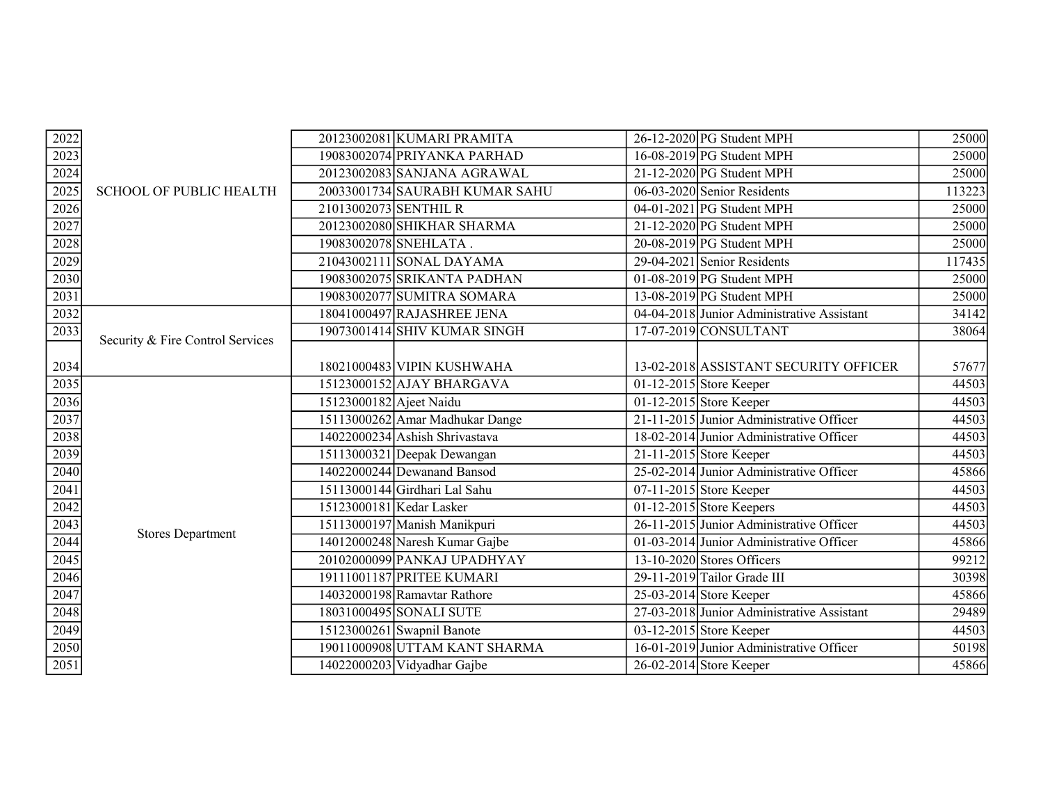| | | | | | | |
|---|---|---|---|---|---|---|
| 2022 | SCHOOL OF PUBLIC HEALTH | 20123002081 | KUMARI PRAMITA | 26-12-2020 | PG Student MPH | 25000 |
| 2023 | | 19083002074 | PRIYANKA PARHAD | 16-08-2019 | PG Student MPH | 25000 |
| 2024 | | 20123002083 | SANJANA AGRAWAL | 21-12-2020 | PG Student MPH | 25000 |
| 2025 | | 20033001734 | SAURABH KUMAR SAHU | 06-03-2020 | Senior Residents | 113223 |
| 2026 | | 21013002073 | SENTHIL R | 04-01-2021 | PG Student MPH | 25000 |
| 2027 | | 20123002080 | SHIKHAR SHARMA | 21-12-2020 | PG Student MPH | 25000 |
| 2028 | | 19083002078 | SNEHLATA . | 20-08-2019 | PG Student MPH | 25000 |
| 2029 | | 21043002111 | SONAL DAYAMA | 29-04-2021 | Senior Residents | 117435 |
| 2030 | | 19083002075 | SRIKANTA PADHAN | 01-08-2019 | PG Student MPH | 25000 |
| 2031 | | 19083002077 | SUMITRA SOMARA | 13-08-2019 | PG Student MPH | 25000 |
| 2032 | Security & Fire Control Services | 18041000497 | RAJASHREE JENA | 04-04-2018 | Junior Administrative Assistant | 34142 |
| 2033 | | 19073001414 | SHIV KUMAR SINGH | 17-07-2019 | CONSULTANT | 38064 |
| 2034 | | 18021000483 | VIPIN KUSHWAHA | 13-02-2018 | ASSISTANT SECURITY OFFICER | 57677 |
| 2035 | Stores Department | 15123000152 | AJAY BHARGAVA | 01-12-2015 | Store Keeper | 44503 |
| 2036 | | 15123000182 | Ajeet Naidu | 01-12-2015 | Store Keeper | 44503 |
| 2037 | | 15113000262 | Amar Madhukar Dange | 21-11-2015 | Junior Administrative Officer | 44503 |
| 2038 | | 14022000234 | Ashish Shrivastava | 18-02-2014 | Junior Administrative Officer | 44503 |
| 2039 | | 15113000321 | Deepak Dewangan | 21-11-2015 | Store Keeper | 44503 |
| 2040 | | 14022000244 | Dewanand Bansod | 25-02-2014 | Junior Administrative Officer | 45866 |
| 2041 | | 15113000144 | Girdhari Lal Sahu | 07-11-2015 | Store Keeper | 44503 |
| 2042 | | 15123000181 | Kedar Lasker | 01-12-2015 | Store Keepers | 44503 |
| 2043 | | 15113000197 | Manish Manikpuri | 26-11-2015 | Junior Administrative Officer | 44503 |
| 2044 | | 14012000248 | Naresh Kumar Gajbe | 01-03-2014 | Junior Administrative Officer | 45866 |
| 2045 | | 20102000099 | PANKAJ UPADHYAY | 13-10-2020 | Stores Officers | 99212 |
| 2046 | | 19111001187 | PRITEE KUMARI | 29-11-2019 | Tailor Grade III | 30398 |
| 2047 | | 14032000198 | Ramavtar Rathore | 25-03-2014 | Store Keeper | 45866 |
| 2048 | | 18031000495 | SONALI SUTE | 27-03-2018 | Junior Administrative Assistant | 29489 |
| 2049 | | 15123000261 | Swapnil Banote | 03-12-2015 | Store Keeper | 44503 |
| 2050 | | 19011000908 | UTTAM KANT SHARMA | 16-01-2019 | Junior Administrative Officer | 50198 |
| 2051 | | 14022000203 | Vidyadhar Gajbe | 26-02-2014 | Store Keeper | 45866 |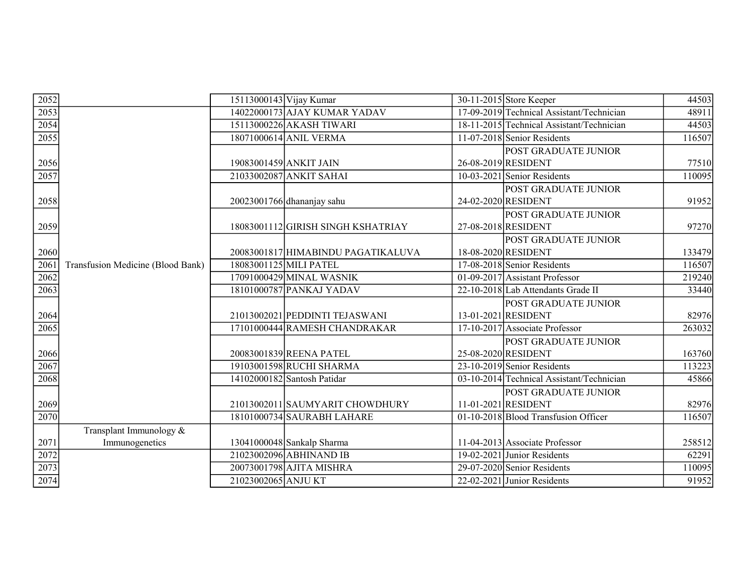| | | | | | | |
|---|---|---|---|---|---|---|
| 2052 | | 15113000143 | Vijay Kumar | 30-11-2015 | Store Keeper | 44503 |
| 2053 | | 14022000173 | AJAY KUMAR YADAV | 17-09-2019 | Technical Assistant/Technician | 48911 |
| 2054 | | 15113000226 | AKASH TIWARI | 18-11-2015 | Technical Assistant/Technician | 44503 |
| 2055 | | 18071000614 | ANIL VERMA | 11-07-2018 | Senior Residents | 116507 |
| 2056 | | 19083001459 | ANKIT JAIN | 26-08-2019 | POST GRADUATE JUNIOR RESIDENT | 77510 |
| 2057 | | 21033002087 | ANKIT SAHAI | 10-03-2021 | Senior Residents | 110095 |
| 2058 | | 20023001766 | dhananjay sahu | 24-02-2020 | POST GRADUATE JUNIOR RESIDENT | 91952 |
| 2059 | | 18083001112 | GIRISH SINGH KSHATRIAY | 27-08-2018 | POST GRADUATE JUNIOR RESIDENT | 97270 |
| 2060 | | 20083001817 | HIMABINDU PAGATIKALUVA | 18-08-2020 | POST GRADUATE JUNIOR RESIDENT | 133479 |
| 2061 | Transfusion Medicine (Blood Bank) | 18083001125 | MILI PATEL | 17-08-2018 | Senior Residents | 116507 |
| 2062 | | 17091000429 | MINAL WASNIK | 01-09-2017 | Assistant Professor | 219240 |
| 2063 | | 18101000787 | PANKAJ YADAV | 22-10-2018 | Lab Attendants Grade II | 33440 |
| 2064 | | 21013002021 | PEDDINTI TEJASWANI | 13-01-2021 | POST GRADUATE JUNIOR RESIDENT | 82976 |
| 2065 | | 17101000444 | RAMESH CHANDRAKAR | 17-10-2017 | Associate Professor | 263032 |
| 2066 | | 20083001839 | REENA PATEL | 25-08-2020 | POST GRADUATE JUNIOR RESIDENT | 163760 |
| 2067 | | 19103001598 | RUCHI SHARMA | 23-10-2019 | Senior Residents | 113223 |
| 2068 | | 14102000182 | Santosh Patidar | 03-10-2014 | Technical Assistant/Technician | 45866 |
| 2069 | | 21013002011 | SAUMYARIT CHOWDHURY | 11-01-2021 | POST GRADUATE JUNIOR RESIDENT | 82976 |
| 2070 | | 18101000734 | SAURABH LAHARE | 01-10-2018 | Blood Transfusion Officer | 116507 |
| 2071 | Transplant Immunology & Immunogenetics | 13041000048 | Sankalp Sharma | 11-04-2013 | Associate Professor | 258512 |
| 2072 | | 21023002096 | ABHINAND IB | 19-02-2021 | Junior Residents | 62291 |
| 2073 | | 20073001798 | AJITA MISHRA | 29-07-2020 | Senior Residents | 110095 |
| 2074 | | 21023002065 | ANJU KT | 22-02-2021 | Junior Residents | 91952 |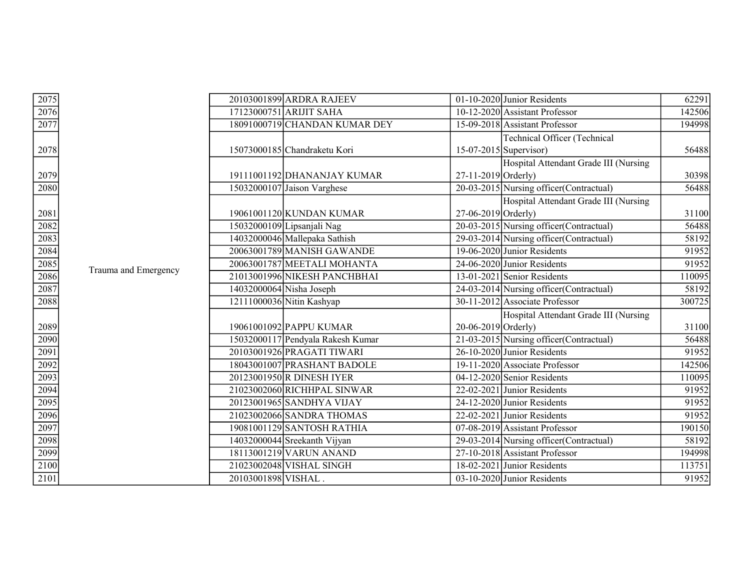| | | | | | | |
|---|---|---|---|---|---|---|
| 2075 | Trauma and Emergency | 20103001899 | ARDRA RAJEEV | 01-10-2020 | Junior Residents | 62291 |
| 2076 | | 17123000751 | ARIJIT SAHA | 10-12-2020 | Assistant Professor | 142506 |
| 2077 | | 18091000719 | CHANDAN KUMAR DEY | 15-09-2018 | Assistant Professor | 194998 |
| 2078 | | 15073000185 | Chandraketu Kori | 15-07-2015 | Technical Officer (Technical Supervisor) | 56488 |
| 2079 | | 19111001192 | DHANANJAY KUMAR | 27-11-2019 | Hospital Attendant Grade III (Nursing Orderly) | 30398 |
| 2080 | | 15032000107 | Jaison Varghese | 20-03-2015 | Nursing officer(Contractual) | 56488 |
| 2081 | | 19061001120 | KUNDAN KUMAR | 27-06-2019 | Hospital Attendant Grade III (Nursing Orderly) | 31100 |
| 2082 | | 15032000109 | Lipsanjali Nag | 20-03-2015 | Nursing officer(Contractual) | 56488 |
| 2083 | | 14032000046 | Mallepaka Sathish | 29-03-2014 | Nursing officer(Contractual) | 58192 |
| 2084 | | 20063001789 | MANISH GAWANDE | 19-06-2020 | Junior Residents | 91952 |
| 2085 | | 20063001787 | MEETALI MOHANTA | 24-06-2020 | Junior Residents | 91952 |
| 2086 | | 21013001996 | NIKESH PANCHBHAI | 13-01-2021 | Senior Residents | 110095 |
| 2087 | | 14032000064 | Nisha Joseph | 24-03-2014 | Nursing officer(Contractual) | 58192 |
| 2088 | | 12111000036 | Nitin Kashyap | 30-11-2012 | Associate Professor | 300725 |
| 2089 | | 19061001092 | PAPPU KUMAR | 20-06-2019 | Hospital Attendant Grade III (Nursing Orderly) | 31100 |
| 2090 | | 15032000117 | Pendyala Rakesh Kumar | 21-03-2015 | Nursing officer(Contractual) | 56488 |
| 2091 | | 20103001926 | PRAGATI TIWARI | 26-10-2020 | Junior Residents | 91952 |
| 2092 | | 18043001007 | PRASHANT BADOLE | 19-11-2020 | Associate Professor | 142506 |
| 2093 | | 20123001950 | R DINESH IYER | 04-12-2020 | Senior Residents | 110095 |
| 2094 | | 21023002060 | RICHHPAL SINWAR | 22-02-2021 | Junior Residents | 91952 |
| 2095 | | 20123001965 | SANDHYA VIJAY | 24-12-2020 | Junior Residents | 91952 |
| 2096 | | 21023002066 | SANDRA THOMAS | 22-02-2021 | Junior Residents | 91952 |
| 2097 | | 19081001129 | SANTOSH RATHIA | 07-08-2019 | Assistant Professor | 190150 |
| 2098 | | 14032000044 | Sreekanth Vijyan | 29-03-2014 | Nursing officer(Contractual) | 58192 |
| 2099 | | 18113001219 | VARUN ANAND | 27-10-2018 | Assistant Professor | 194998 |
| 2100 | | 21023002048 | VISHAL SINGH | 18-02-2021 | Junior Residents | 113751 |
| 2101 | | 20103001898 | VISHAL . | 03-10-2020 | Junior Residents | 91952 |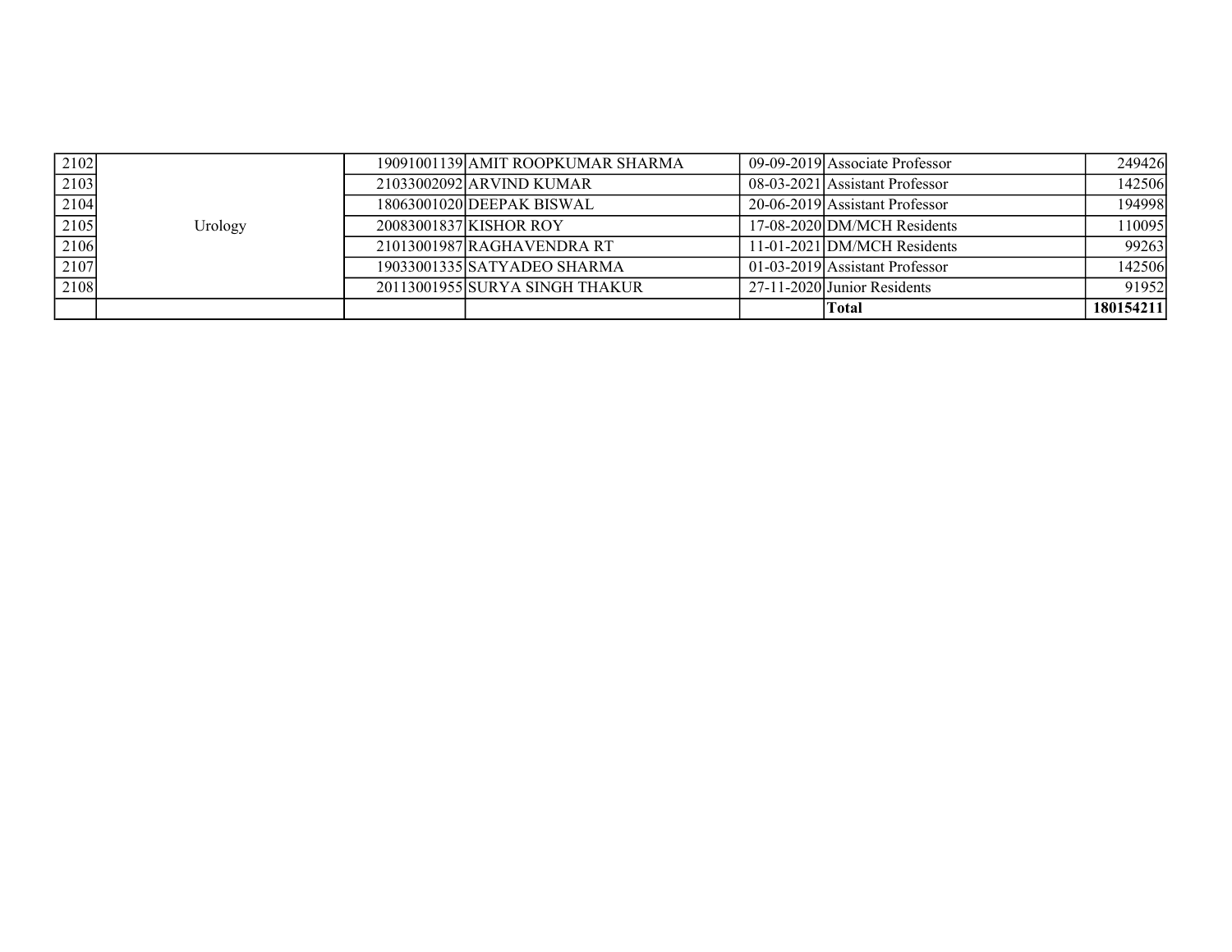| | | | | | | |
|---|---|---|---|---|---|---|
| 2102 | Urology | 19091001139 | AMIT ROOPKUMAR SHARMA | 09-09-2019 | Associate Professor | 249426 |
| 2103 | | 21033002092 | ARVIND KUMAR | 08-03-2021 | Assistant Professor | 142506 |
| 2104 | | 18063001020 | DEEPAK BISWAL | 20-06-2019 | Assistant Professor | 194998 |
| 2105 | | 20083001837 | KISHOR ROY | 17-08-2020 | DM/MCH Residents | 110095 |
| 2106 | | 21013001987 | RAGHAVENDRA RT | 11-01-2021 | DM/MCH Residents | 99263 |
| 2107 | | 19033001335 | SATYADEO SHARMA | 01-03-2019 | Assistant Professor | 142506 |
| 2108 | | 20113001955 | SURYA SINGH THAKUR | 27-11-2020 | Junior Residents | 91952 |
| | | | | | **Total** | **180154211** |